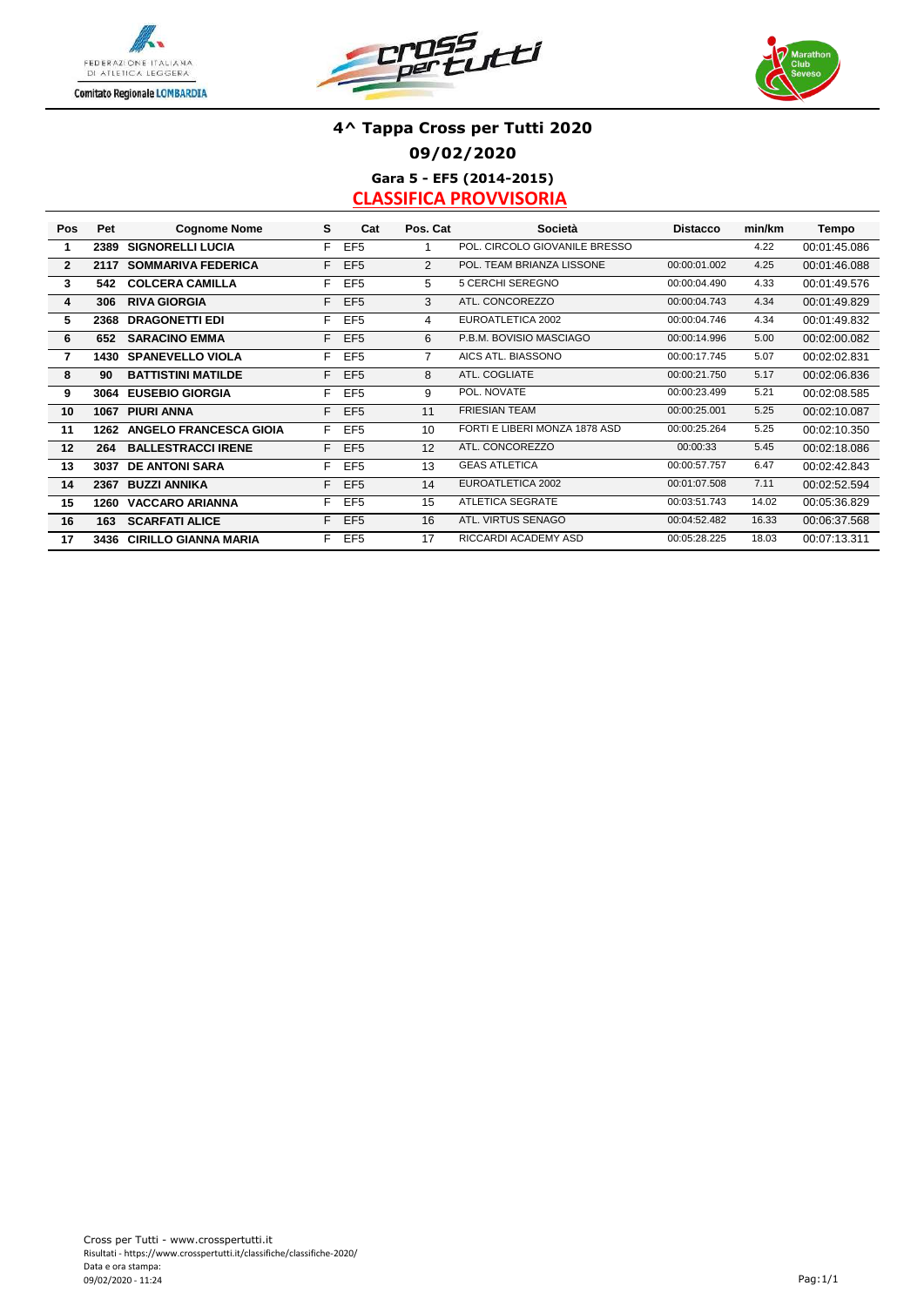# 4^ Tappa Cross per Tutti 2020

## 09/02/2020

### Gara 5 - EF5 (2014-2015)

### CLASSIFICA PROVVISORIA

| Pos | Pet | Cognome Nome | S | Cat | Pos. Cat | Società | Distacco | min/km | Tempo |
|---|---|---|---|---|---|---|---|---|---|
| 1 | 2389 | SIGNORELLI LUCIA | F | EF5 | 1 | POL. CIRCOLO GIOVANILE BRESSO | | 4.22 | 00:01:45.086 |
| 2 | 2117 | SOMMARIVA FEDERICA | F | EF5 | 2 | POL. TEAM BRIANZA LISSONE | 00:00:01.002 | 4.25 | 00:01:46.088 |
| 3 | 542 | COLCERA CAMILLA | F | EF5 | 5 | 5 CERCHI SEREGNO | 00:00:04.490 | 4.33 | 00:01:49.576 |
| 4 | 306 | RIVA GIORGIA | F | EF5 | 3 | ATL. CONCOREZZO | 00:00:04.743 | 4.34 | 00:01:49.829 |
| 5 | 2368 | DRAGONETTI EDI | F | EF5 | 4 | EUROATLETICA 2002 | 00:00:04.746 | 4.34 | 00:01:49.832 |
| 6 | 652 | SARACINO EMMA | F | EF5 | 6 | P.B.M. BOVISIO MASCIAGO | 00:00:14.996 | 5.00 | 00:02:00.082 |
| 7 | 1430 | SPANEVELLO VIOLA | F | EF5 | 7 | AICS ATL. BIASSONO | 00:00:17.745 | 5.07 | 00:02:02.831 |
| 8 | 90 | BATTISTINI MATILDE | F | EF5 | 8 | ATL. COGLIATE | 00:00:21.750 | 5.17 | 00:02:06.836 |
| 9 | 3064 | EUSEBIO GIORGIA | F | EF5 | 9 | POL. NOVATE | 00:00:23.499 | 5.21 | 00:02:08.585 |
| 10 | 1067 | PIURI ANNA | F | EF5 | 11 | FRIESIAN TEAM | 00:00:25.001 | 5.25 | 00:02:10.087 |
| 11 | 1262 | ANGELO FRANCESCA GIOIA | F | EF5 | 10 | FORTI E LIBERI MONZA 1878 ASD | 00:00:25.264 | 5.25 | 00:02:10.350 |
| 12 | 264 | BALLESTRACCI IRENE | F | EF5 | 12 | ATL. CONCOREZZO | 00:00:33 | 5.45 | 00:02:18.086 |
| 13 | 3037 | DE ANTONI SARA | F | EF5 | 13 | GEAS ATLETICA | 00:00:57.757 | 6.47 | 00:02:42.843 |
| 14 | 2367 | BUZZI ANNIKA | F | EF5 | 14 | EUROATLETICA 2002 | 00:01:07.508 | 7.11 | 00:02:52.594 |
| 15 | 1260 | VACCARO ARIANNA | F | EF5 | 15 | ATLETICA SEGRATE | 00:03:51.743 | 14.02 | 00:05:36.829 |
| 16 | 163 | SCARFATI ALICE | F | EF5 | 16 | ATL. VIRTUS SENAGO | 00:04:52.482 | 16.33 | 00:06:37.568 |
| 17 | 3436 | CIRILLO GIANNA MARIA | F | EF5 | 17 | RICCARDI ACADEMY ASD | 00:05:28.225 | 18.03 | 00:07:13.311 |

Cross per Tutti - www.crosspertutti.it
Risultati - https://www.crosspertutti.it/classifiche/classifiche-2020/
Data e ora stampa:
09/02/2020 - 11:24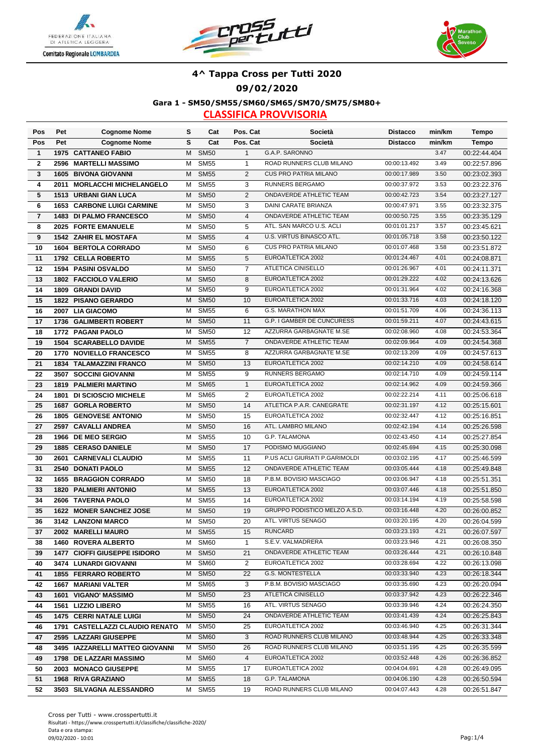# 4^ Tappa Cross per Tutti 2020

## 09/02/2020

### Gara 1 - SM50/SM55/SM60/SM65/SM70/SM75/SM80+

### CLASSIFICA PROVVISORIA

| Pos | Pet | Cognome Nome | S | Cat | Pos. Cat | Società | Distacco | min/km | Tempo |
|---|---|---|---|---|---|---|---|---|---|
| 1 | 1975 | CATTANEO FABIO | M | SM50 | 1 | G.A.P. SARONNO | | 3.47 | 00:22:44.404 |
| 2 | 2596 | MARTELLI MASSIMO | M | SM55 | 1 | ROAD RUNNERS CLUB MILANO | 00:00:13.492 | 3.49 | 00:22:57.896 |
| 3 | 1605 | BIVONA GIOVANNI | M | SM55 | 2 | CUS PRO PATRIA MILANO | 00:00:17.989 | 3.50 | 00:23:02.393 |
| 4 | 2011 | MORLACCHI MICHELANGELO | M | SM55 | 3 | RUNNERS BERGAMO | 00:00:37.972 | 3.53 | 00:23:22.376 |
| 5 | 1513 | URBANI GIAN LUCA | M | SM50 | 2 | ONDAVERDE ATHLETIC TEAM | 00:00:42.723 | 3.54 | 00:23:27.127 |
| 6 | 1653 | CARBONE LUIGI CARMINE | M | SM50 | 3 | DAINI CARATE BRIANZA | 00:00:47.971 | 3.55 | 00:23:32.375 |
| 7 | 1483 | DI PALMO FRANCESCO | M | SM50 | 4 | ONDAVERDE ATHLETIC TEAM | 00:00:50.725 | 3.55 | 00:23:35.129 |
| 8 | 2025 | FORTE EMANUELE | M | SM50 | 5 | ATL. SAN MARCO U.S. ACLI | 00:01:01.217 | 3.57 | 00:23:45.621 |
| 9 | 1542 | ZAHIR EL MOSTAFA | M | SM55 | 4 | U.S. VIRTUS BINASCO ATL. | 00:01:05.718 | 3.58 | 00:23:50.122 |
| 10 | 1604 | BERTOLA CORRADO | M | SM50 | 6 | CUS PRO PATRIA MILANO | 00:01:07.468 | 3.58 | 00:23:51.872 |
| 11 | 1792 | CELLA ROBERTO | M | SM55 | 5 | EUROATLETICA 2002 | 00:01:24.467 | 4.01 | 00:24:08.871 |
| 12 | 1594 | PASINI OSVALDO | M | SM50 | 7 | ATLETICA CINISELLO | 00:01:26.967 | 4.01 | 00:24:11.371 |
| 13 | 1802 | FACCIOLO VALERIO | M | SM50 | 8 | EUROATLETICA 2002 | 00:01:29.222 | 4.02 | 00:24:13.626 |
| 14 | 1809 | GRANDI DAVID | M | SM50 | 9 | EUROATLETICA 2002 | 00:01:31.964 | 4.02 | 00:24:16.368 |
| 15 | 1822 | PISANO GERARDO | M | SM50 | 10 | EUROATLETICA 2002 | 00:01:33.716 | 4.03 | 00:24:18.120 |
| 16 | 2007 | LIA GIACOMO | M | SM55 | 6 | G.S. MARATHON MAX | 00:01:51.709 | 4.06 | 00:24:36.113 |
| 17 | 1736 | GALIMBERTI ROBERT | M | SM50 | 11 | G.P. I GAMBER DE CUNCURESS | 00:01:59.211 | 4.07 | 00:24:43.615 |
| 18 | 1772 | PAGANI PAOLO | M | SM50 | 12 | AZZURRA GARBAGNATE M.SE | 00:02:08.960 | 4.08 | 00:24:53.364 |
| 19 | 1504 | SCARABELLO DAVIDE | M | SM55 | 7 | ONDAVERDE ATHLETIC TEAM | 00:02:09.964 | 4.09 | 00:24:54.368 |
| 20 | 1770 | NOVIELLO FRANCESCO | M | SM55 | 8 | AZZURRA GARBAGNATE M.SE | 00:02:13.209 | 4.09 | 00:24:57.613 |
| 21 | 1834 | TALAMAZZINI FRANCO | M | SM50 | 13 | EUROATLETICA 2002 | 00:02:14.210 | 4.09 | 00:24:58.614 |
| 22 | 3507 | SOCCINI GIOVANNI | M | SM55 | 9 | RUNNERS BERGAMO | 00:02:14.710 | 4.09 | 00:24:59.114 |
| 23 | 1819 | PALMIERI MARTINO | M | SM65 | 1 | EUROATLETICA 2002 | 00:02:14.962 | 4.09 | 00:24:59.366 |
| 24 | 1801 | DI SCIOSCIO MICHELE | M | SM65 | 2 | EUROATLETICA 2002 | 00:02:22.214 | 4.11 | 00:25:06.618 |
| 25 | 1687 | GORLA ROBERTO | M | SM50 | 14 | ATLETICA P.A.R. CANEGRATE | 00:02:31.197 | 4.12 | 00:25:15.601 |
| 26 | 1805 | GENOVESE ANTONIO | M | SM50 | 15 | EUROATLETICA 2002 | 00:02:32.447 | 4.12 | 00:25:16.851 |
| 27 | 2597 | CAVALLI ANDREA | M | SM50 | 16 | ATL. LAMBRO MILANO | 00:02:42.194 | 4.14 | 00:25:26.598 |
| 28 | 1966 | DE MEO SERGIO | M | SM55 | 10 | G.P. TALAMONA | 00:02:43.450 | 4.14 | 00:25:27.854 |
| 29 | 1885 | CERASO DANIELE | M | SM50 | 17 | PODISMO MUGGIANO | 00:02:45.694 | 4.15 | 00:25:30.098 |
| 30 | 2601 | CARNEVALI CLAUDIO | M | SM55 | 11 | P.US ACLI GIURIATI P.GARIMOLDI | 00:03:02.195 | 4.17 | 00:25:46.599 |
| 31 | 2540 | DONATI PAOLO | M | SM55 | 12 | ONDAVERDE ATHLETIC TEAM | 00:03:05.444 | 4.18 | 00:25:49.848 |
| 32 | 1655 | BRAGGION CORRADO | M | SM50 | 18 | P.B.M. BOVISIO MASCIAGO | 00:03:06.947 | 4.18 | 00:25:51.351 |
| 33 | 1820 | PALMIERI ANTONIO | M | SM55 | 13 | EUROATLETICA 2002 | 00:03:07.446 | 4.18 | 00:25:51.850 |
| 34 | 2606 | TAVERNA PAOLO | M | SM55 | 14 | EUROATLETICA 2002 | 00:03:14.194 | 4.19 | 00:25:58.598 |
| 35 | 1622 | MONER SANCHEZ JOSE | M | SM50 | 19 | GRUPPO PODISTICO MELZO A.S.D. | 00:03:16.448 | 4.20 | 00:26:00.852 |
| 36 | 3142 | LANZONI MARCO | M | SM50 | 20 | ATL. VIRTUS SENAGO | 00:03:20.195 | 4.20 | 00:26:04.599 |
| 37 | 2002 | MARELLI MAURO | M | SM55 | 15 | RUNCARD | 00:03:23.193 | 4.21 | 00:26:07.597 |
| 38 | 1460 | ROVERA ALBERTO | M | SM60 | 1 | S.E.V. VALMADRERA | 00:03:23.946 | 4.21 | 00:26:08.350 |
| 39 | 1477 | CIOFFI GIUSEPPE ISIDORO | M | SM50 | 21 | ONDAVERDE ATHLETIC TEAM | 00:03:26.444 | 4.21 | 00:26:10.848 |
| 40 | 3474 | LUNARDI GIOVANNI | M | SM60 | 2 | EUROATLETICA 2002 | 00:03:28.694 | 4.22 | 00:26:13.098 |
| 41 | 1855 | FERRARO ROBERTO | M | SM50 | 22 | G.S. MONTESTELLA | 00:03:33.940 | 4.23 | 00:26:18.344 |
| 42 | 1667 | MARIANI VALTER | M | SM65 | 3 | P.B.M. BOVISIO MASCIAGO | 00:03:35.690 | 4.23 | 00:26:20.094 |
| 43 | 1601 | VIGANO' MASSIMO | M | SM50 | 23 | ATLETICA CINISELLO | 00:03:37.942 | 4.23 | 00:26:22.346 |
| 44 | 1561 | LIZZIO LIBERO | M | SM55 | 16 | ATL. VIRTUS SENAGO | 00:03:39.946 | 4.24 | 00:26:24.350 |
| 45 | 1475 | CERRI NATALE LUIGI | M | SM50 | 24 | ONDAVERDE ATHLETIC TEAM | 00:03:41.439 | 4.24 | 00:26:25.843 |
| 46 | 1791 | CASTELLAZZI CLAUDIO RENATO | M | SM50 | 25 | EUROATLETICA 2002 | 00:03:46.940 | 4.25 | 00:26:31.344 |
| 47 | 2595 | LAZZARI GIUSEPPE | M | SM60 | 3 | ROAD RUNNERS CLUB MILANO | 00:03:48.944 | 4.25 | 00:26:33.348 |
| 48 | 3495 | IAZZARELLI MATTEO GIOVANNI | M | SM50 | 26 | ROAD RUNNERS CLUB MILANO | 00:03:51.195 | 4.25 | 00:26:35.599 |
| 49 | 1798 | DE LAZZARI MASSIMO | M | SM60 | 4 | EUROATLETICA 2002 | 00:03:52.448 | 4.26 | 00:26:36.852 |
| 50 | 2003 | MONACO GIUSEPPE | M | SM55 | 17 | EUROATLETICA 2002 | 00:04:04.691 | 4.28 | 00:26:49.095 |
| 51 | 1968 | RIVA GRAZIANO | M | SM55 | 18 | G.P. TALAMONA | 00:04:06.190 | 4.28 | 00:26:50.594 |
| 52 | 3503 | SILVAGNA ALESSANDRO | M | SM55 | 19 | ROAD RUNNERS CLUB MILANO | 00:04:07.443 | 4.28 | 00:26:51.847 |

Cross per Tutti - www.crosspertutti.it
Risultati - https://www.crosspertutti.it/classifiche/classifiche-2020/
Data e ora stampa:
09/02/2020 - 10:01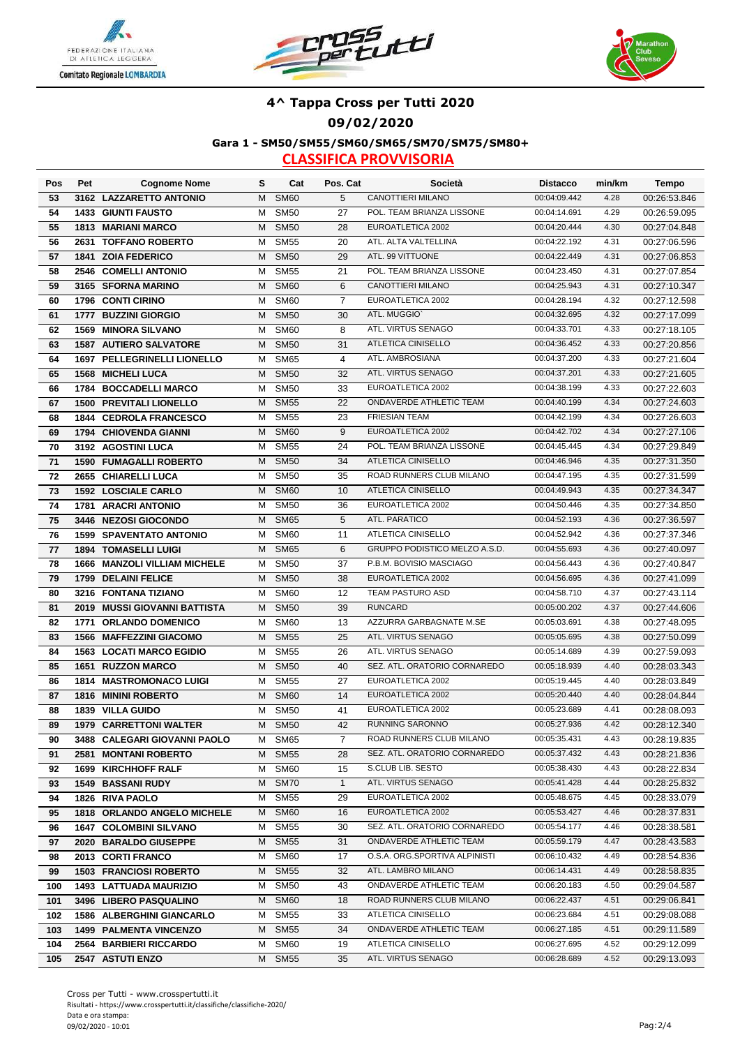# 4^ Tappa Cross per Tutti 2020

## 09/02/2020

### Gara 1 - SM50/SM55/SM60/SM65/SM70/SM75/SM80+

**CLASSIFICA PROVVISORIA**

| Pos | Pet | Cognome Nome | S | Cat | Pos. Cat | Società | Distacco | min/km | Tempo |
|---|---|---|---|---|---|---|---|---|---|
| 53 | 3162 | LAZZARETTO ANTONIO | M | SM60 | 5 | CANOTTIERI MILANO | 00:04:09.442 | 4.28 | 00:26:53.846 |
| 54 | 1433 | GIUNTI FAUSTO | M | SM50 | 27 | POL. TEAM BRIANZA LISSONE | 00:04:14.691 | 4.29 | 00:26:59.095 |
| 55 | 1813 | MARIANI MARCO | M | SM50 | 28 | EUROATLETICA 2002 | 00:04:20.444 | 4.30 | 00:27:04.848 |
| 56 | 2631 | TOFFANO ROBERTO | M | SM55 | 20 | ATL. ALTA VALTELLINA | 00:04:22.192 | 4.31 | 00:27:06.596 |
| 57 | 1841 | ZOIA FEDERICO | M | SM50 | 29 | ATL. 99 VITTUONE | 00:04:22.449 | 4.31 | 00:27:06.853 |
| 58 | 2546 | COMELLI ANTONIO | M | SM55 | 21 | POL. TEAM BRIANZA LISSONE | 00:04:23.450 | 4.31 | 00:27:07.854 |
| 59 | 3165 | SFORNA MARINO | M | SM60 | 6 | CANOTTIERI MILANO | 00:04:25.943 | 4.31 | 00:27:10.347 |
| 60 | 1796 | CONTI CIRINO | M | SM60 | 7 | EUROATLETICA 2002 | 00:04:28.194 | 4.32 | 00:27:12.598 |
| 61 | 1777 | BUZZINI GIORGIO | M | SM50 | 30 | ATL. MUGGIO` | 00:04:32.695 | 4.32 | 00:27:17.099 |
| 62 | 1569 | MINORA SILVANO | M | SM60 | 8 | ATL. VIRTUS SENAGO | 00:04:33.701 | 4.33 | 00:27:18.105 |
| 63 | 1587 | AUTIERO SALVATORE | M | SM50 | 31 | ATLETICA CINISELLO | 00:04:36.452 | 4.33 | 00:27:20.856 |
| 64 | 1697 | PELLEGRINELLI LIONELLO | M | SM65 | 4 | ATL. AMBROSIANA | 00:04:37.200 | 4.33 | 00:27:21.604 |
| 65 | 1568 | MICHELI LUCA | M | SM50 | 32 | ATL. VIRTUS SENAGO | 00:04:37.201 | 4.33 | 00:27:21.605 |
| 66 | 1784 | BOCCADELLI MARCO | M | SM50 | 33 | EUROATLETICA 2002 | 00:04:38.199 | 4.33 | 00:27:22.603 |
| 67 | 1500 | PREVITALI LIONELLO | M | SM55 | 22 | ONDAVERDE ATHLETIC TEAM | 00:04:40.199 | 4.34 | 00:27:24.603 |
| 68 | 1844 | CEDROLA FRANCESCO | M | SM55 | 23 | FRIESIAN TEAM | 00:04:42.199 | 4.34 | 00:27:26.603 |
| 69 | 1794 | CHIOVENDA GIANNI | M | SM60 | 9 | EUROATLETICA 2002 | 00:04:42.702 | 4.34 | 00:27:27.106 |
| 70 | 3192 | AGOSTINI LUCA | M | SM55 | 24 | POL. TEAM BRIANZA LISSONE | 00:04:45.445 | 4.34 | 00:27:29.849 |
| 71 | 1590 | FUMAGALLI ROBERTO | M | SM50 | 34 | ATLETICA CINISELLO | 00:04:46.946 | 4.35 | 00:27:31.350 |
| 72 | 2655 | CHIARELLI LUCA | M | SM50 | 35 | ROAD RUNNERS CLUB MILANO | 00:04:47.195 | 4.35 | 00:27:31.599 |
| 73 | 1592 | LOSCIALE CARLO | M | SM60 | 10 | ATLETICA CINISELLO | 00:04:49.943 | 4.35 | 00:27:34.347 |
| 74 | 1781 | ARACRI ANTONIO | M | SM50 | 36 | EUROATLETICA 2002 | 00:04:50.446 | 4.35 | 00:27:34.850 |
| 75 | 3446 | NEZOSI GIOCONDO | M | SM65 | 5 | ATL. PARATICO | 00:04:52.193 | 4.36 | 00:27:36.597 |
| 76 | 1599 | SPAVENTATO ANTONIO | M | SM60 | 11 | ATLETICA CINISELLO | 00:04:52.942 | 4.36 | 00:27:37.346 |
| 77 | 1894 | TOMASELLI LUIGI | M | SM65 | 6 | GRUPPO PODISTICO MELZO A.S.D. | 00:04:55.693 | 4.36 | 00:27:40.097 |
| 78 | 1666 | MANZOLI VILLIAM MICHELE | M | SM50 | 37 | P.B.M. BOVISIO MASCIAGO | 00:04:56.443 | 4.36 | 00:27:40.847 |
| 79 | 1799 | DELAINI FELICE | M | SM50 | 38 | EUROATLETICA 2002 | 00:04:56.695 | 4.36 | 00:27:41.099 |
| 80 | 3216 | FONTANA TIZIANO | M | SM60 | 12 | TEAM PASTURO ASD | 00:04:58.710 | 4.37 | 00:27:43.114 |
| 81 | 2019 | MUSSI GIOVANNI BATTISTA | M | SM50 | 39 | RUNCARD | 00:05:00.202 | 4.37 | 00:27:44.606 |
| 82 | 1771 | ORLANDO DOMENICO | M | SM60 | 13 | AZZURRA GARBAGNATE M.SE | 00:05:03.691 | 4.38 | 00:27:48.095 |
| 83 | 1566 | MAFFEZZINI GIACOMO | M | SM55 | 25 | ATL. VIRTUS SENAGO | 00:05:05.695 | 4.38 | 00:27:50.099 |
| 84 | 1563 | LOCATI MARCO EGIDIO | M | SM55 | 26 | ATL. VIRTUS SENAGO | 00:05:14.689 | 4.39 | 00:27:59.093 |
| 85 | 1651 | RUZZON MARCO | M | SM50 | 40 | SEZ. ATL. ORATORIO CORNAREDO | 00:05:18.939 | 4.40 | 00:28:03.343 |
| 86 | 1814 | MASTROMONACO LUIGI | M | SM55 | 27 | EUROATLETICA 2002 | 00:05:19.445 | 4.40 | 00:28:03.849 |
| 87 | 1816 | MININI ROBERTO | M | SM60 | 14 | EUROATLETICA 2002 | 00:05:20.440 | 4.40 | 00:28:04.844 |
| 88 | 1839 | VILLA GUIDO | M | SM50 | 41 | EUROATLETICA 2002 | 00:05:23.689 | 4.41 | 00:28:08.093 |
| 89 | 1979 | CARRETTONI WALTER | M | SM50 | 42 | RUNNING SARONNO | 00:05:27.936 | 4.42 | 00:28:12.340 |
| 90 | 3488 | CALEGARI GIOVANNI PAOLO | M | SM65 | 7 | ROAD RUNNERS CLUB MILANO | 00:05:35.431 | 4.43 | 00:28:19.835 |
| 91 | 2581 | MONTANI ROBERTO | M | SM55 | 28 | SEZ. ATL. ORATORIO CORNAREDO | 00:05:37.432 | 4.43 | 00:28:21.836 |
| 92 | 1699 | KIRCHHOFF RALF | M | SM60 | 15 | S.CLUB LIB. SESTO | 00:05:38.430 | 4.43 | 00:28:22.834 |
| 93 | 1549 | BASSANI RUDY | M | SM70 | 1 | ATL. VIRTUS SENAGO | 00:05:41.428 | 4.44 | 00:28:25.832 |
| 94 | 1826 | RIVA PAOLO | M | SM55 | 29 | EUROATLETICA 2002 | 00:05:48.675 | 4.45 | 00:28:33.079 |
| 95 | 1818 | ORLANDO ANGELO MICHELE | M | SM60 | 16 | EUROATLETICA 2002 | 00:05:53.427 | 4.46 | 00:28:37.831 |
| 96 | 1647 | COLOMBINI SILVANO | M | SM55 | 30 | SEZ. ATL. ORATORIO CORNAREDO | 00:05:54.177 | 4.46 | 00:28:38.581 |
| 97 | 2020 | BARALDO GIUSEPPE | M | SM55 | 31 | ONDAVERDE ATHLETIC TEAM | 00:05:59.179 | 4.47 | 00:28:43.583 |
| 98 | 2013 | CORTI FRANCO | M | SM60 | 17 | O.S.A. ORG.SPORTIVA ALPINISTI | 00:06:10.432 | 4.49 | 00:28:54.836 |
| 99 | 1503 | FRANCIOSI ROBERTO | M | SM55 | 32 | ATL. LAMBRO MILANO | 00:06:14.431 | 4.49 | 00:28:58.835 |
| 100 | 1493 | LATTUADA MAURIZIO | M | SM50 | 43 | ONDAVERDE ATHLETIC TEAM | 00:06:20.183 | 4.50 | 00:29:04.587 |
| 101 | 3496 | LIBERO PASQUALINO | M | SM60 | 18 | ROAD RUNNERS CLUB MILANO | 00:06:22.437 | 4.51 | 00:29:06.841 |
| 102 | 1586 | ALBERGHINI GIANCARLO | M | SM55 | 33 | ATLETICA CINISELLO | 00:06:23.684 | 4.51 | 00:29:08.088 |
| 103 | 1499 | PALMENTA VINCENZO | M | SM55 | 34 | ONDAVERDE ATHLETIC TEAM | 00:06:27.185 | 4.51 | 00:29:11.589 |
| 104 | 2564 | BARBIERI RICCARDO | M | SM60 | 19 | ATLETICA CINISELLO | 00:06:27.695 | 4.52 | 00:29:12.099 |
| 105 | 2547 | ASTUTI ENZO | M | SM55 | 35 | ATL. VIRTUS SENAGO | 00:06:28.689 | 4.52 | 00:29:13.093 |

Cross per Tutti - www.crosspertutti.it
Risultati - https://www.crosspertutti.it/classifiche/classifiche-2020/
Data e ora stampa:
09/02/2020 - 10:01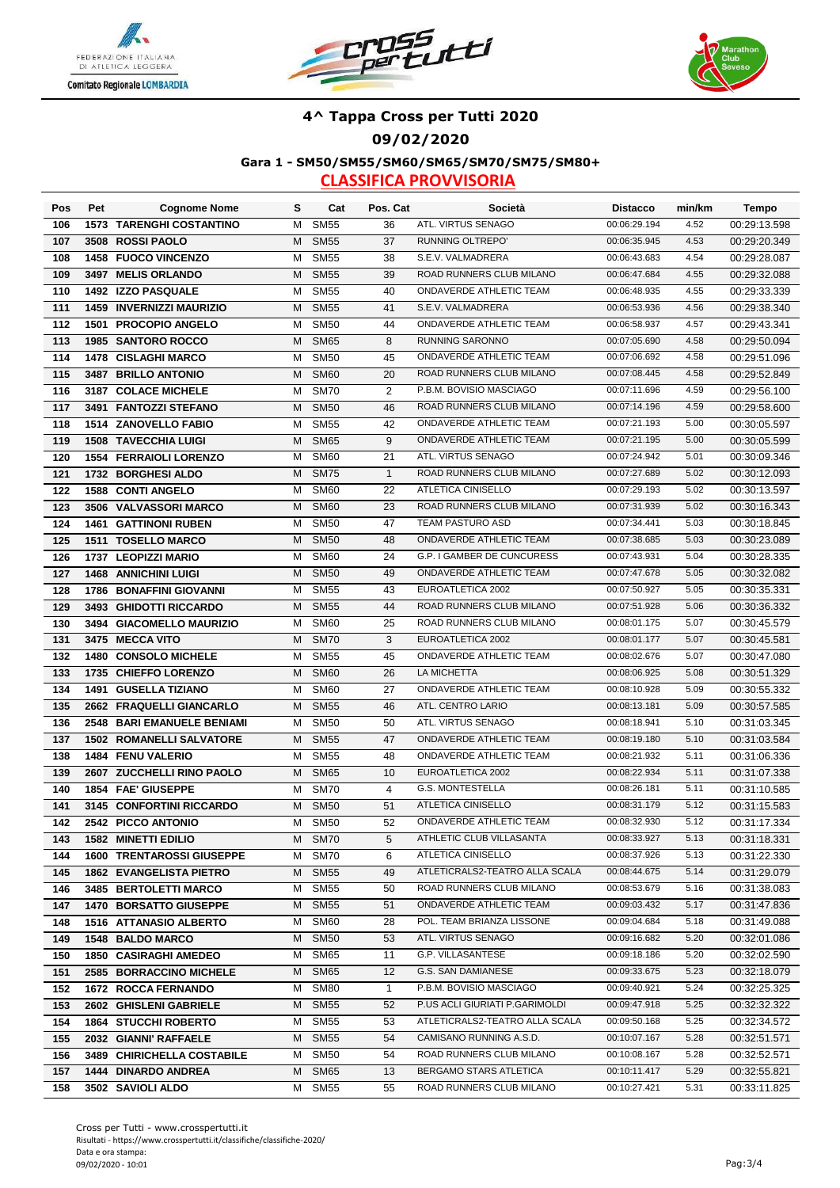# 4^ Tappa Cross per Tutti 2020

## 09/02/2020

### Gara 1 - SM50/SM55/SM60/SM65/SM70/SM75/SM80+

**CLASSIFICA PROVVISORIA**

| Pos | Pet | Cognome Nome | S | Cat | Pos. Cat | Società | Distacco | min/km | Tempo |
|---|---|---|---|---|---|---|---|---|---|
| 106 | 1573 | TARENGHI COSTANTINO | M | SM55 | 36 | ATL. VIRTUS SENAGO | 00:06:29.194 | 4.52 | 00:29:13.598 |
| 107 | 3508 | ROSSI PAOLO | M | SM55 | 37 | RUNNING OLTREPO' | 00:06:35.945 | 4.53 | 00:29:20.349 |
| 108 | 1458 | FUOCO VINCENZO | M | SM55 | 38 | S.E.V. VALMADRERA | 00:06:43.683 | 4.54 | 00:29:28.087 |
| 109 | 3497 | MELIS ORLANDO | M | SM55 | 39 | ROAD RUNNERS CLUB MILANO | 00:06:47.684 | 4.55 | 00:29:32.088 |
| 110 | 1492 | IZZO PASQUALE | M | SM55 | 40 | ONDAVERDE ATHLETIC TEAM | 00:06:48.935 | 4.55 | 00:29:33.339 |
| 111 | 1459 | INVERNIZZI MAURIZIO | M | SM55 | 41 | S.E.V. VALMADRERA | 00:06:53.936 | 4.56 | 00:29:38.340 |
| 112 | 1501 | PROCOPIO ANGELO | M | SM50 | 44 | ONDAVERDE ATHLETIC TEAM | 00:06:58.937 | 4.57 | 00:29:43.341 |
| 113 | 1985 | SANTORO ROCCO | M | SM65 | 8 | RUNNING SARONNO | 00:07:05.690 | 4.58 | 00:29:50.094 |
| 114 | 1478 | CISLAGHI MARCO | M | SM50 | 45 | ONDAVERDE ATHLETIC TEAM | 00:07:06.692 | 4.58 | 00:29:51.096 |
| 115 | 3487 | BRILLO ANTONIO | M | SM60 | 20 | ROAD RUNNERS CLUB MILANO | 00:07:08.445 | 4.58 | 00:29:52.849 |
| 116 | 3187 | COLACE MICHELE | M | SM70 | 2 | P.B.M. BOVISIO MASCIAGO | 00:07:11.696 | 4.59 | 00:29:56.100 |
| 117 | 3491 | FANTOZZI STEFANO | M | SM50 | 46 | ROAD RUNNERS CLUB MILANO | 00:07:14.196 | 4.59 | 00:29:58.600 |
| 118 | 1514 | ZANOVELLO FABIO | M | SM55 | 42 | ONDAVERDE ATHLETIC TEAM | 00:07:21.193 | 5.00 | 00:30:05.597 |
| 119 | 1508 | TAVECCHIA LUIGI | M | SM65 | 9 | ONDAVERDE ATHLETIC TEAM | 00:07:21.195 | 5.00 | 00:30:05.599 |
| 120 | 1554 | FERRAIOLI LORENZO | M | SM60 | 21 | ATL. VIRTUS SENAGO | 00:07:24.942 | 5.01 | 00:30:09.346 |
| 121 | 1732 | BORGHESI ALDO | M | SM75 | 1 | ROAD RUNNERS CLUB MILANO | 00:07:27.689 | 5.02 | 00:30:12.093 |
| 122 | 1588 | CONTI ANGELO | M | SM60 | 22 | ATLETICA CINISELLO | 00:07:29.193 | 5.02 | 00:30:13.597 |
| 123 | 3506 | VALVASSORI MARCO | M | SM60 | 23 | ROAD RUNNERS CLUB MILANO | 00:07:31.939 | 5.02 | 00:30:16.343 |
| 124 | 1461 | GATTINONI RUBEN | M | SM50 | 47 | TEAM PASTURO ASD | 00:07:34.441 | 5.03 | 00:30:18.845 |
| 125 | 1511 | TOSELLO MARCO | M | SM50 | 48 | ONDAVERDE ATHLETIC TEAM | 00:07:38.685 | 5.03 | 00:30:23.089 |
| 126 | 1737 | LEOPIZZI MARIO | M | SM60 | 24 | G.P. I GAMBER DE CUNCURESS | 00:07:43.931 | 5.04 | 00:30:28.335 |
| 127 | 1468 | ANNICHINI LUIGI | M | SM50 | 49 | ONDAVERDE ATHLETIC TEAM | 00:07:47.678 | 5.05 | 00:30:32.082 |
| 128 | 1786 | BONAFFINI GIOVANNI | M | SM55 | 43 | EUROATLETICA 2002 | 00:07:50.927 | 5.05 | 00:30:35.331 |
| 129 | 3493 | GHIDOTTI RICCARDO | M | SM55 | 44 | ROAD RUNNERS CLUB MILANO | 00:07:51.928 | 5.06 | 00:30:36.332 |
| 130 | 3494 | GIACOMELLO MAURIZIO | M | SM60 | 25 | ROAD RUNNERS CLUB MILANO | 00:08:01.175 | 5.07 | 00:30:45.579 |
| 131 | 3475 | MECCA VITO | M | SM70 | 3 | EUROATLETICA 2002 | 00:08:01.177 | 5.07 | 00:30:45.581 |
| 132 | 1480 | CONSOLO MICHELE | M | SM55 | 45 | ONDAVERDE ATHLETIC TEAM | 00:08:02.676 | 5.07 | 00:30:47.080 |
| 133 | 1735 | CHIEFFO LORENZO | M | SM60 | 26 | LA MICHETTA | 00:08:06.925 | 5.08 | 00:30:51.329 |
| 134 | 1491 | GUSELLA TIZIANO | M | SM60 | 27 | ONDAVERDE ATHLETIC TEAM | 00:08:10.928 | 5.09 | 00:30:55.332 |
| 135 | 2662 | FRAQUELLI GIANCARLO | M | SM55 | 46 | ATL. CENTRO LARIO | 00:08:13.181 | 5.09 | 00:30:57.585 |
| 136 | 2548 | BARI EMANUELE BENIAMI | M | SM50 | 50 | ATL. VIRTUS SENAGO | 00:08:18.941 | 5.10 | 00:31:03.345 |
| 137 | 1502 | ROMANELLI SALVATORE | M | SM55 | 47 | ONDAVERDE ATHLETIC TEAM | 00:08:19.180 | 5.10 | 00:31:03.584 |
| 138 | 1484 | FENU VALERIO | M | SM55 | 48 | ONDAVERDE ATHLETIC TEAM | 00:08:21.932 | 5.11 | 00:31:06.336 |
| 139 | 2607 | ZUCCHELLI RINO PAOLO | M | SM65 | 10 | EUROATLETICA 2002 | 00:08:22.934 | 5.11 | 00:31:07.338 |
| 140 | 1854 | FAE' GIUSEPPE | M | SM70 | 4 | G.S. MONTESTELLA | 00:08:26.181 | 5.11 | 00:31:10.585 |
| 141 | 3145 | CONFORTINI RICCARDO | M | SM50 | 51 | ATLETICA CINISELLO | 00:08:31.179 | 5.12 | 00:31:15.583 |
| 142 | 2542 | PICCO ANTONIO | M | SM50 | 52 | ONDAVERDE ATHLETIC TEAM | 00:08:32.930 | 5.12 | 00:31:17.334 |
| 143 | 1582 | MINETTI EDILIO | M | SM70 | 5 | ATHLETIC CLUB VILLASANTA | 00:08:33.927 | 5.13 | 00:31:18.331 |
| 144 | 1600 | TRENTAROSSI GIUSEPPE | M | SM70 | 6 | ATLETICA CINISELLO | 00:08:37.926 | 5.13 | 00:31:22.330 |
| 145 | 1862 | EVANGELISTA PIETRO | M | SM55 | 49 | ATLETICRALS2-TEATRO ALLA SCALA | 00:08:44.675 | 5.14 | 00:31:29.079 |
| 146 | 3485 | BERTOLETTI MARCO | M | SM55 | 50 | ROAD RUNNERS CLUB MILANO | 00:08:53.679 | 5.16 | 00:31:38.083 |
| 147 | 1470 | BORSATTO GIUSEPPE | M | SM55 | 51 | ONDAVERDE ATHLETIC TEAM | 00:09:03.432 | 5.17 | 00:31:47.836 |
| 148 | 1516 | ATTANASIO ALBERTO | M | SM60 | 28 | POL. TEAM BRIANZA LISSONE | 00:09:04.684 | 5.18 | 00:31:49.088 |
| 149 | 1548 | BALDO MARCO | M | SM50 | 53 | ATL. VIRTUS SENAGO | 00:09:16.682 | 5.20 | 00:32:01.086 |
| 150 | 1850 | CASIRAGHI AMEDEO | M | SM65 | 11 | G.P. VILLASANTESE | 00:09:18.186 | 5.20 | 00:32:02.590 |
| 151 | 2585 | BORRACCINO MICHELE | M | SM65 | 12 | G.S. SAN DAMIANESE | 00:09:33.675 | 5.23 | 00:32:18.079 |
| 152 | 1672 | ROCCA FERNANDO | M | SM80 | 1 | P.B.M. BOVISIO MASCIAGO | 00:09:40.921 | 5.24 | 00:32:25.325 |
| 153 | 2602 | GHISLENI GABRIELE | M | SM55 | 52 | P.US ACLI GIURIATI P.GARIMOLDI | 00:09:47.918 | 5.25 | 00:32:32.322 |
| 154 | 1864 | STUCCHI ROBERTO | M | SM55 | 53 | ATLETICRALS2-TEATRO ALLA SCALA | 00:09:50.168 | 5.25 | 00:32:34.572 |
| 155 | 2032 | GIANNI' RAFFAELE | M | SM55 | 54 | CAMISANO RUNNING A.S.D. | 00:10:07.167 | 5.28 | 00:32:51.571 |
| 156 | 3489 | CHIRICHELLA COSTABILE | M | SM50 | 54 | ROAD RUNNERS CLUB MILANO | 00:10:08.167 | 5.28 | 00:32:52.571 |
| 157 | 1444 | DINARDO ANDREA | M | SM65 | 13 | BERGAMO STARS ATLETICA | 00:10:11.417 | 5.29 | 00:32:55.821 |
| 158 | 3502 | SAVIOLI ALDO | M | SM55 | 55 | ROAD RUNNERS CLUB MILANO | 00:10:27.421 | 5.31 | 00:33:11.825 |

Cross per Tutti - www.crosspertutti.it
Risultati - https://www.crosspertutti.it/classifiche/classifiche-2020/
Data e ora stampa:
09/02/2020 - 10:01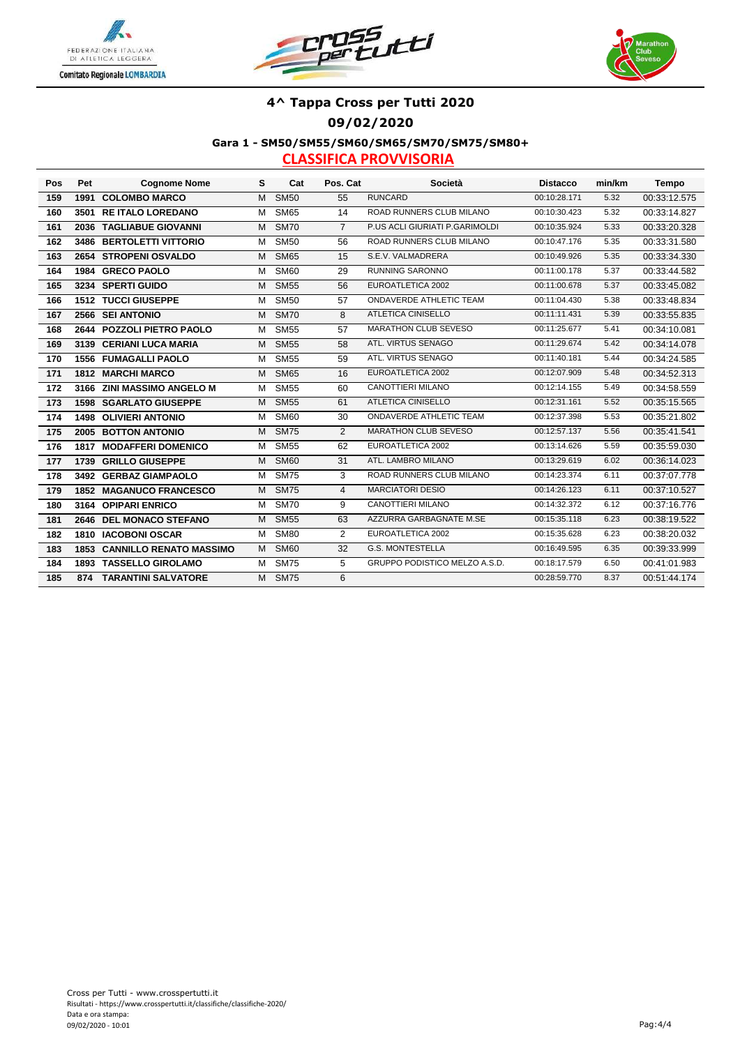# 4^ Tappa Cross per Tutti 2020

## 09/02/2020

### Gara 1 - SM50/SM55/SM60/SM65/SM70/SM75/SM80+

### CLASSIFICA PROVVISORIA

| Pos | Pet | Cognome Nome | S | Cat | Pos. Cat | Società | Distacco | min/km | Tempo |
|---|---|---|---|---|---|---|---|---|---|
| 159 | 1991 | COLOMBO MARCO | M | SM50 | 55 | RUNCARD | 00:10:28.171 | 5.32 | 00:33:12.575 |
| 160 | 3501 | RE ITALO LOREDANO | M | SM65 | 14 | ROAD RUNNERS CLUB MILANO | 00:10:30.423 | 5.32 | 00:33:14.827 |
| 161 | 2036 | TAGLIABUE GIOVANNI | M | SM70 | 7 | P.US ACLI GIURIATI P.GARIMOLDI | 00:10:35.924 | 5.33 | 00:33:20.328 |
| 162 | 3486 | BERTOLETTI VITTORIO | M | SM50 | 56 | ROAD RUNNERS CLUB MILANO | 00:10:47.176 | 5.35 | 00:33:31.580 |
| 163 | 2654 | STROPENI OSVALDO | M | SM65 | 15 | S.E.V. VALMADRERA | 00:10:49.926 | 5.35 | 00:33:34.330 |
| 164 | 1984 | GRECO PAOLO | M | SM60 | 29 | RUNNING SARONNO | 00:11:00.178 | 5.37 | 00:33:44.582 |
| 165 | 3234 | SPERTI GUIDO | M | SM55 | 56 | EUROATLETICA 2002 | 00:11:00.678 | 5.37 | 00:33:45.082 |
| 166 | 1512 | TUCCI GIUSEPPE | M | SM50 | 57 | ONDAVERDE ATHLETIC TEAM | 00:11:04.430 | 5.38 | 00:33:48.834 |
| 167 | 2566 | SEI ANTONIO | M | SM70 | 8 | ATLETICA CINISELLO | 00:11:11.431 | 5.39 | 00:33:55.835 |
| 168 | 2644 | POZZOLI PIETRO PAOLO | M | SM55 | 57 | MARATHON CLUB SEVESO | 00:11:25.677 | 5.41 | 00:34:10.081 |
| 169 | 3139 | CERIANI LUCA MARIA | M | SM55 | 58 | ATL. VIRTUS SENAGO | 00:11:29.674 | 5.42 | 00:34:14.078 |
| 170 | 1556 | FUMAGALLI PAOLO | M | SM55 | 59 | ATL. VIRTUS SENAGO | 00:11:40.181 | 5.44 | 00:34:24.585 |
| 171 | 1812 | MARCHI MARCO | M | SM65 | 16 | EUROATLETICA 2002 | 00:12:07.909 | 5.48 | 00:34:52.313 |
| 172 | 3166 | ZINI MASSIMO ANGELO M | M | SM55 | 60 | CANOTTIERI MILANO | 00:12:14.155 | 5.49 | 00:34:58.559 |
| 173 | 1598 | SGARLATO GIUSEPPE | M | SM55 | 61 | ATLETICA CINISELLO | 00:12:31.161 | 5.52 | 00:35:15.565 |
| 174 | 1498 | OLIVIERI ANTONIO | M | SM60 | 30 | ONDAVERDE ATHLETIC TEAM | 00:12:37.398 | 5.53 | 00:35:21.802 |
| 175 | 2005 | BOTTON ANTONIO | M | SM75 | 2 | MARATHON CLUB SEVESO | 00:12:57.137 | 5.56 | 00:35:41.541 |
| 176 | 1817 | MODAFFERI DOMENICO | M | SM55 | 62 | EUROATLETICA 2002 | 00:13:14.626 | 5.59 | 00:35:59.030 |
| 177 | 1739 | GRILLO GIUSEPPE | M | SM60 | 31 | ATL. LAMBRO MILANO | 00:13:29.619 | 6.02 | 00:36:14.023 |
| 178 | 3492 | GERBAZ GIAMPAOLO | M | SM75 | 3 | ROAD RUNNERS CLUB MILANO | 00:14:23.374 | 6.11 | 00:37:07.778 |
| 179 | 1852 | MAGANUCO FRANCESCO | M | SM75 | 4 | MARCIATORI DESIO | 00:14:26.123 | 6.11 | 00:37:10.527 |
| 180 | 3164 | OPIPARI ENRICO | M | SM70 | 9 | CANOTTIERI MILANO | 00:14:32.372 | 6.12 | 00:37:16.776 |
| 181 | 2646 | DEL MONACO STEFANO | M | SM55 | 63 | AZZURRA GARBAGNATE M.SE | 00:15:35.118 | 6.23 | 00:38:19.522 |
| 182 | 1810 | IACOBONI OSCAR | M | SM80 | 2 | EUROATLETICA 2002 | 00:15:35.628 | 6.23 | 00:38:20.032 |
| 183 | 1853 | CANNILLO RENATO MASSIMO | M | SM60 | 32 | G.S. MONTESTELLA | 00:16:49.595 | 6.35 | 00:39:33.999 |
| 184 | 1893 | TASSELLO GIROLAMO | M | SM75 | 5 | GRUPPO PODISTICO MELZO A.S.D. | 00:18:17.579 | 6.50 | 00:41:01.983 |
| 185 | 874 | TARANTINI SALVATORE | M | SM75 | 6 | | 00:28:59.770 | 8.37 | 00:51:44.174 |

Cross per Tutti - www.crosspertutti.it
Risultati - https://www.crosspertutti.it/classifiche/classifiche-2020/
Data e ora stampa:
09/02/2020 - 10:01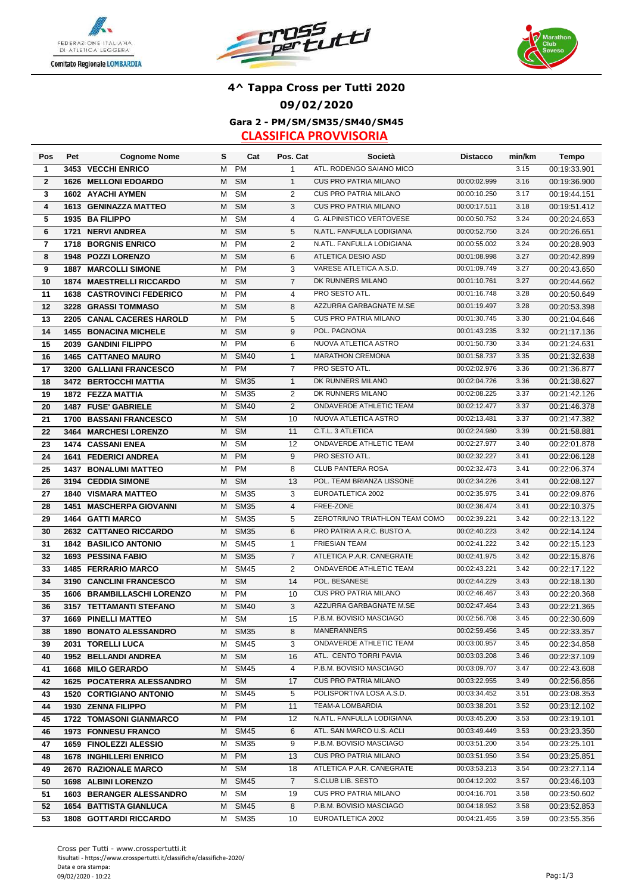# 4^ Tappa Cross per Tutti 2020

## 09/02/2020

### Gara 2 - PM/SM/SM35/SM40/SM45

### CLASSIFICA PROVVISORIA

| Pos | Pet | Cognome Nome | S | Cat | Pos. Cat | Società | Distacco | min/km | Tempo |
|---|---|---|---|---|---|---|---|---|---|
| 1 | 3453 | VECCHI ENRICO | M | PM | 1 | ATL. RODENGO SAIANO MICO | | 3.15 | 00:19:33.901 |
| 2 | 1626 | MELLONI EDOARDO | M | SM | 1 | CUS PRO PATRIA MILANO | 00:00:02.999 | 3.16 | 00:19:36.900 |
| 3 | 1602 | AYACHI AYMEN | M | SM | 2 | CUS PRO PATRIA MILANO | 00:00:10.250 | 3.17 | 00:19:44.151 |
| 4 | 1613 | GENINAZZA MATTEO | M | SM | 3 | CUS PRO PATRIA MILANO | 00:00:17.511 | 3.18 | 00:19:51.412 |
| 5 | 1935 | BA FILIPPO | M | SM | 4 | G. ALPINISTICO VERTOVESE | 00:00:50.752 | 3.24 | 00:20:24.653 |
| 6 | 1721 | NERVI ANDREA | M | SM | 5 | N.ATL. FANFULLA LODIGIANA | 00:00:52.750 | 3.24 | 00:20:26.651 |
| 7 | 1718 | BORGNIS ENRICO | M | PM | 2 | N.ATL. FANFULLA LODIGIANA | 00:00:55.002 | 3.24 | 00:20:28.903 |
| 8 | 1948 | POZZI LORENZO | M | SM | 6 | ATLETICA DESIO ASD | 00:01:08.998 | 3.27 | 00:20:42.899 |
| 9 | 1887 | MARCOLLI SIMONE | M | PM | 3 | VARESE ATLETICA A.S.D. | 00:01:09.749 | 3.27 | 00:20:43.650 |
| 10 | 1874 | MAESTRELLI RICCARDO | M | SM | 7 | DK RUNNERS MILANO | 00:01:10.761 | 3.27 | 00:20:44.662 |
| 11 | 1638 | CASTROVINCI FEDERICO | M | PM | 4 | PRO SESTO ATL. | 00:01:16.748 | 3.28 | 00:20:50.649 |
| 12 | 3228 | GRASSI TOMMASO | M | SM | 8 | AZZURRA GARBAGNATE M.SE | 00:01:19.497 | 3.28 | 00:20:53.398 |
| 13 | 2205 | CANAL CACERES HAROLD | M | PM | 5 | CUS PRO PATRIA MILANO | 00:01:30.745 | 3.30 | 00:21:04.646 |
| 14 | 1455 | BONACINA MICHELE | M | SM | 9 | POL. PAGNONA | 00:01:43.235 | 3.32 | 00:21:17.136 |
| 15 | 2039 | GANDINI FILIPPO | M | PM | 6 | NUOVA ATLETICA ASTRO | 00:01:50.730 | 3.34 | 00:21:24.631 |
| 16 | 1465 | CATTANEO MAURO | M | SM40 | 1 | MARATHON CREMONA | 00:01:58.737 | 3.35 | 00:21:32.638 |
| 17 | 3200 | GALLIANI FRANCESCO | M | PM | 7 | PRO SESTO ATL. | 00:02:02.976 | 3.36 | 00:21:36.877 |
| 18 | 3472 | BERTOCCHI MATTIA | M | SM35 | 1 | DK RUNNERS MILANO | 00:02:04.726 | 3.36 | 00:21:38.627 |
| 19 | 1872 | FEZZA MATTIA | M | SM35 | 2 | DK RUNNERS MILANO | 00:02:08.225 | 3.37 | 00:21:42.126 |
| 20 | 1487 | FUSE' GABRIELE | M | SM40 | 2 | ONDAVERDE ATHLETIC TEAM | 00:02:12.477 | 3.37 | 00:21:46.378 |
| 21 | 1700 | BASSANI FRANCESCO | M | SM | 10 | NUOVA ATLETICA ASTRO | 00:02:13.481 | 3.37 | 00:21:47.382 |
| 22 | 3464 | MARCHESI LORENZO | M | SM | 11 | C.T.L. 3 ATLETICA | 00:02:24.980 | 3.39 | 00:21:58.881 |
| 23 | 1474 | CASSANI ENEA | M | SM | 12 | ONDAVERDE ATHLETIC TEAM | 00:02:27.977 | 3.40 | 00:22:01.878 |
| 24 | 1641 | FEDERICI ANDREA | M | PM | 9 | PRO SESTO ATL. | 00:02:32.227 | 3.41 | 00:22:06.128 |
| 25 | 1437 | BONALUMI MATTEO | M | PM | 8 | CLUB PANTERA ROSA | 00:02:32.473 | 3.41 | 00:22:06.374 |
| 26 | 3194 | CEDDIA SIMONE | M | SM | 13 | POL. TEAM BRIANZA LISSONE | 00:02:34.226 | 3.41 | 00:22:08.127 |
| 27 | 1840 | VISMARA MATTEO | M | SM35 | 3 | EUROATLETICA 2002 | 00:02:35.975 | 3.41 | 00:22:09.876 |
| 28 | 1451 | MASCHERPA GIOVANNI | M | SM35 | 4 | FREE-ZONE | 00:02:36.474 | 3.41 | 00:22:10.375 |
| 29 | 1464 | GATTI MARCO | M | SM35 | 5 | ZEROTRIUNO TRIATHLON TEAM COMO | 00:02:39.221 | 3.42 | 00:22:13.122 |
| 30 | 2632 | CATTANEO RICCARDO | M | SM35 | 6 | PRO PATRIA A.R.C. BUSTO A. | 00:02:40.223 | 3.42 | 00:22:14.124 |
| 31 | 1842 | BASILICO ANTONIO | M | SM45 | 1 | FRIESIAN TEAM | 00:02:41.222 | 3.42 | 00:22:15.123 |
| 32 | 1693 | PESSINA FABIO | M | SM35 | 7 | ATLETICA P.A.R. CANEGRATE | 00:02:41.975 | 3.42 | 00:22:15.876 |
| 33 | 1485 | FERRARIO MARCO | M | SM45 | 2 | ONDAVERDE ATHLETIC TEAM | 00:02:43.221 | 3.42 | 00:22:17.122 |
| 34 | 3190 | CANCLINI FRANCESCO | M | SM | 14 | POL. BESANESE | 00:02:44.229 | 3.43 | 00:22:18.130 |
| 35 | 1606 | BRAMBILLASCHI LORENZO | M | PM | 10 | CUS PRO PATRIA MILANO | 00:02:46.467 | 3.43 | 00:22:20.368 |
| 36 | 3157 | TETTAMANTI STEFANO | M | SM40 | 3 | AZZURRA GARBAGNATE M.SE | 00:02:47.464 | 3.43 | 00:22:21.365 |
| 37 | 1669 | PINELLI MATTEO | M | SM | 15 | P.B.M. BOVISIO MASCIAGO | 00:02:56.708 | 3.45 | 00:22:30.609 |
| 38 | 1890 | BONATO ALESSANDRO | M | SM35 | 8 | MANERANNERS | 00:02:59.456 | 3.45 | 00:22:33.357 |
| 39 | 2031 | TORELLI LUCA | M | SM45 | 3 | ONDAVERDE ATHLETIC TEAM | 00:03:00.957 | 3.45 | 00:22:34.858 |
| 40 | 1952 | BELLANDI ANDREA | M | SM | 16 | ATL. CENTO TORRI PAVIA | 00:03:03.208 | 3.46 | 00:22:37.109 |
| 41 | 1668 | MILO GERARDO | M | SM45 | 4 | P.B.M. BOVISIO MASCIAGO | 00:03:09.707 | 3.47 | 00:22:43.608 |
| 42 | 1625 | POCATERRA ALESSANDRO | M | SM | 17 | CUS PRO PATRIA MILANO | 00:03:22.955 | 3.49 | 00:22:56.856 |
| 43 | 1520 | CORTIGIANO ANTONIO | M | SM45 | 5 | POLISPORTIVA LOSA A.S.D. | 00:03:34.452 | 3.51 | 00:23:08.353 |
| 44 | 1930 | ZENNA FILIPPO | M | PM | 11 | TEAM-A LOMBARDIA | 00:03:38.201 | 3.52 | 00:23:12.102 |
| 45 | 1722 | TOMASONI GIANMARCO | M | PM | 12 | N.ATL. FANFULLA LODIGIANA | 00:03:45.200 | 3.53 | 00:23:19.101 |
| 46 | 1973 | FONNESU FRANCO | M | SM45 | 6 | ATL. SAN MARCO U.S. ACLI | 00:03:49.449 | 3.53 | 00:23:23.350 |
| 47 | 1659 | FINOLEZZI ALESSIO | M | SM35 | 9 | P.B.M. BOVISIO MASCIAGO | 00:03:51.200 | 3.54 | 00:23:25.101 |
| 48 | 1678 | INGHILLERI ENRICO | M | PM | 13 | CUS PRO PATRIA MILANO | 00:03:51.950 | 3.54 | 00:23:25.851 |
| 49 | 2670 | RAZIONALE MARCO | M | SM | 18 | ATLETICA P.A.R. CANEGRATE | 00:03:53.213 | 3.54 | 00:23:27.114 |
| 50 | 1698 | ALBINI LORENZO | M | SM45 | 7 | S.CLUB LIB. SESTO | 00:04:12.202 | 3.57 | 00:23:46.103 |
| 51 | 1603 | BERANGER ALESSANDRO | M | SM | 19 | CUS PRO PATRIA MILANO | 00:04:16.701 | 3.58 | 00:23:50.602 |
| 52 | 1654 | BATTISTA GIANLUCA | M | SM45 | 8 | P.B.M. BOVISIO MASCIAGO | 00:04:18.952 | 3.58 | 00:23:52.853 |
| 53 | 1808 | GOTTARDI RICCARDO | M | SM35 | 10 | EUROATLETICA 2002 | 00:04:21.455 | 3.59 | 00:23:55.356 |

Cross per Tutti - www.crosspertutti.it
Risultati - https://www.crosspertutti.it/classifiche/classifiche-2020/
Data e ora stampa:
09/02/2020 - 10:22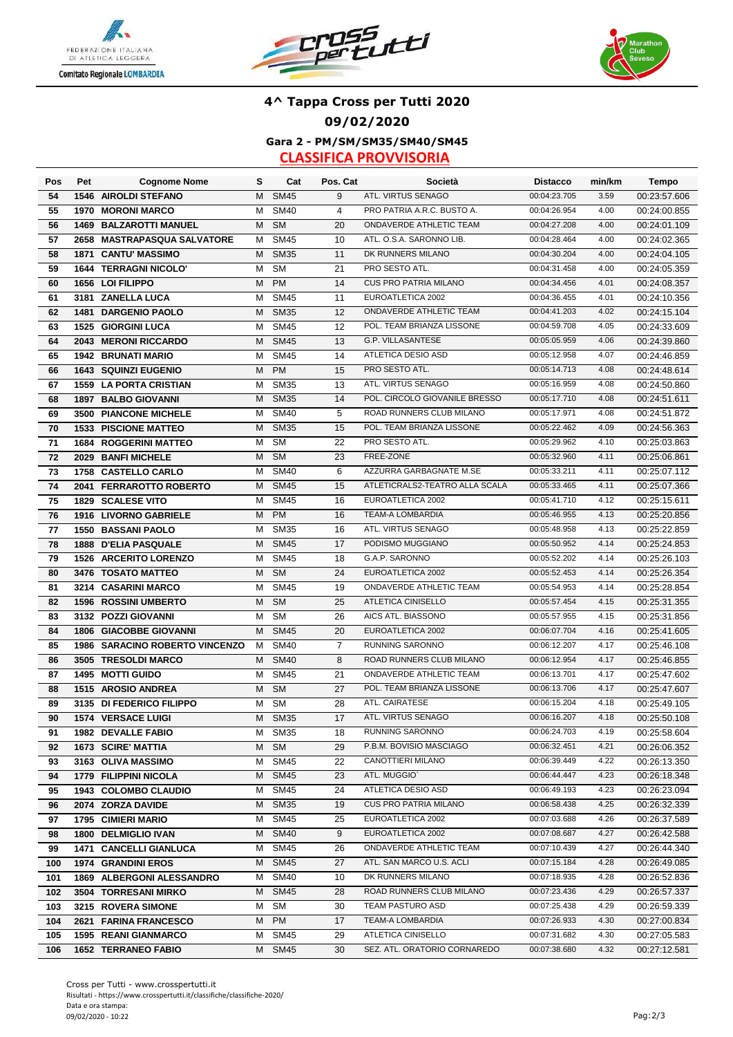# 4^ Tappa Cross per Tutti 2020

## 09/02/2020

### Gara 2 - PM/SM/SM35/SM40/SM45

### CLASSIFICA PROVVISORIA

| Pos | Pet | Cognome Nome | S | Cat | Pos. Cat | Società | Distacco | min/km | Tempo |
|---|---|---|---|---|---|---|---|---|---|
| 54 | 1546 | AIROLDI STEFANO | M | SM45 | 9 | ATL. VIRTUS SENAGO | 00:04:23.705 | 3.59 | 00:23:57.606 |
| 55 | 1970 | MORONI MARCO | M | SM40 | 4 | PRO PATRIA A.R.C. BUSTO A. | 00:04:26.954 | 4.00 | 00:24:00.855 |
| 56 | 1469 | BALZAROTTI MANUEL | M | SM | 20 | ONDAVERDE ATHLETIC TEAM | 00:04:27.208 | 4.00 | 00:24:01.109 |
| 57 | 2658 | MASTRAPASQUA SALVATORE | M | SM45 | 10 | ATL. O.S.A. SARONNO LIB. | 00:04:28.464 | 4.00 | 00:24:02.365 |
| 58 | 1871 | CANTU' MASSIMO | M | SM35 | 11 | DK RUNNERS MILANO | 00:04:30.204 | 4.00 | 00:24:04.105 |
| 59 | 1644 | TERRAGNI NICOLO' | M | SM | 21 | PRO SESTO ATL. | 00:04:31.458 | 4.00 | 00:24:05.359 |
| 60 | 1656 | LOI FILIPPO | M | PM | 14 | CUS PRO PATRIA MILANO | 00:04:34.456 | 4.01 | 00:24:08.357 |
| 61 | 3181 | ZANELLA LUCA | M | SM45 | 11 | EUROATLETICA 2002 | 00:04:36.455 | 4.01 | 00:24:10.356 |
| 62 | 1481 | DARGENIO PAOLO | M | SM35 | 12 | ONDAVERDE ATHLETIC TEAM | 00:04:41.203 | 4.02 | 00:24:15.104 |
| 63 | 1525 | GIORGINI LUCA | M | SM45 | 12 | POL. TEAM BRIANZA LISSONE | 00:04:59.708 | 4.05 | 00:24:33.609 |
| 64 | 2043 | MERONI RICCARDO | M | SM45 | 13 | G.P. VILLASANTESE | 00:05:05.959 | 4.06 | 00:24:39.860 |
| 65 | 1942 | BRUNATI MARIO | M | SM45 | 14 | ATLETICA DESIO ASD | 00:05:12.958 | 4.07 | 00:24:46.859 |
| 66 | 1643 | SQUINZI EUGENIO | M | PM | 15 | PRO SESTO ATL. | 00:05:14.713 | 4.08 | 00:24:48.614 |
| 67 | 1559 | LA PORTA CRISTIAN | M | SM35 | 13 | ATL. VIRTUS SENAGO | 00:05:16.959 | 4.08 | 00:24:50.860 |
| 68 | 1897 | BALBO GIOVANNI | M | SM35 | 14 | POL. CIRCOLO GIOVANILE BRESSO | 00:05:17.710 | 4.08 | 00:24:51.611 |
| 69 | 3500 | PIANCONE MICHELE | M | SM40 | 5 | ROAD RUNNERS CLUB MILANO | 00:05:17.971 | 4.08 | 00:24:51.872 |
| 70 | 1533 | PISCIONE MATTEO | M | SM35 | 15 | POL. TEAM BRIANZA LISSONE | 00:05:22.462 | 4.09 | 00:24:56.363 |
| 71 | 1684 | ROGGERINI MATTEO | M | SM | 22 | PRO SESTO ATL. | 00:05:29.962 | 4.10 | 00:25:03.863 |
| 72 | 2029 | BANFI MICHELE | M | SM | 23 | FREE-ZONE | 00:05:32.960 | 4.11 | 00:25:06.861 |
| 73 | 1758 | CASTELLO CARLO | M | SM40 | 6 | AZZURRA GARBAGNATE M.SE | 00:05:33.211 | 4.11 | 00:25:07.112 |
| 74 | 2041 | FERRAROTTO ROBERTO | M | SM45 | 15 | ATLETICRALS2-TEATRO ALLA SCALA | 00:05:33.465 | 4.11 | 00:25:07.366 |
| 75 | 1829 | SCALESE VITO | M | SM45 | 16 | EUROATLETICA 2002 | 00:05:41.710 | 4.12 | 00:25:15.611 |
| 76 | 1916 | LIVORNO GABRIELE | M | PM | 16 | TEAM-A LOMBARDIA | 00:05:46.955 | 4.13 | 00:25:20.856 |
| 77 | 1550 | BASSANI PAOLO | M | SM35 | 16 | ATL. VIRTUS SENAGO | 00:05:48.958 | 4.13 | 00:25:22.859 |
| 78 | 1888 | D'ELIA PASQUALE | M | SM45 | 17 | PODISMO MUGGIANO | 00:05:50.952 | 4.14 | 00:25:24.853 |
| 79 | 1526 | ARCERITO LORENZO | M | SM45 | 18 | G.A.P. SARONNO | 00:05:52.202 | 4.14 | 00:25:26.103 |
| 80 | 3476 | TOSATO MATTEO | M | SM | 24 | EUROATLETICA 2002 | 00:05:52.453 | 4.14 | 00:25:26.354 |
| 81 | 3214 | CASARINI MARCO | M | SM45 | 19 | ONDAVERDE ATHLETIC TEAM | 00:05:54.953 | 4.14 | 00:25:28.854 |
| 82 | 1596 | ROSSINI UMBERTO | M | SM | 25 | ATLETICA CINISELLO | 00:05:57.454 | 4.15 | 00:25:31.355 |
| 83 | 3132 | POZZI GIOVANNI | M | SM | 26 | AICS ATL. BIASSONO | 00:05:57.955 | 4.15 | 00:25:31.856 |
| 84 | 1806 | GIACOBBE GIOVANNI | M | SM45 | 20 | EUROATLETICA 2002 | 00:06:07.704 | 4.16 | 00:25:41.605 |
| 85 | 1986 | SARACINO ROBERTO VINCENZO | M | SM40 | 7 | RUNNING SARONNO | 00:06:12.207 | 4.17 | 00:25:46.108 |
| 86 | 3505 | TRESOLDI MARCO | M | SM40 | 8 | ROAD RUNNERS CLUB MILANO | 00:06:12.954 | 4.17 | 00:25:46.855 |
| 87 | 1495 | MOTTI GUIDO | M | SM45 | 21 | ONDAVERDE ATHLETIC TEAM | 00:06:13.701 | 4.17 | 00:25:47.602 |
| 88 | 1515 | AROSIO ANDREA | M | SM | 27 | POL. TEAM BRIANZA LISSONE | 00:06:13.706 | 4.17 | 00:25:47.607 |
| 89 | 3135 | DI FEDERICO FILIPPO | M | SM | 28 | ATL. CAIRATESE | 00:06:15.204 | 4.18 | 00:25:49.105 |
| 90 | 1574 | VERSACE LUIGI | M | SM35 | 17 | ATL. VIRTUS SENAGO | 00:06:16.207 | 4.18 | 00:25:50.108 |
| 91 | 1982 | DEVALLE FABIO | M | SM35 | 18 | RUNNING SARONNO | 00:06:24.703 | 4.19 | 00:25:58.604 |
| 92 | 1673 | SCIRE' MATTIA | M | SM | 29 | P.B.M. BOVISIO MASCIAGO | 00:06:32.451 | 4.21 | 00:26:06.352 |
| 93 | 3163 | OLIVA MASSIMO | M | SM45 | 22 | CANOTTIERI MILANO | 00:06:39.449 | 4.22 | 00:26:13.350 |
| 94 | 1779 | FILIPPINI NICOLA | M | SM45 | 23 | ATL. MUGGIO` | 00:06:44.447 | 4.23 | 00:26:18.348 |
| 95 | 1943 | COLOMBO CLAUDIO | M | SM45 | 24 | ATLETICA DESIO ASD | 00:06:49.193 | 4.23 | 00:26:23.094 |
| 96 | 2074 | ZORZA DAVIDE | M | SM35 | 19 | CUS PRO PATRIA MILANO | 00:06:58.438 | 4.25 | 00:26:32.339 |
| 97 | 1795 | CIMIERI MARIO | M | SM45 | 25 | EUROATLETICA 2002 | 00:07:03.688 | 4.26 | 00:26:37.589 |
| 98 | 1800 | DELMIGLIO IVAN | M | SM40 | 9 | EUROATLETICA 2002 | 00:07:08.687 | 4.27 | 00:26:42.588 |
| 99 | 1471 | CANCELLI GIANLUCA | M | SM45 | 26 | ONDAVERDE ATHLETIC TEAM | 00:07:10.439 | 4.27 | 00:26:44.340 |
| 100 | 1974 | GRANDINI EROS | M | SM45 | 27 | ATL. SAN MARCO U.S. ACLI | 00:07:15.184 | 4.28 | 00:26:49.085 |
| 101 | 1869 | ALBERGONI ALESSANDRO | M | SM40 | 10 | DK RUNNERS MILANO | 00:07:18.935 | 4.28 | 00:26:52.836 |
| 102 | 3504 | TORRESANI MIRKO | M | SM45 | 28 | ROAD RUNNERS CLUB MILANO | 00:07:23.436 | 4.29 | 00:26:57.337 |
| 103 | 3215 | ROVERA SIMONE | M | SM | 30 | TEAM PASTURO ASD | 00:07:25.438 | 4.29 | 00:26:59.339 |
| 104 | 2621 | FARINA FRANCESCO | M | PM | 17 | TEAM-A LOMBARDIA | 00:07:26.933 | 4.30 | 00:27:00.834 |
| 105 | 1595 | REANI GIANMARCO | M | SM45 | 29 | ATLETICA CINISELLO | 00:07:31.682 | 4.30 | 00:27:05.583 |
| 106 | 1652 | TERRANEO FABIO | M | SM45 | 30 | SEZ. ATL. ORATORIO CORNAREDO | 00:07:38.680 | 4.32 | 00:27:12.581 |

Cross per Tutti - www.crosspertutti.it
Risultati - https://www.crosspertutti.it/classifiche/classifiche-2020/
Data e ora stampa:
09/02/2020 - 10:22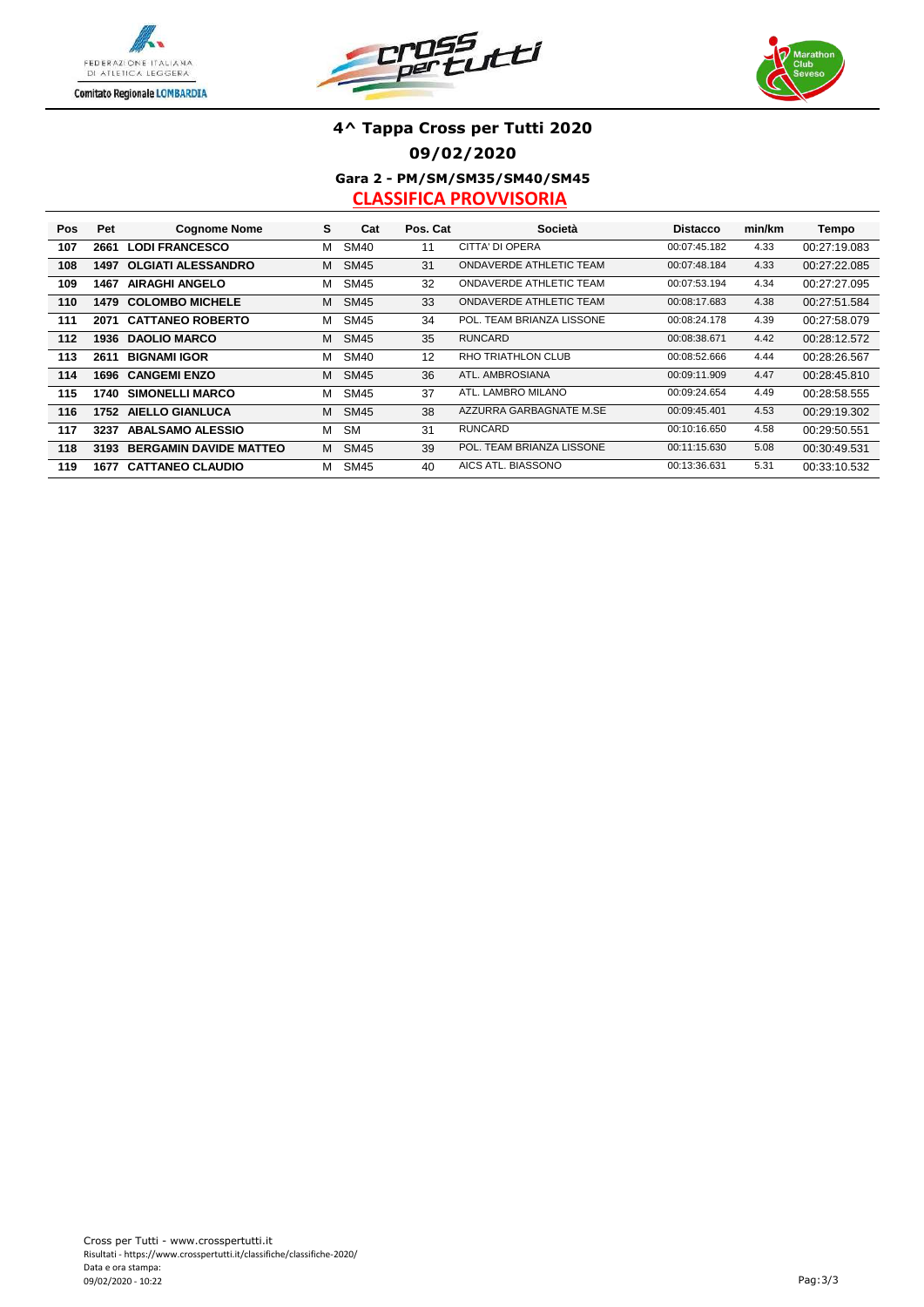## 4^ Tappa Cross per Tutti 2020

### 09/02/2020

### Gara 2 - PM/SM/SM35/SM40/SM45

### CLASSIFICA PROVVISORIA

| Pos | Pet | Cognome Nome | S | Cat | Pos. Cat | Società | Distacco | min/km | Tempo |
|---|---|---|---|---|---|---|---|---|---|
| 107 | 2661 | LODI FRANCESCO | M | SM40 | 11 | CITTA' DI OPERA | 00:07:45.182 | 4.33 | 00:27:19.083 |
| 108 | 1497 | OLGIATI ALESSANDRO | M | SM45 | 31 | ONDAVERDE ATHLETIC TEAM | 00:07:48.184 | 4.33 | 00:27:22.085 |
| 109 | 1467 | AIRAGHI ANGELO | M | SM45 | 32 | ONDAVERDE ATHLETIC TEAM | 00:07:53.194 | 4.34 | 00:27:27.095 |
| 110 | 1479 | COLOMBO MICHELE | M | SM45 | 33 | ONDAVERDE ATHLETIC TEAM | 00:08:17.683 | 4.38 | 00:27:51.584 |
| 111 | 2071 | CATTANEO ROBERTO | M | SM45 | 34 | POL. TEAM BRIANZA LISSONE | 00:08:24.178 | 4.39 | 00:27:58.079 |
| 112 | 1936 | DAOLIO MARCO | M | SM45 | 35 | RUNCARD | 00:08:38.671 | 4.42 | 00:28:12.572 |
| 113 | 2611 | BIGNAMI IGOR | M | SM40 | 12 | RHO TRIATHLON CLUB | 00:08:52.666 | 4.44 | 00:28:26.567 |
| 114 | 1696 | CANGEMI ENZO | M | SM45 | 36 | ATL. AMBROSIANA | 00:09:11.909 | 4.47 | 00:28:45.810 |
| 115 | 1740 | SIMONELLI MARCO | M | SM45 | 37 | ATL. LAMBRO MILANO | 00:09:24.654 | 4.49 | 00:28:58.555 |
| 116 | 1752 | AIELLO GIANLUCA | M | SM45 | 38 | AZZURRA GARBAGNATE M.SE | 00:09:45.401 | 4.53 | 00:29:19.302 |
| 117 | 3237 | ABALSAMO ALESSIO | M | SM | 31 | RUNCARD | 00:10:16.650 | 4.58 | 00:29:50.551 |
| 118 | 3193 | BERGAMIN DAVIDE MATTEO | M | SM45 | 39 | POL. TEAM BRIANZA LISSONE | 00:11:15.630 | 5.08 | 00:30:49.531 |
| 119 | 1677 | CATTANEO CLAUDIO | M | SM45 | 40 | AICS ATL. BIASSONO | 00:13:36.631 | 5.31 | 00:33:10.532 |

Cross per Tutti - www.crosspertutti.it
Risultati - https://www.crosspertutti.it/classifiche/classifiche-2020/
Data e ora stampa:
09/02/2020 - 10:22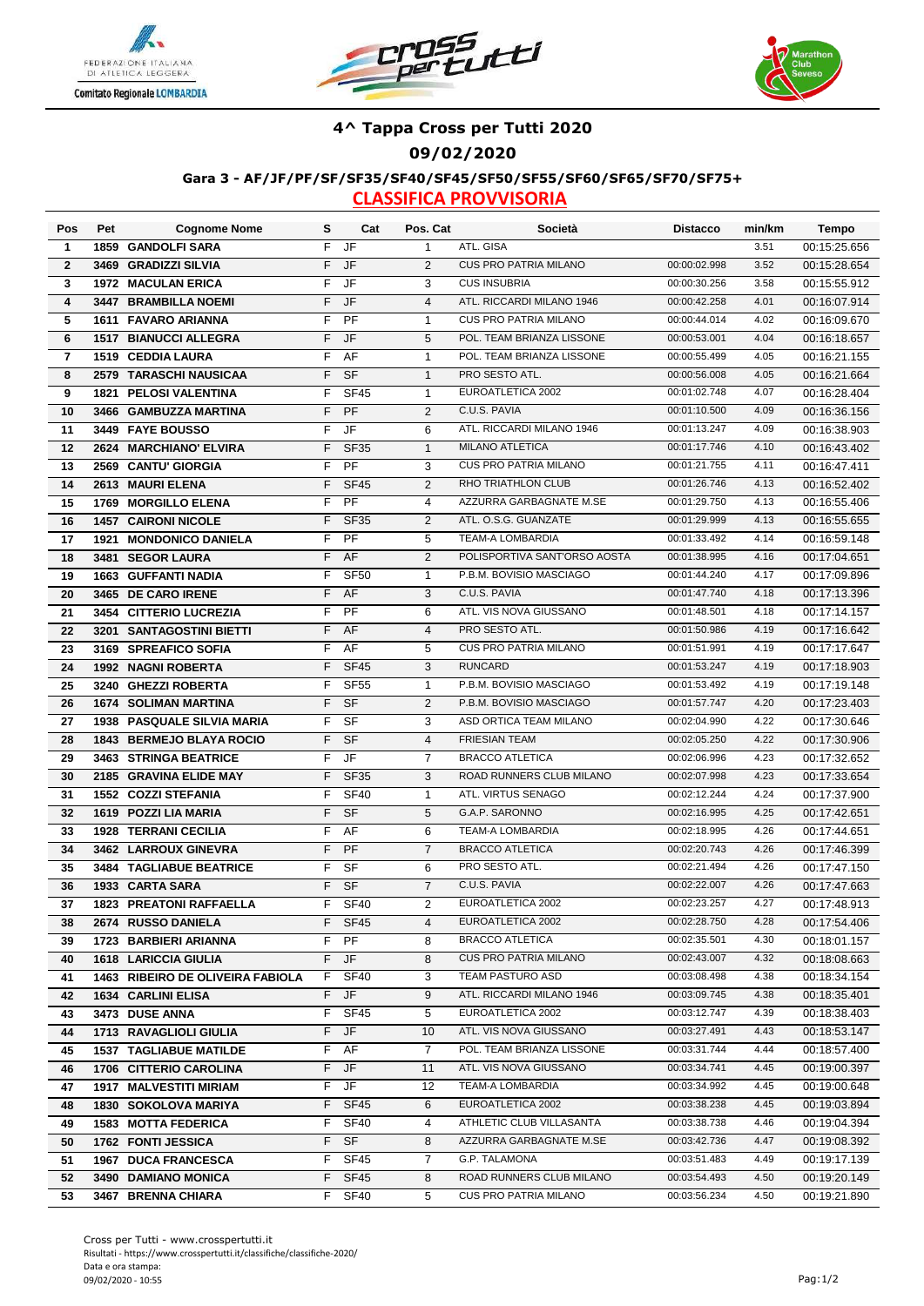# 4^ Tappa Cross per Tutti 2020

## 09/02/2020

### Gara 3 - AF/JF/PF/SF/SF35/SF40/SF45/SF50/SF55/SF60/SF65/SF70/SF75+

**CLASSIFICA PROVVISORIA**

| Pos | Pet | Cognome Nome | S | Cat | Pos. Cat | Società | Distacco | min/km | Tempo |
|---|---|---|---|---|---|---|---|---|---|
| 1 | 1859 | GANDOLFI SARA | F | JF | 1 | ATL. GISA | | 3.51 | 00:15:25.656 |
| 2 | 3469 | GRADIZZI SILVIA | F | JF | 2 | CUS PRO PATRIA MILANO | 00:00:02.998 | 3.52 | 00:15:28.654 |
| 3 | 1972 | MACULAN ERICA | F | JF | 3 | CUS INSUBRIA | 00:00:30.256 | 3.58 | 00:15:55.912 |
| 4 | 3447 | BRAMBILLA NOEMI | F | JF | 4 | ATL. RICCARDI MILANO 1946 | 00:00:42.258 | 4.01 | 00:16:07.914 |
| 5 | 1611 | FAVARO ARIANNA | F | PF | 1 | CUS PRO PATRIA MILANO | 00:00:44.014 | 4.02 | 00:16:09.670 |
| 6 | 1517 | BIANUCCI ALLEGRA | F | JF | 5 | POL. TEAM BRIANZA LISSONE | 00:00:53.001 | 4.04 | 00:16:18.657 |
| 7 | 1519 | CEDDIA LAURA | F | AF | 1 | POL. TEAM BRIANZA LISSONE | 00:00:55.499 | 4.05 | 00:16:21.155 |
| 8 | 2579 | TARASCHI NAUSICAA | F | SF | 1 | PRO SESTO ATL. | 00:00:56.008 | 4.05 | 00:16:21.664 |
| 9 | 1821 | PELOSI VALENTINA | F | SF45 | 1 | EUROATLETICA 2002 | 00:01:02.748 | 4.07 | 00:16:28.404 |
| 10 | 3466 | GAMBUZZA MARTINA | F | PF | 2 | C.U.S. PAVIA | 00:01:10.500 | 4.09 | 00:16:36.156 |
| 11 | 3449 | FAYE BOUSSO | F | JF | 6 | ATL. RICCARDI MILANO 1946 | 00:01:13.247 | 4.09 | 00:16:38.903 |
| 12 | 2624 | MARCHIANO' ELVIRA | F | SF35 | 1 | MILANO ATLETICA | 00:01:17.746 | 4.10 | 00:16:43.402 |
| 13 | 2569 | CANTU' GIORGIA | F | PF | 3 | CUS PRO PATRIA MILANO | 00:01:21.755 | 4.11 | 00:16:47.411 |
| 14 | 2613 | MAURI ELENA | F | SF45 | 2 | RHO TRIATHLON CLUB | 00:01:26.746 | 4.13 | 00:16:52.402 |
| 15 | 1769 | MORGILLO ELENA | F | PF | 4 | AZZURRA GARBAGNATE M.SE | 00:01:29.750 | 4.13 | 00:16:55.406 |
| 16 | 1457 | CAIRONI NICOLE | F | SF35 | 2 | ATL. O.S.G. GUANZATE | 00:01:29.999 | 4.13 | 00:16:55.655 |
| 17 | 1921 | MONDONICO DANIELA | F | PF | 5 | TEAM-A LOMBARDIA | 00:01:33.492 | 4.14 | 00:16:59.148 |
| 18 | 3481 | SEGOR LAURA | F | AF | 2 | POLISPORTIVA SANT'ORSO AOSTA | 00:01:38.995 | 4.16 | 00:17:04.651 |
| 19 | 1663 | GUFFANTI NADIA | F | SF50 | 1 | P.B.M. BOVISIO MASCIAGO | 00:01:44.240 | 4.17 | 00:17:09.896 |
| 20 | 3465 | DE CARO IRENE | F | AF | 3 | C.U.S. PAVIA | 00:01:47.740 | 4.18 | 00:17:13.396 |
| 21 | 3454 | CITTERIO LUCREZIA | F | PF | 6 | ATL. VIS NOVA GIUSSANO | 00:01:48.501 | 4.18 | 00:17:14.157 |
| 22 | 3201 | SANTAGOSTINI BIETTI | F | AF | 4 | PRO SESTO ATL. | 00:01:50.986 | 4.19 | 00:17:16.642 |
| 23 | 3169 | SPREAFICO SOFIA | F | AF | 5 | CUS PRO PATRIA MILANO | 00:01:51.991 | 4.19 | 00:17:17.647 |
| 24 | 1992 | NAGNI ROBERTA | F | SF45 | 3 | RUNCARD | 00:01:53.247 | 4.19 | 00:17:18.903 |
| 25 | 3240 | GHEZZI ROBERTA | F | SF55 | 1 | P.B.M. BOVISIO MASCIAGO | 00:01:53.492 | 4.19 | 00:17:19.148 |
| 26 | 1674 | SOLIMAN MARTINA | F | SF | 2 | P.B.M. BOVISIO MASCIAGO | 00:01:57.747 | 4.20 | 00:17:23.403 |
| 27 | 1938 | PASQUALE SILVIA MARIA | F | SF | 3 | ASD ORTICA TEAM MILANO | 00:02:04.990 | 4.22 | 00:17:30.646 |
| 28 | 1843 | BERMEJO BLAYA ROCIO | F | SF | 4 | FRIESIAN TEAM | 00:02:05.250 | 4.22 | 00:17:30.906 |
| 29 | 3463 | STRINGA BEATRICE | F | JF | 7 | BRACCO ATLETICA | 00:02:06.996 | 4.23 | 00:17:32.652 |
| 30 | 2185 | GRAVINA ELIDE MAY | F | SF35 | 3 | ROAD RUNNERS CLUB MILANO | 00:02:07.998 | 4.23 | 00:17:33.654 |
| 31 | 1552 | COZZI STEFANIA | F | SF40 | 1 | ATL. VIRTUS SENAGO | 00:02:12.244 | 4.24 | 00:17:37.900 |
| 32 | 1619 | POZZI LIA MARIA | F | SF | 5 | G.A.P. SARONNO | 00:02:16.995 | 4.25 | 00:17:42.651 |
| 33 | 1928 | TERRANI CECILIA | F | AF | 6 | TEAM-A LOMBARDIA | 00:02:18.995 | 4.26 | 00:17:44.651 |
| 34 | 3462 | LARROUX GINEVRA | F | PF | 7 | BRACCO ATLETICA | 00:02:20.743 | 4.26 | 00:17:46.399 |
| 35 | 3484 | TAGLIABUE BEATRICE | F | SF | 6 | PRO SESTO ATL. | 00:02:21.494 | 4.26 | 00:17:47.150 |
| 36 | 1933 | CARTA SARA | F | SF | 7 | C.U.S. PAVIA | 00:02:22.007 | 4.26 | 00:17:47.663 |
| 37 | 1823 | PREATONI RAFFAELLA | F | SF40 | 2 | EUROATLETICA 2002 | 00:02:23.257 | 4.27 | 00:17:48.913 |
| 38 | 2674 | RUSSO DANIELA | F | SF45 | 4 | EUROATLETICA 2002 | 00:02:28.750 | 4.28 | 00:17:54.406 |
| 39 | 1723 | BARBIERI ARIANNA | F | PF | 8 | BRACCO ATLETICA | 00:02:35.501 | 4.30 | 00:18:01.157 |
| 40 | 1618 | LARICCIA GIULIA | F | JF | 8 | CUS PRO PATRIA MILANO | 00:02:43.007 | 4.32 | 00:18:08.663 |
| 41 | 1463 | RIBEIRO DE OLIVEIRA FABIOLA | F | SF40 | 3 | TEAM PASTURO ASD | 00:03:08.498 | 4.38 | 00:18:34.154 |
| 42 | 1634 | CARLINI ELISA | F | JF | 9 | ATL. RICCARDI MILANO 1946 | 00:03:09.745 | 4.38 | 00:18:35.401 |
| 43 | 3473 | DUSE ANNA | F | SF45 | 5 | EUROATLETICA 2002 | 00:03:12.747 | 4.39 | 00:18:38.403 |
| 44 | 1713 | RAVAGLIOLI GIULIA | F | JF | 10 | ATL. VIS NOVA GIUSSANO | 00:03:27.491 | 4.43 | 00:18:53.147 |
| 45 | 1537 | TAGLIABUE MATILDE | F | AF | 7 | POL. TEAM BRIANZA LISSONE | 00:03:31.744 | 4.44 | 00:18:57.400 |
| 46 | 1706 | CITTERIO CAROLINA | F | JF | 11 | ATL. VIS NOVA GIUSSANO | 00:03:34.741 | 4.45 | 00:19:00.397 |
| 47 | 1917 | MALVESTITI MIRIAM | F | JF | 12 | TEAM-A LOMBARDIA | 00:03:34.992 | 4.45 | 00:19:00.648 |
| 48 | 1830 | SOKOLOVA MARIYA | F | SF45 | 6 | EUROATLETICA 2002 | 00:03:38.238 | 4.45 | 00:19:03.894 |
| 49 | 1583 | MOTTA FEDERICA | F | SF40 | 4 | ATHLETIC CLUB VILLASANTA | 00:03:38.738 | 4.46 | 00:19:04.394 |
| 50 | 1762 | FONTI JESSICA | F | SF | 8 | AZZURRA GARBAGNATE M.SE | 00:03:42.736 | 4.47 | 00:19:08.392 |
| 51 | 1967 | DUCA FRANCESCA | F | SF45 | 7 | G.P. TALAMONA | 00:03:51.483 | 4.49 | 00:19:17.139 |
| 52 | 3490 | DAMIANO MONICA | F | SF45 | 8 | ROAD RUNNERS CLUB MILANO | 00:03:54.493 | 4.50 | 00:19:20.149 |
| 53 | 3467 | BRENNA CHIARA | F | SF40 | 5 | CUS PRO PATRIA MILANO | 00:03:56.234 | 4.50 | 00:19:21.890 |

Cross per Tutti - www.crosspertutti.it
Risultati - https://www.crosspertutti.it/classifiche/classifiche-2020/
Data e ora stampa:
09/02/2020 - 10:55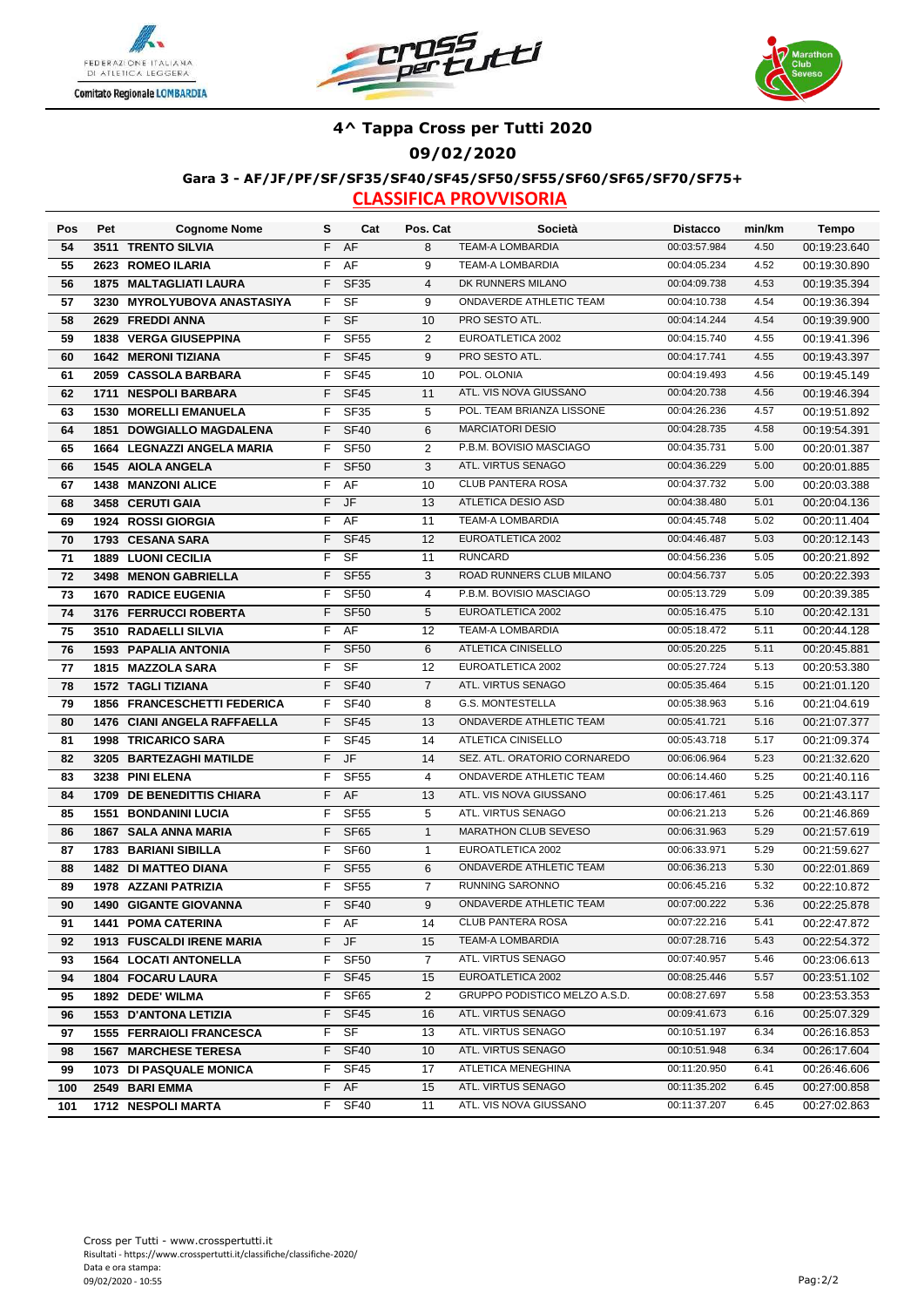## 4^ Tappa Cross per Tutti 2020

## 09/02/2020

### Gara 3 - AF/JF/PF/SF/SF35/SF40/SF45/SF50/SF55/SF60/SF65/SF70/SF75+

### CLASSIFICA PROVVISORIA

| Pos | Pet | Cognome Nome | S | Cat | Pos. Cat | Società | Distacco | min/km | Tempo |
|---|---|---|---|---|---|---|---|---|---|
| 54 | 3511 | TRENTO SILVIA | F | AF | 8 | TEAM-A LOMBARDIA | 00:03:57.984 | 4.50 | 00:19:23.640 |
| 55 | 2623 | ROMEO ILARIA | F | AF | 9 | TEAM-A LOMBARDIA | 00:04:05.234 | 4.52 | 00:19:30.890 |
| 56 | 1875 | MALTAGLIATI LAURA | F | SF35 | 4 | DK RUNNERS MILANO | 00:04:09.738 | 4.53 | 00:19:35.394 |
| 57 | 3230 | MYROLYUBOVA ANASTASIYA | F | SF | 9 | ONDAVERDE ATHLETIC TEAM | 00:04:10.738 | 4.54 | 00:19:36.394 |
| 58 | 2629 | FREDDI ANNA | F | SF | 10 | PRO SESTO ATL. | 00:04:14.244 | 4.54 | 00:19:39.900 |
| 59 | 1838 | VERGA GIUSEPPINA | F | SF55 | 2 | EUROATLETICA 2002 | 00:04:15.740 | 4.55 | 00:19:41.396 |
| 60 | 1642 | MERONI TIZIANA | F | SF45 | 9 | PRO SESTO ATL. | 00:04:17.741 | 4.55 | 00:19:43.397 |
| 61 | 2059 | CASSOLA BARBARA | F | SF45 | 10 | POL. OLONIA | 00:04:19.493 | 4.56 | 00:19:45.149 |
| 62 | 1711 | NESPOLI BARBARA | F | SF45 | 11 | ATL. VIS NOVA GIUSSANO | 00:04:20.738 | 4.56 | 00:19:46.394 |
| 63 | 1530 | MORELLI EMANUELA | F | SF35 | 5 | POL. TEAM BRIANZA LISSONE | 00:04:26.236 | 4.57 | 00:19:51.892 |
| 64 | 1851 | DOWGIALLO MAGDALENA | F | SF40 | 6 | MARCIATORI DESIO | 00:04:28.735 | 4.58 | 00:19:54.391 |
| 65 | 1664 | LEGNAZZI ANGELA MARIA | F | SF50 | 2 | P.B.M. BOVISIO MASCIAGO | 00:04:35.731 | 5.00 | 00:20:01.387 |
| 66 | 1545 | AIOLA ANGELA | F | SF50 | 3 | ATL. VIRTUS SENAGO | 00:04:36.229 | 5.00 | 00:20:01.885 |
| 67 | 1438 | MANZONI ALICE | F | AF | 10 | CLUB PANTERA ROSA | 00:04:37.732 | 5.00 | 00:20:03.388 |
| 68 | 3458 | CERUTI GAIA | F | JF | 13 | ATLETICA DESIO ASD | 00:04:38.480 | 5.01 | 00:20:04.136 |
| 69 | 1924 | ROSSI GIORGIA | F | AF | 11 | TEAM-A LOMBARDIA | 00:04:45.748 | 5.02 | 00:20:11.404 |
| 70 | 1793 | CESANA SARA | F | SF45 | 12 | EUROATLETICA 2002 | 00:04:46.487 | 5.03 | 00:20:12.143 |
| 71 | 1889 | LUONI CECILIA | F | SF | 11 | RUNCARD | 00:04:56.236 | 5.05 | 00:20:21.892 |
| 72 | 3498 | MENON GABRIELLA | F | SF55 | 3 | ROAD RUNNERS CLUB MILANO | 00:04:56.737 | 5.05 | 00:20:22.393 |
| 73 | 1670 | RADICE EUGENIA | F | SF50 | 4 | P.B.M. BOVISIO MASCIAGO | 00:05:13.729 | 5.09 | 00:20:39.385 |
| 74 | 3176 | FERRUCCI ROBERTA | F | SF50 | 5 | EUROATLETICA 2002 | 00:05:16.475 | 5.10 | 00:20:42.131 |
| 75 | 3510 | RADAELLI SILVIA | F | AF | 12 | TEAM-A LOMBARDIA | 00:05:18.472 | 5.11 | 00:20:44.128 |
| 76 | 1593 | PAPALIA ANTONIA | F | SF50 | 6 | ATLETICA CINISELLO | 00:05:20.225 | 5.11 | 00:20:45.881 |
| 77 | 1815 | MAZZOLA SARA | F | SF | 12 | EUROATLETICA 2002 | 00:05:27.724 | 5.13 | 00:20:53.380 |
| 78 | 1572 | TAGLI TIZIANA | F | SF40 | 7 | ATL. VIRTUS SENAGO | 00:05:35.464 | 5.15 | 00:21:01.120 |
| 79 | 1856 | FRANCESCHETTI FEDERICA | F | SF40 | 8 | G.S. MONTESTELLA | 00:05:38.963 | 5.16 | 00:21:04.619 |
| 80 | 1476 | CIANI ANGELA RAFFAELLA | F | SF45 | 13 | ONDAVERDE ATHLETIC TEAM | 00:05:41.721 | 5.16 | 00:21:07.377 |
| 81 | 1998 | TRICARICO SARA | F | SF45 | 14 | ATLETICA CINISELLO | 00:05:43.718 | 5.17 | 00:21:09.374 |
| 82 | 3205 | BARTEZAGHI MATILDE | F | JF | 14 | SEZ. ATL. ORATORIO CORNAREDO | 00:06:06.964 | 5.23 | 00:21:32.620 |
| 83 | 3238 | PINI ELENA | F | SF55 | 4 | ONDAVERDE ATHLETIC TEAM | 00:06:14.460 | 5.25 | 00:21:40.116 |
| 84 | 1709 | DE BENEDITTIS CHIARA | F | AF | 13 | ATL. VIS NOVA GIUSSANO | 00:06:17.461 | 5.25 | 00:21:43.117 |
| 85 | 1551 | BONDANINI LUCIA | F | SF55 | 5 | ATL. VIRTUS SENAGO | 00:06:21.213 | 5.26 | 00:21:46.869 |
| 86 | 1867 | SALA ANNA MARIA | F | SF65 | 1 | MARATHON CLUB SEVESO | 00:06:31.963 | 5.29 | 00:21:57.619 |
| 87 | 1783 | BARIANI SIBILLA | F | SF60 | 1 | EUROATLETICA 2002 | 00:06:33.971 | 5.29 | 00:21:59.627 |
| 88 | 1482 | DI MATTEO DIANA | F | SF55 | 6 | ONDAVERDE ATHLETIC TEAM | 00:06:36.213 | 5.30 | 00:22:01.869 |
| 89 | 1978 | AZZANI PATRIZIA | F | SF55 | 7 | RUNNING SARONNO | 00:06:45.216 | 5.32 | 00:22:10.872 |
| 90 | 1490 | GIGANTE GIOVANNA | F | SF40 | 9 | ONDAVERDE ATHLETIC TEAM | 00:07:00.222 | 5.36 | 00:22:25.878 |
| 91 | 1441 | POMA CATERINA | F | AF | 14 | CLUB PANTERA ROSA | 00:07:22.216 | 5.41 | 00:22:47.872 |
| 92 | 1913 | FUSCALDI IRENE MARIA | F | JF | 15 | TEAM-A LOMBARDIA | 00:07:28.716 | 5.43 | 00:22:54.372 |
| 93 | 1564 | LOCATI ANTONELLA | F | SF50 | 7 | ATL. VIRTUS SENAGO | 00:07:40.957 | 5.46 | 00:23:06.613 |
| 94 | 1804 | FOCARU LAURA | F | SF45 | 15 | EUROATLETICA 2002 | 00:08:25.446 | 5.57 | 00:23:51.102 |
| 95 | 1892 | DEDE' WILMA | F | SF65 | 2 | GRUPPO PODISTICO MELZO A.S.D. | 00:08:27.697 | 5.58 | 00:23:53.353 |
| 96 | 1553 | D'ANTONA LETIZIA | F | SF45 | 16 | ATL. VIRTUS SENAGO | 00:09:41.673 | 6.16 | 00:25:07.329 |
| 97 | 1555 | FERRAIOLI FRANCESCA | F | SF | 13 | ATL. VIRTUS SENAGO | 00:10:51.197 | 6.34 | 00:26:16.853 |
| 98 | 1567 | MARCHESE TERESA | F | SF40 | 10 | ATL. VIRTUS SENAGO | 00:10:51.948 | 6.34 | 00:26:17.604 |
| 99 | 1073 | DI PASQUALE MONICA | F | SF45 | 17 | ATLETICA MENEGHINA | 00:11:20.950 | 6.41 | 00:26:46.606 |
| 100 | 2549 | BARI EMMA | F | AF | 15 | ATL. VIRTUS SENAGO | 00:11:35.202 | 6.45 | 00:27:00.858 |
| 101 | 1712 | NESPOLI MARTA | F | SF40 | 11 | ATL. VIS NOVA GIUSSANO | 00:11:37.207 | 6.45 | 00:27:02.863 |

Cross per Tutti - www.crosspertutti.it
Risultati - https://www.crosspertutti.it/classifiche/classifiche-2020/
Data e ora stampa:
09/02/2020 - 10:55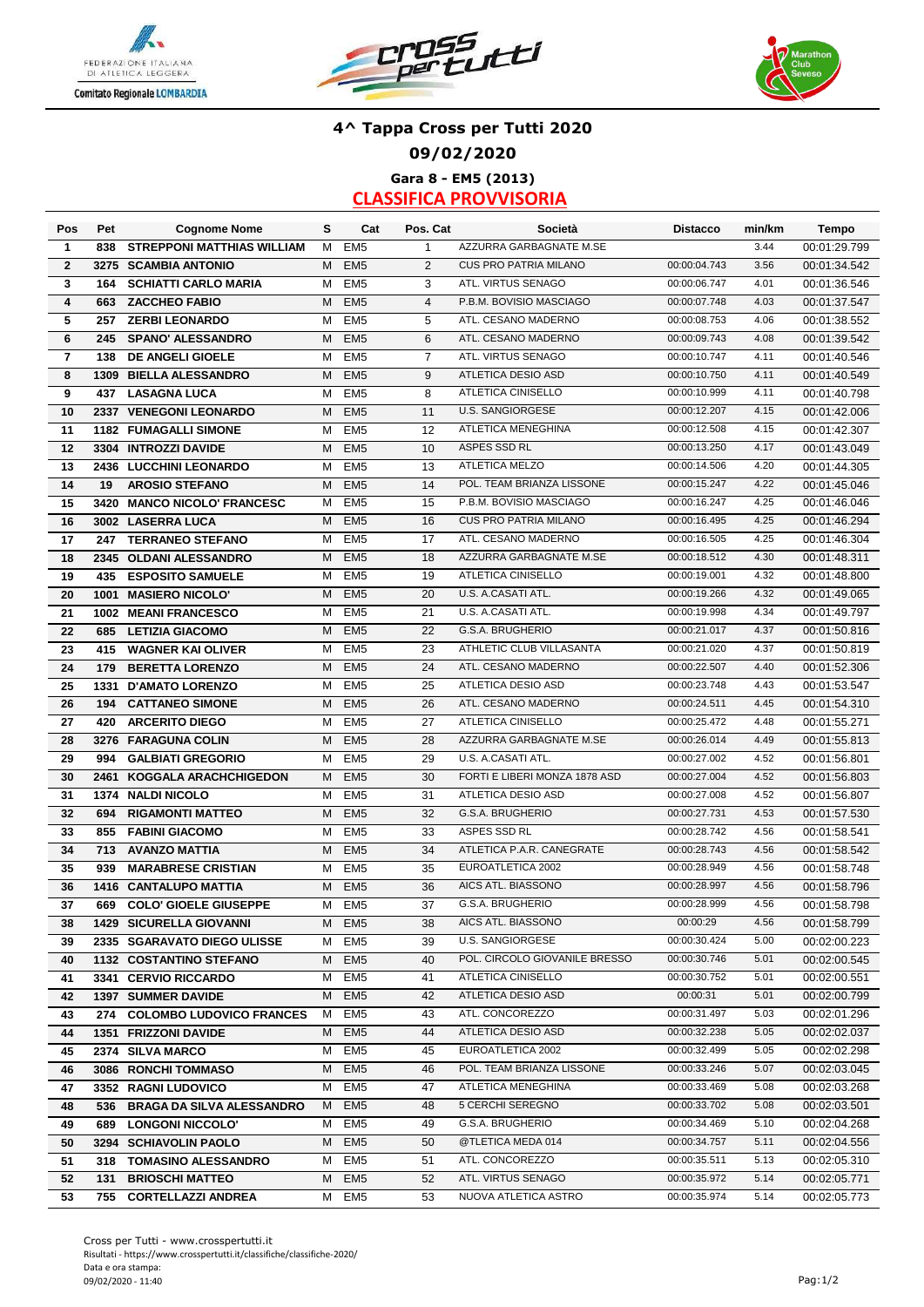FEDERAZIONE ITALIANA DI ATLETICA LEGGERA
Comitato Regionale LOMBARDIA

# 4^ Tappa Cross per Tutti 2020

## 09/02/2020

### Gara 8 - EM5 (2013)

### CLASSIFICA PROVVISORIA

| Pos | Pet | Cognome Nome | S | Cat | Pos. Cat | Società | Distacco | min/km | Tempo |
|---|---|---|---|---|---|---|---|---|---|
| 1 | 838 | STREPPONI MATTHIAS WILLIAM | M | EM5 | 1 | AZZURRA GARBAGNATE M.SE | | 3.44 | 00:01:29.799 |
| 2 | 3275 | SCAMBIA ANTONIO | M | EM5 | 2 | CUS PRO PATRIA MILANO | 00:00:04.743 | 3.56 | 00:01:34.542 |
| 3 | 164 | SCHIATTI CARLO MARIA | M | EM5 | 3 | ATL. VIRTUS SENAGO | 00:00:06.747 | 4.01 | 00:01:36.546 |
| 4 | 663 | ZACCHEO FABIO | M | EM5 | 4 | P.B.M. BOVISIO MASCIAGO | 00:00:07.748 | 4.03 | 00:01:37.547 |
| 5 | 257 | ZERBI LEONARDO | M | EM5 | 5 | ATL. CESANO MADERNO | 00:00:08.753 | 4.06 | 00:01:38.552 |
| 6 | 245 | SPANO' ALESSANDRO | M | EM5 | 6 | ATL. CESANO MADERNO | 00:00:09.743 | 4.08 | 00:01:39.542 |
| 7 | 138 | DE ANGELI GIOELE | M | EM5 | 7 | ATL. VIRTUS SENAGO | 00:00:10.747 | 4.11 | 00:01:40.546 |
| 8 | 1309 | BIELLA ALESSANDRO | M | EM5 | 9 | ATLETICA DESIO ASD | 00:00:10.750 | 4.11 | 00:01:40.549 |
| 9 | 437 | LASAGNA LUCA | M | EM5 | 8 | ATLETICA CINISELLO | 00:00:10.999 | 4.11 | 00:01:40.798 |
| 10 | 2337 | VENEGONI LEONARDO | M | EM5 | 11 | U.S. SANGIORGESE | 00:00:12.207 | 4.15 | 00:01:42.006 |
| 11 | 1182 | FUMAGALLI SIMONE | M | EM5 | 12 | ATLETICA MENEGHINA | 00:00:12.508 | 4.15 | 00:01:42.307 |
| 12 | 3304 | INTROZZI DAVIDE | M | EM5 | 10 | ASPES SSD RL | 00:00:13.250 | 4.17 | 00:01:43.049 |
| 13 | 2436 | LUCCHINI LEONARDO | M | EM5 | 13 | ATLETICA MELZO | 00:00:14.506 | 4.20 | 00:01:44.305 |
| 14 | 19 | AROSIO STEFANO | M | EM5 | 14 | POL. TEAM BRIANZA LISSONE | 00:00:15.247 | 4.22 | 00:01:45.046 |
| 15 | 3420 | MANCO NICOLO' FRANCESC | M | EM5 | 15 | P.B.M. BOVISIO MASCIAGO | 00:00:16.247 | 4.25 | 00:01:46.046 |
| 16 | 3002 | LASERRA LUCA | M | EM5 | 16 | CUS PRO PATRIA MILANO | 00:00:16.495 | 4.25 | 00:01:46.294 |
| 17 | 247 | TERRANEO STEFANO | M | EM5 | 17 | ATL. CESANO MADERNO | 00:00:16.505 | 4.25 | 00:01:46.304 |
| 18 | 2345 | OLDANI ALESSANDRO | M | EM5 | 18 | AZZURRA GARBAGNATE M.SE | 00:00:18.512 | 4.30 | 00:01:48.311 |
| 19 | 435 | ESPOSITO SAMUELE | M | EM5 | 19 | ATLETICA CINISELLO | 00:00:19.001 | 4.32 | 00:01:48.800 |
| 20 | 1001 | MASIERO NICOLO' | M | EM5 | 20 | U.S. A.CASATI ATL. | 00:00:19.266 | 4.32 | 00:01:49.065 |
| 21 | 1002 | MEANI FRANCESCO | M | EM5 | 21 | U.S. A.CASATI ATL. | 00:00:19.998 | 4.34 | 00:01:49.797 |
| 22 | 685 | LETIZIA GIACOMO | M | EM5 | 22 | G.S.A. BRUGHERIO | 00:00:21.017 | 4.37 | 00:01:50.816 |
| 23 | 415 | WAGNER KAI OLIVER | M | EM5 | 23 | ATHLETIC CLUB VILLASANTA | 00:00:21.020 | 4.37 | 00:01:50.819 |
| 24 | 179 | BERETTA LORENZO | M | EM5 | 24 | ATL. CESANO MADERNO | 00:00:22.507 | 4.40 | 00:01:52.306 |
| 25 | 1331 | D'AMATO LORENZO | M | EM5 | 25 | ATLETICA DESIO ASD | 00:00:23.748 | 4.43 | 00:01:53.547 |
| 26 | 194 | CATTANEO SIMONE | M | EM5 | 26 | ATL. CESANO MADERNO | 00:00:24.511 | 4.45 | 00:01:54.310 |
| 27 | 420 | ARCERITO DIEGO | M | EM5 | 27 | ATLETICA CINISELLO | 00:00:25.472 | 4.48 | 00:01:55.271 |
| 28 | 3276 | FARAGUNA COLIN | M | EM5 | 28 | AZZURRA GARBAGNATE M.SE | 00:00:26.014 | 4.49 | 00:01:55.813 |
| 29 | 994 | GALBIATI GREGORIO | M | EM5 | 29 | U.S. A.CASATI ATL. | 00:00:27.002 | 4.52 | 00:01:56.801 |
| 30 | 2461 | KOGGALA ARACHCHIGEDON | M | EM5 | 30 | FORTI E LIBERI MONZA 1878 ASD | 00:00:27.004 | 4.52 | 00:01:56.803 |
| 31 | 1374 | NALDI NICOLO | M | EM5 | 31 | ATLETICA DESIO ASD | 00:00:27.008 | 4.52 | 00:01:56.807 |
| 32 | 694 | RIGAMONTI MATTEO | M | EM5 | 32 | G.S.A. BRUGHERIO | 00:00:27.731 | 4.53 | 00:01:57.530 |
| 33 | 855 | FABINI GIACOMO | M | EM5 | 33 | ASPES SSD RL | 00:00:28.742 | 4.56 | 00:01:58.541 |
| 34 | 713 | AVANZO MATTIA | M | EM5 | 34 | ATLETICA P.A.R. CANEGRATE | 00:00:28.743 | 4.56 | 00:01:58.542 |
| 35 | 939 | MARABRESE CRISTIAN | M | EM5 | 35 | EUROATLETICA 2002 | 00:00:28.949 | 4.56 | 00:01:58.748 |
| 36 | 1416 | CANTALUPO MATTIA | M | EM5 | 36 | AICS ATL. BIASSONO | 00:00:28.997 | 4.56 | 00:01:58.796 |
| 37 | 669 | COLO' GIOELE GIUSEPPE | M | EM5 | 37 | G.S.A. BRUGHERIO | 00:00:28.999 | 4.56 | 00:01:58.798 |
| 38 | 1429 | SICURELLA GIOVANNI | M | EM5 | 38 | AICS ATL. BIASSONO | 00:00:29 | 4.56 | 00:01:58.799 |
| 39 | 2335 | SGARAVATO DIEGO ULISSE | M | EM5 | 39 | U.S. SANGIORGESE | 00:00:30.424 | 5.00 | 00:02:00.223 |
| 40 | 1132 | COSTANTINO STEFANO | M | EM5 | 40 | POL. CIRCOLO GIOVANILE BRESSO | 00:00:30.746 | 5.01 | 00:02:00.545 |
| 41 | 3341 | CERVIO RICCARDO | M | EM5 | 41 | ATLETICA CINISELLO | 00:00:30.752 | 5.01 | 00:02:00.551 |
| 42 | 1397 | SUMMER DAVIDE | M | EM5 | 42 | ATLETICA DESIO ASD | 00:00:31 | 5.01 | 00:02:00.799 |
| 43 | 274 | COLOMBO LUDOVICO FRANCES | M | EM5 | 43 | ATL. CONCOREZZO | 00:00:31.497 | 5.03 | 00:02:01.296 |
| 44 | 1351 | FRIZZONI DAVIDE | M | EM5 | 44 | ATLETICA DESIO ASD | 00:00:32.238 | 5.05 | 00:02:02.037 |
| 45 | 2374 | SILVA MARCO | M | EM5 | 45 | EUROATLETICA 2002 | 00:00:32.499 | 5.05 | 00:02:02.298 |
| 46 | 3086 | RONCHI TOMMASO | M | EM5 | 46 | POL. TEAM BRIANZA LISSONE | 00:00:33.246 | 5.07 | 00:02:03.045 |
| 47 | 3352 | RAGNI LUDOVICO | M | EM5 | 47 | ATLETICA MENEGHINA | 00:00:33.469 | 5.08 | 00:02:03.268 |
| 48 | 536 | BRAGA DA SILVA ALESSANDRO | M | EM5 | 48 | 5 CERCHI SEREGNO | 00:00:33.702 | 5.08 | 00:02:03.501 |
| 49 | 689 | LONGONI NICCOLO' | M | EM5 | 49 | G.S.A. BRUGHERIO | 00:00:34.469 | 5.10 | 00:02:04.268 |
| 50 | 3294 | SCHIAVOLIN PAOLO | M | EM5 | 50 | @TLETICA MEDA 014 | 00:00:34.757 | 5.11 | 00:02:04.556 |
| 51 | 318 | TOMASINO ALESSANDRO | M | EM5 | 51 | ATL. CONCOREZZO | 00:00:35.511 | 5.13 | 00:02:05.310 |
| 52 | 131 | BRIOSCHI MATTEO | M | EM5 | 52 | ATL. VIRTUS SENAGO | 00:00:35.972 | 5.14 | 00:02:05.771 |
| 53 | 755 | CORTELLAZZI ANDREA | M | EM5 | 53 | NUOVA ATLETICA ASTRO | 00:00:35.974 | 5.14 | 00:02:05.773 |

Cross per Tutti - www.crosspertutti.it
Risultati - https://www.crosspertutti.it/classifiche/classifiche-2020/
Data e ora stampa:
09/02/2020 - 11:40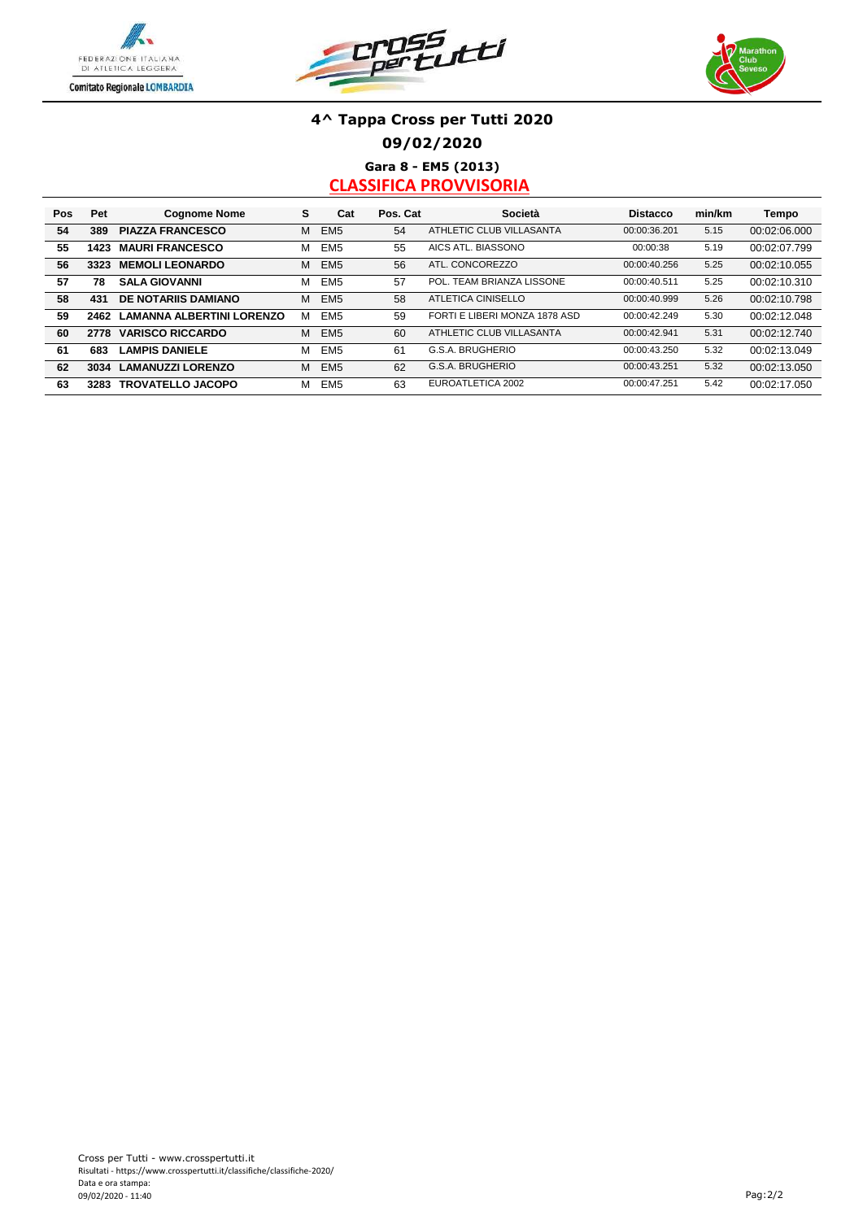# 4^ Tappa Cross per Tutti 2020

## 09/02/2020

### Gara 8 - EM5 (2013)

### CLASSIFICA PROVVISORIA

| Pos | Pet | Cognome Nome | S | Cat | Pos. Cat | Società | Distacco | min/km | Tempo |
|---|---|---|---|---|---|---|---|---|---|
| 54 | 389 | PIAZZA FRANCESCO | M | EM5 | 54 | ATHLETIC CLUB VILLASANTA | 00:00:36.201 | 5.15 | 00:02:06.000 |
| 55 | 1423 | MAURI FRANCESCO | M | EM5 | 55 | AICS ATL. BIASSONO | 00:00:38 | 5.19 | 00:02:07.799 |
| 56 | 3323 | MEMOLI LEONARDO | M | EM5 | 56 | ATL. CONCOREZZO | 00:00:40.256 | 5.25 | 00:02:10.055 |
| 57 | 78 | SALA GIOVANNI | M | EM5 | 57 | POL. TEAM BRIANZA LISSONE | 00:00:40.511 | 5.25 | 00:02:10.310 |
| 58 | 431 | DE NOTARIIS DAMIANO | M | EM5 | 58 | ATLETICA CINISELLO | 00:00:40.999 | 5.26 | 00:02:10.798 |
| 59 | 2462 | LAMANNA ALBERTINI LORENZO | M | EM5 | 59 | FORTI E LIBERI MONZA 1878 ASD | 00:00:42.249 | 5.30 | 00:02:12.048 |
| 60 | 2778 | VARISCO RICCARDO | M | EM5 | 60 | ATHLETIC CLUB VILLASANTA | 00:00:42.941 | 5.31 | 00:02:12.740 |
| 61 | 683 | LAMPIS DANIELE | M | EM5 | 61 | G.S.A. BRUGHERIO | 00:00:43.250 | 5.32 | 00:02:13.049 |
| 62 | 3034 | LAMANUZZI LORENZO | M | EM5 | 62 | G.S.A. BRUGHERIO | 00:00:43.251 | 5.32 | 00:02:13.050 |
| 63 | 3283 | TROVATELLO JACOPO | M | EM5 | 63 | EUROATLETICA 2002 | 00:00:47.251 | 5.42 | 00:02:17.050 |

Cross per Tutti - www.crosspertutti.it
Risultati - https://www.crosspertutti.it/classifiche/classifiche-2020/
Data e ora stampa:
09/02/2020 - 11:40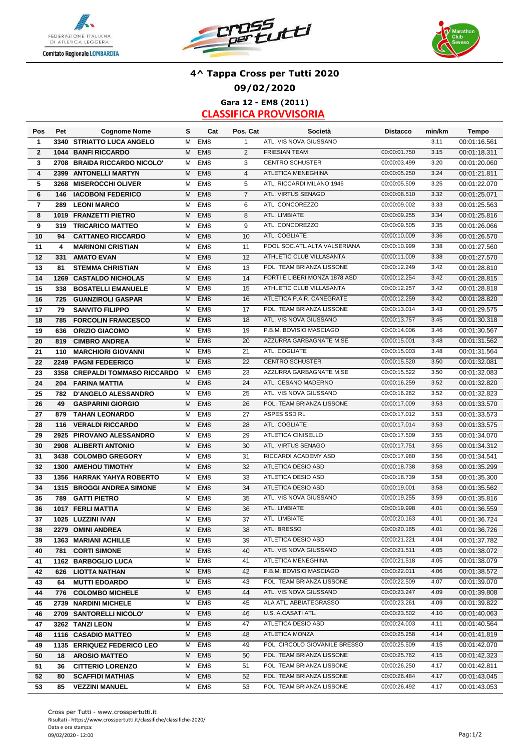# 4^ Tappa Cross per Tutti 2020

## 09/02/2020

### Gara 12 - EM8 (2011)

### CLASSIFICA PROVVISORIA

| Pos | Pet | Cognome Nome | S | Cat | Pos. Cat | Società | Distacco | min/km | Tempo |
|---|---|---|---|---|---|---|---|---|---|
| 1 | 3340 | STRIATTO LUCA ANGELO | M | EM8 | 1 | ATL. VIS NOVA GIUSSANO | | 3.11 | 00:01:16.561 |
| 2 | 1044 | BANFI RICCARDO | M | EM8 | 2 | FRIESIAN TEAM | 00:00:01.750 | 3.15 | 00:01:18.311 |
| 3 | 2708 | BRAIDA RICCARDO NICOLO' | M | EM8 | 3 | CENTRO SCHUSTER | 00:00:03.499 | 3.20 | 00:01:20.060 |
| 4 | 2399 | ANTONELLI MARTYN | M | EM8 | 4 | ATLETICA MENEGHINA | 00:00:05.250 | 3.24 | 00:01:21.811 |
| 5 | 3268 | MISEROCCHI OLIVER | M | EM8 | 5 | ATL. RICCARDI MILANO 1946 | 00:00:05.509 | 3.25 | 00:01:22.070 |
| 6 | 146 | IACOBONI FEDERICO | M | EM8 | 7 | ATL. VIRTUS SENAGO | 00:00:08.510 | 3.32 | 00:01:25.071 |
| 7 | 289 | LEONI MARCO | M | EM8 | 6 | ATL. CONCOREZZO | 00:00:09.002 | 3.33 | 00:01:25.563 |
| 8 | 1019 | FRANZETTI PIETRO | M | EM8 | 8 | ATL. LIMBIATE | 00:00:09.255 | 3.34 | 00:01:25.816 |
| 9 | 319 | TRICARICO MATTEO | M | EM8 | 9 | ATL. CONCOREZZO | 00:00:09.505 | 3.35 | 00:01:26.066 |
| 10 | 94 | CATTANEO RICCARDO | M | EM8 | 10 | ATL. COGLIATE | 00:00:10.009 | 3.36 | 00:01:26.570 |
| 11 | 4 | MARINONI CRISTIAN | M | EM8 | 11 | POOL SOC.ATL.ALTA VALSERIANA | 00:00:10.999 | 3.38 | 00:01:27.560 |
| 12 | 331 | AMATO EVAN | M | EM8 | 12 | ATHLETIC CLUB VILLASANTA | 00:00:11.009 | 3.38 | 00:01:27.570 |
| 13 | 81 | STEMMA CHRISTIAN | M | EM8 | 13 | POL. TEAM BRIANZA LISSONE | 00:00:12.249 | 3.42 | 00:01:28.810 |
| 14 | 1269 | CASTALDO NICHOLAS | M | EM8 | 14 | FORTI E LIBERI MONZA 1878 ASD | 00:00:12.254 | 3.42 | 00:01:28.815 |
| 15 | 338 | BOSATELLI EMANUELE | M | EM8 | 15 | ATHLETIC CLUB VILLASANTA | 00:00:12.257 | 3.42 | 00:01:28.818 |
| 16 | 725 | GUANZIROLI GASPAR | M | EM8 | 16 | ATLETICA P.A.R. CANEGRATE | 00:00:12.259 | 3.42 | 00:01:28.820 |
| 17 | 79 | SANVITO FILIPPO | M | EM8 | 17 | POL. TEAM BRIANZA LISSONE | 00:00:13.014 | 3.43 | 00:01:29.575 |
| 18 | 785 | FORCOLIN FRANCESCO | M | EM8 | 18 | ATL. VIS NOVA GIUSSANO | 00:00:13.757 | 3.45 | 00:01:30.318 |
| 19 | 636 | ORIZIO GIACOMO | M | EM8 | 19 | P.B.M. BOVISIO MASCIAGO | 00:00:14.006 | 3.46 | 00:01:30.567 |
| 20 | 819 | CIMBRO ANDREA | M | EM8 | 20 | AZZURRA GARBAGNATE M.SE | 00:00:15.001 | 3.48 | 00:01:31.562 |
| 21 | 110 | MARCHIORI GIOVANNI | M | EM8 | 21 | ATL. COGLIATE | 00:00:15.003 | 3.48 | 00:01:31.564 |
| 22 | 2249 | PAGNI FEDEERICO | M | EM8 | 22 | CENTRO SCHUSTER | 00:00:15.520 | 3.50 | 00:01:32.081 |
| 23 | 3358 | CREPALDI TOMMASO RICCARDO | M | EM8 | 23 | AZZURRA GARBAGNATE M.SE | 00:00:15.522 | 3.50 | 00:01:32.083 |
| 24 | 204 | FARINA MATTIA | M | EM8 | 24 | ATL. CESANO MADERNO | 00:00:16.259 | 3.52 | 00:01:32.820 |
| 25 | 782 | D'ANGELO ALESSANDRO | M | EM8 | 25 | ATL. VIS NOVA GIUSSANO | 00:00:16.262 | 3.52 | 00:01:32.823 |
| 26 | 49 | GASPARINI GIORGIO | M | EM8 | 26 | POL. TEAM BRIANZA LISSONE | 00:00:17.009 | 3.53 | 00:01:33.570 |
| 27 | 879 | TAHAN LEONARDO | M | EM8 | 27 | ASPES SSD RL | 00:00:17.012 | 3.53 | 00:01:33.573 |
| 28 | 116 | VERALDI RICCARDO | M | EM8 | 28 | ATL. COGLIATE | 00:00:17.014 | 3.53 | 00:01:33.575 |
| 29 | 2925 | PIROVANO ALESSANDRO | M | EM8 | 29 | ATLETICA CINISELLO | 00:00:17.509 | 3.55 | 00:01:34.070 |
| 30 | 2908 | ALIBERTI ANTONIO | M | EM8 | 30 | ATL. VIRTUS SENAGO | 00:00:17.751 | 3.55 | 00:01:34.312 |
| 31 | 3438 | COLOMBO GREGORY | M | EM8 | 31 | RICCARDI ACADEMY ASD | 00:00:17.980 | 3.56 | 00:01:34.541 |
| 32 | 1300 | AMEHOU TIMOTHY | M | EM8 | 32 | ATLETICA DESIO ASD | 00:00:18.738 | 3.58 | 00:01:35.299 |
| 33 | 1356 | HARRAK YAHYA ROBERTO | M | EM8 | 33 | ATLETICA DESIO ASD | 00:00:18.739 | 3.58 | 00:01:35.300 |
| 34 | 1315 | BROGGI ANDREA SIMONE | M | EM8 | 34 | ATLETICA DESIO ASD | 00:00:19.001 | 3.58 | 00:01:35.562 |
| 35 | 789 | GATTI PIETRO | M | EM8 | 35 | ATL. VIS NOVA GIUSSANO | 00:00:19.255 | 3.59 | 00:01:35.816 |
| 36 | 1017 | FERLI MATTIA | M | EM8 | 36 | ATL. LIMBIATE | 00:00:19.998 | 4.01 | 00:01:36.559 |
| 37 | 1025 | LUZZINI IVAN | M | EM8 | 37 | ATL. LIMBIATE | 00:00:20.163 | 4.01 | 00:01:36.724 |
| 38 | 2279 | OMINI ANDREA | M | EM8 | 38 | ATL. BRESSO | 00:00:20.165 | 4.01 | 00:01:36.726 |
| 39 | 1363 | MARIANI ACHILLE | M | EM8 | 39 | ATLETICA DESIO ASD | 00:00:21.221 | 4.04 | 00:01:37.782 |
| 40 | 781 | CORTI SIMONE | M | EM8 | 40 | ATL. VIS NOVA GIUSSANO | 00:00:21.511 | 4.05 | 00:01:38.072 |
| 41 | 1162 | BARBOGLIO LUCA | M | EM8 | 41 | ATLETICA MENEGHINA | 00:00:21.518 | 4.05 | 00:01:38.079 |
| 42 | 626 | LIOTTA NATHAN | M | EM8 | 42 | P.B.M. BOVISIO MASCIAGO | 00:00:22.011 | 4.06 | 00:01:38.572 |
| 43 | 64 | MUTTI EDOARDO | M | EM8 | 43 | POL. TEAM BRIANZA LISSONE | 00:00:22.509 | 4.07 | 00:01:39.070 |
| 44 | 776 | COLOMBO MICHELE | M | EM8 | 44 | ATL. VIS NOVA GIUSSANO | 00:00:23.247 | 4.09 | 00:01:39.808 |
| 45 | 2739 | NARDINI MICHELE | M | EM8 | 45 | ALA ATL. ABBIATEGRASSO | 00:00:23.261 | 4.09 | 00:01:39.822 |
| 46 | 2709 | SANTORELLI NICOLO' | M | EM8 | 46 | U.S. A.CASATI ATL. | 00:00:23.502 | 4.10 | 00:01:40.063 |
| 47 | 3262 | TANZI LEON | M | EM8 | 47 | ATLETICA DESIO ASD | 00:00:24.003 | 4.11 | 00:01:40.564 |
| 48 | 1116 | CASADIO MATTEO | M | EM8 | 48 | ATLETICA MONZA | 00:00:25.258 | 4.14 | 00:01:41.819 |
| 49 | 1135 | ERRIQUEZ FEDERICO LEO | M | EM8 | 49 | POL. CIRCOLO GIOVANILE BRESSO | 00:00:25.509 | 4.15 | 00:01:42.070 |
| 50 | 18 | AROSIO MATTEO | M | EM8 | 50 | POL. TEAM BRIANZA LISSONE | 00:00:25.762 | 4.15 | 00:01:42.323 |
| 51 | 36 | CITTERIO LORENZO | M | EM8 | 51 | POL. TEAM BRIANZA LISSONE | 00:00:26.250 | 4.17 | 00:01:42.811 |
| 52 | 80 | SCAFFIDI MATHIAS | M | EM8 | 52 | POL. TEAM BRIANZA LISSONE | 00:00:26.484 | 4.17 | 00:01:43.045 |
| 53 | 85 | VEZZINI MANUEL | M | EM8 | 53 | POL. TEAM BRIANZA LISSONE | 00:00:26.492 | 4.17 | 00:01:43.053 |

Cross per Tutti - www.crosspertutti.it
Risultati - https://www.crosspertutti.it/classifiche/classifiche-2020/
Data e ora stampa:
09/02/2020 - 12:00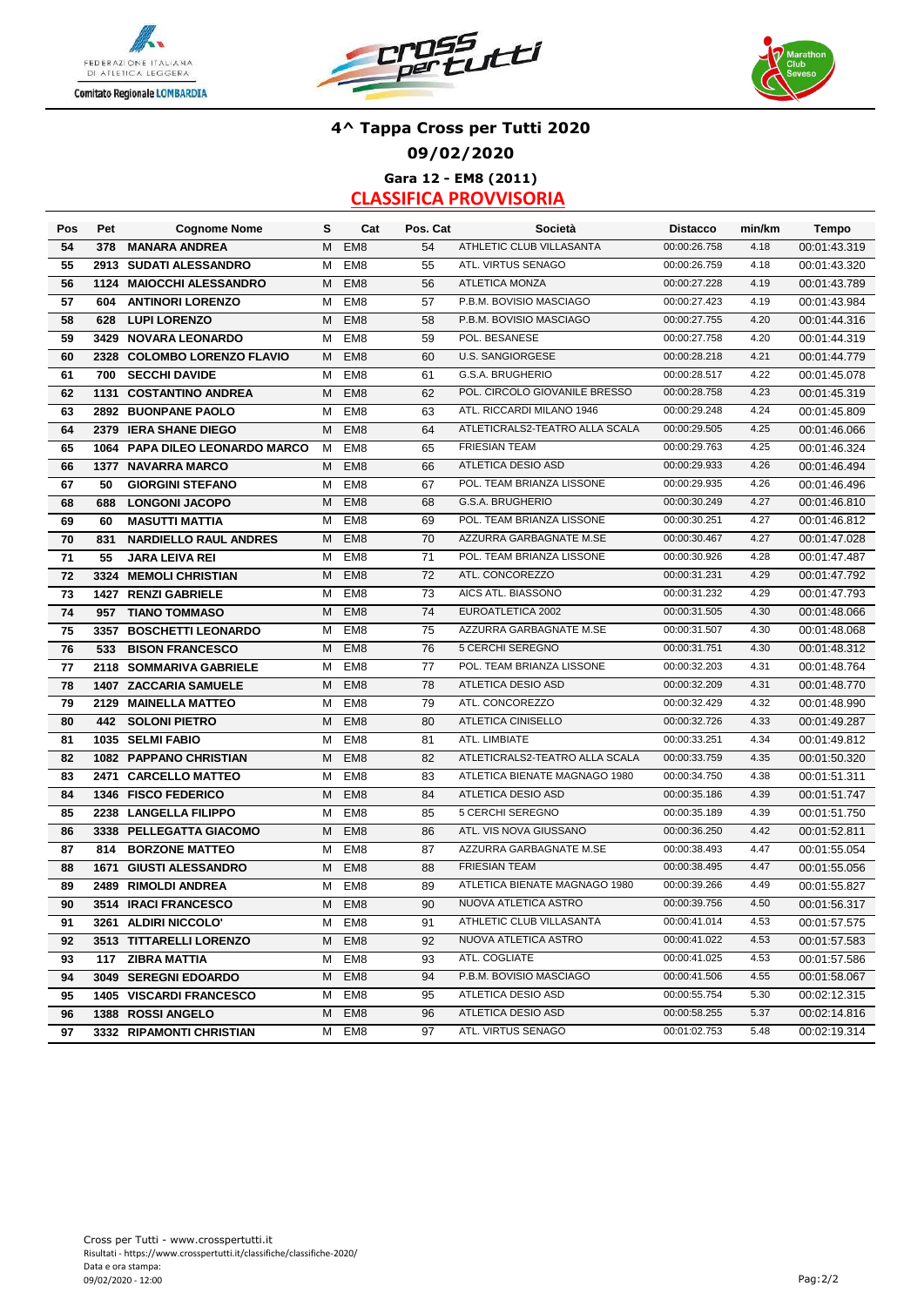# 4^ Tappa Cross per Tutti 2020

## 09/02/2020

### Gara 12 - EM8 (2011)

### CLASSIFICA PROVVISORIA

| Pos | Pet | Cognome Nome | S | Cat | Pos. Cat | Società | Distacco | min/km | Tempo |
|---|---|---|---|---|---|---|---|---|---|
| 54 | 378 | MANARA ANDREA | M | EM8 | 54 | ATHLETIC CLUB VILLASANTA | 00:00:26.758 | 4.18 | 00:01:43.319 |
| 55 | 2913 | SUDATI ALESSANDRO | M | EM8 | 55 | ATL. VIRTUS SENAGO | 00:00:26.759 | 4.18 | 00:01:43.320 |
| 56 | 1124 | MAIOCCHI ALESSANDRO | M | EM8 | 56 | ATLETICA MONZA | 00:00:27.228 | 4.19 | 00:01:43.789 |
| 57 | 604 | ANTINORI LORENZO | M | EM8 | 57 | P.B.M. BOVISIO MASCIAGO | 00:00:27.423 | 4.19 | 00:01:43.984 |
| 58 | 628 | LUPI LORENZO | M | EM8 | 58 | P.B.M. BOVISIO MASCIAGO | 00:00:27.755 | 4.20 | 00:01:44.316 |
| 59 | 3429 | NOVARA LEONARDO | M | EM8 | 59 | POL. BESANESE | 00:00:27.758 | 4.20 | 00:01:44.319 |
| 60 | 2328 | COLOMBO LORENZO FLAVIO | M | EM8 | 60 | U.S. SANGIORGESE | 00:00:28.218 | 4.21 | 00:01:44.779 |
| 61 | 700 | SECCHI DAVIDE | M | EM8 | 61 | G.S.A. BRUGHERIO | 00:00:28.517 | 4.22 | 00:01:45.078 |
| 62 | 1131 | COSTANTINO ANDREA | M | EM8 | 62 | POL. CIRCOLO GIOVANILE BRESSO | 00:00:28.758 | 4.23 | 00:01:45.319 |
| 63 | 2892 | BUONPANE PAOLO | M | EM8 | 63 | ATL. RICCARDI MILANO 1946 | 00:00:29.248 | 4.24 | 00:01:45.809 |
| 64 | 2379 | IERA SHANE DIEGO | M | EM8 | 64 | ATLETICRALS2-TEATRO ALLA SCALA | 00:00:29.505 | 4.25 | 00:01:46.066 |
| 65 | 1064 | PAPA DILEO LEONARDO MARCO | M | EM8 | 65 | FRIESIAN TEAM | 00:00:29.763 | 4.25 | 00:01:46.324 |
| 66 | 1377 | NAVARRA MARCO | M | EM8 | 66 | ATLETICA DESIO ASD | 00:00:29.933 | 4.26 | 00:01:46.494 |
| 67 | 50 | GIORGINI STEFANO | M | EM8 | 67 | POL. TEAM BRIANZA LISSONE | 00:00:29.935 | 4.26 | 00:01:46.496 |
| 68 | 688 | LONGONI JACOPO | M | EM8 | 68 | G.S.A. BRUGHERIO | 00:00:30.249 | 4.27 | 00:01:46.810 |
| 69 | 60 | MASUTTI MATTIA | M | EM8 | 69 | POL. TEAM BRIANZA LISSONE | 00:00:30.251 | 4.27 | 00:01:46.812 |
| 70 | 831 | NARDIELLO RAUL ANDRES | M | EM8 | 70 | AZZURRA GARBAGNATE M.SE | 00:00:30.467 | 4.27 | 00:01:47.028 |
| 71 | 55 | JARA LEIVA REI | M | EM8 | 71 | POL. TEAM BRIANZA LISSONE | 00:00:30.926 | 4.28 | 00:01:47.487 |
| 72 | 3324 | MEMOLI CHRISTIAN | M | EM8 | 72 | ATL. CONCOREZZO | 00:00:31.231 | 4.29 | 00:01:47.792 |
| 73 | 1427 | RENZI GABRIELE | M | EM8 | 73 | AICS ATL. BIASSONO | 00:00:31.232 | 4.29 | 00:01:47.793 |
| 74 | 957 | TIANO TOMMASO | M | EM8 | 74 | EUROATLETICA 2002 | 00:00:31.505 | 4.30 | 00:01:48.066 |
| 75 | 3357 | BOSCHETTI LEONARDO | M | EM8 | 75 | AZZURRA GARBAGNATE M.SE | 00:00:31.507 | 4.30 | 00:01:48.068 |
| 76 | 533 | BISON FRANCESCO | M | EM8 | 76 | 5 CERCHI SEREGNO | 00:00:31.751 | 4.30 | 00:01:48.312 |
| 77 | 2118 | SOMMARIVA GABRIELE | M | EM8 | 77 | POL. TEAM BRIANZA LISSONE | 00:00:32.203 | 4.31 | 00:01:48.764 |
| 78 | 1407 | ZACCARIA SAMUELE | M | EM8 | 78 | ATLETICA DESIO ASD | 00:00:32.209 | 4.31 | 00:01:48.770 |
| 79 | 2129 | MAINELLA MATTEO | M | EM8 | 79 | ATL. CONCOREZZO | 00:00:32.429 | 4.32 | 00:01:48.990 |
| 80 | 442 | SOLONI PIETRO | M | EM8 | 80 | ATLETICA CINISELLO | 00:00:32.726 | 4.33 | 00:01:49.287 |
| 81 | 1035 | SELMI FABIO | M | EM8 | 81 | ATL. LIMBIATE | 00:00:33.251 | 4.34 | 00:01:49.812 |
| 82 | 1082 | PAPPANO CHRISTIAN | M | EM8 | 82 | ATLETICRALS2-TEATRO ALLA SCALA | 00:00:33.759 | 4.35 | 00:01:50.320 |
| 83 | 2471 | CARCELLO MATTEO | M | EM8 | 83 | ATLETICA BIENATE MAGNAGO 1980 | 00:00:34.750 | 4.38 | 00:01:51.311 |
| 84 | 1346 | FISCO FEDERICO | M | EM8 | 84 | ATLETICA DESIO ASD | 00:00:35.186 | 4.39 | 00:01:51.747 |
| 85 | 2238 | LANGELLA FILIPPO | M | EM8 | 85 | 5 CERCHI SEREGNO | 00:00:35.189 | 4.39 | 00:01:51.750 |
| 86 | 3338 | PELLEGATTA GIACOMO | M | EM8 | 86 | ATL. VIS NOVA GIUSSANO | 00:00:36.250 | 4.42 | 00:01:52.811 |
| 87 | 814 | BORZONE MATTEO | M | EM8 | 87 | AZZURRA GARBAGNATE M.SE | 00:00:38.493 | 4.47 | 00:01:55.054 |
| 88 | 1671 | GIUSTI ALESSANDRO | M | EM8 | 88 | FRIESIAN TEAM | 00:00:38.495 | 4.47 | 00:01:55.056 |
| 89 | 2489 | RIMOLDI ANDREA | M | EM8 | 89 | ATLETICA BIENATE MAGNAGO 1980 | 00:00:39.266 | 4.49 | 00:01:55.827 |
| 90 | 3514 | IRACI FRANCESCO | M | EM8 | 90 | NUOVA ATLETICA ASTRO | 00:00:39.756 | 4.50 | 00:01:56.317 |
| 91 | 3261 | ALDIRI NICCOLO' | M | EM8 | 91 | ATHLETIC CLUB VILLASANTA | 00:00:41.014 | 4.53 | 00:01:57.575 |
| 92 | 3513 | TITTARELLI LORENZO | M | EM8 | 92 | NUOVA ATLETICA ASTRO | 00:00:41.022 | 4.53 | 00:01:57.583 |
| 93 | 117 | ZIBRA MATTIA | M | EM8 | 93 | ATL. COGLIATE | 00:00:41.025 | 4.53 | 00:01:57.586 |
| 94 | 3049 | SEREGNI EDOARDO | M | EM8 | 94 | P.B.M. BOVISIO MASCIAGO | 00:00:41.506 | 4.55 | 00:01:58.067 |
| 95 | 1405 | VISCARDI FRANCESCO | M | EM8 | 95 | ATLETICA DESIO ASD | 00:00:55.754 | 5.30 | 00:02:12.315 |
| 96 | 1388 | ROSSI ANGELO | M | EM8 | 96 | ATLETICA DESIO ASD | 00:00:58.255 | 5.37 | 00:02:14.816 |
| 97 | 3332 | RIPAMONTI CHRISTIAN | M | EM8 | 97 | ATL. VIRTUS SENAGO | 00:01:02.753 | 5.48 | 00:02:19.314 |

Cross per Tutti - www.crosspertutti.it
Risultati - https://www.crosspertutti.it/classifiche/classifiche-2020/
Data e ora stampa:
09/02/2020 - 12:00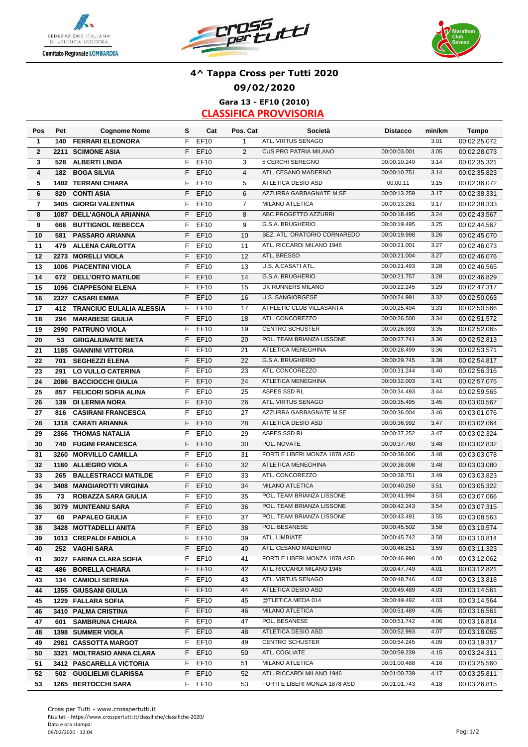# 4^ Tappa Cross per Tutti 2020

## 09/02/2020

### Gara 13 - EF10 (2010)

### CLASSIFICA PROVVISORIA

| Pos | Pet | Cognome Nome | S | Cat | Pos. Cat | Società | Distacco | min/km | Tempo |
|---|---|---|---|---|---|---|---|---|---|
| 1 | 140 | FERRARI ELEONORA | F | EF10 | 1 | ATL. VIRTUS SENAGO | | 3.01 | 00:02:25.072 |
| 2 | 2211 | SCIMONE ASIA | F | EF10 | 2 | CUS PRO PATRIA MILANO | 00:00:03.001 | 3.05 | 00:02:28.073 |
| 3 | 528 | ALBERTI LINDA | F | EF10 | 3 | 5 CERCHI SEREGNO | 00:00:10.249 | 3.14 | 00:02:35.321 |
| 4 | 182 | BOGA SILVIA | F | EF10 | 4 | ATL. CESANO MADERNO | 00:00:10.751 | 3.14 | 00:02:35.823 |
| 5 | 1402 | TERRANI CHIARA | F | EF10 | 5 | ATLETICA DESIO ASD | 00:00:11 | 3.15 | 00:02:36.072 |
| 6 | 820 | CONTI ASIA | F | EF10 | 6 | AZZURRA GARBAGNATE M.SE | 00:00:13.259 | 3.17 | 00:02:38.331 |
| 7 | 3405 | GIORGI VALENTINA | F | EF10 | 7 | MILANO ATLETICA | 00:00:13.261 | 3.17 | 00:02:38.333 |
| 8 | 1087 | DELL'AGNOLA ARIANNA | F | EF10 | 8 | ABC PROGETTO AZZURRI | 00:00:18.495 | 3.24 | 00:02:43.567 |
| 9 | 666 | BUTTIGNOL REBECCA | F | EF10 | 9 | G.S.A. BRUGHERIO | 00:00:19.495 | 3.25 | 00:02:44.567 |
| 10 | 581 | PASSARO ARIANNA | F | EF10 | 10 | SEZ. ATL. ORATORIO CORNAREDO | 00:00:19.998 | 3.26 | 00:02:45.070 |
| 11 | 479 | ALLENA CARLOTTA | F | EF10 | 11 | ATL. RICCARDI MILANO 1946 | 00:00:21.001 | 3.27 | 00:02:46.073 |
| 12 | 2273 | MORELLI VIOLA | F | EF10 | 12 | ATL. BRESSO | 00:00:21.004 | 3.27 | 00:02:46.076 |
| 13 | 1006 | PIACENTINI VIOLA | F | EF10 | 13 | U.S. A.CASATI ATL. | 00:00:21.493 | 3.28 | 00:02:46.565 |
| 14 | 672 | DELL'ORTO MATILDE | F | EF10 | 14 | G.S.A. BRUGHERIO | 00:00:21.757 | 3.28 | 00:02:46.829 |
| 15 | 1096 | CIAPPESONI ELENA | F | EF10 | 15 | DK RUNNERS MILANO | 00:00:22.245 | 3.29 | 00:02:47.317 |
| 16 | 2327 | CASARI EMMA | F | EF10 | 16 | U.S. SANGIORGESE | 00:00:24.991 | 3.32 | 00:02:50.063 |
| 17 | 412 | TRANCIUC EULALIA ALESSIA | F | EF10 | 17 | ATHLETIC CLUB VILLASANTA | 00:00:25.494 | 3.33 | 00:02:50.566 |
| 18 | 294 | MARABESE GIULIA | F | EF10 | 18 | ATL. CONCOREZZO | 00:00:26.500 | 3.34 | 00:02:51.572 |
| 19 | 2990 | PATRUNO VIOLA | F | EF10 | 19 | CENTRO SCHUSTER | 00:00:26.993 | 3.35 | 00:02:52.065 |
| 20 | 53 | GRIGALIUNAITE META | F | EF10 | 20 | POL. TEAM BRIANZA LISSONE | 00:00:27.741 | 3.36 | 00:02:52.813 |
| 21 | 1185 | GIANNINI VITTORIA | F | EF10 | 21 | ATLETICA MENEGHINA | 00:00:28.499 | 3.36 | 00:02:53.571 |
| 22 | 701 | SEGHEZZI ELENA | F | EF10 | 22 | G.S.A. BRUGHERIO | 00:00:29.745 | 3.38 | 00:02:54.817 |
| 23 | 291 | LO VULLO CATERINA | F | EF10 | 23 | ATL. CONCOREZZO | 00:00:31.244 | 3.40 | 00:02:56.316 |
| 24 | 2086 | BACCIOCCHI GIULIA | F | EF10 | 24 | ATLETICA MENEGHINA | 00:00:32.003 | 3.41 | 00:02:57.075 |
| 25 | 857 | FELICORI SOFIA ALINA | F | EF10 | 25 | ASPES SSD RL | 00:00:34.493 | 3.44 | 00:02:59.565 |
| 26 | 139 | DI LERNIA NORA | F | EF10 | 26 | ATL. VIRTUS SENAGO | 00:00:35.495 | 3.45 | 00:03:00.567 |
| 27 | 816 | CASIRANI FRANCESCA | F | EF10 | 27 | AZZURRA GARBAGNATE M.SE | 00:00:36.004 | 3.46 | 00:03:01.076 |
| 28 | 1318 | CARATI ARIANNA | F | EF10 | 28 | ATLETICA DESIO ASD | 00:00:36.992 | 3.47 | 00:03:02.064 |
| 29 | 2366 | THOMAS NATALIA | F | EF10 | 29 | ASPES SSD RL | 00:00:37.252 | 3.47 | 00:03:02.324 |
| 30 | 740 | FUGINI FRANCESCA | F | EF10 | 30 | POL. NOVATE | 00:00:37.760 | 3.48 | 00:03:02.832 |
| 31 | 3260 | MORVILLO CAMILLA | F | EF10 | 31 | FORTI E LIBERI MONZA 1878 ASD | 00:00:38.006 | 3.48 | 00:03:03.078 |
| 32 | 1160 | ALLIEGRO VIOLA | F | EF10 | 32 | ATLETICA MENEGHINA | 00:00:38.008 | 3.48 | 00:03:03.080 |
| 33 | 265 | BALLESTRACCI MATILDE | F | EF10 | 33 | ATL. CONCOREZZO | 00:00:38.751 | 3.49 | 00:03:03.823 |
| 34 | 3408 | MANGIAROTTI VIRGINIA | F | EF10 | 34 | MILANO ATLETICA | 00:00:40.250 | 3.51 | 00:03:05.322 |
| 35 | 73 | ROBAZZA SARA GIULIA | F | EF10 | 35 | POL. TEAM BRIANZA LISSONE | 00:00:41.994 | 3.53 | 00:03:07.066 |
| 36 | 3079 | MUNTEANU SARA | F | EF10 | 36 | POL. TEAM BRIANZA LISSONE | 00:00:42.243 | 3.54 | 00:03:07.315 |
| 37 | 68 | PAPALEO GIULIA | F | EF10 | 37 | POL. TEAM BRIANZA LISSONE | 00:00:43.491 | 3.55 | 00:03:08.563 |
| 38 | 3428 | MOTTADELLI ANITA | F | EF10 | 38 | POL. BESANESE | 00:00:45.502 | 3.58 | 00:03:10.574 |
| 39 | 1013 | CREPALDI FABIOLA | F | EF10 | 39 | ATL. LIMBIATE | 00:00:45.742 | 3.58 | 00:03:10.814 |
| 40 | 252 | VAGHI SARA | F | EF10 | 40 | ATL. CESANO MADERNO | 00:00:46.251 | 3.59 | 00:03:11.323 |
| 41 | 3027 | FARINA CLARA SOFIA | F | EF10 | 41 | FORTI E LIBERI MONZA 1878 ASD | 00:00:46.990 | 4.00 | 00:03:12.062 |
| 42 | 486 | BORELLA CHIARA | F | EF10 | 42 | ATL. RICCARDI MILANO 1946 | 00:00:47.749 | 4.01 | 00:03:12.821 |
| 43 | 134 | CAMIOLI SERENA | F | EF10 | 43 | ATL. VIRTUS SENAGO | 00:00:48.746 | 4.02 | 00:03:13.818 |
| 44 | 1355 | GIUSSANI GIULIA | F | EF10 | 44 | ATLETICA DESIO ASD | 00:00:49.489 | 4.03 | 00:03:14.561 |
| 45 | 1229 | FALLARA SOFIA | F | EF10 | 45 | @TLETICA MEDA 014 | 00:00:49.492 | 4.03 | 00:03:14.564 |
| 46 | 3410 | PALMA CRISTINA | F | EF10 | 46 | MILANO ATLETICA | 00:00:51.489 | 4.05 | 00:03:16.561 |
| 47 | 601 | SAMBRUNA CHIARA | F | EF10 | 47 | POL. BESANESE | 00:00:51.742 | 4.06 | 00:03:16.814 |
| 48 | 1398 | SUMMER VIOLA | F | EF10 | 48 | ATLETICA DESIO ASD | 00:00:52.993 | 4.07 | 00:03:18.065 |
| 49 | 2981 | CASSOTTA MARGOT | F | EF10 | 49 | CENTRO SCHUSTER | 00:00:54.245 | 4.09 | 00:03:19.317 |
| 50 | 3321 | MOLTRASIO ANNA CLARA | F | EF10 | 50 | ATL. COGLIATE | 00:00:59.239 | 4.15 | 00:03:24.311 |
| 51 | 3412 | PASCARELLA VICTORIA | F | EF10 | 51 | MILANO ATLETICA | 00:01:00.488 | 4.16 | 00:03:25.560 |
| 52 | 502 | GUGLIELMI CLARISSA | F | EF10 | 52 | ATL. RICCARDI MILANO 1946 | 00:01:00.739 | 4.17 | 00:03:25.811 |
| 53 | 1265 | BERTOCCHI SARA | F | EF10 | 53 | FORTI E LIBERI MONZA 1878 ASD | 00:01:01.743 | 4.18 | 00:03:26.815 |

Cross per Tutti - www.crosspertutti.it
Risultati - https://www.crosspertutti.it/classifiche/classifiche-2020/
Data e ora stampa:
09/02/2020 - 12:04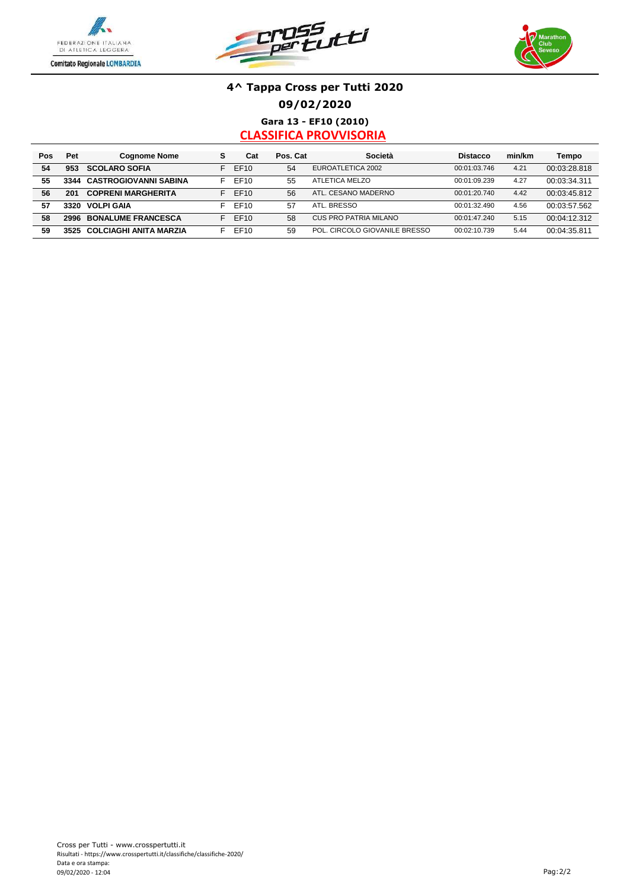# 4^ Tappa Cross per Tutti 2020

## 09/02/2020

### Gara 13 - EF10 (2010)

### CLASSIFICA PROVVISORIA

| Pos | Pet | Cognome Nome | S | Cat | Pos. Cat | Società | Distacco | min/km | Tempo |
|---|---|---|---|---|---|---|---|---|---|
| 54 | 953 | SCOLARO SOFIA | F | EF10 | 54 | EUROATLETICA 2002 | 00:01:03.746 | 4.21 | 00:03:28.818 |
| 55 | 3344 | CASTROGIOVANNI SABINA | F | EF10 | 55 | ATLETICA MELZO | 00:01:09.239 | 4.27 | 00:03:34.311 |
| 56 | 201 | COPRENI MARGHERITA | F | EF10 | 56 | ATL. CESANO MADERNO | 00:01:20.740 | 4.42 | 00:03:45.812 |
| 57 | 3320 | VOLPI GAIA | F | EF10 | 57 | ATL. BRESSO | 00:01:32.490 | 4.56 | 00:03:57.562 |
| 58 | 2996 | BONALUME FRANCESCA | F | EF10 | 58 | CUS PRO PATRIA MILANO | 00:01:47.240 | 5.15 | 00:04:12.312 |
| 59 | 3525 | COLCIAGHI ANITA MARZIA | F | EF10 | 59 | POL. CIRCOLO GIOVANILE BRESSO | 00:02:10.739 | 5.44 | 00:04:35.811 |

Cross per Tutti - www.crosspertutti.it
Risultati - https://www.crosspertutti.it/classifiche/classifiche-2020/
Data e ora stampa:
09/02/2020 - 12:04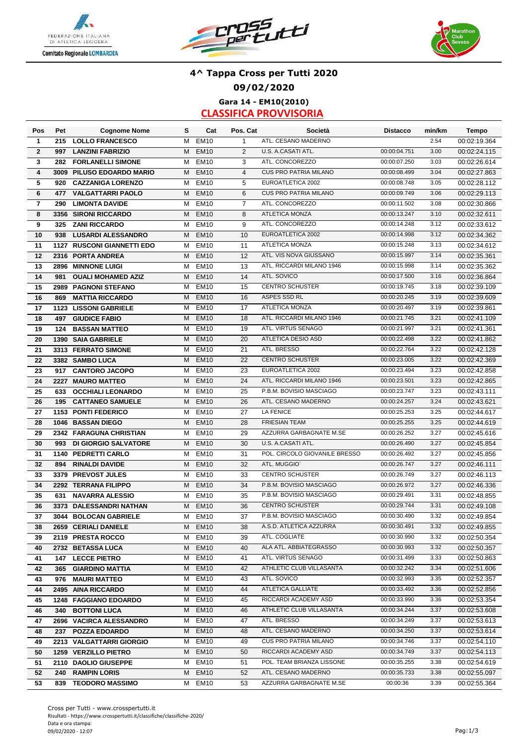# 4^ Tappa Cross per Tutti 2020

## 09/02/2020

### Gara 14 - EM10(2010)

**CLASSIFICA PROVVISORIA**

| Pos | Pet | Cognome Nome | S | Cat | Pos. Cat | Società | Distacco | min/km | Tempo |
|---|---|---|---|---|---|---|---|---|---|
| 1 | 215 | LOLLO FRANCESCO | M | EM10 | 1 | ATL. CESANO MADERNO | | 2.54 | 00:02:19.364 |
| 2 | 997 | LANZINI FABRIZIO | M | EM10 | 2 | U.S. A.CASATI ATL. | 00:00:04.751 | 3.00 | 00:02:24.115 |
| 3 | 282 | FORLANELLI SIMONE | M | EM10 | 3 | ATL. CONCOREZZO | 00:00:07.250 | 3.03 | 00:02:26.614 |
| 4 | 3009 | PILUSO EDOARDO MARIO | M | EM10 | 4 | CUS PRO PATRIA MILANO | 00:00:08.499 | 3.04 | 00:02:27.863 |
| 5 | 920 | CAZZANIGA LORENZO | M | EM10 | 5 | EUROATLETICA 2002 | 00:00:08.748 | 3.05 | 00:02:28.112 |
| 6 | 477 | VALGATTARRI PAOLO | M | EM10 | 6 | CUS PRO PATRIA MILANO | 00:00:09.749 | 3.06 | 00:02:29.113 |
| 7 | 290 | LIMONTA DAVIDE | M | EM10 | 7 | ATL. CONCOREZZO | 00:00:11.502 | 3.08 | 00:02:30.866 |
| 8 | 3356 | SIRONI RICCARDO | M | EM10 | 8 | ATLETICA MONZA | 00:00:13.247 | 3.10 | 00:02:32.611 |
| 9 | 325 | ZANI RICCARDO | M | EM10 | 9 | ATL. CONCOREZZO | 00:00:14.248 | 3.12 | 00:02:33.612 |
| 10 | 938 | LUSARDI ALESSANDRO | M | EM10 | 10 | EUROATLETICA 2002 | 00:00:14.998 | 3.12 | 00:02:34.362 |
| 11 | 1127 | RUSCONI GIANNETTI EDO | M | EM10 | 11 | ATLETICA MONZA | 00:00:15.248 | 3.13 | 00:02:34.612 |
| 12 | 2316 | PORTA ANDREA | M | EM10 | 12 | ATL. VIS NOVA GIUSSANO | 00:00:15.997 | 3.14 | 00:02:35.361 |
| 13 | 2896 | MINNONE LUIGI | M | EM10 | 13 | ATL. RICCARDI MILANO 1946 | 00:00:15.998 | 3.14 | 00:02:35.362 |
| 14 | 981 | OUALI MOHAMED AZIZ | M | EM10 | 14 | ATL. SOVICO | 00:00:17.500 | 3.16 | 00:02:36.864 |
| 15 | 2989 | PAGNONI STEFANO | M | EM10 | 15 | CENTRO SCHUSTER | 00:00:19.745 | 3.18 | 00:02:39.109 |
| 16 | 869 | MATTIA RICCARDO | M | EM10 | 16 | ASPES SSD RL | 00:00:20.245 | 3.19 | 00:02:39.609 |
| 17 | 1123 | LISSONI GABRIELE | M | EM10 | 17 | ATLETICA MONZA | 00:00:20.497 | 3.19 | 00:02:39.861 |
| 18 | 497 | GIUDICE FABIO | M | EM10 | 18 | ATL. RICCARDI MILANO 1946 | 00:00:21.745 | 3.21 | 00:02:41.109 |
| 19 | 124 | BASSAN MATTEO | M | EM10 | 19 | ATL. VIRTUS SENAGO | 00:00:21.997 | 3.21 | 00:02:41.361 |
| 20 | 1390 | SAIA GABRIELE | M | EM10 | 20 | ATLETICA DESIO ASD | 00:00:22.498 | 3.22 | 00:02:41.862 |
| 21 | 3313 | FERRATO SIMONE | M | EM10 | 21 | ATL. BRESSO | 00:00:22.764 | 3.22 | 00:02:42.128 |
| 22 | 3382 | SAMBO LUCA | M | EM10 | 22 | CENTRO SCHUSTER | 00:00:23.005 | 3.22 | 00:02:42.369 |
| 23 | 917 | CANTORO JACOPO | M | EM10 | 23 | EUROATLETICA 2002 | 00:00:23.494 | 3.23 | 00:02:42.858 |
| 24 | 2227 | MAURO MATTEO | M | EM10 | 24 | ATL. RICCARDI MILANO 1946 | 00:00:23.501 | 3.23 | 00:02:42.865 |
| 25 | 633 | OCCHIALI LEONARDO | M | EM10 | 25 | P.B.M. BOVISIO MASCIAGO | 00:00:23.747 | 3.23 | 00:02:43.111 |
| 26 | 195 | CATTANEO SAMUELE | M | EM10 | 26 | ATL. CESANO MADERNO | 00:00:24.257 | 3.24 | 00:02:43.621 |
| 27 | 1153 | PONTI FEDERICO | M | EM10 | 27 | LA FENICE | 00:00:25.253 | 3.25 | 00:02:44.617 |
| 28 | 1046 | BASSAN DIEGO | M | EM10 | 28 | FRIESIAN TEAM | 00:00:25.255 | 3.25 | 00:02:44.619 |
| 29 | 2342 | FARAGUNA CHRISTIAN | M | EM10 | 29 | AZZURRA GARBAGNATE M.SE | 00:00:26.252 | 3.27 | 00:02:45.616 |
| 30 | 993 | DI GIORGIO SALVATORE | M | EM10 | 30 | U.S. A.CASATI ATL. | 00:00:26.490 | 3.27 | 00:02:45.854 |
| 31 | 1140 | PEDRETTI CARLO | M | EM10 | 31 | POL. CIRCOLO GIOVANILE BRESSO | 00:00:26.492 | 3.27 | 00:02:45.856 |
| 32 | 894 | RINALDI DAVIDE | M | EM10 | 32 | ATL. MUGGIO` | 00:00:26.747 | 3.27 | 00:02:46.111 |
| 33 | 3379 | PREVOST JULES | M | EM10 | 33 | CENTRO SCHUSTER | 00:00:26.749 | 3.27 | 00:02:46.113 |
| 34 | 2292 | TERRANA FILIPPO | M | EM10 | 34 | P.B.M. BOVISIO MASCIAGO | 00:00:26.972 | 3.27 | 00:02:46.336 |
| 35 | 631 | NAVARRA ALESSIO | M | EM10 | 35 | P.B.M. BOVISIO MASCIAGO | 00:00:29.491 | 3.31 | 00:02:48.855 |
| 36 | 3373 | DALESSANDRI NATHAN | M | EM10 | 36 | CENTRO SCHUSTER | 00:00:29.744 | 3.31 | 00:02:49.108 |
| 37 | 3044 | BOLOCAN GABRIELE | M | EM10 | 37 | P.B.M. BOVISIO MASCIAGO | 00:00:30.490 | 3.32 | 00:02:49.854 |
| 38 | 2659 | CERIALI DANIELE | M | EM10 | 38 | A.S.D. ATLETICA AZZURRA | 00:00:30.491 | 3.32 | 00:02:49.855 |
| 39 | 2119 | PRESTA ROCCO | M | EM10 | 39 | ATL. COGLIATE | 00:00:30.990 | 3.32 | 00:02:50.354 |
| 40 | 2732 | BETASSA LUCA | M | EM10 | 40 | ALA ATL. ABBIATEGRASSO | 00:00:30.993 | 3.32 | 00:02:50.357 |
| 41 | 147 | LECCE PIETRO | M | EM10 | 41 | ATL. VIRTUS SENAGO | 00:00:31.499 | 3.33 | 00:02:50.863 |
| 42 | 365 | GIARDINO MATTIA | M | EM10 | 42 | ATHLETIC CLUB VILLASANTA | 00:00:32.242 | 3.34 | 00:02:51.606 |
| 43 | 976 | MAURI MATTEO | M | EM10 | 43 | ATL. SOVICO | 00:00:32.993 | 3.35 | 00:02:52.357 |
| 44 | 2495 | AINA RICCARDO | M | EM10 | 44 | ATLETICA GALLIATE | 00:00:33.492 | 3.36 | 00:02:52.856 |
| 45 | 1248 | FAGGIANO EDOARDO | M | EM10 | 45 | RICCARDI ACADEMY ASD | 00:00:33.990 | 3.36 | 00:02:53.354 |
| 46 | 340 | BOTTONI LUCA | M | EM10 | 46 | ATHLETIC CLUB VILLASANTA | 00:00:34.244 | 3.37 | 00:02:53.608 |
| 47 | 2696 | VACIRCA ALESSANDRO | M | EM10 | 47 | ATL. BRESSO | 00:00:34.249 | 3.37 | 00:02:53.613 |
| 48 | 237 | POZZA EDOARDO | M | EM10 | 48 | ATL. CESANO MADERNO | 00:00:34.250 | 3.37 | 00:02:53.614 |
| 49 | 2213 | VALGATTARRI GIORGIO | M | EM10 | 49 | CUS PRO PATRIA MILANO | 00:00:34.746 | 3.37 | 00:02:54.110 |
| 50 | 1259 | VERZILLO PIETRO | M | EM10 | 50 | RICCARDI ACADEMY ASD | 00:00:34.749 | 3.37 | 00:02:54.113 |
| 51 | 2110 | DAOLIO GIUSEPPE | M | EM10 | 51 | POL. TEAM BRIANZA LISSONE | 00:00:35.255 | 3.38 | 00:02:54.619 |
| 52 | 240 | RAMPIN LORIS | M | EM10 | 52 | ATL. CESANO MADERNO | 00:00:35.733 | 3.38 | 00:02:55.097 |
| 53 | 839 | TEODORO MASSIMO | M | EM10 | 53 | AZZURRA GARBAGNATE M.SE | 00:00:36 | 3.39 | 00:02:55.364 |

Cross per Tutti - www.crosspertutti.it
Risultati - https://www.crosspertutti.it/classifiche/classifiche-2020/
Data e ora stampa:
09/02/2020 - 12:07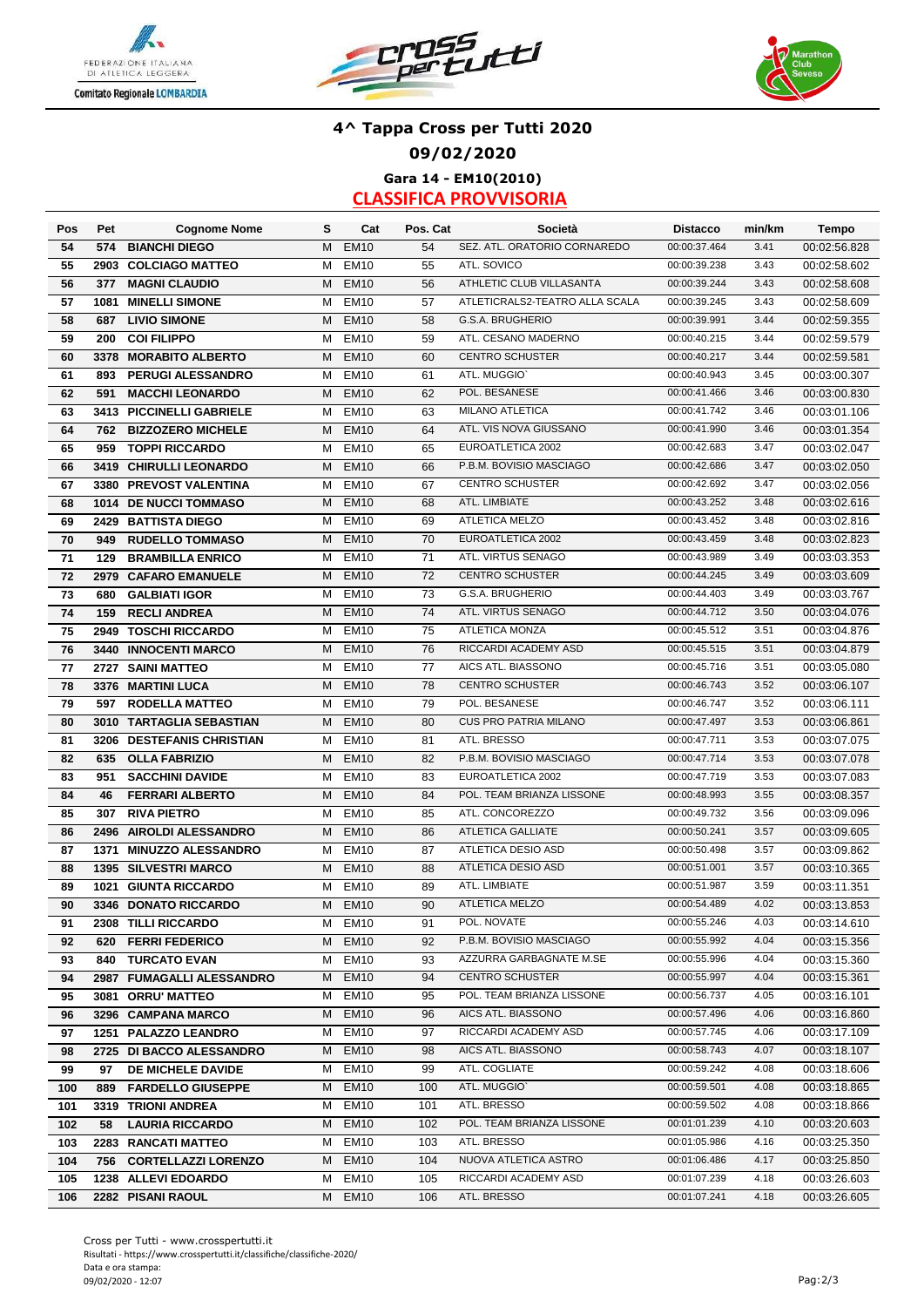# 4^ Tappa Cross per Tutti 2020

## 09/02/2020

### Gara 14 - EM10(2010)

### CLASSIFICA PROVVISORIA

| Pos | Pet | Cognome Nome | S | Cat | Pos. Cat | Società | Distacco | min/km | Tempo |
|---|---|---|---|---|---|---|---|---|---|
| 54 | 574 | **BIANCHI DIEGO** | M | EM10 | 54 | SEZ. ATL. ORATORIO CORNAREDO | 00:00:37.464 | 3.41 | 00:02:56.828 |
| 55 | 2903 | **COLCIAGO MATTEO** | M | EM10 | 55 | ATL. SOVICO | 00:00:39.238 | 3.43 | 00:02:58.602 |
| 56 | 377 | **MAGNI CLAUDIO** | M | EM10 | 56 | ATHLETIC CLUB VILLASANTA | 00:00:39.244 | 3.43 | 00:02:58.608 |
| 57 | 1081 | **MINELLI SIMONE** | M | EM10 | 57 | ATLETICRALS2-TEATRO ALLA SCALA | 00:00:39.245 | 3.43 | 00:02:58.609 |
| 58 | 687 | **LIVIO SIMONE** | M | EM10 | 58 | G.S.A. BRUGHERIO | 00:00:39.991 | 3.44 | 00:02:59.355 |
| 59 | 200 | **COI FILIPPO** | M | EM10 | 59 | ATL. CESANO MADERNO | 00:00:40.215 | 3.44 | 00:02:59.579 |
| 60 | 3378 | **MORABITO ALBERTO** | M | EM10 | 60 | CENTRO SCHUSTER | 00:00:40.217 | 3.44 | 00:02:59.581 |
| 61 | 893 | **PERUGI ALESSANDRO** | M | EM10 | 61 | ATL. MUGGIO` | 00:00:40.943 | 3.45 | 00:03:00.307 |
| 62 | 591 | **MACCHI LEONARDO** | M | EM10 | 62 | POL. BESANESE | 00:00:41.466 | 3.46 | 00:03:00.830 |
| 63 | 3413 | **PICCINELLI GABRIELE** | M | EM10 | 63 | MILANO ATLETICA | 00:00:41.742 | 3.46 | 00:03:01.106 |
| 64 | 762 | **BIZZOZERO MICHELE** | M | EM10 | 64 | ATL. VIS NOVA GIUSSANO | 00:00:41.990 | 3.46 | 00:03:01.354 |
| 65 | 959 | **TOPPI RICCARDO** | M | EM10 | 65 | EUROATLETICA 2002 | 00:00:42.683 | 3.47 | 00:03:02.047 |
| 66 | 3419 | **CHIRULLI LEONARDO** | M | EM10 | 66 | P.B.M. BOVISIO MASCIAGO | 00:00:42.686 | 3.47 | 00:03:02.050 |
| 67 | 3380 | **PREVOST VALENTINA** | M | EM10 | 67 | CENTRO SCHUSTER | 00:00:42.692 | 3.47 | 00:03:02.056 |
| 68 | 1014 | **DE NUCCI TOMMASO** | M | EM10 | 68 | ATL. LIMBIATE | 00:00:43.252 | 3.48 | 00:03:02.616 |
| 69 | 2429 | **BATTISTA DIEGO** | M | EM10 | 69 | ATLETICA MELZO | 00:00:43.452 | 3.48 | 00:03:02.816 |
| 70 | 949 | **RUDELLO TOMMASO** | M | EM10 | 70 | EUROATLETICA 2002 | 00:00:43.459 | 3.48 | 00:03:02.823 |
| 71 | 129 | **BRAMBILLA ENRICO** | M | EM10 | 71 | ATL. VIRTUS SENAGO | 00:00:43.989 | 3.49 | 00:03:03.353 |
| 72 | 2979 | **CAFARO EMANUELE** | M | EM10 | 72 | CENTRO SCHUSTER | 00:00:44.245 | 3.49 | 00:03:03.609 |
| 73 | 680 | **GALBIATI IGOR** | M | EM10 | 73 | G.S.A. BRUGHERIO | 00:00:44.403 | 3.49 | 00:03:03.767 |
| 74 | 159 | **RECLI ANDREA** | M | EM10 | 74 | ATL. VIRTUS SENAGO | 00:00:44.712 | 3.50 | 00:03:04.076 |
| 75 | 2949 | **TOSCHI RICCARDO** | M | EM10 | 75 | ATLETICA MONZA | 00:00:45.512 | 3.51 | 00:03:04.876 |
| 76 | 3440 | **INNOCENTI MARCO** | M | EM10 | 76 | RICCARDI ACADEMY ASD | 00:00:45.515 | 3.51 | 00:03:04.879 |
| 77 | 2727 | **SAINI MATTEO** | M | EM10 | 77 | AICS ATL. BIASSONO | 00:00:45.716 | 3.51 | 00:03:05.080 |
| 78 | 3376 | **MARTINI LUCA** | M | EM10 | 78 | CENTRO SCHUSTER | 00:00:46.743 | 3.52 | 00:03:06.107 |
| 79 | 597 | **RODELLA MATTEO** | M | EM10 | 79 | POL. BESANESE | 00:00:46.747 | 3.52 | 00:03:06.111 |
| 80 | 3010 | **TARTAGLIA SEBASTIAN** | M | EM10 | 80 | CUS PRO PATRIA MILANO | 00:00:47.497 | 3.53 | 00:03:06.861 |
| 81 | 3206 | **DESTEFANIS CHRISTIAN** | M | EM10 | 81 | ATL. BRESSO | 00:00:47.711 | 3.53 | 00:03:07.075 |
| 82 | 635 | **OLLA FABRIZIO** | M | EM10 | 82 | P.B.M. BOVISIO MASCIAGO | 00:00:47.714 | 3.53 | 00:03:07.078 |
| 83 | 951 | **SACCHINI DAVIDE** | M | EM10 | 83 | EUROATLETICA 2002 | 00:00:47.719 | 3.53 | 00:03:07.083 |
| 84 | 46 | **FERRARI ALBERTO** | M | EM10 | 84 | POL. TEAM BRIANZA LISSONE | 00:00:48.993 | 3.55 | 00:03:08.357 |
| 85 | 307 | **RIVA PIETRO** | M | EM10 | 85 | ATL. CONCOREZZO | 00:00:49.732 | 3.56 | 00:03:09.096 |
| 86 | 2496 | **AIROLDI ALESSANDRO** | M | EM10 | 86 | ATLETICA GALLIATE | 00:00:50.241 | 3.57 | 00:03:09.605 |
| 87 | 1371 | **MINUZZO ALESSANDRO** | M | EM10 | 87 | ATLETICA DESIO ASD | 00:00:50.498 | 3.57 | 00:03:09.862 |
| 88 | 1395 | **SILVESTRI MARCO** | M | EM10 | 88 | ATLETICA DESIO ASD | 00:00:51.001 | 3.57 | 00:03:10.365 |
| 89 | 1021 | **GIUNTA RICCARDO** | M | EM10 | 89 | ATL. LIMBIATE | 00:00:51.987 | 3.59 | 00:03:11.351 |
| 90 | 3346 | **DONATO RICCARDO** | M | EM10 | 90 | ATLETICA MELZO | 00:00:54.489 | 4.02 | 00:03:13.853 |
| 91 | 2308 | **TILLI RICCARDO** | M | EM10 | 91 | POL. NOVATE | 00:00:55.246 | 4.03 | 00:03:14.610 |
| 92 | 620 | **FERRI FEDERICO** | M | EM10 | 92 | P.B.M. BOVISIO MASCIAGO | 00:00:55.992 | 4.04 | 00:03:15.356 |
| 93 | 840 | **TURCATO EVAN** | M | EM10 | 93 | AZZURRA GARBAGNATE M.SE | 00:00:55.996 | 4.04 | 00:03:15.360 |
| 94 | 2987 | **FUMAGALLI ALESSANDRO** | M | EM10 | 94 | CENTRO SCHUSTER | 00:00:55.997 | 4.04 | 00:03:15.361 |
| 95 | 3081 | **ORRU' MATTEO** | M | EM10 | 95 | POL. TEAM BRIANZA LISSONE | 00:00:56.737 | 4.05 | 00:03:16.101 |
| 96 | 3296 | **CAMPANA MARCO** | M | EM10 | 96 | AICS ATL. BIASSONO | 00:00:57.496 | 4.06 | 00:03:16.860 |
| 97 | 1251 | **PALAZZO LEANDRO** | M | EM10 | 97 | RICCARDI ACADEMY ASD | 00:00:57.745 | 4.06 | 00:03:17.109 |
| 98 | 2725 | **DI BACCO ALESSANDRO** | M | EM10 | 98 | AICS ATL. BIASSONO | 00:00:58.743 | 4.07 | 00:03:18.107 |
| 99 | 97 | **DE MICHELE DAVIDE** | M | EM10 | 99 | ATL. COGLIATE | 00:00:59.242 | 4.08 | 00:03:18.606 |
| 100 | 889 | **FARDELLO GIUSEPPE** | M | EM10 | 100 | ATL. MUGGIO` | 00:00:59.501 | 4.08 | 00:03:18.865 |
| 101 | 3319 | **TRIONI ANDREA** | M | EM10 | 101 | ATL. BRESSO | 00:00:59.502 | 4.08 | 00:03:18.866 |
| 102 | 58 | **LAURIA RICCARDO** | M | EM10 | 102 | POL. TEAM BRIANZA LISSONE | 00:01:01.239 | 4.10 | 00:03:20.603 |
| 103 | 2283 | **RANCATI MATTEO** | M | EM10 | 103 | ATL. BRESSO | 00:01:05.986 | 4.16 | 00:03:25.350 |
| 104 | 756 | **CORTELLAZZI LORENZO** | M | EM10 | 104 | NUOVA ATLETICA ASTRO | 00:01:06.486 | 4.17 | 00:03:25.850 |
| 105 | 1238 | **ALLEVI EDOARDO** | M | EM10 | 105 | RICCARDI ACADEMY ASD | 00:01:07.239 | 4.18 | 00:03:26.603 |
| 106 | 2282 | **PISANI RAOUL** | M | EM10 | 106 | ATL. BRESSO | 00:01:07.241 | 4.18 | 00:03:26.605 |

Cross per Tutti - www.crosspertutti.it
Risultati - https://www.crosspertutti.it/classifiche/classifiche-2020/
Data e ora stampa:
09/02/2020 - 12:07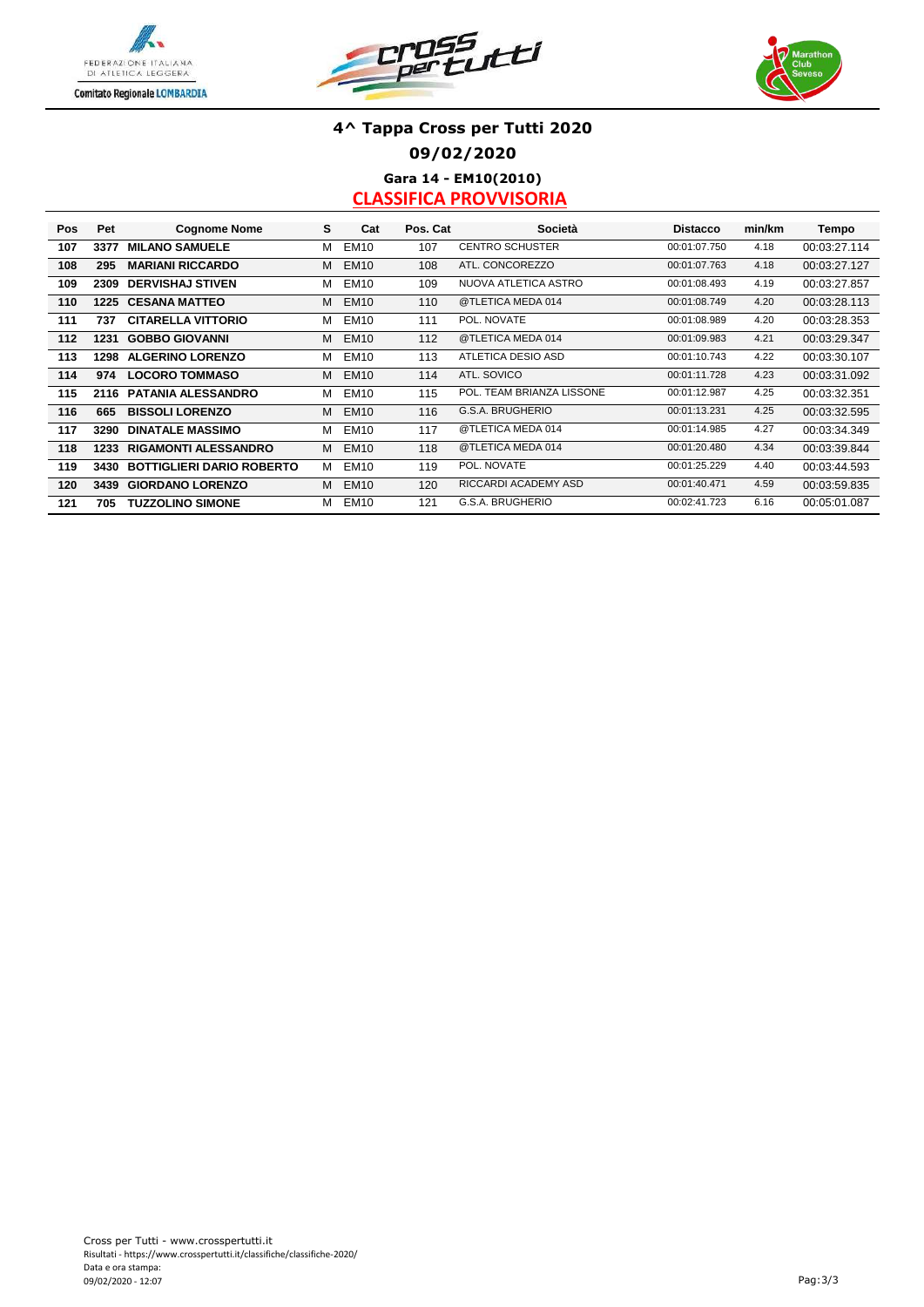# 4^ Tappa Cross per Tutti 2020

## 09/02/2020

### Gara 14 - EM10(2010)

**CLASSIFICA PROVVISORIA**

| Pos | Pet | Cognome Nome | S | Cat | Pos. Cat | Società | Distacco | min/km | Tempo |
|---|---|---|---|---|---|---|---|---|---|
| 107 | 3377 | MILANO SAMUELE | M | EM10 | 107 | CENTRO SCHUSTER | 00:01:07.750 | 4.18 | 00:03:27.114 |
| 108 | 295 | MARIANI RICCARDO | M | EM10 | 108 | ATL. CONCOREZZO | 00:01:07.763 | 4.18 | 00:03:27.127 |
| 109 | 2309 | DERVISHAJ STIVEN | M | EM10 | 109 | NUOVA ATLETICA ASTRO | 00:01:08.493 | 4.19 | 00:03:27.857 |
| 110 | 1225 | CESANA MATTEO | M | EM10 | 110 | @TLETICA MEDA 014 | 00:01:08.749 | 4.20 | 00:03:28.113 |
| 111 | 737 | CITARELLA VITTORIO | M | EM10 | 111 | POL. NOVATE | 00:01:08.989 | 4.20 | 00:03:28.353 |
| 112 | 1231 | GOBBO GIOVANNI | M | EM10 | 112 | @TLETICA MEDA 014 | 00:01:09.983 | 4.21 | 00:03:29.347 |
| 113 | 1298 | ALGERINO LORENZO | M | EM10 | 113 | ATLETICA DESIO ASD | 00:01:10.743 | 4.22 | 00:03:30.107 |
| 114 | 974 | LOCORO TOMMASO | M | EM10 | 114 | ATL. SOVICO | 00:01:11.728 | 4.23 | 00:03:31.092 |
| 115 | 2116 | PATANIA ALESSANDRO | M | EM10 | 115 | POL. TEAM BRIANZA LISSONE | 00:01:12.987 | 4.25 | 00:03:32.351 |
| 116 | 665 | BISSOLI LORENZO | M | EM10 | 116 | G.S.A. BRUGHERIO | 00:01:13.231 | 4.25 | 00:03:32.595 |
| 117 | 3290 | DINATALE MASSIMO | M | EM10 | 117 | @TLETICA MEDA 014 | 00:01:14.985 | 4.27 | 00:03:34.349 |
| 118 | 1233 | RIGAMONTI ALESSANDRO | M | EM10 | 118 | @TLETICA MEDA 014 | 00:01:20.480 | 4.34 | 00:03:39.844 |
| 119 | 3430 | BOTTIGLIERI DARIO ROBERTO | M | EM10 | 119 | POL. NOVATE | 00:01:25.229 | 4.40 | 00:03:44.593 |
| 120 | 3439 | GIORDANO LORENZO | M | EM10 | 120 | RICCARDI ACADEMY ASD | 00:01:40.471 | 4.59 | 00:03:59.835 |
| 121 | 705 | TUZZOLINO SIMONE | M | EM10 | 121 | G.S.A. BRUGHERIO | 00:02:41.723 | 6.16 | 00:05:01.087 |

Cross per Tutti - www.crosspertutti.it
Risultati - https://www.crosspertutti.it/classifiche/classifiche-2020/
Data e ora stampa:
09/02/2020 - 12:07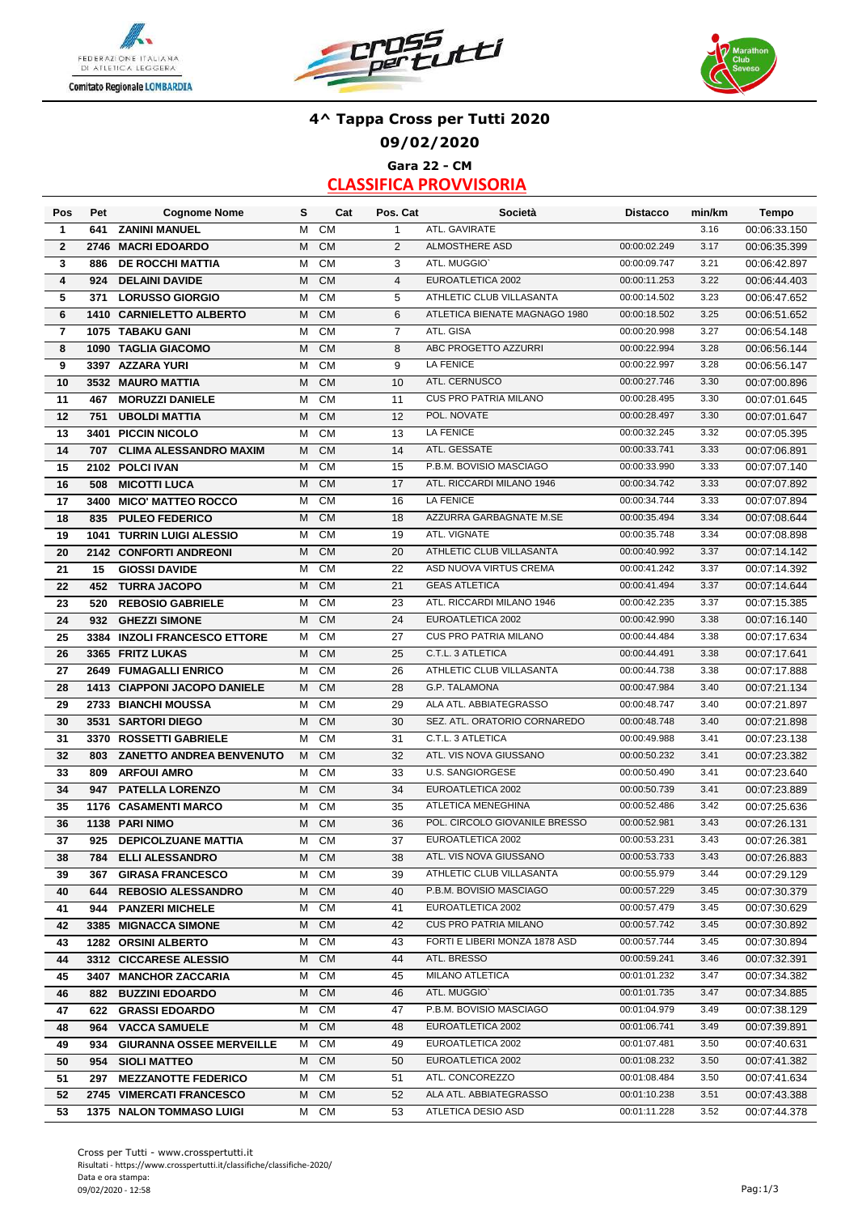# 4^ Tappa Cross per Tutti 2020

## 09/02/2020

### Gara 22 - CM

### CLASSIFICA PROVVISORIA

| Pos | Pet | Cognome Nome | S | Cat | Pos. Cat | Società | Distacco | min/km | Tempo |
|---|---|---|---|---|---|---|---|---|---|
| 1 | 641 | ZANINI MANUEL | M | CM | 1 | ATL. GAVIRATE | | 3.16 | 00:06:33.150 |
| 2 | 2746 | MACRI EDOARDO | M | CM | 2 | ALMOSTHERE ASD | 00:00:02.249 | 3.17 | 00:06:35.399 |
| 3 | 886 | DE ROCCHI MATTIA | M | CM | 3 | ATL. MUGGIO` | 00:00:09.747 | 3.21 | 00:06:42.897 |
| 4 | 924 | DELAINI DAVIDE | M | CM | 4 | EUROATLETICA 2002 | 00:00:11.253 | 3.22 | 00:06:44.403 |
| 5 | 371 | LORUSSO GIORGIO | M | CM | 5 | ATHLETIC CLUB VILLASANTA | 00:00:14.502 | 3.23 | 00:06:47.652 |
| 6 | 1410 | CARNIELETTO ALBERTO | M | CM | 6 | ATLETICA BIENATE MAGNAGO 1980 | 00:00:18.502 | 3.25 | 00:06:51.652 |
| 7 | 1075 | TABAKU GANI | M | CM | 7 | ATL. GISA | 00:00:20.998 | 3.27 | 00:06:54.148 |
| 8 | 1090 | TAGLIA GIACOMO | M | CM | 8 | ABC PROGETTO AZZURRI | 00:00:22.994 | 3.28 | 00:06:56.144 |
| 9 | 3397 | AZZARA YURI | M | CM | 9 | LA FENICE | 00:00:22.997 | 3.28 | 00:06:56.147 |
| 10 | 3532 | MAURO MATTIA | M | CM | 10 | ATL. CERNUSCO | 00:00:27.746 | 3.30 | 00:07:00.896 |
| 11 | 467 | MORUZZI DANIELE | M | CM | 11 | CUS PRO PATRIA MILANO | 00:00:28.495 | 3.30 | 00:07:01.645 |
| 12 | 751 | UBOLDI MATTIA | M | CM | 12 | POL. NOVATE | 00:00:28.497 | 3.30 | 00:07:01.647 |
| 13 | 3401 | PICCIN NICOLO | M | CM | 13 | LA FENICE | 00:00:32.245 | 3.32 | 00:07:05.395 |
| 14 | 707 | CLIMA ALESSANDRO MAXIM | M | CM | 14 | ATL. GESSATE | 00:00:33.741 | 3.33 | 00:07:06.891 |
| 15 | 2102 | POLCI IVAN | M | CM | 15 | P.B.M. BOVISIO MASCIAGO | 00:00:33.990 | 3.33 | 00:07:07.140 |
| 16 | 508 | MICOTTI LUCA | M | CM | 17 | ATL. RICCARDI MILANO 1946 | 00:00:34.742 | 3.33 | 00:07:07.892 |
| 17 | 3400 | MICO' MATTEO ROCCO | M | CM | 16 | LA FENICE | 00:00:34.744 | 3.33 | 00:07:07.894 |
| 18 | 835 | PULEO FEDERICO | M | CM | 18 | AZZURRA GARBAGNATE M.SE | 00:00:35.494 | 3.34 | 00:07:08.644 |
| 19 | 1041 | TURRIN LUIGI ALESSIO | M | CM | 19 | ATL. VIGNATE | 00:00:35.748 | 3.34 | 00:07:08.898 |
| 20 | 2142 | CONFORTI ANDREONI | M | CM | 20 | ATHLETIC CLUB VILLASANTA | 00:00:40.992 | 3.37 | 00:07:14.142 |
| 21 | 15 | GIOSSI DAVIDE | M | CM | 22 | ASD NUOVA VIRTUS CREMA | 00:00:41.242 | 3.37 | 00:07:14.392 |
| 22 | 452 | TURRA JACOPO | M | CM | 21 | GEAS ATLETICA | 00:00:41.494 | 3.37 | 00:07:14.644 |
| 23 | 520 | REBOSIO GABRIELE | M | CM | 23 | ATL. RICCARDI MILANO 1946 | 00:00:42.235 | 3.37 | 00:07:15.385 |
| 24 | 932 | GHEZZI SIMONE | M | CM | 24 | EUROATLETICA 2002 | 00:00:42.990 | 3.38 | 00:07:16.140 |
| 25 | 3384 | INZOLI FRANCESCO ETTORE | M | CM | 27 | CUS PRO PATRIA MILANO | 00:00:44.484 | 3.38 | 00:07:17.634 |
| 26 | 3365 | FRITZ LUKAS | M | CM | 25 | C.T.L. 3 ATLETICA | 00:00:44.491 | 3.38 | 00:07:17.641 |
| 27 | 2649 | FUMAGALLI ENRICO | M | CM | 26 | ATHLETIC CLUB VILLASANTA | 00:00:44.738 | 3.38 | 00:07:17.888 |
| 28 | 1413 | CIAPPONI JACOPO DANIELE | M | CM | 28 | G.P. TALAMONA | 00:00:47.984 | 3.40 | 00:07:21.134 |
| 29 | 2733 | BIANCHI MOUSSA | M | CM | 29 | ALA ATL. ABBIATEGRASSO | 00:00:48.747 | 3.40 | 00:07:21.897 |
| 30 | 3531 | SARTORI DIEGO | M | CM | 30 | SEZ. ATL. ORATORIO CORNAREDO | 00:00:48.748 | 3.40 | 00:07:21.898 |
| 31 | 3370 | ROSSETTI GABRIELE | M | CM | 31 | C.T.L. 3 ATLETICA | 00:00:49.988 | 3.41 | 00:07:23.138 |
| 32 | 803 | ZANETTO ANDREA BENVENUTO | M | CM | 32 | ATL. VIS NOVA GIUSSANO | 00:00:50.232 | 3.41 | 00:07:23.382 |
| 33 | 809 | ARFOUI AMRO | M | CM | 33 | U.S. SANGIORGESE | 00:00:50.490 | 3.41 | 00:07:23.640 |
| 34 | 947 | PATELLA LORENZO | M | CM | 34 | EUROATLETICA 2002 | 00:00:50.739 | 3.41 | 00:07:23.889 |
| 35 | 1176 | CASAMENTI MARCO | M | CM | 35 | ATLETICA MENEGHINA | 00:00:52.486 | 3.42 | 00:07:25.636 |
| 36 | 1138 | PARI NIMO | M | CM | 36 | POL. CIRCOLO GIOVANILE BRESSO | 00:00:52.981 | 3.43 | 00:07:26.131 |
| 37 | 925 | DEPICOLZUANE MATTIA | M | CM | 37 | EUROATLETICA 2002 | 00:00:53.231 | 3.43 | 00:07:26.381 |
| 38 | 784 | ELLI ALESSANDRO | M | CM | 38 | ATL. VIS NOVA GIUSSANO | 00:00:53.733 | 3.43 | 00:07:26.883 |
| 39 | 367 | GIRASA FRANCESCO | M | CM | 39 | ATHLETIC CLUB VILLASANTA | 00:00:55.979 | 3.44 | 00:07:29.129 |
| 40 | 644 | REBOSIO ALESSANDRO | M | CM | 40 | P.B.M. BOVISIO MASCIAGO | 00:00:57.229 | 3.45 | 00:07:30.379 |
| 41 | 944 | PANZERI MICHELE | M | CM | 41 | EUROATLETICA 2002 | 00:00:57.479 | 3.45 | 00:07:30.629 |
| 42 | 3385 | MIGNACCA SIMONE | M | CM | 42 | CUS PRO PATRIA MILANO | 00:00:57.742 | 3.45 | 00:07:30.892 |
| 43 | 1282 | ORSINI ALBERTO | M | CM | 43 | FORTI E LIBERI MONZA 1878 ASD | 00:00:57.744 | 3.45 | 00:07:30.894 |
| 44 | 3312 | CICCARESE ALESSIO | M | CM | 44 | ATL. BRESSO | 00:00:59.241 | 3.46 | 00:07:32.391 |
| 45 | 3407 | MANCHOR ZACCARIA | M | CM | 45 | MILANO ATLETICA | 00:01:01.232 | 3.47 | 00:07:34.382 |
| 46 | 882 | BUZZINI EDOARDO | M | CM | 46 | ATL. MUGGIO` | 00:01:01.735 | 3.47 | 00:07:34.885 |
| 47 | 622 | GRASSI EDOARDO | M | CM | 47 | P.B.M. BOVISIO MASCIAGO | 00:01:04.979 | 3.49 | 00:07:38.129 |
| 48 | 964 | VACCA SAMUELE | M | CM | 48 | EUROATLETICA 2002 | 00:01:06.741 | 3.49 | 00:07:39.891 |
| 49 | 934 | GIURANNA OSSEE MERVEILLE | M | CM | 49 | EUROATLETICA 2002 | 00:01:07.481 | 3.50 | 00:07:40.631 |
| 50 | 954 | SIOLI MATTEO | M | CM | 50 | EUROATLETICA 2002 | 00:01:08.232 | 3.50 | 00:07:41.382 |
| 51 | 297 | MEZZANOTTE FEDERICO | M | CM | 51 | ATL. CONCOREZZO | 00:01:08.484 | 3.50 | 00:07:41.634 |
| 52 | 2745 | VIMERCATI FRANCESCO | M | CM | 52 | ALA ATL. ABBIATEGRASSO | 00:01:10.238 | 3.51 | 00:07:43.388 |
| 53 | 1375 | NALON TOMMASO LUIGI | M | CM | 53 | ATLETICA DESIO ASD | 00:01:11.228 | 3.52 | 00:07:44.378 |

Cross per Tutti - www.crosspertutti.it
Risultati - https://www.crosspertutti.it/classifiche/classifiche-2020/
Data e ora stampa:
09/02/2020 - 12:58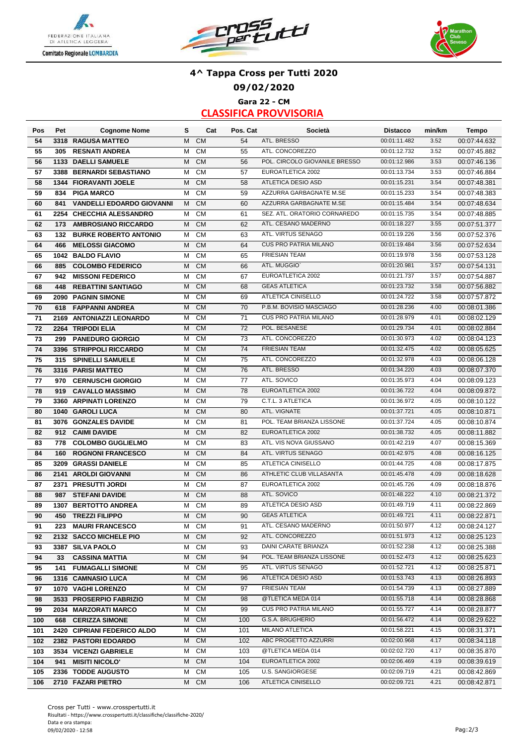# 4^ Tappa Cross per Tutti 2020

## 09/02/2020

### Gara 22 - CM

### CLASSIFICA PROVVISORIA

| Pos | Pet | Cognome Nome | S | Cat | Pos. Cat | Società | Distacco | min/km | Tempo |
|---|---|---|---|---|---|---|---|---|---|
| 54 | 3318 | **RAGUSA MATTEO** | M | CM | 54 | ATL. BRESSO | 00:01:11.482 | 3.52 | 00:07:44.632 |
| 55 | 305 | **RESNATI ANDREA** | M | CM | 55 | ATL. CONCOREZZO | 00:01:12.732 | 3.52 | 00:07:45.882 |
| 56 | 1133 | **DAELLI SAMUELE** | M | CM | 56 | POL. CIRCOLO GIOVANILE BRESSO | 00:01:12.986 | 3.53 | 00:07:46.136 |
| 57 | 3388 | **BERNARDI SEBASTIANO** | M | CM | 57 | EUROATLETICA 2002 | 00:01:13.734 | 3.53 | 00:07:46.884 |
| 58 | 1344 | **FIORAVANTI JOELE** | M | CM | 58 | ATLETICA DESIO ASD | 00:01:15.231 | 3.54 | 00:07:48.381 |
| 59 | 834 | **PIGA MARCO** | M | CM | 59 | AZZURRA GARBAGNATE M.SE | 00:01:15.233 | 3.54 | 00:07:48.383 |
| 60 | 841 | **VANDELLI EDOARDO GIOVANNI** | M | CM | 60 | AZZURRA GARBAGNATE M.SE | 00:01:15.484 | 3.54 | 00:07:48.634 |
| 61 | 2254 | **CHECCHIA ALESSANDRO** | M | CM | 61 | SEZ. ATL. ORATORIO CORNAREDO | 00:01:15.735 | 3.54 | 00:07:48.885 |
| 62 | 173 | **AMBROSIANO RICCARDO** | M | CM | 62 | ATL. CESANO MADERNO | 00:01:18.227 | 3.55 | 00:07:51.377 |
| 63 | 132 | **BURKE ROBERTO ANTONIO** | M | CM | 63 | ATL. VIRTUS SENAGO | 00:01:19.226 | 3.56 | 00:07:52.376 |
| 64 | 466 | **MELOSSI GIACOMO** | M | CM | 64 | CUS PRO PATRIA MILANO | 00:01:19.484 | 3.56 | 00:07:52.634 |
| 65 | 1042 | **BALDO FLAVIO** | M | CM | 65 | FRIESIAN TEAM | 00:01:19.978 | 3.56 | 00:07:53.128 |
| 66 | 885 | **COLOMBO FEDERICO** | M | CM | 66 | ATL. MUGGIO` | 00:01:20.981 | 3.57 | 00:07:54.131 |
| 67 | 942 | **MISSONI FEDERICO** | M | CM | 67 | EUROATLETICA 2002 | 00:01:21.737 | 3.57 | 00:07:54.887 |
| 68 | 448 | **REBATTINI SANTIAGO** | M | CM | 68 | GEAS ATLETICA | 00:01:23.732 | 3.58 | 00:07:56.882 |
| 69 | 2090 | **PAGNIN SIMONE** | M | CM | 69 | ATLETICA CINISELLO | 00:01:24.722 | 3.58 | 00:07:57.872 |
| 70 | 618 | **FAPPANNI ANDREA** | M | CM | 70 | P.B.M. BOVISIO MASCIAGO | 00:01:28.236 | 4.00 | 00:08:01.386 |
| 71 | 2169 | **ANTONIAZZI LEONARDO** | M | CM | 71 | CUS PRO PATRIA MILANO | 00:01:28.979 | 4.01 | 00:08:02.129 |
| 72 | 2264 | **TRIPODI ELIA** | M | CM | 72 | POL. BESANESE | 00:01:29.734 | 4.01 | 00:08:02.884 |
| 73 | 299 | **PANEDURO GIORGIO** | M | CM | 73 | ATL. CONCOREZZO | 00:01:30.973 | 4.02 | 00:08:04.123 |
| 74 | 3396 | **STRIPPOLI RICCARDO** | M | CM | 74 | FRIESIAN TEAM | 00:01:32.475 | 4.02 | 00:08:05.625 |
| 75 | 315 | **SPINELLI SAMUELE** | M | CM | 75 | ATL. CONCOREZZO | 00:01:32.978 | 4.03 | 00:08:06.128 |
| 76 | 3316 | **PARISI MATTEO** | M | CM | 76 | ATL. BRESSO | 00:01:34.220 | 4.03 | 00:08:07.370 |
| 77 | 970 | **CERNUSCHI GIORGIO** | M | CM | 77 | ATL. SOVICO | 00:01:35.973 | 4.04 | 00:08:09.123 |
| 78 | 919 | **CAVALLO MASSIMO** | M | CM | 78 | EUROATLETICA 2002 | 00:01:36.722 | 4.04 | 00:08:09.872 |
| 79 | 3360 | **ARPINATI LORENZO** | M | CM | 79 | C.T.L. 3 ATLETICA | 00:01:36.972 | 4.05 | 00:08:10.122 |
| 80 | 1040 | **GAROLI LUCA** | M | CM | 80 | ATL. VIGNATE | 00:01:37.721 | 4.05 | 00:08:10.871 |
| 81 | 3076 | **GONZALES DAVIDE** | M | CM | 81 | POL. TEAM BRIANZA LISSONE | 00:01:37.724 | 4.05 | 00:08:10.874 |
| 82 | 912 | **CAIMI DAVIDE** | M | CM | 82 | EUROATLETICA 2002 | 00:01:38.732 | 4.05 | 00:08:11.882 |
| 83 | 778 | **COLOMBO GUGLIELMO** | M | CM | 83 | ATL. VIS NOVA GIUSSANO | 00:01:42.219 | 4.07 | 00:08:15.369 |
| 84 | 160 | **ROGNONI FRANCESCO** | M | CM | 84 | ATL. VIRTUS SENAGO | 00:01:42.975 | 4.08 | 00:08:16.125 |
| 85 | 3209 | **GRASSI DANIELE** | M | CM | 85 | ATLETICA CINISELLO | 00:01:44.725 | 4.08 | 00:08:17.875 |
| 86 | 2141 | **AROLDI GIOVANNI** | M | CM | 86 | ATHLETIC CLUB VILLASANTA | 00:01:45.478 | 4.09 | 00:08:18.628 |
| 87 | 2371 | **PRESUTTI JORDI** | M | CM | 87 | EUROATLETICA 2002 | 00:01:45.726 | 4.09 | 00:08:18.876 |
| 88 | 987 | **STEFANI DAVIDE** | M | CM | 88 | ATL. SOVICO | 00:01:48.222 | 4.10 | 00:08:21.372 |
| 89 | 1307 | **BERTOTTO ANDREA** | M | CM | 89 | ATLETICA DESIO ASD | 00:01:49.719 | 4.11 | 00:08:22.869 |
| 90 | 450 | **TREZZI FILIPPO** | M | CM | 90 | GEAS ATLETICA | 00:01:49.721 | 4.11 | 00:08:22.871 |
| 91 | 223 | **MAURI FRANCESCO** | M | CM | 91 | ATL. CESANO MADERNO | 00:01:50.977 | 4.12 | 00:08:24.127 |
| 92 | 2132 | **SACCO MICHELE PIO** | M | CM | 92 | ATL. CONCOREZZO | 00:01:51.973 | 4.12 | 00:08:25.123 |
| 93 | 3387 | **SILVA PAOLO** | M | CM | 93 | DAINI CARATE BRIANZA | 00:01:52.238 | 4.12 | 00:08:25.388 |
| 94 | 33 | **CASSINA MATTIA** | M | CM | 94 | POL. TEAM BRIANZA LISSONE | 00:01:52.473 | 4.12 | 00:08:25.623 |
| 95 | 141 | **FUMAGALLI SIMONE** | M | CM | 95 | ATL. VIRTUS SENAGO | 00:01:52.721 | 4.12 | 00:08:25.871 |
| 96 | 1316 | **CAMNASIO LUCA** | M | CM | 96 | ATLETICA DESIO ASD | 00:01:53.743 | 4.13 | 00:08:26.893 |
| 97 | 1070 | **VAGHI LORENZO** | M | CM | 97 | FRIESIAN TEAM | 00:01:54.739 | 4.13 | 00:08:27.889 |
| 98 | 3533 | **PROSERPIO FABRIZIO** | M | CM | 98 | @TLETICA MEDA 014 | 00:01:55.718 | 4.14 | 00:08:28.868 |
| 99 | 2034 | **MARZORATI MARCO** | M | CM | 99 | CUS PRO PATRIA MILANO | 00:01:55.727 | 4.14 | 00:08:28.877 |
| 100 | 668 | **CERIZZA SIMONE** | M | CM | 100 | G.S.A. BRUGHERIO | 00:01:56.472 | 4.14 | 00:08:29.622 |
| 101 | 2420 | **CIPRIANI FEDERICO ALDO** | M | CM | 101 | MILANO ATLETICA | 00:01:58.221 | 4.15 | 00:08:31.371 |
| 102 | 2382 | **PASTORI EDOARDO** | M | CM | 102 | ABC PROGETTO AZZURRI | 00:02:00.968 | 4.17 | 00:08:34.118 |
| 103 | 3534 | **VICENZI GABRIELE** | M | CM | 103 | @TLETICA MEDA 014 | 00:02:02.720 | 4.17 | 00:08:35.870 |
| 104 | 941 | **MISITI NICOLO'** | M | CM | 104 | EUROATLETICA 2002 | 00:02:06.469 | 4.19 | 00:08:39.619 |
| 105 | 2336 | **TODDE AUGUSTO** | M | CM | 105 | U.S. SANGIORGESE | 00:02:09.719 | 4.21 | 00:08:42.869 |
| 106 | 2710 | **FAZARI PIETRO** | M | CM | 106 | ATLETICA CINISELLO | 00:02:09.721 | 4.21 | 00:08:42.871 |

Cross per Tutti - www.crosspertutti.it
Risultati - https://www.crosspertutti.it/classifiche/classifiche-2020/
Data e ora stampa:
09/02/2020 - 12:58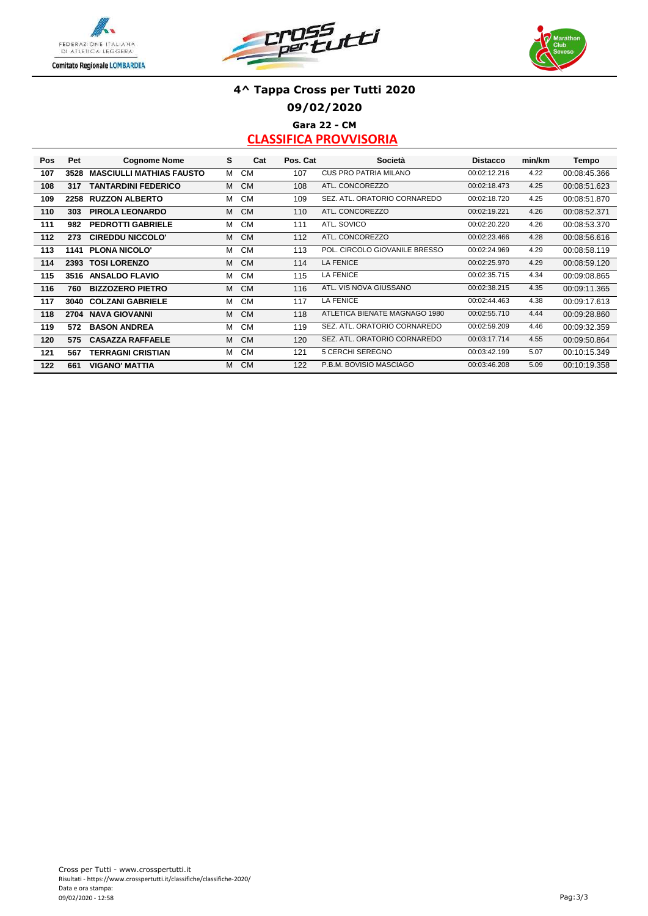# 4^ Tappa Cross per Tutti 2020

## 09/02/2020

### Gara 22 - CM

## CLASSIFICA PROVVISORIA

| Pos | Pet | Cognome Nome | S | Cat | Pos. Cat | Società | Distacco | min/km | Tempo |
|---|---|---|---|---|---|---|---|---|---|
| 107 | 3528 | MASCIULLI MATHIAS FAUSTO | M | CM | 107 | CUS PRO PATRIA MILANO | 00:02:12.216 | 4.22 | 00:08:45.366 |
| 108 | 317 | TANTARDINI FEDERICO | M | CM | 108 | ATL. CONCOREZZO | 00:02:18.473 | 4.25 | 00:08:51.623 |
| 109 | 2258 | RUZZON ALBERTO | M | CM | 109 | SEZ. ATL. ORATORIO CORNAREDO | 00:02:18.720 | 4.25 | 00:08:51.870 |
| 110 | 303 | PIROLA LEONARDO | M | CM | 110 | ATL. CONCOREZZO | 00:02:19.221 | 4.26 | 00:08:52.371 |
| 111 | 982 | PEDROTTI GABRIELE | M | CM | 111 | ATL. SOVICO | 00:02:20.220 | 4.26 | 00:08:53.370 |
| 112 | 273 | CIREDDU NICCOLO' | M | CM | 112 | ATL. CONCOREZZO | 00:02:23.466 | 4.28 | 00:08:56.616 |
| 113 | 1141 | PLONA NICOLO' | M | CM | 113 | POL. CIRCOLO GIOVANILE BRESSO | 00:02:24.969 | 4.29 | 00:08:58.119 |
| 114 | 2393 | TOSI LORENZO | M | CM | 114 | LA FENICE | 00:02:25.970 | 4.29 | 00:08:59.120 |
| 115 | 3516 | ANSALDO FLAVIO | M | CM | 115 | LA FENICE | 00:02:35.715 | 4.34 | 00:09:08.865 |
| 116 | 760 | BIZZOZERO PIETRO | M | CM | 116 | ATL. VIS NOVA GIUSSANO | 00:02:38.215 | 4.35 | 00:09:11.365 |
| 117 | 3040 | COLZANI GABRIELE | M | CM | 117 | LA FENICE | 00:02:44.463 | 4.38 | 00:09:17.613 |
| 118 | 2704 | NAVA GIOVANNI | M | CM | 118 | ATLETICA BIENATE MAGNAGO 1980 | 00:02:55.710 | 4.44 | 00:09:28.860 |
| 119 | 572 | BASON ANDREA | M | CM | 119 | SEZ. ATL. ORATORIO CORNAREDO | 00:02:59.209 | 4.46 | 00:09:32.359 |
| 120 | 575 | CASAZZA RAFFAELE | M | CM | 120 | SEZ. ATL. ORATORIO CORNAREDO | 00:03:17.714 | 4.55 | 00:09:50.864 |
| 121 | 567 | TERRAGNI CRISTIAN | M | CM | 121 | 5 CERCHI SEREGNO | 00:03:42.199 | 5.07 | 00:10:15.349 |
| 122 | 661 | VIGANO' MATTIA | M | CM | 122 | P.B.M. BOVISIO MASCIAGO | 00:03:46.208 | 5.09 | 00:10:19.358 |

Cross per Tutti - www.crosspertutti.it
Risultati - https://www.crosspertutti.it/classifiche/classifiche-2020/
Data e ora stampa:
09/02/2020 - 12:58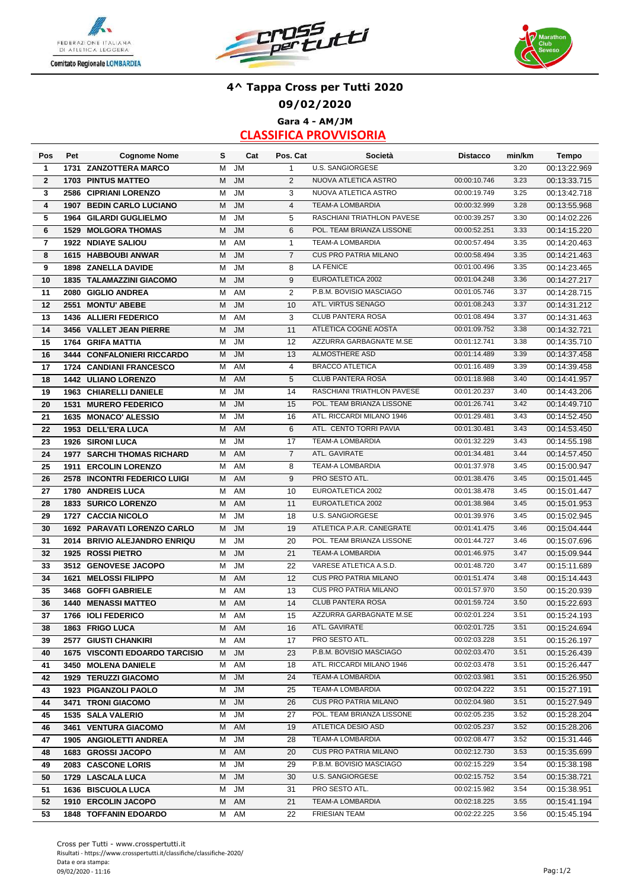# 4^ Tappa Cross per Tutti 2020

## 09/02/2020

### Gara 4 - AM/JM

## CLASSIFICA PROVVISORIA

| Pos | Pet | Cognome Nome | S | Cat | Pos. Cat | Società | Distacco | min/km | Tempo |
|---|---|---|---|---|---|---|---|---|---|
| 1 | 1731 | ZANZOTTERA MARCO | M | JM | 1 | U.S. SANGIORGESE | | 3.20 | 00:13:22.969 |
| 2 | 1703 | PINTUS MATTEO | M | JM | 2 | NUOVA ATLETICA ASTRO | 00:00:10.746 | 3.23 | 00:13:33.715 |
| 3 | 2586 | CIPRIANI LORENZO | M | JM | 3 | NUOVA ATLETICA ASTRO | 00:00:19.749 | 3.25 | 00:13:42.718 |
| 4 | 1907 | BEDIN CARLO LUCIANO | M | JM | 4 | TEAM-A LOMBARDIA | 00:00:32.999 | 3.28 | 00:13:55.968 |
| 5 | 1964 | GILARDI GUGLIELMO | M | JM | 5 | RASCHIANI TRIATHLON PAVESE | 00:00:39.257 | 3.30 | 00:14:02.226 |
| 6 | 1529 | MOLGORA THOMAS | M | JM | 6 | POL. TEAM BRIANZA LISSONE | 00:00:52.251 | 3.33 | 00:14:15.220 |
| 7 | 1922 | NDIAYE SALIOU | M | AM | 1 | TEAM-A LOMBARDIA | 00:00:57.494 | 3.35 | 00:14:20.463 |
| 8 | 1615 | HABBOUBI ANWAR | M | JM | 7 | CUS PRO PATRIA MILANO | 00:00:58.494 | 3.35 | 00:14:21.463 |
| 9 | 1898 | ZANELLA DAVIDE | M | JM | 8 | LA FENICE | 00:01:00.496 | 3.35 | 00:14:23.465 |
| 10 | 1835 | TALAMAZZINI GIACOMO | M | JM | 9 | EUROATLETICA 2002 | 00:01:04.248 | 3.36 | 00:14:27.217 |
| 11 | 2080 | GIGLIO ANDREA | M | AM | 2 | P.B.M. BOVISIO MASCIAGO | 00:01:05.746 | 3.37 | 00:14:28.715 |
| 12 | 2551 | MONTU' ABEBE | M | JM | 10 | ATL. VIRTUS SENAGO | 00:01:08.243 | 3.37 | 00:14:31.212 |
| 13 | 1436 | ALLIERI FEDERICO | M | AM | 3 | CLUB PANTERA ROSA | 00:01:08.494 | 3.37 | 00:14:31.463 |
| 14 | 3456 | VALLET JEAN PIERRE | M | JM | 11 | ATLETICA COGNE AOSTA | 00:01:09.752 | 3.38 | 00:14:32.721 |
| 15 | 1764 | GRIFA MATTIA | M | JM | 12 | AZZURRA GARBAGNATE M.SE | 00:01:12.741 | 3.38 | 00:14:35.710 |
| 16 | 3444 | CONFALONIERI RICCARDO | M | JM | 13 | ALMOSTHERE ASD | 00:01:14.489 | 3.39 | 00:14:37.458 |
| 17 | 1724 | CANDIANI FRANCESCO | M | AM | 4 | BRACCO ATLETICA | 00:01:16.489 | 3.39 | 00:14:39.458 |
| 18 | 1442 | ULIANO LORENZO | M | AM | 5 | CLUB PANTERA ROSA | 00:01:18.988 | 3.40 | 00:14:41.957 |
| 19 | 1963 | CHIARELLI DANIELE | M | JM | 14 | RASCHIANI TRIATHLON PAVESE | 00:01:20.237 | 3.40 | 00:14:43.206 |
| 20 | 1531 | MURERO FEDERICO | M | JM | 15 | POL. TEAM BRIANZA LISSONE | 00:01:26.741 | 3.42 | 00:14:49.710 |
| 21 | 1635 | MONACO' ALESSIO | M | JM | 16 | ATL. RICCARDI MILANO 1946 | 00:01:29.481 | 3.43 | 00:14:52.450 |
| 22 | 1953 | DELL'ERA LUCA | M | AM | 6 | ATL. CENTO TORRI PAVIA | 00:01:30.481 | 3.43 | 00:14:53.450 |
| 23 | 1926 | SIRONI LUCA | M | JM | 17 | TEAM-A LOMBARDIA | 00:01:32.229 | 3.43 | 00:14:55.198 |
| 24 | 1977 | SARCHI THOMAS RICHARD | M | AM | 7 | ATL. GAVIRATE | 00:01:34.481 | 3.44 | 00:14:57.450 |
| 25 | 1911 | ERCOLIN LORENZO | M | AM | 8 | TEAM-A LOMBARDIA | 00:01:37.978 | 3.45 | 00:15:00.947 |
| 26 | 2578 | INCONTRI FEDERICO LUIGI | M | AM | 9 | PRO SESTO ATL. | 00:01:38.476 | 3.45 | 00:15:01.445 |
| 27 | 1780 | ANDREIS LUCA | M | AM | 10 | EUROATLETICA 2002 | 00:01:38.478 | 3.45 | 00:15:01.447 |
| 28 | 1833 | SURICO LORENZO | M | AM | 11 | EUROATLETICA 2002 | 00:01:38.984 | 3.45 | 00:15:01.953 |
| 29 | 1727 | CACCIA NICOLO | M | JM | 18 | U.S. SANGIORGESE | 00:01:39.976 | 3.45 | 00:15:02.945 |
| 30 | 1692 | PARAVATI LORENZO CARLO | M | JM | 19 | ATLETICA P.A.R. CANEGRATE | 00:01:41.475 | 3.46 | 00:15:04.444 |
| 31 | 2014 | BRIVIO ALEJANDRO ENRIQU | M | JM | 20 | POL. TEAM BRIANZA LISSONE | 00:01:44.727 | 3.46 | 00:15:07.696 |
| 32 | 1925 | ROSSI PIETRO | M | JM | 21 | TEAM-A LOMBARDIA | 00:01:46.975 | 3.47 | 00:15:09.944 |
| 33 | 3512 | GENOVESE JACOPO | M | JM | 22 | VARESE ATLETICA A.S.D. | 00:01:48.720 | 3.47 | 00:15:11.689 |
| 34 | 1621 | MELOSSI FILIPPO | M | AM | 12 | CUS PRO PATRIA MILANO | 00:01:51.474 | 3.48 | 00:15:14.443 |
| 35 | 3468 | GOFFI GABRIELE | M | AM | 13 | CUS PRO PATRIA MILANO | 00:01:57.970 | 3.50 | 00:15:20.939 |
| 36 | 1440 | MENASSI MATTEO | M | AM | 14 | CLUB PANTERA ROSA | 00:01:59.724 | 3.50 | 00:15:22.693 |
| 37 | 1766 | IOLI FEDERICO | M | AM | 15 | AZZURRA GARBAGNATE M.SE | 00:02:01.224 | 3.51 | 00:15:24.193 |
| 38 | 1863 | FRIGO LUCA | M | AM | 16 | ATL. GAVIRATE | 00:02:01.725 | 3.51 | 00:15:24.694 |
| 39 | 2577 | GIUSTI CHANKIRI | M | AM | 17 | PRO SESTO ATL. | 00:02:03.228 | 3.51 | 00:15:26.197 |
| 40 | 1675 | VISCONTI EDOARDO TARCISIO | M | JM | 23 | P.B.M. BOVISIO MASCIAGO | 00:02:03.470 | 3.51 | 00:15:26.439 |
| 41 | 3450 | MOLENA DANIELE | M | AM | 18 | ATL. RICCARDI MILANO 1946 | 00:02:03.478 | 3.51 | 00:15:26.447 |
| 42 | 1929 | TERUZZI GIACOMO | M | JM | 24 | TEAM-A LOMBARDIA | 00:02:03.981 | 3.51 | 00:15:26.950 |
| 43 | 1923 | PIGANZOLI PAOLO | M | JM | 25 | TEAM-A LOMBARDIA | 00:02:04.222 | 3.51 | 00:15:27.191 |
| 44 | 3471 | TRONI GIACOMO | M | JM | 26 | CUS PRO PATRIA MILANO | 00:02:04.980 | 3.51 | 00:15:27.949 |
| 45 | 1535 | SALA VALERIO | M | JM | 27 | POL. TEAM BRIANZA LISSONE | 00:02:05.235 | 3.52 | 00:15:28.204 |
| 46 | 3461 | VENTURA GIACOMO | M | AM | 19 | ATLETICA DESIO ASD | 00:02:05.237 | 3.52 | 00:15:28.206 |
| 47 | 1905 | ANGIOLETTI ANDREA | M | JM | 28 | TEAM-A LOMBARDIA | 00:02:08.477 | 3.52 | 00:15:31.446 |
| 48 | 1683 | GROSSI JACOPO | M | AM | 20 | CUS PRO PATRIA MILANO | 00:02:12.730 | 3.53 | 00:15:35.699 |
| 49 | 2083 | CASCONE LORIS | M | JM | 29 | P.B.M. BOVISIO MASCIAGO | 00:02:15.229 | 3.54 | 00:15:38.198 |
| 50 | 1729 | LASCALA LUCA | M | JM | 30 | U.S. SANGIORGESE | 00:02:15.752 | 3.54 | 00:15:38.721 |
| 51 | 1636 | BISCUOLA LUCA | M | JM | 31 | PRO SESTO ATL. | 00:02:15.982 | 3.54 | 00:15:38.951 |
| 52 | 1910 | ERCOLIN JACOPO | M | AM | 21 | TEAM-A LOMBARDIA | 00:02:18.225 | 3.55 | 00:15:41.194 |
| 53 | 1848 | TOFFANIN EDOARDO | M | AM | 22 | FRIESIAN TEAM | 00:02:22.225 | 3.56 | 00:15:45.194 |

Cross per Tutti - www.crosspertutti.it
Risultati - https://www.crosspertutti.it/classifiche/classifiche-2020/
Data e ora stampa:
09/02/2020 - 11:16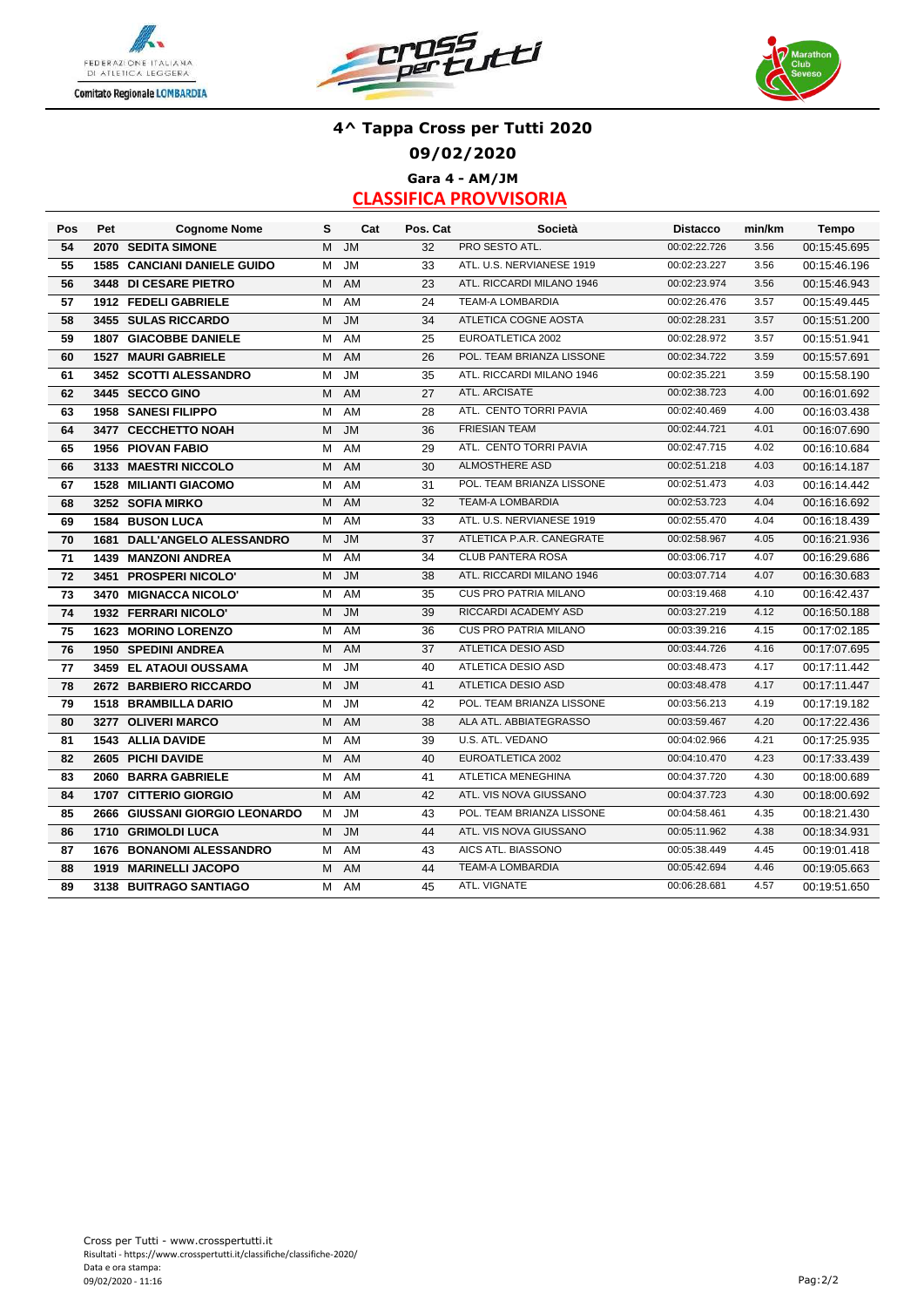## 4^ Tappa Cross per Tutti 2020

### 09/02/2020

#### Gara 4 - AM/JM

#### CLASSIFICA PROVVISORIA

| Pos | Pet | Cognome Nome | S | Cat | Pos. Cat | Società | Distacco | min/km | Tempo |
|---|---|---|---|---|---|---|---|---|---|
| 54 | 2070 | SEDITA SIMONE | M | JM | 32 | PRO SESTO ATL. | 00:02:22.726 | 3.56 | 00:15:45.695 |
| 55 | 1585 | CANCIANI DANIELE GUIDO | M | JM | 33 | ATL. U.S. NERVIANESE 1919 | 00:02:23.227 | 3.56 | 00:15:46.196 |
| 56 | 3448 | DI CESARE PIETRO | M | AM | 23 | ATL. RICCARDI MILANO 1946 | 00:02:23.974 | 3.56 | 00:15:46.943 |
| 57 | 1912 | FEDELI GABRIELE | M | AM | 24 | TEAM-A LOMBARDIA | 00:02:26.476 | 3.57 | 00:15:49.445 |
| 58 | 3455 | SULAS RICCARDO | M | JM | 34 | ATLETICA COGNE AOSTA | 00:02:28.231 | 3.57 | 00:15:51.200 |
| 59 | 1807 | GIACOBBE DANIELE | M | AM | 25 | EUROATLETICA 2002 | 00:02:28.972 | 3.57 | 00:15:51.941 |
| 60 | 1527 | MAURI GABRIELE | M | AM | 26 | POL. TEAM BRIANZA LISSONE | 00:02:34.722 | 3.59 | 00:15:57.691 |
| 61 | 3452 | SCOTTI ALESSANDRO | M | JM | 35 | ATL. RICCARDI MILANO 1946 | 00:02:35.221 | 3.59 | 00:15:58.190 |
| 62 | 3445 | SECCO GINO | M | AM | 27 | ATL. ARCISATE | 00:02:38.723 | 4.00 | 00:16:01.692 |
| 63 | 1958 | SANESI FILIPPO | M | AM | 28 | ATL. CENTO TORRI PAVIA | 00:02:40.469 | 4.00 | 00:16:03.438 |
| 64 | 3477 | CECCHETTO NOAH | M | JM | 36 | FRIESIAN TEAM | 00:02:44.721 | 4.01 | 00:16:07.690 |
| 65 | 1956 | PIOVAN FABIO | M | AM | 29 | ATL. CENTO TORRI PAVIA | 00:02:47.715 | 4.02 | 00:16:10.684 |
| 66 | 3133 | MAESTRI NICCOLO | M | AM | 30 | ALMOSTHERE ASD | 00:02:51.218 | 4.03 | 00:16:14.187 |
| 67 | 1528 | MILIANTI GIACOMO | M | AM | 31 | POL. TEAM BRIANZA LISSONE | 00:02:51.473 | 4.03 | 00:16:14.442 |
| 68 | 3252 | SOFIA MIRKO | M | AM | 32 | TEAM-A LOMBARDIA | 00:02:53.723 | 4.04 | 00:16:16.692 |
| 69 | 1584 | BUSON LUCA | M | AM | 33 | ATL. U.S. NERVIANESE 1919 | 00:02:55.470 | 4.04 | 00:16:18.439 |
| 70 | 1681 | DALL'ANGELO ALESSANDRO | M | JM | 37 | ATLETICA P.A.R. CANEGRATE | 00:02:58.967 | 4.05 | 00:16:21.936 |
| 71 | 1439 | MANZONI ANDREA | M | AM | 34 | CLUB PANTERA ROSA | 00:03:06.717 | 4.07 | 00:16:29.686 |
| 72 | 3451 | PROSPERI NICOLO' | M | JM | 38 | ATL. RICCARDI MILANO 1946 | 00:03:07.714 | 4.07 | 00:16:30.683 |
| 73 | 3470 | MIGNACCA NICOLO' | M | AM | 35 | CUS PRO PATRIA MILANO | 00:03:19.468 | 4.10 | 00:16:42.437 |
| 74 | 1932 | FERRARI NICOLO' | M | JM | 39 | RICCARDI ACADEMY ASD | 00:03:27.219 | 4.12 | 00:16:50.188 |
| 75 | 1623 | MORINO LORENZO | M | AM | 36 | CUS PRO PATRIA MILANO | 00:03:39.216 | 4.15 | 00:17:02.185 |
| 76 | 1950 | SPEDINI ANDREA | M | AM | 37 | ATLETICA DESIO ASD | 00:03:44.726 | 4.16 | 00:17:07.695 |
| 77 | 3459 | EL ATAOUI OUSSAMA | M | JM | 40 | ATLETICA DESIO ASD | 00:03:48.473 | 4.17 | 00:17:11.442 |
| 78 | 2672 | BARBIERO RICCARDO | M | JM | 41 | ATLETICA DESIO ASD | 00:03:48.478 | 4.17 | 00:17:11.447 |
| 79 | 1518 | BRAMBILLA DARIO | M | JM | 42 | POL. TEAM BRIANZA LISSONE | 00:03:56.213 | 4.19 | 00:17:19.182 |
| 80 | 3277 | OLIVERI MARCO | M | AM | 38 | ALA ATL. ABBIATEGRASSO | 00:03:59.467 | 4.20 | 00:17:22.436 |
| 81 | 1543 | ALLIA DAVIDE | M | AM | 39 | U.S. ATL. VEDANO | 00:04:02.966 | 4.21 | 00:17:25.935 |
| 82 | 2605 | PICHI DAVIDE | M | AM | 40 | EUROATLETICA 2002 | 00:04:10.470 | 4.23 | 00:17:33.439 |
| 83 | 2060 | BARRA GABRIELE | M | AM | 41 | ATLETICA MENEGHINA | 00:04:37.720 | 4.30 | 00:18:00.689 |
| 84 | 1707 | CITTERIO GIORGIO | M | AM | 42 | ATL. VIS NOVA GIUSSANO | 00:04:37.723 | 4.30 | 00:18:00.692 |
| 85 | 2666 | GIUSSANI GIORGIO LEONARDO | M | JM | 43 | POL. TEAM BRIANZA LISSONE | 00:04:58.461 | 4.35 | 00:18:21.430 |
| 86 | 1710 | GRIMOLDI LUCA | M | JM | 44 | ATL. VIS NOVA GIUSSANO | 00:05:11.962 | 4.38 | 00:18:34.931 |
| 87 | 1676 | BONANOMI ALESSANDRO | M | AM | 43 | AICS ATL. BIASSONO | 00:05:38.449 | 4.45 | 00:19:01.418 |
| 88 | 1919 | MARINELLI JACOPO | M | AM | 44 | TEAM-A LOMBARDIA | 00:05:42.694 | 4.46 | 00:19:05.663 |
| 89 | 3138 | BUITRAGO SANTIAGO | M | AM | 45 | ATL. VIGNATE | 00:06:28.681 | 4.57 | 00:19:51.650 |

Cross per Tutti - www.crosspertutti.it
Risultati - https://www.crosspertutti.it/classifiche/classifiche-2020/
Data e ora stampa:
09/02/2020 - 11:16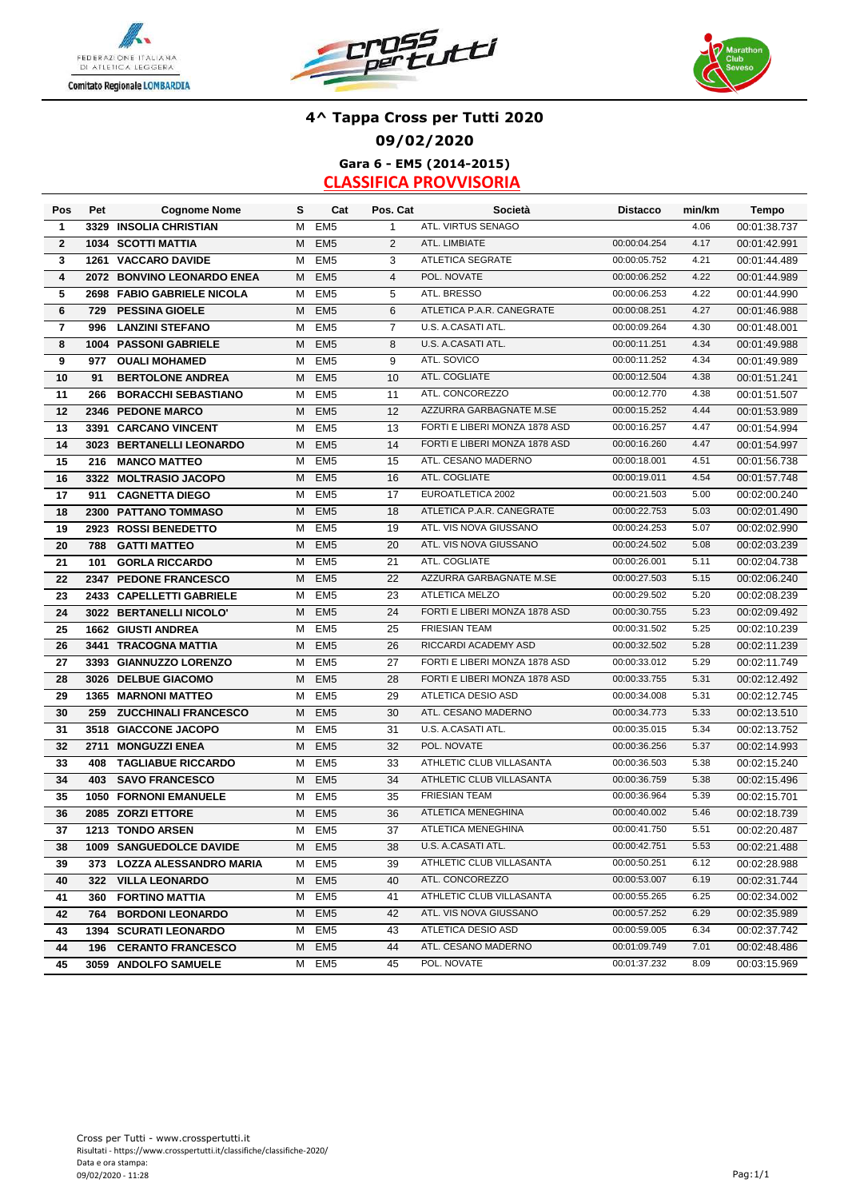# 4^ Tappa Cross per Tutti 2020

## 09/02/2020

### Gara 6 - EM5 (2014-2015)

### CLASSIFICA PROVVISORIA

| Pos | Pet | Cognome Nome | S | Cat | Pos. Cat | Società | Distacco | min/km | Tempo |
|---|---|---|---|---|---|---|---|---|---|
| 1 | 3329 | INSOLIA CHRISTIAN | M | EM5 | 1 | ATL. VIRTUS SENAGO | | 4.06 | 00:01:38.737 |
| 2 | 1034 | SCOTTI MATTIA | M | EM5 | 2 | ATL. LIMBIATE | 00:00:04.254 | 4.17 | 00:01:42.991 |
| 3 | 1261 | VACCARO DAVIDE | M | EM5 | 3 | ATLETICA SEGRATE | 00:00:05.752 | 4.21 | 00:01:44.489 |
| 4 | 2072 | BONVINO LEONARDO ENEA | M | EM5 | 4 | POL. NOVATE | 00:00:06.252 | 4.22 | 00:01:44.989 |
| 5 | 2698 | FABIO GABRIELE NICOLA | M | EM5 | 5 | ATL. BRESSO | 00:00:06.253 | 4.22 | 00:01:44.990 |
| 6 | 729 | PESSINA GIOELE | M | EM5 | 6 | ATLETICA P.A.R. CANEGRATE | 00:00:08.251 | 4.27 | 00:01:46.988 |
| 7 | 996 | LANZINI STEFANO | M | EM5 | 7 | U.S. A.CASATI ATL. | 00:00:09.264 | 4.30 | 00:01:48.001 |
| 8 | 1004 | PASSONI GABRIELE | M | EM5 | 8 | U.S. A.CASATI ATL. | 00:00:11.251 | 4.34 | 00:01:49.988 |
| 9 | 977 | OUALI MOHAMED | M | EM5 | 9 | ATL. SOVICO | 00:00:11.252 | 4.34 | 00:01:49.989 |
| 10 | 91 | BERTOLONE ANDREA | M | EM5 | 10 | ATL. COGLIATE | 00:00:12.504 | 4.38 | 00:01:51.241 |
| 11 | 266 | BORACCHI SEBASTIANO | M | EM5 | 11 | ATL. CONCOREZZO | 00:00:12.770 | 4.38 | 00:01:51.507 |
| 12 | 2346 | PEDONE MARCO | M | EM5 | 12 | AZZURRA GARBAGNATE M.SE | 00:00:15.252 | 4.44 | 00:01:53.989 |
| 13 | 3391 | CARCANO VINCENT | M | EM5 | 13 | FORTI E LIBERI MONZA 1878 ASD | 00:00:16.257 | 4.47 | 00:01:54.994 |
| 14 | 3023 | BERTANELLI LEONARDO | M | EM5 | 14 | FORTI E LIBERI MONZA 1878 ASD | 00:00:16.260 | 4.47 | 00:01:54.997 |
| 15 | 216 | MANCO MATTEO | M | EM5 | 15 | ATL. CESANO MADERNO | 00:00:18.001 | 4.51 | 00:01:56.738 |
| 16 | 3322 | MOLTRASIO JACOPO | M | EM5 | 16 | ATL. COGLIATE | 00:00:19.011 | 4.54 | 00:01:57.748 |
| 17 | 911 | CAGNETTA DIEGO | M | EM5 | 17 | EUROATLETICA 2002 | 00:00:21.503 | 5.00 | 00:02:00.240 |
| 18 | 2300 | PATTANO TOMMASO | M | EM5 | 18 | ATLETICA P.A.R. CANEGRATE | 00:00:22.753 | 5.03 | 00:02:01.490 |
| 19 | 2923 | ROSSI BENEDETTO | M | EM5 | 19 | ATL. VIS NOVA GIUSSANO | 00:00:24.253 | 5.07 | 00:02:02.990 |
| 20 | 788 | GATTI MATTEO | M | EM5 | 20 | ATL. VIS NOVA GIUSSANO | 00:00:24.502 | 5.08 | 00:02:03.239 |
| 21 | 101 | GORLA RICCARDO | M | EM5 | 21 | ATL. COGLIATE | 00:00:26.001 | 5.11 | 00:02:04.738 |
| 22 | 2347 | PEDONE FRANCESCO | M | EM5 | 22 | AZZURRA GARBAGNATE M.SE | 00:00:27.503 | 5.15 | 00:02:06.240 |
| 23 | 2433 | CAPELLETTI GABRIELE | M | EM5 | 23 | ATLETICA MELZO | 00:00:29.502 | 5.20 | 00:02:08.239 |
| 24 | 3022 | BERTANELLI NICOLO' | M | EM5 | 24 | FORTI E LIBERI MONZA 1878 ASD | 00:00:30.755 | 5.23 | 00:02:09.492 |
| 25 | 1662 | GIUSTI ANDREA | M | EM5 | 25 | FRIESIAN TEAM | 00:00:31.502 | 5.25 | 00:02:10.239 |
| 26 | 3441 | TRACOGNA MATTIA | M | EM5 | 26 | RICCARDI ACADEMY ASD | 00:00:32.502 | 5.28 | 00:02:11.239 |
| 27 | 3393 | GIANNUZZO LORENZO | M | EM5 | 27 | FORTI E LIBERI MONZA 1878 ASD | 00:00:33.012 | 5.29 | 00:02:11.749 |
| 28 | 3026 | DELBUE GIACOMO | M | EM5 | 28 | FORTI E LIBERI MONZA 1878 ASD | 00:00:33.755 | 5.31 | 00:02:12.492 |
| 29 | 1365 | MARNONI MATTEO | M | EM5 | 29 | ATLETICA DESIO ASD | 00:00:34.008 | 5.31 | 00:02:12.745 |
| 30 | 259 | ZUCCHINALI FRANCESCO | M | EM5 | 30 | ATL. CESANO MADERNO | 00:00:34.773 | 5.33 | 00:02:13.510 |
| 31 | 3518 | GIACCONE JACOPO | M | EM5 | 31 | U.S. A.CASATI ATL. | 00:00:35.015 | 5.34 | 00:02:13.752 |
| 32 | 2711 | MONGUZZI ENEA | M | EM5 | 32 | POL. NOVATE | 00:00:36.256 | 5.37 | 00:02:14.993 |
| 33 | 408 | TAGLIABUE RICCARDO | M | EM5 | 33 | ATHLETIC CLUB VILLASANTA | 00:00:36.503 | 5.38 | 00:02:15.240 |
| 34 | 403 | SAVO FRANCESCO | M | EM5 | 34 | ATHLETIC CLUB VILLASANTA | 00:00:36.759 | 5.38 | 00:02:15.496 |
| 35 | 1050 | FORNONI EMANUELE | M | EM5 | 35 | FRIESIAN TEAM | 00:00:36.964 | 5.39 | 00:02:15.701 |
| 36 | 2085 | ZORZI ETTORE | M | EM5 | 36 | ATLETICA MENEGHINA | 00:00:40.002 | 5.46 | 00:02:18.739 |
| 37 | 1213 | TONDO ARSEN | M | EM5 | 37 | ATLETICA MENEGHINA | 00:00:41.750 | 5.51 | 00:02:20.487 |
| 38 | 1009 | SANGUEDOLCE DAVIDE | M | EM5 | 38 | U.S. A.CASATI ATL. | 00:00:42.751 | 5.53 | 00:02:21.488 |
| 39 | 373 | LOZZA ALESSANDRO MARIA | M | EM5 | 39 | ATHLETIC CLUB VILLASANTA | 00:00:50.251 | 6.12 | 00:02:28.988 |
| 40 | 322 | VILLA LEONARDO | M | EM5 | 40 | ATL. CONCOREZZO | 00:00:53.007 | 6.19 | 00:02:31.744 |
| 41 | 360 | FORTINO MATTIA | M | EM5 | 41 | ATHLETIC CLUB VILLASANTA | 00:00:55.265 | 6.25 | 00:02:34.002 |
| 42 | 764 | BORDONI LEONARDO | M | EM5 | 42 | ATL. VIS NOVA GIUSSANO | 00:00:57.252 | 6.29 | 00:02:35.989 |
| 43 | 1394 | SCURATI LEONARDO | M | EM5 | 43 | ATLETICA DESIO ASD | 00:00:59.005 | 6.34 | 00:02:37.742 |
| 44 | 196 | CERANTO FRANCESCO | M | EM5 | 44 | ATL. CESANO MADERNO | 00:01:09.749 | 7.01 | 00:02:48.486 |
| 45 | 3059 | ANDOLFO SAMUELE | M | EM5 | 45 | POL. NOVATE | 00:01:37.232 | 8.09 | 00:03:15.969 |

Cross per Tutti - www.crosspertutti.it
Risultati - https://www.crosspertutti.it/classifiche/classifiche-2020/
Data e ora stampa:
09/02/2020 - 11:28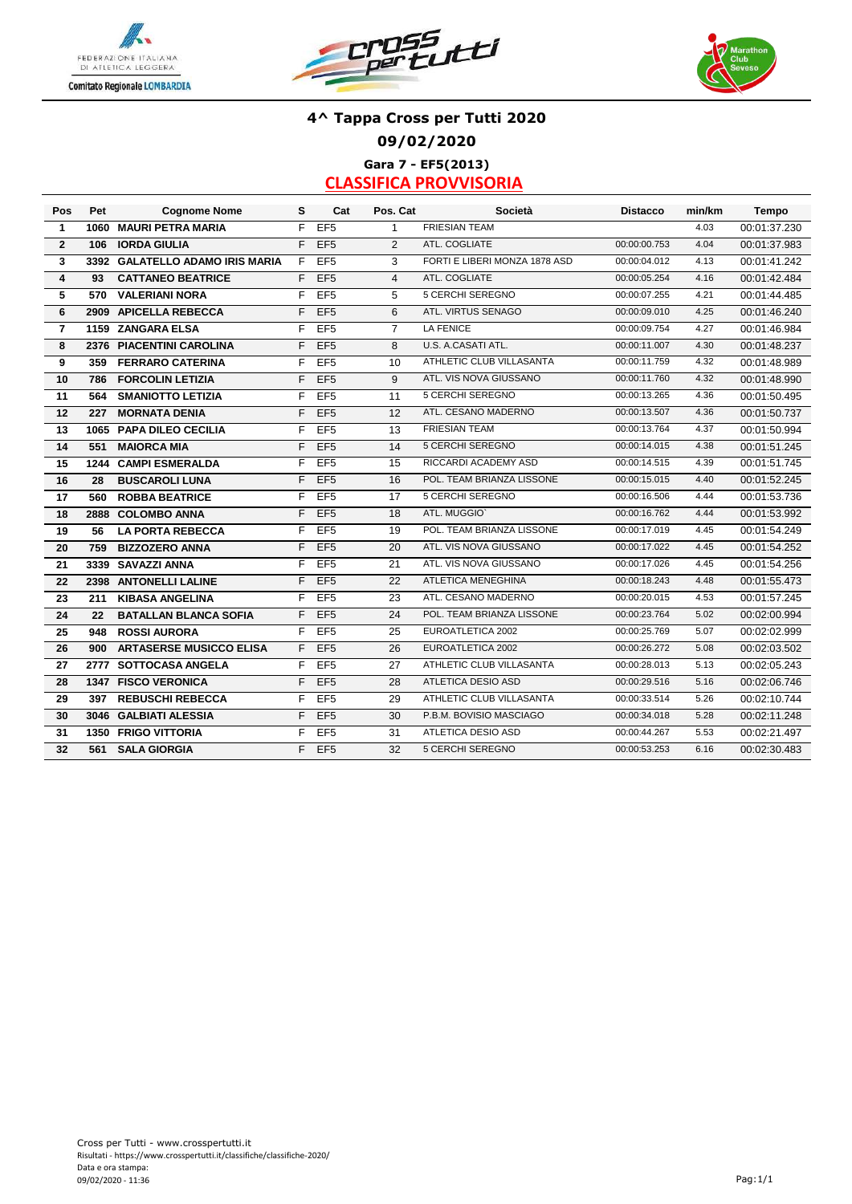# 4^ Tappa Cross per Tutti 2020

## 09/02/2020

### Gara 7 - EF5(2013)

### CLASSIFICA PROVVISORIA

| Pos | Pet | Cognome Nome | S | Cat | Pos. Cat | Società | Distacco | min/km | Tempo |
|---|---|---|---|---|---|---|---|---|---|
| 1 | 1060 | MAURI PETRA MARIA | F | EF5 | 1 | FRIESIAN TEAM | | 4.03 | 00:01:37.230 |
| 2 | 106 | IORDA GIULIA | F | EF5 | 2 | ATL. COGLIATE | 00:00:00.753 | 4.04 | 00:01:37.983 |
| 3 | 3392 | GALATELLO ADAMO IRIS MARIA | F | EF5 | 3 | FORTI E LIBERI MONZA 1878 ASD | 00:00:04.012 | 4.13 | 00:01:41.242 |
| 4 | 93 | CATTANEO BEATRICE | F | EF5 | 4 | ATL. COGLIATE | 00:00:05.254 | 4.16 | 00:01:42.484 |
| 5 | 570 | VALERIANI NORA | F | EF5 | 5 | 5 CERCHI SEREGNO | 00:00:07.255 | 4.21 | 00:01:44.485 |
| 6 | 2909 | APICELLA REBECCA | F | EF5 | 6 | ATL. VIRTUS SENAGO | 00:00:09.010 | 4.25 | 00:01:46.240 |
| 7 | 1159 | ZANGARA ELSA | F | EF5 | 7 | LA FENICE | 00:00:09.754 | 4.27 | 00:01:46.984 |
| 8 | 2376 | PIACENTINI CAROLINA | F | EF5 | 8 | U.S. A.CASATI ATL. | 00:00:11.007 | 4.30 | 00:01:48.237 |
| 9 | 359 | FERRARO CATERINA | F | EF5 | 10 | ATHLETIC CLUB VILLASANTA | 00:00:11.759 | 4.32 | 00:01:48.989 |
| 10 | 786 | FORCOLIN LETIZIA | F | EF5 | 9 | ATL. VIS NOVA GIUSSANO | 00:00:11.760 | 4.32 | 00:01:48.990 |
| 11 | 564 | SMANIOTTO LETIZIA | F | EF5 | 11 | 5 CERCHI SEREGNO | 00:00:13.265 | 4.36 | 00:01:50.495 |
| 12 | 227 | MORNATA DENIA | F | EF5 | 12 | ATL. CESANO MADERNO | 00:00:13.507 | 4.36 | 00:01:50.737 |
| 13 | 1065 | PAPA DILEO CECILIA | F | EF5 | 13 | FRIESIAN TEAM | 00:00:13.764 | 4.37 | 00:01:50.994 |
| 14 | 551 | MAIORCA MIA | F | EF5 | 14 | 5 CERCHI SEREGNO | 00:00:14.015 | 4.38 | 00:01:51.245 |
| 15 | 1244 | CAMPI ESMERALDA | F | EF5 | 15 | RICCARDI ACADEMY ASD | 00:00:14.515 | 4.39 | 00:01:51.745 |
| 16 | 28 | BUSCAROLI LUNA | F | EF5 | 16 | POL. TEAM BRIANZA LISSONE | 00:00:15.015 | 4.40 | 00:01:52.245 |
| 17 | 560 | ROBBA BEATRICE | F | EF5 | 17 | 5 CERCHI SEREGNO | 00:00:16.506 | 4.44 | 00:01:53.736 |
| 18 | 2888 | COLOMBO ANNA | F | EF5 | 18 | ATL. MUGGIO` | 00:00:16.762 | 4.44 | 00:01:53.992 |
| 19 | 56 | LA PORTA REBECCA | F | EF5 | 19 | POL. TEAM BRIANZA LISSONE | 00:00:17.019 | 4.45 | 00:01:54.249 |
| 20 | 759 | BIZZOZERO ANNA | F | EF5 | 20 | ATL. VIS NOVA GIUSSANO | 00:00:17.022 | 4.45 | 00:01:54.252 |
| 21 | 3339 | SAVAZZI ANNA | F | EF5 | 21 | ATL. VIS NOVA GIUSSANO | 00:00:17.026 | 4.45 | 00:01:54.256 |
| 22 | 2398 | ANTONELLI LALINE | F | EF5 | 22 | ATLETICA MENEGHINA | 00:00:18.243 | 4.48 | 00:01:55.473 |
| 23 | 211 | KIBASA ANGELINA | F | EF5 | 23 | ATL. CESANO MADERNO | 00:00:20.015 | 4.53 | 00:01:57.245 |
| 24 | 22 | BATALLAN BLANCA SOFIA | F | EF5 | 24 | POL. TEAM BRIANZA LISSONE | 00:00:23.764 | 5.02 | 00:02:00.994 |
| 25 | 948 | ROSSI AURORA | F | EF5 | 25 | EUROATLETICA 2002 | 00:00:25.769 | 5.07 | 00:02:02.999 |
| 26 | 900 | ARTASERSE MUSICCO ELISA | F | EF5 | 26 | EUROATLETICA 2002 | 00:00:26.272 | 5.08 | 00:02:03.502 |
| 27 | 2777 | SOTTOCASA ANGELA | F | EF5 | 27 | ATHLETIC CLUB VILLASANTA | 00:00:28.013 | 5.13 | 00:02:05.243 |
| 28 | 1347 | FISCO VERONICA | F | EF5 | 28 | ATLETICA DESIO ASD | 00:00:29.516 | 5.16 | 00:02:06.746 |
| 29 | 397 | REBUSCHI REBECCA | F | EF5 | 29 | ATHLETIC CLUB VILLASANTA | 00:00:33.514 | 5.26 | 00:02:10.744 |
| 30 | 3046 | GALBIATI ALESSIA | F | EF5 | 30 | P.B.M. BOVISIO MASCIAGO | 00:00:34.018 | 5.28 | 00:02:11.248 |
| 31 | 1350 | FRIGO VITTORIA | F | EF5 | 31 | ATLETICA DESIO ASD | 00:00:44.267 | 5.53 | 00:02:21.497 |
| 32 | 561 | SALA GIORGIA | F | EF5 | 32 | 5 CERCHI SEREGNO | 00:00:53.253 | 6.16 | 00:02:30.483 |

Cross per Tutti - www.crosspertutti.it
Risultati - https://www.crosspertutti.it/classifiche/classifiche-2020/
Data e ora stampa:
09/02/2020 - 11:36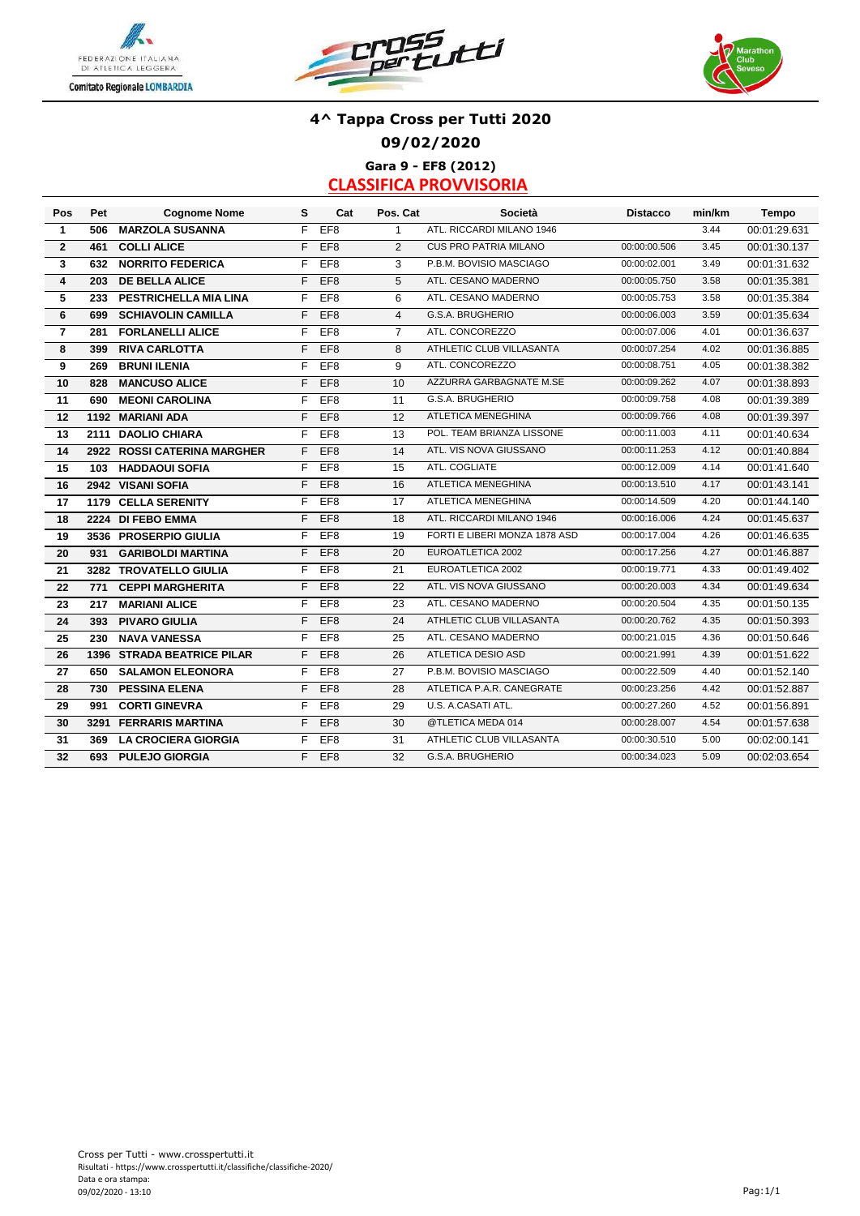# 4^ Tappa Cross per Tutti 2020

## 09/02/2020

### Gara 9 - EF8 (2012)

### CLASSIFICA PROVVISORIA

| Pos | Pet | Cognome Nome | S | Cat | Pos. Cat | Società | Distacco | min/km | Tempo |
|---|---|---|---|---|---|---|---|---|---|
| 1 | 506 | MARZOLA SUSANNA | F | EF8 | 1 | ATL. RICCARDI MILANO 1946 | | 3.44 | 00:01:29.631 |
| 2 | 461 | COLLI ALICE | F | EF8 | 2 | CUS PRO PATRIA MILANO | 00:00:00.506 | 3.45 | 00:01:30.137 |
| 3 | 632 | NORRITO FEDERICA | F | EF8 | 3 | P.B.M. BOVISIO MASCIAGO | 00:00:02.001 | 3.49 | 00:01:31.632 |
| 4 | 203 | DE BELLA ALICE | F | EF8 | 5 | ATL. CESANO MADERNO | 00:00:05.750 | 3.58 | 00:01:35.381 |
| 5 | 233 | PESTRICHELLA MIA LINA | F | EF8 | 6 | ATL. CESANO MADERNO | 00:00:05.753 | 3.58 | 00:01:35.384 |
| 6 | 699 | SCHIAVOLIN CAMILLA | F | EF8 | 4 | G.S.A. BRUGHERIO | 00:00:06.003 | 3.59 | 00:01:35.634 |
| 7 | 281 | FORLANELLI ALICE | F | EF8 | 7 | ATL. CONCOREZZO | 00:00:07.006 | 4.01 | 00:01:36.637 |
| 8 | 399 | RIVA CARLOTTA | F | EF8 | 8 | ATHLETIC CLUB VILLASANTA | 00:00:07.254 | 4.02 | 00:01:36.885 |
| 9 | 269 | BRUNI ILENIA | F | EF8 | 9 | ATL. CONCOREZZO | 00:00:08.751 | 4.05 | 00:01:38.382 |
| 10 | 828 | MANCUSO ALICE | F | EF8 | 10 | AZZURRA GARBAGNATE M.SE | 00:00:09.262 | 4.07 | 00:01:38.893 |
| 11 | 690 | MEONI CAROLINA | F | EF8 | 11 | G.S.A. BRUGHERIO | 00:00:09.758 | 4.08 | 00:01:39.389 |
| 12 | 1192 | MARIANI ADA | F | EF8 | 12 | ATLETICA MENEGHINA | 00:00:09.766 | 4.08 | 00:01:39.397 |
| 13 | 2111 | DAOLIO CHIARA | F | EF8 | 13 | POL. TEAM BRIANZA LISSONE | 00:00:11.003 | 4.11 | 00:01:40.634 |
| 14 | 2922 | ROSSI CATERINA MARGHER | F | EF8 | 14 | ATL. VIS NOVA GIUSSANO | 00:00:11.253 | 4.12 | 00:01:40.884 |
| 15 | 103 | HADDAOUI SOFIA | F | EF8 | 15 | ATL. COGLIATE | 00:00:12.009 | 4.14 | 00:01:41.640 |
| 16 | 2942 | VISANI SOFIA | F | EF8 | 16 | ATLETICA MENEGHINA | 00:00:13.510 | 4.17 | 00:01:43.141 |
| 17 | 1179 | CELLA SERENITY | F | EF8 | 17 | ATLETICA MENEGHINA | 00:00:14.509 | 4.20 | 00:01:44.140 |
| 18 | 2224 | DI FEBO EMMA | F | EF8 | 18 | ATL. RICCARDI MILANO 1946 | 00:00:16.006 | 4.24 | 00:01:45.637 |
| 19 | 3536 | PROSERPIO GIULIA | F | EF8 | 19 | FORTI E LIBERI MONZA 1878 ASD | 00:00:17.004 | 4.26 | 00:01:46.635 |
| 20 | 931 | GARIBOLDI MARTINA | F | EF8 | 20 | EUROATLETICA 2002 | 00:00:17.256 | 4.27 | 00:01:46.887 |
| 21 | 3282 | TROVATELLO GIULIA | F | EF8 | 21 | EUROATLETICA 2002 | 00:00:19.771 | 4.33 | 00:01:49.402 |
| 22 | 771 | CEPPI MARGHERITA | F | EF8 | 22 | ATL. VIS NOVA GIUSSANO | 00:00:20.003 | 4.34 | 00:01:49.634 |
| 23 | 217 | MARIANI ALICE | F | EF8 | 23 | ATL. CESANO MADERNO | 00:00:20.504 | 4.35 | 00:01:50.135 |
| 24 | 393 | PIVARO GIULIA | F | EF8 | 24 | ATHLETIC CLUB VILLASANTA | 00:00:20.762 | 4.35 | 00:01:50.393 |
| 25 | 230 | NAVA VANESSA | F | EF8 | 25 | ATL. CESANO MADERNO | 00:00:21.015 | 4.36 | 00:01:50.646 |
| 26 | 1396 | STRADA BEATRICE PILAR | F | EF8 | 26 | ATLETICA DESIO ASD | 00:00:21.991 | 4.39 | 00:01:51.622 |
| 27 | 650 | SALAMON ELEONORA | F | EF8 | 27 | P.B.M. BOVISIO MASCIAGO | 00:00:22.509 | 4.40 | 00:01:52.140 |
| 28 | 730 | PESSINA ELENA | F | EF8 | 28 | ATLETICA P.A.R. CANEGRATE | 00:00:23.256 | 4.42 | 00:01:52.887 |
| 29 | 991 | CORTI GINEVRA | F | EF8 | 29 | U.S. A.CASATI ATL. | 00:00:27.260 | 4.52 | 00:01:56.891 |
| 30 | 3291 | FERRARIS MARTINA | F | EF8 | 30 | @TLETICA MEDA 014 | 00:00:28.007 | 4.54 | 00:01:57.638 |
| 31 | 369 | LA CROCIERA GIORGIA | F | EF8 | 31 | ATHLETIC CLUB VILLASANTA | 00:00:30.510 | 5.00 | 00:02:00.141 |
| 32 | 693 | PULEJO GIORGIA | F | EF8 | 32 | G.S.A. BRUGHERIO | 00:00:34.023 | 5.09 | 00:02:03.654 |

Cross per Tutti - www.crosspertutti.it
Risultati - https://www.crosspertutti.it/classifiche/classifiche-2020/
Data e ora stampa:
09/02/2020 - 13:10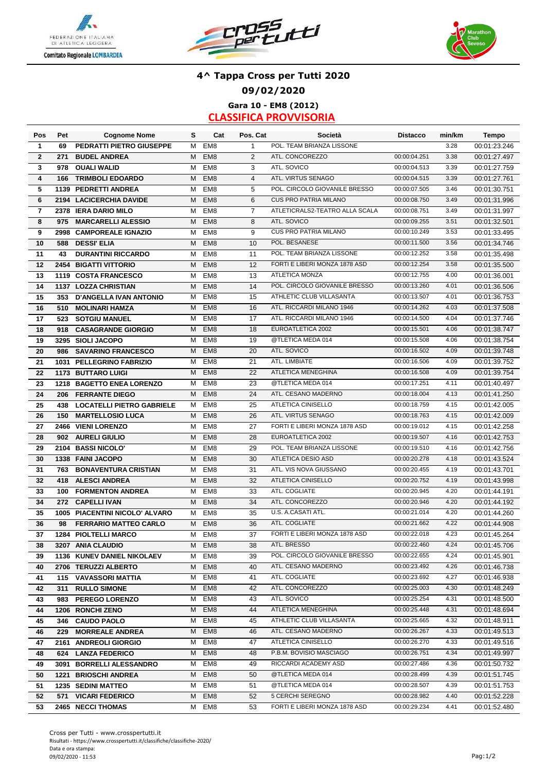# 4^ Tappa Cross per Tutti 2020

## 09/02/2020

### Gara 10 - EM8 (2012)

### CLASSIFICA PROVVISORIA

| Pos | Pet | Cognome Nome | S | Cat | Pos. Cat | Società | Distacco | min/km | Tempo |
|---|---|---|---|---|---|---|---|---|---|
| 1 | 69 | PEDRATTI PIETRO GIUSEPPE | M | EM8 | 1 | POL. TEAM BRIANZA LISSONE | | 3.28 | 00:01:23.246 |
| 2 | 271 | BUDEL ANDREA | M | EM8 | 2 | ATL. CONCOREZZO | 00:00:04.251 | 3.38 | 00:01:27.497 |
| 3 | 978 | OUALI WALID | M | EM8 | 3 | ATL. SOVICO | 00:00:04.513 | 3.39 | 00:01:27.759 |
| 4 | 166 | TRIMBOLI EDOARDO | M | EM8 | 4 | ATL. VIRTUS SENAGO | 00:00:04.515 | 3.39 | 00:01:27.761 |
| 5 | 1139 | PEDRETTI ANDREA | M | EM8 | 5 | POL. CIRCOLO GIOVANILE BRESSO | 00:00:07.505 | 3.46 | 00:01:30.751 |
| 6 | 2194 | LACICERCHIA DAVIDE | M | EM8 | 6 | CUS PRO PATRIA MILANO | 00:00:08.750 | 3.49 | 00:01:31.996 |
| 7 | 2378 | IERA DARIO MILO | M | EM8 | 7 | ATLETICRALS2-TEATRO ALLA SCALA | 00:00:08.751 | 3.49 | 00:01:31.997 |
| 8 | 975 | MARCARELLI ALESSIO | M | EM8 | 8 | ATL. SOVICO | 00:00:09.255 | 3.51 | 00:01:32.501 |
| 9 | 2998 | CAMPOREALE IGNAZIO | M | EM8 | 9 | CUS PRO PATRIA MILANO | 00:00:10.249 | 3.53 | 00:01:33.495 |
| 10 | 588 | DESSI' ELIA | M | EM8 | 10 | POL. BESANESE | 00:00:11.500 | 3.56 | 00:01:34.746 |
| 11 | 43 | DURANTINI RICCARDO | M | EM8 | 11 | POL. TEAM BRIANZA LISSONE | 00:00:12.252 | 3.58 | 00:01:35.498 |
| 12 | 2454 | BIGATTI VITTORIO | M | EM8 | 12 | FORTI E LIBERI MONZA 1878 ASD | 00:00:12.254 | 3.58 | 00:01:35.500 |
| 13 | 1119 | COSTA FRANCESCO | M | EM8 | 13 | ATLETICA MONZA | 00:00:12.755 | 4.00 | 00:01:36.001 |
| 14 | 1137 | LOZZA CHRISTIAN | M | EM8 | 14 | POL. CIRCOLO GIOVANILE BRESSO | 00:00:13.260 | 4.01 | 00:01:36.506 |
| 15 | 353 | D'ANGELLA IVAN ANTONIO | M | EM8 | 15 | ATHLETIC CLUB VILLASANTA | 00:00:13.507 | 4.01 | 00:01:36.753 |
| 16 | 510 | MOLINARI HAMZA | M | EM8 | 16 | ATL. RICCARDI MILANO 1946 | 00:00:14.262 | 4.03 | 00:01:37.508 |
| 17 | 523 | SOTGIU MANUEL | M | EM8 | 17 | ATL. RICCARDI MILANO 1946 | 00:00:14.500 | 4.04 | 00:01:37.746 |
| 18 | 918 | CASAGRANDE GIORGIO | M | EM8 | 18 | EUROATLETICA 2002 | 00:00:15.501 | 4.06 | 00:01:38.747 |
| 19 | 3295 | SIOLI JACOPO | M | EM8 | 19 | @TLETICA MEDA 014 | 00:00:15.508 | 4.06 | 00:01:38.754 |
| 20 | 986 | SAVARINO FRANCESCO | M | EM8 | 20 | ATL. SOVICO | 00:00:16.502 | 4.09 | 00:01:39.748 |
| 21 | 1031 | PELLEGRINO FABRIZIO | M | EM8 | 21 | ATL. LIMBIATE | 00:00:16.506 | 4.09 | 00:01:39.752 |
| 22 | 1173 | BUTTARO LUIGI | M | EM8 | 22 | ATLETICA MENEGHINA | 00:00:16.508 | 4.09 | 00:01:39.754 |
| 23 | 1218 | BAGETTO ENEA LORENZO | M | EM8 | 23 | @TLETICA MEDA 014 | 00:00:17.251 | 4.11 | 00:01:40.497 |
| 24 | 206 | FERRANTE DIEGO | M | EM8 | 24 | ATL. CESANO MADERNO | 00:00:18.004 | 4.13 | 00:01:41.250 |
| 25 | 438 | LOCATELLI PIETRO GABRIELE | M | EM8 | 25 | ATLETICA CINISELLO | 00:00:18.759 | 4.15 | 00:01:42.005 |
| 26 | 150 | MARTELLOSIO LUCA | M | EM8 | 26 | ATL. VIRTUS SENAGO | 00:00:18.763 | 4.15 | 00:01:42.009 |
| 27 | 2466 | VIENI LORENZO | M | EM8 | 27 | FORTI E LIBERI MONZA 1878 ASD | 00:00:19.012 | 4.15 | 00:01:42.258 |
| 28 | 902 | AURELI GIULIO | M | EM8 | 28 | EUROATLETICA 2002 | 00:00:19.507 | 4.16 | 00:01:42.753 |
| 29 | 2104 | BASSI NICOLO' | M | EM8 | 29 | POL. TEAM BRIANZA LISSONE | 00:00:19.510 | 4.16 | 00:01:42.756 |
| 30 | 1338 | FAINI JACOPO | M | EM8 | 30 | ATLETICA DESIO ASD | 00:00:20.278 | 4.18 | 00:01:43.524 |
| 31 | 763 | BONAVENTURA CRISTIAN | M | EM8 | 31 | ATL. VIS NOVA GIUSSANO | 00:00:20.455 | 4.19 | 00:01:43.701 |
| 32 | 418 | ALESCI ANDREA | M | EM8 | 32 | ATLETICA CINISELLO | 00:00:20.752 | 4.19 | 00:01:43.998 |
| 33 | 100 | FORMENTON ANDREA | M | EM8 | 33 | ATL. COGLIATE | 00:00:20.945 | 4.20 | 00:01:44.191 |
| 34 | 272 | CAPELLI IVAN | M | EM8 | 34 | ATL. CONCOREZZO | 00:00:20.946 | 4.20 | 00:01:44.192 |
| 35 | 1005 | PIACENTINI NICOLO' ALVARO | M | EM8 | 35 | U.S. A.CASATI ATL. | 00:00:21.014 | 4.20 | 00:01:44.260 |
| 36 | 98 | FERRARIO MATTEO CARLO | M | EM8 | 36 | ATL. COGLIATE | 00:00:21.662 | 4.22 | 00:01:44.908 |
| 37 | 1284 | PIOLTELLI MARCO | M | EM8 | 37 | FORTI E LIBERI MONZA 1878 ASD | 00:00:22.018 | 4.23 | 00:01:45.264 |
| 38 | 3207 | ANIA CLAUDIO | M | EM8 | 38 | ATL. BRESSO | 00:00:22.460 | 4.24 | 00:01:45.706 |
| 39 | 1136 | KUNEV DANIEL NIKOLAEV | M | EM8 | 39 | POL. CIRCOLO GIOVANILE BRESSO | 00:00:22.655 | 4.24 | 00:01:45.901 |
| 40 | 2706 | TERUZZI ALBERTO | M | EM8 | 40 | ATL. CESANO MADERNO | 00:00:23.492 | 4.26 | 00:01:46.738 |
| 41 | 115 | VAVASSORI MATTIA | M | EM8 | 41 | ATL. COGLIATE | 00:00:23.692 | 4.27 | 00:01:46.938 |
| 42 | 311 | RULLO SIMONE | M | EM8 | 42 | ATL. CONCOREZZO | 00:00:25.003 | 4.30 | 00:01:48.249 |
| 43 | 983 | PEREGO LORENZO | M | EM8 | 43 | ATL. SOVICO | 00:00:25.254 | 4.31 | 00:01:48.500 |
| 44 | 1206 | RONCHI ZENO | M | EM8 | 44 | ATLETICA MENEGHINA | 00:00:25.448 | 4.31 | 00:01:48.694 |
| 45 | 346 | CAUDO PAOLO | M | EM8 | 45 | ATHLETIC CLUB VILLASANTA | 00:00:25.665 | 4.32 | 00:01:48.911 |
| 46 | 229 | MORREALE ANDREA | M | EM8 | 46 | ATL. CESANO MADERNO | 00:00:26.267 | 4.33 | 00:01:49.513 |
| 47 | 2161 | ANDREOLI GIORGIO | M | EM8 | 47 | ATLETICA CINISELLO | 00:00:26.270 | 4.33 | 00:01:49.516 |
| 48 | 624 | LANZA FEDERICO | M | EM8 | 48 | P.B.M. BOVISIO MASCIAGO | 00:00:26.751 | 4.34 | 00:01:49.997 |
| 49 | 3091 | BORRELLI ALESSANDRO | M | EM8 | 49 | RICCARDI ACADEMY ASD | 00:00:27.486 | 4.36 | 00:01:50.732 |
| 50 | 1221 | BRIOSCHI ANDREA | M | EM8 | 50 | @TLETICA MEDA 014 | 00:00:28.499 | 4.39 | 00:01:51.745 |
| 51 | 1235 | SEDINI MATTEO | M | EM8 | 51 | @TLETICA MEDA 014 | 00:00:28.507 | 4.39 | 00:01:51.753 |
| 52 | 571 | VICARI FEDERICO | M | EM8 | 52 | 5 CERCHI SEREGNO | 00:00:28.982 | 4.40 | 00:01:52.228 |
| 53 | 2465 | NECCI THOMAS | M | EM8 | 53 | FORTI E LIBERI MONZA 1878 ASD | 00:00:29.234 | 4.41 | 00:01:52.480 |

Cross per Tutti - www.crosspertutti.it
Risultati - https://www.crosspertutti.it/classifiche/classifiche-2020/
Data e ora stampa:
09/02/2020 - 11:53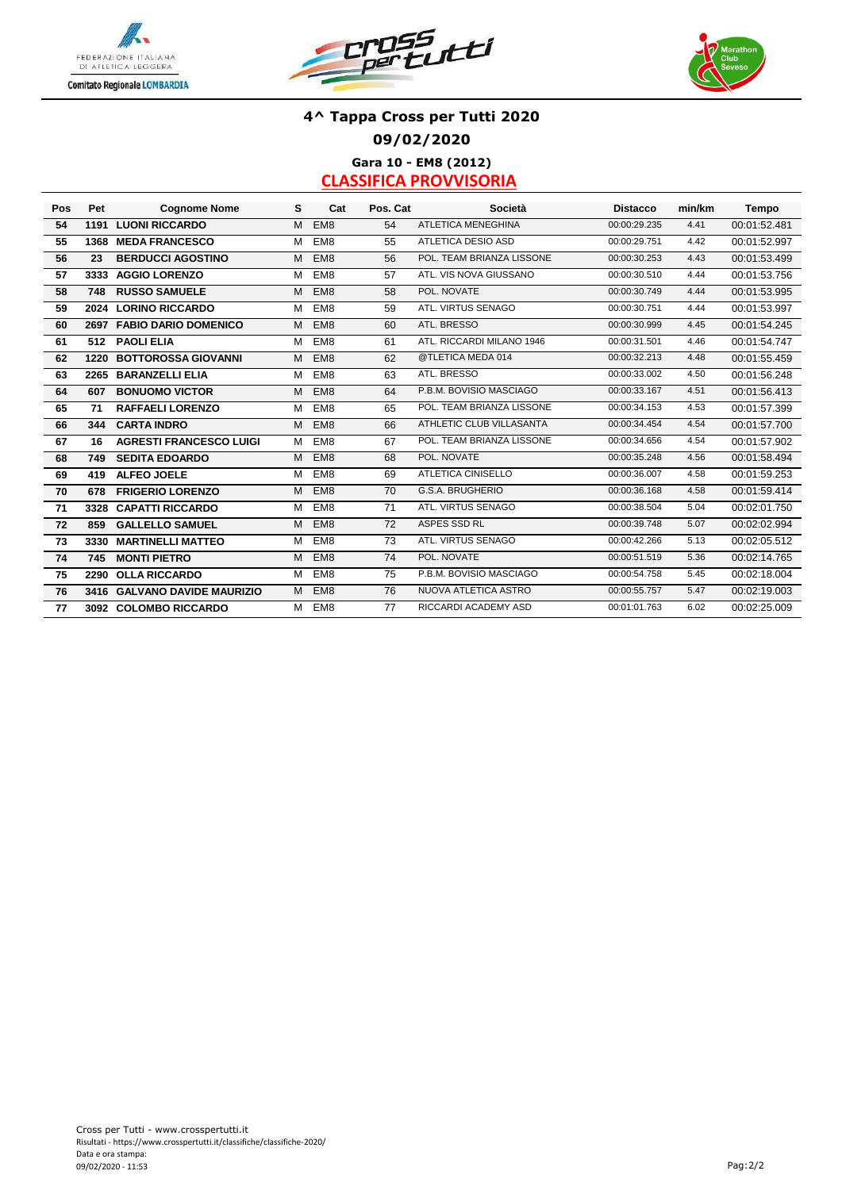## 4^ Tappa Cross per Tutti 2020

### 09/02/2020

### Gara 10 - EM8 (2012)

### CLASSIFICA PROVVISORIA

| Pos | Pet | Cognome Nome | S | Cat | Pos. Cat | Società | Distacco | min/km | Tempo |
|---|---|---|---|---|---|---|---|---|---|
| 54 | 1191 | LUONI RICCARDO | M | EM8 | 54 | ATLETICA MENEGHINA | 00:00:29.235 | 4.41 | 00:01:52.481 |
| 55 | 1368 | MEDA FRANCESCO | M | EM8 | 55 | ATLETICA DESIO ASD | 00:00:29.751 | 4.42 | 00:01:52.997 |
| 56 | 23 | BERDUCCI AGOSTINO | M | EM8 | 56 | POL. TEAM BRIANZA LISSONE | 00:00:30.253 | 4.43 | 00:01:53.499 |
| 57 | 3333 | AGGIO LORENZO | M | EM8 | 57 | ATL. VIS NOVA GIUSSANO | 00:00:30.510 | 4.44 | 00:01:53.756 |
| 58 | 748 | RUSSO SAMUELE | M | EM8 | 58 | POL. NOVATE | 00:00:30.749 | 4.44 | 00:01:53.995 |
| 59 | 2024 | LORINO RICCARDO | M | EM8 | 59 | ATL. VIRTUS SENAGO | 00:00:30.751 | 4.44 | 00:01:53.997 |
| 60 | 2697 | FABIO DARIO DOMENICO | M | EM8 | 60 | ATL. BRESSO | 00:00:30.999 | 4.45 | 00:01:54.245 |
| 61 | 512 | PAOLI ELIA | M | EM8 | 61 | ATL. RICCARDI MILANO 1946 | 00:00:31.501 | 4.46 | 00:01:54.747 |
| 62 | 1220 | BOTTOROSSA GIOVANNI | M | EM8 | 62 | @TLETICA MEDA 014 | 00:00:32.213 | 4.48 | 00:01:55.459 |
| 63 | 2265 | BARANZELLI ELIA | M | EM8 | 63 | ATL. BRESSO | 00:00:33.002 | 4.50 | 00:01:56.248 |
| 64 | 607 | BONUOMO VICTOR | M | EM8 | 64 | P.B.M. BOVISIO MASCIAGO | 00:00:33.167 | 4.51 | 00:01:56.413 |
| 65 | 71 | RAFFAELI LORENZO | M | EM8 | 65 | POL. TEAM BRIANZA LISSONE | 00:00:34.153 | 4.53 | 00:01:57.399 |
| 66 | 344 | CARTA INDRO | M | EM8 | 66 | ATHLETIC CLUB VILLASANTA | 00:00:34.454 | 4.54 | 00:01:57.700 |
| 67 | 16 | AGRESTI FRANCESCO LUIGI | M | EM8 | 67 | POL. TEAM BRIANZA LISSONE | 00:00:34.656 | 4.54 | 00:01:57.902 |
| 68 | 749 | SEDITA EDOARDO | M | EM8 | 68 | POL. NOVATE | 00:00:35.248 | 4.56 | 00:01:58.494 |
| 69 | 419 | ALFEO JOELE | M | EM8 | 69 | ATLETICA CINISELLO | 00:00:36.007 | 4.58 | 00:01:59.253 |
| 70 | 678 | FRIGERIO LORENZO | M | EM8 | 70 | G.S.A. BRUGHERIO | 00:00:36.168 | 4.58 | 00:01:59.414 |
| 71 | 3328 | CAPATTI RICCARDO | M | EM8 | 71 | ATL. VIRTUS SENAGO | 00:00:38.504 | 5.04 | 00:02:01.750 |
| 72 | 859 | GALLELLO SAMUEL | M | EM8 | 72 | ASPES SSD RL | 00:00:39.748 | 5.07 | 00:02:02.994 |
| 73 | 3330 | MARTINELLI MATTEO | M | EM8 | 73 | ATL. VIRTUS SENAGO | 00:00:42.266 | 5.13 | 00:02:05.512 |
| 74 | 745 | MONTI PIETRO | M | EM8 | 74 | POL. NOVATE | 00:00:51.519 | 5.36 | 00:02:14.765 |
| 75 | 2290 | OLLA RICCARDO | M | EM8 | 75 | P.B.M. BOVISIO MASCIAGO | 00:00:54.758 | 5.45 | 00:02:18.004 |
| 76 | 3416 | GALVANO DAVIDE MAURIZIO | M | EM8 | 76 | NUOVA ATLETICA ASTRO | 00:00:55.757 | 5.47 | 00:02:19.003 |
| 77 | 3092 | COLOMBO RICCARDO | M | EM8 | 77 | RICCARDI ACADEMY ASD | 00:01:01.763 | 6.02 | 00:02:25.009 |

Cross per Tutti - www.crosspertutti.it
Risultati - https://www.crosspertutti.it/classifiche/classifiche-2020/
Data e ora stampa:
09/02/2020 - 11:53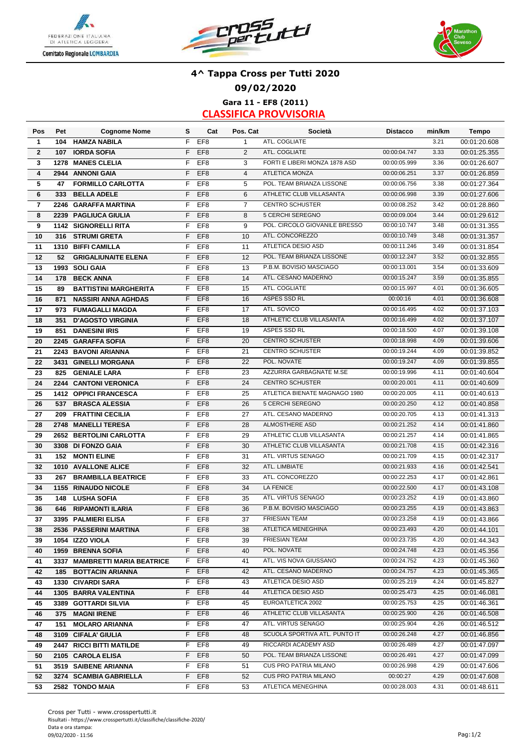# 4^ Tappa Cross per Tutti 2020

## 09/02/2020

### Gara 11 - EF8 (2011)

### CLASSIFICA PROVVISORIA

| Pos | Pet | Cognome Nome | S | Cat | Pos. Cat | Società | Distacco | min/km | Tempo |
|---|---|---|---|---|---|---|---|---|---|
| 1 | 104 | HAMZA NABILA | F | EF8 | 1 | ATL. COGLIATE | | 3.21 | 00:01:20.608 |
| 2 | 107 | IORDA SOFIA | F | EF8 | 2 | ATL. COGLIATE | 00:00:04.747 | 3.33 | 00:01:25.355 |
| 3 | 1278 | MANES CLELIA | F | EF8 | 3 | FORTI E LIBERI MONZA 1878 ASD | 00:00:05.999 | 3.36 | 00:01:26.607 |
| 4 | 2944 | ANNONI GAIA | F | EF8 | 4 | ATLETICA MONZA | 00:00:06.251 | 3.37 | 00:01:26.859 |
| 5 | 47 | FORMILLO CARLOTTA | F | EF8 | 5 | POL. TEAM BRIANZA LISSONE | 00:00:06.756 | 3.38 | 00:01:27.364 |
| 6 | 333 | BELLA ADELE | F | EF8 | 6 | ATHLETIC CLUB VILLASANTA | 00:00:06.998 | 3.39 | 00:01:27.606 |
| 7 | 2246 | GARAFFA MARTINA | F | EF8 | 7 | CENTRO SCHUSTER | 00:00:08.252 | 3.42 | 00:01:28.860 |
| 8 | 2239 | PAGLIUCA GIULIA | F | EF8 | 8 | 5 CERCHI SEREGNO | 00:00:09.004 | 3.44 | 00:01:29.612 |
| 9 | 1142 | SIGNORELLI RITA | F | EF8 | 9 | POL. CIRCOLO GIOVANILE BRESSO | 00:00:10.747 | 3.48 | 00:01:31.355 |
| 10 | 316 | STRUMI GRETA | F | EF8 | 10 | ATL. CONCOREZZO | 00:00:10.749 | 3.48 | 00:01:31.357 |
| 11 | 1310 | BIFFI CAMILLA | F | EF8 | 11 | ATLETICA DESIO ASD | 00:00:11.246 | 3.49 | 00:01:31.854 |
| 12 | 52 | GRIGALIUNAITE ELENA | F | EF8 | 12 | POL. TEAM BRIANZA LISSONE | 00:00:12.247 | 3.52 | 00:01:32.855 |
| 13 | 1993 | SOLI GAIA | F | EF8 | 13 | P.B.M. BOVISIO MASCIAGO | 00:00:13.001 | 3.54 | 00:01:33.609 |
| 14 | 178 | BECK ANNA | F | EF8 | 14 | ATL. CESANO MADERNO | 00:00:15.247 | 3.59 | 00:01:35.855 |
| 15 | 89 | BATTISTINI MARGHERITA | F | EF8 | 15 | ATL. COGLIATE | 00:00:15.997 | 4.01 | 00:01:36.605 |
| 16 | 871 | NASSIRI ANNA AGHDAS | F | EF8 | 16 | ASPES SSD RL | 00:00:16 | 4.01 | 00:01:36.608 |
| 17 | 973 | FUMAGALLI MAGDA | F | EF8 | 17 | ATL. SOVICO | 00:00:16.495 | 4.02 | 00:01:37.103 |
| 18 | 351 | D'AGOSTO VIRGINIA | F | EF8 | 18 | ATHLETIC CLUB VILLASANTA | 00:00:16.499 | 4.02 | 00:01:37.107 |
| 19 | 851 | DANESINI IRIS | F | EF8 | 19 | ASPES SSD RL | 00:00:18.500 | 4.07 | 00:01:39.108 |
| 20 | 2245 | GARAFFA SOFIA | F | EF8 | 20 | CENTRO SCHUSTER | 00:00:18.998 | 4.09 | 00:01:39.606 |
| 21 | 2243 | BAVONI ARIANNA | F | EF8 | 21 | CENTRO SCHUSTER | 00:00:19.244 | 4.09 | 00:01:39.852 |
| 22 | 3431 | GINELLI MORGANA | F | EF8 | 22 | POL. NOVATE | 00:00:19.247 | 4.09 | 00:01:39.855 |
| 23 | 825 | GENIALE LARA | F | EF8 | 23 | AZZURRA GARBAGNATE M.SE | 00:00:19.996 | 4.11 | 00:01:40.604 |
| 24 | 2244 | CANTONI VERONICA | F | EF8 | 24 | CENTRO SCHUSTER | 00:00:20.001 | 4.11 | 00:01:40.609 |
| 25 | 1412 | OPPICI FRANCESCA | F | EF8 | 25 | ATLETICA BIENATE MAGNAGO 1980 | 00:00:20.005 | 4.11 | 00:01:40.613 |
| 26 | 537 | BRASCA ALESSIA | F | EF8 | 26 | 5 CERCHI SEREGNO | 00:00:20.250 | 4.12 | 00:01:40.858 |
| 27 | 209 | FRATTINI CECILIA | F | EF8 | 27 | ATL. CESANO MADERNO | 00:00:20.705 | 4.13 | 00:01:41.313 |
| 28 | 2748 | MANELLI TERESA | F | EF8 | 28 | ALMOSTHERE ASD | 00:00:21.252 | 4.14 | 00:01:41.860 |
| 29 | 2652 | BERTOLINI CARLOTTA | F | EF8 | 29 | ATHLETIC CLUB VILLASANTA | 00:00:21.257 | 4.14 | 00:01:41.865 |
| 30 | 3308 | DI FONZO GAIA | F | EF8 | 30 | ATHLETIC CLUB VILLASANTA | 00:00:21.708 | 4.15 | 00:01:42.316 |
| 31 | 152 | MONTI ELINE | F | EF8 | 31 | ATL. VIRTUS SENAGO | 00:00:21.709 | 4.15 | 00:01:42.317 |
| 32 | 1010 | AVALLONE ALICE | F | EF8 | 32 | ATL. LIMBIATE | 00:00:21.933 | 4.16 | 00:01:42.541 |
| 33 | 267 | BRAMBILLA BEATRICE | F | EF8 | 33 | ATL. CONCOREZZO | 00:00:22.253 | 4.17 | 00:01:42.861 |
| 34 | 1155 | RINAUDO NICOLE | F | EF8 | 34 | LA FENICE | 00:00:22.500 | 4.17 | 00:01:43.108 |
| 35 | 148 | LUSHA SOFIA | F | EF8 | 35 | ATL. VIRTUS SENAGO | 00:00:23.252 | 4.19 | 00:01:43.860 |
| 36 | 646 | RIPAMONTI ILARIA | F | EF8 | 36 | P.B.M. BOVISIO MASCIAGO | 00:00:23.255 | 4.19 | 00:01:43.863 |
| 37 | 3395 | PALMIERI ELISA | F | EF8 | 37 | FRIESIAN TEAM | 00:00:23.258 | 4.19 | 00:01:43.866 |
| 38 | 2536 | PASSERINI MARTINA | F | EF8 | 38 | ATLETICA MENEGHINA | 00:00:23.493 | 4.20 | 00:01:44.101 |
| 39 | 1054 | IZZO VIOLA | F | EF8 | 39 | FRIESIAN TEAM | 00:00:23.735 | 4.20 | 00:01:44.343 |
| 40 | 1959 | BRENNA SOFIA | F | EF8 | 40 | POL. NOVATE | 00:00:24.748 | 4.23 | 00:01:45.356 |
| 41 | 3337 | MAMBRETTI MARIA BEATRICE | F | EF8 | 41 | ATL. VIS NOVA GIUSSANO | 00:00:24.752 | 4.23 | 00:01:45.360 |
| 42 | 185 | BOTTACIN ARIANNA | F | EF8 | 42 | ATL. CESANO MADERNO | 00:00:24.757 | 4.23 | 00:01:45.365 |
| 43 | 1330 | CIVARDI SARA | F | EF8 | 43 | ATLETICA DESIO ASD | 00:00:25.219 | 4.24 | 00:01:45.827 |
| 44 | 1305 | BARRA VALENTINA | F | EF8 | 44 | ATLETICA DESIO ASD | 00:00:25.473 | 4.25 | 00:01:46.081 |
| 45 | 3389 | GOTTARDI SILVIA | F | EF8 | 45 | EUROATLETICA 2002 | 00:00:25.753 | 4.25 | 00:01:46.361 |
| 46 | 375 | MAGNI IRENE | F | EF8 | 46 | ATHLETIC CLUB VILLASANTA | 00:00:25.900 | 4.26 | 00:01:46.508 |
| 47 | 151 | MOLARO ARIANNA | F | EF8 | 47 | ATL. VIRTUS SENAGO | 00:00:25.904 | 4.26 | 00:01:46.512 |
| 48 | 3109 | CIFALA' GIULIA | F | EF8 | 48 | SCUOLA SPORTIVA ATL. PUNTO IT | 00:00:26.248 | 4.27 | 00:01:46.856 |
| 49 | 2447 | RICCI BITTI MATILDE | F | EF8 | 49 | RICCARDI ACADEMY ASD | 00:00:26.489 | 4.27 | 00:01:47.097 |
| 50 | 2105 | CAROLA ELISA | F | EF8 | 50 | POL. TEAM BRIANZA LISSONE | 00:00:26.491 | 4.27 | 00:01:47.099 |
| 51 | 3519 | SAIBENE ARIANNA | F | EF8 | 51 | CUS PRO PATRIA MILANO | 00:00:26.998 | 4.29 | 00:01:47.606 |
| 52 | 3274 | SCAMBIA GABRIELLA | F | EF8 | 52 | CUS PRO PATRIA MILANO | 00:00:27 | 4.29 | 00:01:47.608 |
| 53 | 2582 | TONDO MAIA | F | EF8 | 53 | ATLETICA MENEGHINA | 00:00:28.003 | 4.31 | 00:01:48.611 |

Cross per Tutti - www.crosspertutti.it
Risultati - https://www.crosspertutti.it/classifiche/classifiche-2020/
Data e ora stampa:
09/02/2020 - 11:56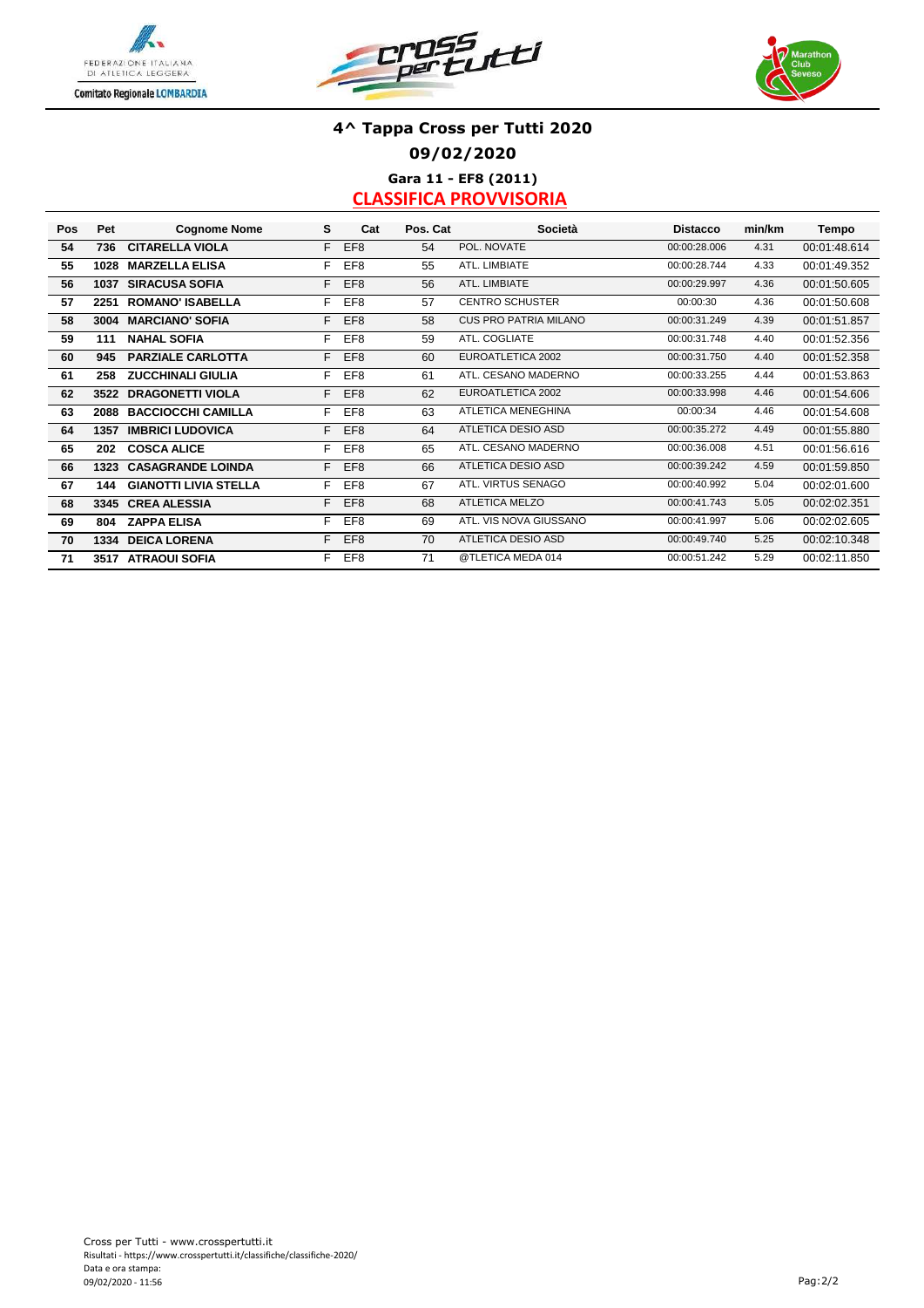# 4^ Tappa Cross per Tutti 2020

## 09/02/2020

### Gara 11 - EF8 (2011)

### CLASSIFICA PROVVISORIA

| Pos | Pet | Cognome Nome | S | Cat | Pos. Cat | Società | Distacco | min/km | Tempo |
|---|---|---|---|---|---|---|---|---|---|
| 54 | 736 | CITARELLA VIOLA | F | EF8 | 54 | POL. NOVATE | 00:00:28.006 | 4.31 | 00:01:48.614 |
| 55 | 1028 | MARZELLA ELISA | F | EF8 | 55 | ATL. LIMBIATE | 00:00:28.744 | 4.33 | 00:01:49.352 |
| 56 | 1037 | SIRACUSA SOFIA | F | EF8 | 56 | ATL. LIMBIATE | 00:00:29.997 | 4.36 | 00:01:50.605 |
| 57 | 2251 | ROMANO' ISABELLA | F | EF8 | 57 | CENTRO SCHUSTER | 00:00:30 | 4.36 | 00:01:50.608 |
| 58 | 3004 | MARCIANO' SOFIA | F | EF8 | 58 | CUS PRO PATRIA MILANO | 00:00:31.249 | 4.39 | 00:01:51.857 |
| 59 | 111 | NAHAL SOFIA | F | EF8 | 59 | ATL. COGLIATE | 00:00:31.748 | 4.40 | 00:01:52.356 |
| 60 | 945 | PARZIALE CARLOTTA | F | EF8 | 60 | EUROATLETICA 2002 | 00:00:31.750 | 4.40 | 00:01:52.358 |
| 61 | 258 | ZUCCHINALI GIULIA | F | EF8 | 61 | ATL. CESANO MADERNO | 00:00:33.255 | 4.44 | 00:01:53.863 |
| 62 | 3522 | DRAGONETTI VIOLA | F | EF8 | 62 | EUROATLETICA 2002 | 00:00:33.998 | 4.46 | 00:01:54.606 |
| 63 | 2088 | BACCIOCCHI CAMILLA | F | EF8 | 63 | ATLETICA MENEGHINA | 00:00:34 | 4.46 | 00:01:54.608 |
| 64 | 1357 | IMBRICI LUDOVICA | F | EF8 | 64 | ATLETICA DESIO ASD | 00:00:35.272 | 4.49 | 00:01:55.880 |
| 65 | 202 | COSCA ALICE | F | EF8 | 65 | ATL. CESANO MADERNO | 00:00:36.008 | 4.51 | 00:01:56.616 |
| 66 | 1323 | CASAGRANDE LOINDA | F | EF8 | 66 | ATLETICA DESIO ASD | 00:00:39.242 | 4.59 | 00:01:59.850 |
| 67 | 144 | GIANOTTI LIVIA STELLA | F | EF8 | 67 | ATL. VIRTUS SENAGO | 00:00:40.992 | 5.04 | 00:02:01.600 |
| 68 | 3345 | CREA ALESSIA | F | EF8 | 68 | ATLETICA MELZO | 00:00:41.743 | 5.05 | 00:02:02.351 |
| 69 | 804 | ZAPPA ELISA | F | EF8 | 69 | ATL. VIS NOVA GIUSSANO | 00:00:41.997 | 5.06 | 00:02:02.605 |
| 70 | 1334 | DEICA LORENA | F | EF8 | 70 | ATLETICA DESIO ASD | 00:00:49.740 | 5.25 | 00:02:10.348 |
| 71 | 3517 | ATRAOUI SOFIA | F | EF8 | 71 | @TLETICA MEDA 014 | 00:00:51.242 | 5.29 | 00:02:11.850 |

Cross per Tutti - www.crosspertutti.it
Risultati - https://www.crosspertutti.it/classifiche/classifiche-2020/
Data e ora stampa:
09/02/2020 - 11:56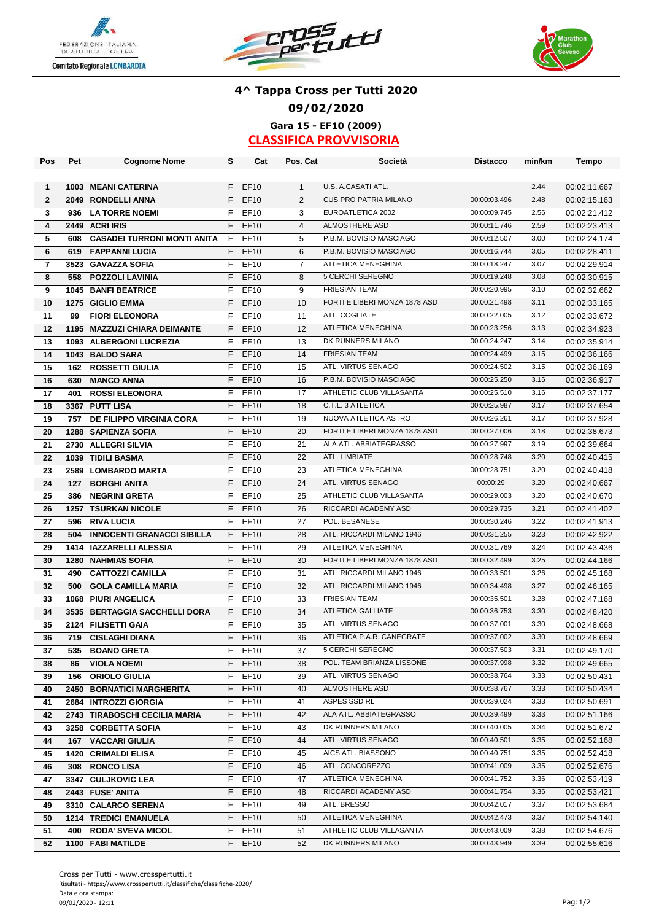# 4^ Tappa Cross per Tutti 2020

## 09/02/2020

### Gara 15 - EF10 (2009)

### CLASSIFICA PROVVISORIA

| Pos | Pet | Cognome Nome | S | Cat | Pos. Cat | Società | Distacco | min/km | Tempo |
|---|---|---|---|---|---|---|---|---|---|
| 1 | 1003 | MEANI CATERINA | F | EF10 | 1 | U.S. A.CASATI ATL. | | 2.44 | 00:02:11.667 |
| 2 | 2049 | RONDELLI ANNA | F | EF10 | 2 | CUS PRO PATRIA MILANO | 00:00:03.496 | 2.48 | 00:02:15.163 |
| 3 | 936 | LA TORRE NOEMI | F | EF10 | 3 | EUROATLETICA 2002 | 00:00:09.745 | 2.56 | 00:02:21.412 |
| 4 | 2449 | ACRI IRIS | F | EF10 | 4 | ALMOSTHERE ASD | 00:00:11.746 | 2.59 | 00:02:23.413 |
| 5 | 608 | CASADEI TURRONI MONTI ANITA | F | EF10 | 5 | P.B.M. BOVISIO MASCIAGO | 00:00:12.507 | 3.00 | 00:02:24.174 |
| 6 | 619 | FAPPANNI LUCIA | F | EF10 | 6 | P.B.M. BOVISIO MASCIAGO | 00:00:16.744 | 3.05 | 00:02:28.411 |
| 7 | 3523 | GAVAZZA SOFIA | F | EF10 | 7 | ATLETICA MENEGHINA | 00:00:18.247 | 3.07 | 00:02:29.914 |
| 8 | 558 | POZZOLI LAVINIA | F | EF10 | 8 | 5 CERCHI SEREGNO | 00:00:19.248 | 3.08 | 00:02:30.915 |
| 9 | 1045 | BANFI BEATRICE | F | EF10 | 9 | FRIESIAN TEAM | 00:00:20.995 | 3.10 | 00:02:32.662 |
| 10 | 1275 | GIGLIO EMMA | F | EF10 | 10 | FORTI E LIBERI MONZA 1878 ASD | 00:00:21.498 | 3.11 | 00:02:33.165 |
| 11 | 99 | FIORI ELEONORA | F | EF10 | 11 | ATL. COGLIATE | 00:00:22.005 | 3.12 | 00:02:33.672 |
| 12 | 1195 | MAZZUZI CHIARA DEIMANTE | F | EF10 | 12 | ATLETICA MENEGHINA | 00:00:23.256 | 3.13 | 00:02:34.923 |
| 13 | 1093 | ALBERGONI LUCREZIA | F | EF10 | 13 | DK RUNNERS MILANO | 00:00:24.247 | 3.14 | 00:02:35.914 |
| 14 | 1043 | BALDO SARA | F | EF10 | 14 | FRIESIAN TEAM | 00:00:24.499 | 3.15 | 00:02:36.166 |
| 15 | 162 | ROSSETTI GIULIA | F | EF10 | 15 | ATL. VIRTUS SENAGO | 00:00:24.502 | 3.15 | 00:02:36.169 |
| 16 | 630 | MANCO ANNA | F | EF10 | 16 | P.B.M. BOVISIO MASCIAGO | 00:00:25.250 | 3.16 | 00:02:36.917 |
| 17 | 401 | ROSSI ELEONORA | F | EF10 | 17 | ATHLETIC CLUB VILLASANTA | 00:00:25.510 | 3.16 | 00:02:37.177 |
| 18 | 3367 | PUTT LISA | F | EF10 | 18 | C.T.L. 3 ATLETICA | 00:00:25.987 | 3.17 | 00:02:37.654 |
| 19 | 757 | DE FILIPPO VIRGINIA CORA | F | EF10 | 19 | NUOVA ATLETICA ASTRO | 00:00:26.261 | 3.17 | 00:02:37.928 |
| 20 | 1288 | SAPIENZA SOFIA | F | EF10 | 20 | FORTI E LIBERI MONZA 1878 ASD | 00:00:27.006 | 3.18 | 00:02:38.673 |
| 21 | 2730 | ALLEGRI SILVIA | F | EF10 | 21 | ALA ATL. ABBIATEGRASSO | 00:00:27.997 | 3.19 | 00:02:39.664 |
| 22 | 1039 | TIDILI BASMA | F | EF10 | 22 | ATL. LIMBIATE | 00:00:28.748 | 3.20 | 00:02:40.415 |
| 23 | 2589 | LOMBARDO MARTA | F | EF10 | 23 | ATLETICA MENEGHINA | 00:00:28.751 | 3.20 | 00:02:40.418 |
| 24 | 127 | BORGHI ANITA | F | EF10 | 24 | ATL. VIRTUS SENAGO | 00:00:29 | 3.20 | 00:02:40.667 |
| 25 | 386 | NEGRINI GRETA | F | EF10 | 25 | ATHLETIC CLUB VILLASANTA | 00:00:29.003 | 3.20 | 00:02:40.670 |
| 26 | 1257 | TSURKAN NICOLE | F | EF10 | 26 | RICCARDI ACADEMY ASD | 00:00:29.735 | 3.21 | 00:02:41.402 |
| 27 | 596 | RIVA LUCIA | F | EF10 | 27 | POL. BESANESE | 00:00:30.246 | 3.22 | 00:02:41.913 |
| 28 | 504 | INNOCENTI GRANACCI SIBILLA | F | EF10 | 28 | ATL. RICCARDI MILANO 1946 | 00:00:31.255 | 3.23 | 00:02:42.922 |
| 29 | 1414 | IAZZARELLI ALESSIA | F | EF10 | 29 | ATLETICA MENEGHINA | 00:00:31.769 | 3.24 | 00:02:43.436 |
| 30 | 1280 | NAHMIAS SOFIA | F | EF10 | 30 | FORTI E LIBERI MONZA 1878 ASD | 00:00:32.499 | 3.25 | 00:02:44.166 |
| 31 | 490 | CATTOZZI CAMILLA | F | EF10 | 31 | ATL. RICCARDI MILANO 1946 | 00:00:33.501 | 3.26 | 00:02:45.168 |
| 32 | 500 | GOLA CAMILLA MARIA | F | EF10 | 32 | ATL. RICCARDI MILANO 1946 | 00:00:34.498 | 3.27 | 00:02:46.165 |
| 33 | 1068 | PIURI ANGELICA | F | EF10 | 33 | FRIESIAN TEAM | 00:00:35.501 | 3.28 | 00:02:47.168 |
| 34 | 3535 | BERTAGGIA SACCHELLI DORA | F | EF10 | 34 | ATLETICA GALLIATE | 00:00:36.753 | 3.30 | 00:02:48.420 |
| 35 | 2124 | FILISETTI GAIA | F | EF10 | 35 | ATL. VIRTUS SENAGO | 00:00:37.001 | 3.30 | 00:02:48.668 |
| 36 | 719 | CISLAGHI DIANA | F | EF10 | 36 | ATLETICA P.A.R. CANEGRATE | 00:00:37.002 | 3.30 | 00:02:48.669 |
| 37 | 535 | BOANO GRETA | F | EF10 | 37 | 5 CERCHI SEREGNO | 00:00:37.503 | 3.31 | 00:02:49.170 |
| 38 | 86 | VIOLA NOEMI | F | EF10 | 38 | POL. TEAM BRIANZA LISSONE | 00:00:37.998 | 3.32 | 00:02:49.665 |
| 39 | 156 | ORIOLO GIULIA | F | EF10 | 39 | ATL. VIRTUS SENAGO | 00:00:38.764 | 3.33 | 00:02:50.431 |
| 40 | 2450 | BORNATICI MARGHERITA | F | EF10 | 40 | ALMOSTHERE ASD | 00:00:38.767 | 3.33 | 00:02:50.434 |
| 41 | 2684 | INTROZZI GIORGIA | F | EF10 | 41 | ASPES SSD RL | 00:00:39.024 | 3.33 | 00:02:50.691 |
| 42 | 2743 | TIRABOSCHI CECILIA MARIA | F | EF10 | 42 | ALA ATL. ABBIATEGRASSO | 00:00:39.499 | 3.33 | 00:02:51.166 |
| 43 | 3258 | CORBETTA SOFIA | F | EF10 | 43 | DK RUNNERS MILANO | 00:00:40.005 | 3.34 | 00:02:51.672 |
| 44 | 167 | VACCARI GIULIA | F | EF10 | 44 | ATL. VIRTUS SENAGO | 00:00:40.501 | 3.35 | 00:02:52.168 |
| 45 | 1420 | CRIMALDI ELISA | F | EF10 | 45 | AICS ATL. BIASSONO | 00:00:40.751 | 3.35 | 00:02:52.418 |
| 46 | 308 | RONCO LISA | F | EF10 | 46 | ATL. CONCOREZZO | 00:00:41.009 | 3.35 | 00:02:52.676 |
| 47 | 3347 | CULJKOVIC LEA | F | EF10 | 47 | ATLETICA MENEGHINA | 00:00:41.752 | 3.36 | 00:02:53.419 |
| 48 | 2443 | FUSE' ANITA | F | EF10 | 48 | RICCARDI ACADEMY ASD | 00:00:41.754 | 3.36 | 00:02:53.421 |
| 49 | 3310 | CALARCO SERENA | F | EF10 | 49 | ATL. BRESSO | 00:00:42.017 | 3.37 | 00:02:53.684 |
| 50 | 1214 | TREDICI EMANUELA | F | EF10 | 50 | ATLETICA MENEGHINA | 00:00:42.473 | 3.37 | 00:02:54.140 |
| 51 | 400 | RODA' SVEVA MICOL | F | EF10 | 51 | ATHLETIC CLUB VILLASANTA | 00:00:43.009 | 3.38 | 00:02:54.676 |
| 52 | 1100 | FABI MATILDE | F | EF10 | 52 | DK RUNNERS MILANO | 00:00:43.949 | 3.39 | 00:02:55.616 |

Cross per Tutti - www.crosspertutti.it
Risultati - https://www.crosspertutti.it/classifiche/classifiche-2020/
Data e ora stampa:
09/02/2020 - 12:11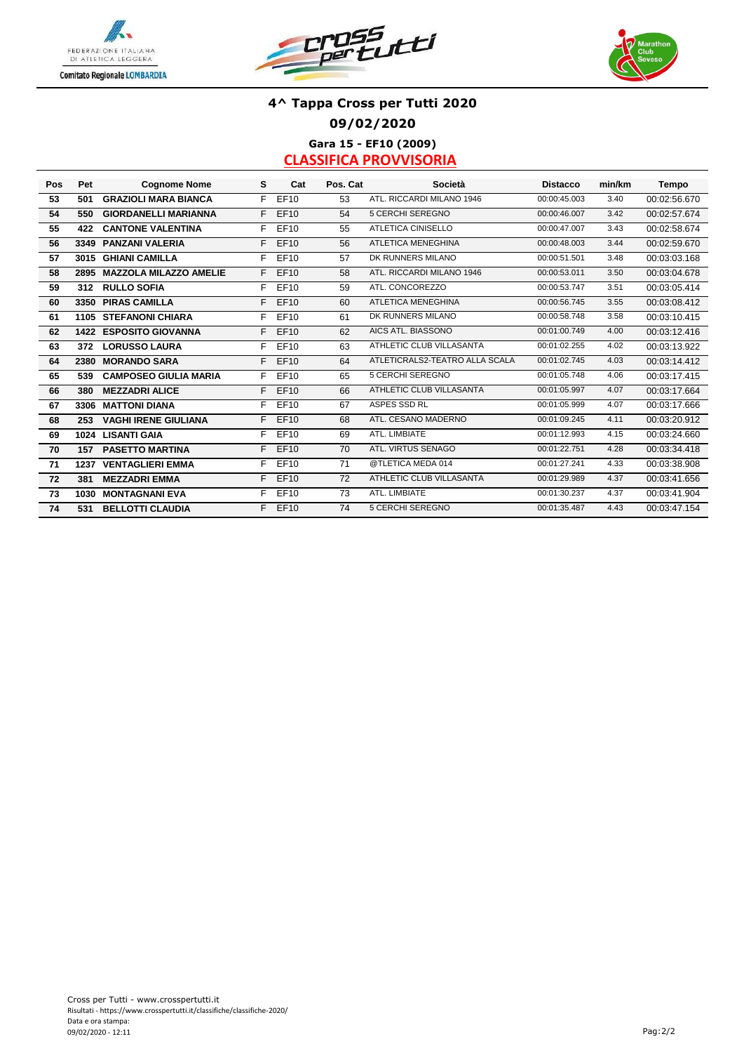## 4^ Tappa Cross per Tutti 2020

### 09/02/2020

### Gara 15 - EF10 (2009)

### CLASSIFICA PROVVISORIA

| Pos | Pet | Cognome Nome | S | Cat | Pos. Cat | Società | Distacco | min/km | Tempo |
|---|---|---|---|---|---|---|---|---|---|
| 53 | 501 | GRAZIOLI MARA BIANCA | F | EF10 | 53 | ATL. RICCARDI MILANO 1946 | 00:00:45.003 | 3.40 | 00:02:56.670 |
| 54 | 550 | GIORDANELLI MARIANNA | F | EF10 | 54 | 5 CERCHI SEREGNO | 00:00:46.007 | 3.42 | 00:02:57.674 |
| 55 | 422 | CANTONE VALENTINA | F | EF10 | 55 | ATLETICA CINISELLO | 00:00:47.007 | 3.43 | 00:02:58.674 |
| 56 | 3349 | PANZANI VALERIA | F | EF10 | 56 | ATLETICA MENEGHINA | 00:00:48.003 | 3.44 | 00:02:59.670 |
| 57 | 3015 | GHIANI CAMILLA | F | EF10 | 57 | DK RUNNERS MILANO | 00:00:51.501 | 3.48 | 00:03:03.168 |
| 58 | 2895 | MAZZOLA MILAZZO AMELIE | F | EF10 | 58 | ATL. RICCARDI MILANO 1946 | 00:00:53.011 | 3.50 | 00:03:04.678 |
| 59 | 312 | RULLO SOFIA | F | EF10 | 59 | ATL. CONCOREZZO | 00:00:53.747 | 3.51 | 00:03:05.414 |
| 60 | 3350 | PIRAS CAMILLA | F | EF10 | 60 | ATLETICA MENEGHINA | 00:00:56.745 | 3.55 | 00:03:08.412 |
| 61 | 1105 | STEFANONI CHIARA | F | EF10 | 61 | DK RUNNERS MILANO | 00:00:58.748 | 3.58 | 00:03:10.415 |
| 62 | 1422 | ESPOSITO GIOVANNA | F | EF10 | 62 | AICS ATL. BIASSONO | 00:01:00.749 | 4.00 | 00:03:12.416 |
| 63 | 372 | LORUSSO LAURA | F | EF10 | 63 | ATHLETIC CLUB VILLASANTA | 00:01:02.255 | 4.02 | 00:03:13.922 |
| 64 | 2380 | MORANDO SARA | F | EF10 | 64 | ATLETICRALS2-TEATRO ALLA SCALA | 00:01:02.745 | 4.03 | 00:03:14.412 |
| 65 | 539 | CAMPOSEO GIULIA MARIA | F | EF10 | 65 | 5 CERCHI SEREGNO | 00:01:05.748 | 4.06 | 00:03:17.415 |
| 66 | 380 | MEZZADRI ALICE | F | EF10 | 66 | ATHLETIC CLUB VILLASANTA | 00:01:05.997 | 4.07 | 00:03:17.664 |
| 67 | 3306 | MATTONI DIANA | F | EF10 | 67 | ASPES SSD RL | 00:01:05.999 | 4.07 | 00:03:17.666 |
| 68 | 253 | VAGHI IRENE GIULIANA | F | EF10 | 68 | ATL. CESANO MADERNO | 00:01:09.245 | 4.11 | 00:03:20.912 |
| 69 | 1024 | LISANTI GAIA | F | EF10 | 69 | ATL. LIMBIATE | 00:01:12.993 | 4.15 | 00:03:24.660 |
| 70 | 157 | PASETTO MARTINA | F | EF10 | 70 | ATL. VIRTUS SENAGO | 00:01:22.751 | 4.28 | 00:03:34.418 |
| 71 | 1237 | VENTAGLIERI EMMA | F | EF10 | 71 | @TLETICA MEDA 014 | 00:01:27.241 | 4.33 | 00:03:38.908 |
| 72 | 381 | MEZZADRI EMMA | F | EF10 | 72 | ATHLETIC CLUB VILLASANTA | 00:01:29.989 | 4.37 | 00:03:41.656 |
| 73 | 1030 | MONTAGNANI EVA | F | EF10 | 73 | ATL. LIMBIATE | 00:01:30.237 | 4.37 | 00:03:41.904 |
| 74 | 531 | BELLOTTI CLAUDIA | F | EF10 | 74 | 5 CERCHI SEREGNO | 00:01:35.487 | 4.43 | 00:03:47.154 |

Cross per Tutti - www.crosspertutti.it
Risultati - https://www.crosspertutti.it/classifiche/classifiche-2020/
Data e ora stampa:
09/02/2020 - 12:11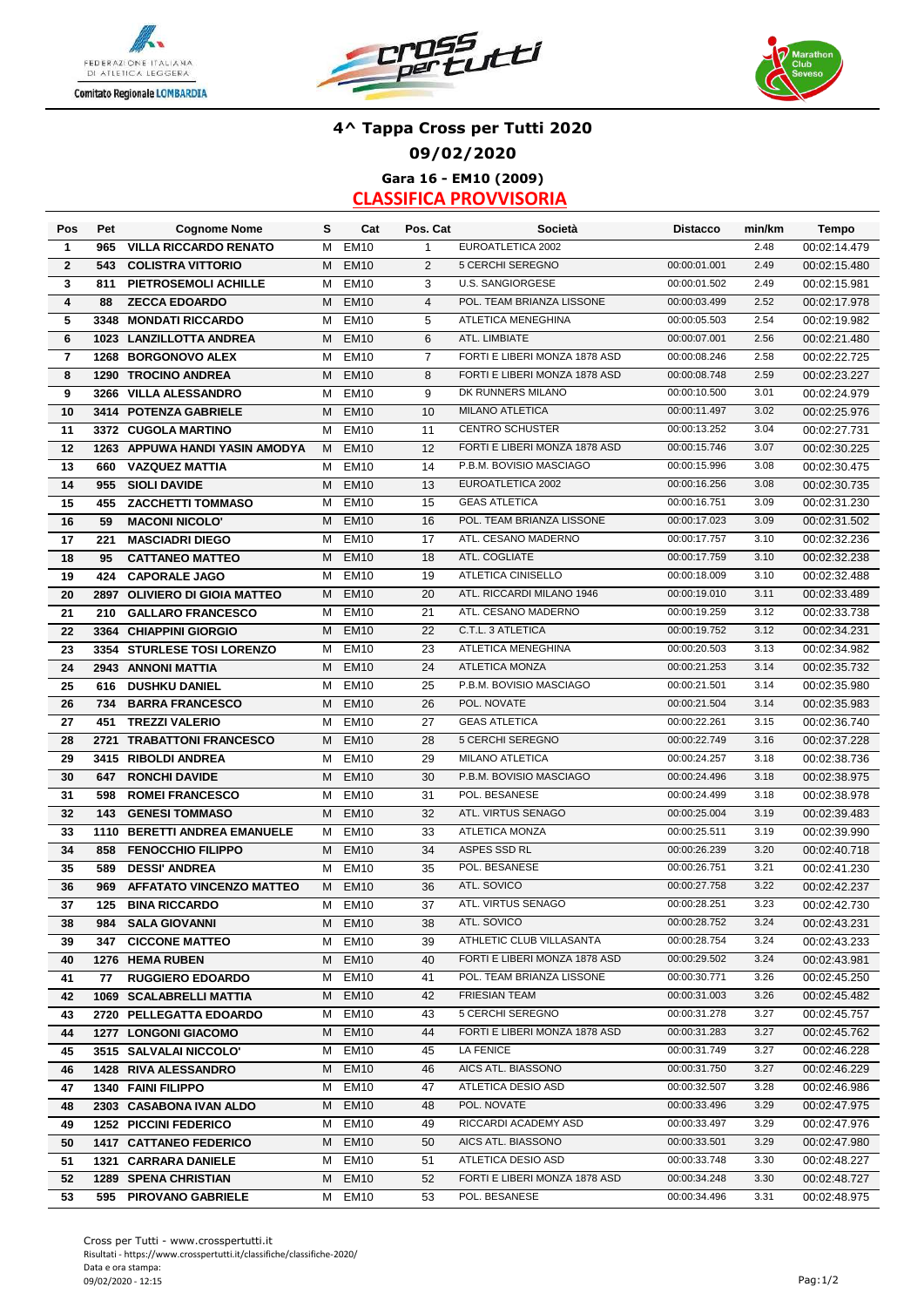## 4^ Tappa Cross per Tutti 2020

### 09/02/2020

### Gara 16 - EM10 (2009)

### CLASSIFICA PROVVISORIA

| Pos | Pet | Cognome Nome | S | Cat | Pos. Cat | Società | Distacco | min/km | Tempo |
|---|---|---|---|---|---|---|---|---|---|
| 1 | 965 | VILLA RICCARDO RENATO | M | EM10 | 1 | EUROATLETICA 2002 | | 2.48 | 00:02:14.479 |
| 2 | 543 | COLISTRA VITTORIO | M | EM10 | 2 | 5 CERCHI SEREGNO | 00:00:01.001 | 2.49 | 00:02:15.480 |
| 3 | 811 | PIETROSEMOLI ACHILLE | M | EM10 | 3 | U.S. SANGIORGESE | 00:00:01.502 | 2.49 | 00:02:15.981 |
| 4 | 88 | ZECCA EDOARDO | M | EM10 | 4 | POL. TEAM BRIANZA LISSONE | 00:00:03.499 | 2.52 | 00:02:17.978 |
| 5 | 3348 | MONDATI RICCARDO | M | EM10 | 5 | ATLETICA MENEGHINA | 00:00:05.503 | 2.54 | 00:02:19.982 |
| 6 | 1023 | LANZILLOTTA ANDREA | M | EM10 | 6 | ATL. LIMBIATE | 00:00:07.001 | 2.56 | 00:02:21.480 |
| 7 | 1268 | BORGONOVO ALEX | M | EM10 | 7 | FORTI E LIBERI MONZA 1878 ASD | 00:00:08.246 | 2.58 | 00:02:22.725 |
| 8 | 1290 | TROCINO ANDREA | M | EM10 | 8 | FORTI E LIBERI MONZA 1878 ASD | 00:00:08.748 | 2.59 | 00:02:23.227 |
| 9 | 3266 | VILLA ALESSANDRO | M | EM10 | 9 | DK RUNNERS MILANO | 00:00:10.500 | 3.01 | 00:02:24.979 |
| 10 | 3414 | POTENZA GABRIELE | M | EM10 | 10 | MILANO ATLETICA | 00:00:11.497 | 3.02 | 00:02:25.976 |
| 11 | 3372 | CUGOLA MARTINO | M | EM10 | 11 | CENTRO SCHUSTER | 00:00:13.252 | 3.04 | 00:02:27.731 |
| 12 | 1263 | APPUWA HANDI YASIN AMODYA | M | EM10 | 12 | FORTI E LIBERI MONZA 1878 ASD | 00:00:15.746 | 3.07 | 00:02:30.225 |
| 13 | 660 | VAZQUEZ MATTIA | M | EM10 | 14 | P.B.M. BOVISIO MASCIAGO | 00:00:15.996 | 3.08 | 00:02:30.475 |
| 14 | 955 | SIOLI DAVIDE | M | EM10 | 13 | EUROATLETICA 2002 | 00:00:16.256 | 3.08 | 00:02:30.735 |
| 15 | 455 | ZACCHETTI TOMMASO | M | EM10 | 15 | GEAS ATLETICA | 00:00:16.751 | 3.09 | 00:02:31.230 |
| 16 | 59 | MACONI NICOLO' | M | EM10 | 16 | POL. TEAM BRIANZA LISSONE | 00:00:17.023 | 3.09 | 00:02:31.502 |
| 17 | 221 | MASCIADRI DIEGO | M | EM10 | 17 | ATL. CESANO MADERNO | 00:00:17.757 | 3.10 | 00:02:32.236 |
| 18 | 95 | CATTANEO MATTEO | M | EM10 | 18 | ATL. COGLIATE | 00:00:17.759 | 3.10 | 00:02:32.238 |
| 19 | 424 | CAPORALE JAGO | M | EM10 | 19 | ATLETICA CINISELLO | 00:00:18.009 | 3.10 | 00:02:32.488 |
| 20 | 2897 | OLIVIERO DI GIOIA MATTEO | M | EM10 | 20 | ATL. RICCARDI MILANO 1946 | 00:00:19.010 | 3.11 | 00:02:33.489 |
| 21 | 210 | GALLARO FRANCESCO | M | EM10 | 21 | ATL. CESANO MADERNO | 00:00:19.259 | 3.12 | 00:02:33.738 |
| 22 | 3364 | CHIAPPINI GIORGIO | M | EM10 | 22 | C.T.L. 3 ATLETICA | 00:00:19.752 | 3.12 | 00:02:34.231 |
| 23 | 3354 | STURLESE TOSI LORENZO | M | EM10 | 23 | ATLETICA MENEGHINA | 00:00:20.503 | 3.13 | 00:02:34.982 |
| 24 | 2943 | ANNONI MATTIA | M | EM10 | 24 | ATLETICA MONZA | 00:00:21.253 | 3.14 | 00:02:35.732 |
| 25 | 616 | DUSHKU DANIEL | M | EM10 | 25 | P.B.M. BOVISIO MASCIAGO | 00:00:21.501 | 3.14 | 00:02:35.980 |
| 26 | 734 | BARRA FRANCESCO | M | EM10 | 26 | POL. NOVATE | 00:00:21.504 | 3.14 | 00:02:35.983 |
| 27 | 451 | TREZZI VALERIO | M | EM10 | 27 | GEAS ATLETICA | 00:00:22.261 | 3.15 | 00:02:36.740 |
| 28 | 2721 | TRABATTONI FRANCESCO | M | EM10 | 28 | 5 CERCHI SEREGNO | 00:00:22.749 | 3.16 | 00:02:37.228 |
| 29 | 3415 | RIBOLDI ANDREA | M | EM10 | 29 | MILANO ATLETICA | 00:00:24.257 | 3.18 | 00:02:38.736 |
| 30 | 647 | RONCHI DAVIDE | M | EM10 | 30 | P.B.M. BOVISIO MASCIAGO | 00:00:24.496 | 3.18 | 00:02:38.975 |
| 31 | 598 | ROMEI FRANCESCO | M | EM10 | 31 | POL. BESANESE | 00:00:24.499 | 3.18 | 00:02:38.978 |
| 32 | 143 | GENESI TOMMASO | M | EM10 | 32 | ATL. VIRTUS SENAGO | 00:00:25.004 | 3.19 | 00:02:39.483 |
| 33 | 1110 | BERETTI ANDREA EMANUELE | M | EM10 | 33 | ATLETICA MONZA | 00:00:25.511 | 3.19 | 00:02:39.990 |
| 34 | 858 | FENOCCHIO FILIPPO | M | EM10 | 34 | ASPES SSD RL | 00:00:26.239 | 3.20 | 00:02:40.718 |
| 35 | 589 | DESSI' ANDREA | M | EM10 | 35 | POL. BESANESE | 00:00:26.751 | 3.21 | 00:02:41.230 |
| 36 | 969 | AFFATATO VINCENZO MATTEO | M | EM10 | 36 | ATL. SOVICO | 00:00:27.758 | 3.22 | 00:02:42.237 |
| 37 | 125 | BINA RICCARDO | M | EM10 | 37 | ATL. VIRTUS SENAGO | 00:00:28.251 | 3.23 | 00:02:42.730 |
| 38 | 984 | SALA GIOVANNI | M | EM10 | 38 | ATL. SOVICO | 00:00:28.752 | 3.24 | 00:02:43.231 |
| 39 | 347 | CICCONE MATTEO | M | EM10 | 39 | ATHLETIC CLUB VILLASANTA | 00:00:28.754 | 3.24 | 00:02:43.233 |
| 40 | 1276 | HEMA RUBEN | M | EM10 | 40 | FORTI E LIBERI MONZA 1878 ASD | 00:00:29.502 | 3.24 | 00:02:43.981 |
| 41 | 77 | RUGGIERO EDOARDO | M | EM10 | 41 | POL. TEAM BRIANZA LISSONE | 00:00:30.771 | 3.26 | 00:02:45.250 |
| 42 | 1069 | SCALABRELLI MATTIA | M | EM10 | 42 | FRIESIAN TEAM | 00:00:31.003 | 3.26 | 00:02:45.482 |
| 43 | 2720 | PELLEGATTA EDOARDO | M | EM10 | 43 | 5 CERCHI SEREGNO | 00:00:31.278 | 3.27 | 00:02:45.757 |
| 44 | 1277 | LONGONI GIACOMO | M | EM10 | 44 | FORTI E LIBERI MONZA 1878 ASD | 00:00:31.283 | 3.27 | 00:02:45.762 |
| 45 | 3515 | SALVALAI NICCOLO' | M | EM10 | 45 | LA FENICE | 00:00:31.749 | 3.27 | 00:02:46.228 |
| 46 | 1428 | RIVA ALESSANDRO | M | EM10 | 46 | AICS ATL. BIASSONO | 00:00:31.750 | 3.27 | 00:02:46.229 |
| 47 | 1340 | FAINI FILIPPO | M | EM10 | 47 | ATLETICA DESIO ASD | 00:00:32.507 | 3.28 | 00:02:46.986 |
| 48 | 2303 | CASABONA IVAN ALDO | M | EM10 | 48 | POL. NOVATE | 00:00:33.496 | 3.29 | 00:02:47.975 |
| 49 | 1252 | PICCINI FEDERICO | M | EM10 | 49 | RICCARDI ACADEMY ASD | 00:00:33.497 | 3.29 | 00:02:47.976 |
| 50 | 1417 | CATTANEO FEDERICO | M | EM10 | 50 | AICS ATL. BIASSONO | 00:00:33.501 | 3.29 | 00:02:47.980 |
| 51 | 1321 | CARRARA DANIELE | M | EM10 | 51 | ATLETICA DESIO ASD | 00:00:33.748 | 3.30 | 00:02:48.227 |
| 52 | 1289 | SPENA CHRISTIAN | M | EM10 | 52 | FORTI E LIBERI MONZA 1878 ASD | 00:00:34.248 | 3.30 | 00:02:48.727 |
| 53 | 595 | PIROVANO GABRIELE | M | EM10 | 53 | POL. BESANESE | 00:00:34.496 | 3.31 | 00:02:48.975 |

Cross per Tutti - www.crosspertutti.it
Risultati - https://www.crosspertutti.it/classifiche/classifiche-2020/
Data e ora stampa:
09/02/2020 - 12:15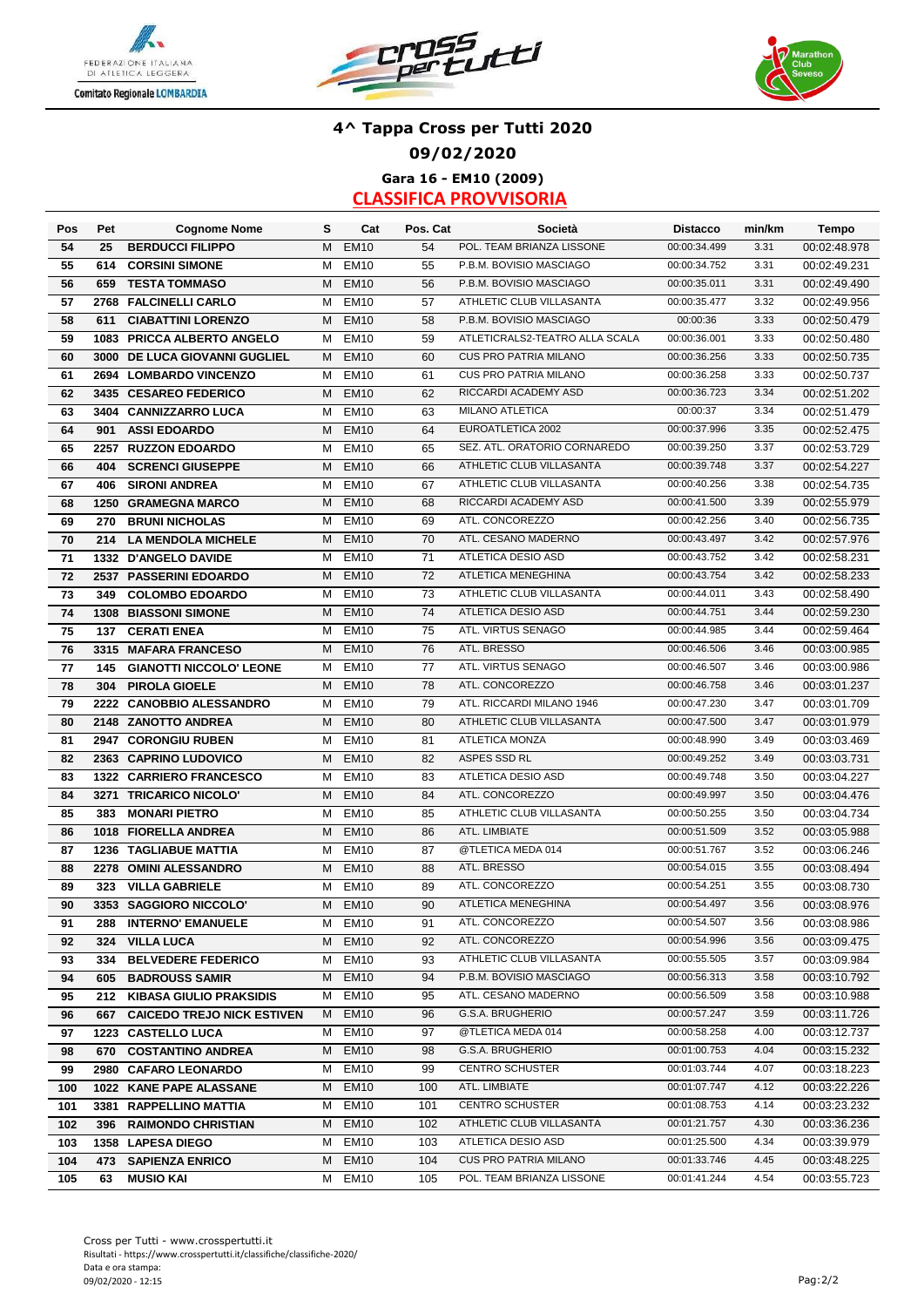# 4^ Tappa Cross per Tutti 2020

## 09/02/2020

### Gara 16 - EM10 (2009)

### CLASSIFICA PROVVISORIA

| Pos | Pet | Cognome Nome | S | Cat | Pos. Cat | Società | Distacco | min/km | Tempo |
|---|---|---|---|---|---|---|---|---|---|
| 54 | 25 | BERDUCCI FILIPPO | M | EM10 | 54 | POL. TEAM BRIANZA LISSONE | 00:00:34.499 | 3.31 | 00:02:48.978 |
| 55 | 614 | CORSINI SIMONE | M | EM10 | 55 | P.B.M. BOVISIO MASCIAGO | 00:00:34.752 | 3.31 | 00:02:49.231 |
| 56 | 659 | TESTA TOMMASO | M | EM10 | 56 | P.B.M. BOVISIO MASCIAGO | 00:00:35.011 | 3.31 | 00:02:49.490 |
| 57 | 2768 | FALCINELLI CARLO | M | EM10 | 57 | ATHLETIC CLUB VILLASANTA | 00:00:35.477 | 3.32 | 00:02:49.956 |
| 58 | 611 | CIABATTINI LORENZO | M | EM10 | 58 | P.B.M. BOVISIO MASCIAGO | 00:00:36 | 3.33 | 00:02:50.479 |
| 59 | 1083 | PRICCA ALBERTO ANGELO | M | EM10 | 59 | ATLETICRALS2-TEATRO ALLA SCALA | 00:00:36.001 | 3.33 | 00:02:50.480 |
| 60 | 3000 | DE LUCA GIOVANNI GUGLIEL | M | EM10 | 60 | CUS PRO PATRIA MILANO | 00:00:36.256 | 3.33 | 00:02:50.735 |
| 61 | 2694 | LOMBARDO VINCENZO | M | EM10 | 61 | CUS PRO PATRIA MILANO | 00:00:36.258 | 3.33 | 00:02:50.737 |
| 62 | 3435 | CESAREO FEDERICO | M | EM10 | 62 | RICCARDI ACADEMY ASD | 00:00:36.723 | 3.34 | 00:02:51.202 |
| 63 | 3404 | CANNIZZARRO LUCA | M | EM10 | 63 | MILANO ATLETICA | 00:00:37 | 3.34 | 00:02:51.479 |
| 64 | 901 | ASSI EDOARDO | M | EM10 | 64 | EUROATLETICA 2002 | 00:00:37.996 | 3.35 | 00:02:52.475 |
| 65 | 2257 | RUZZON EDOARDO | M | EM10 | 65 | SEZ. ATL. ORATORIO CORNAREDO | 00:00:39.250 | 3.37 | 00:02:53.729 |
| 66 | 404 | SCRENCI GIUSEPPE | M | EM10 | 66 | ATHLETIC CLUB VILLASANTA | 00:00:39.748 | 3.37 | 00:02:54.227 |
| 67 | 406 | SIRONI ANDREA | M | EM10 | 67 | ATHLETIC CLUB VILLASANTA | 00:00:40.256 | 3.38 | 00:02:54.735 |
| 68 | 1250 | GRAMEGNA MARCO | M | EM10 | 68 | RICCARDI ACADEMY ASD | 00:00:41.500 | 3.39 | 00:02:55.979 |
| 69 | 270 | BRUNI NICHOLAS | M | EM10 | 69 | ATL. CONCOREZZO | 00:00:42.256 | 3.40 | 00:02:56.735 |
| 70 | 214 | LA MENDOLA MICHELE | M | EM10 | 70 | ATL. CESANO MADERNO | 00:00:43.497 | 3.42 | 00:02:57.976 |
| 71 | 1332 | D'ANGELO DAVIDE | M | EM10 | 71 | ATLETICA DESIO ASD | 00:00:43.752 | 3.42 | 00:02:58.231 |
| 72 | 2537 | PASSERINI EDOARDO | M | EM10 | 72 | ATLETICA MENEGHINA | 00:00:43.754 | 3.42 | 00:02:58.233 |
| 73 | 349 | COLOMBO EDOARDO | M | EM10 | 73 | ATHLETIC CLUB VILLASANTA | 00:00:44.011 | 3.43 | 00:02:58.490 |
| 74 | 1308 | BIASSONI SIMONE | M | EM10 | 74 | ATLETICA DESIO ASD | 00:00:44.751 | 3.44 | 00:02:59.230 |
| 75 | 137 | CERATI ENEA | M | EM10 | 75 | ATL. VIRTUS SENAGO | 00:00:44.985 | 3.44 | 00:02:59.464 |
| 76 | 3315 | MAFARA FRANCESO | M | EM10 | 76 | ATL. BRESSO | 00:00:46.506 | 3.46 | 00:03:00.985 |
| 77 | 145 | GIANOTTI NICCOLO' LEONE | M | EM10 | 77 | ATL. VIRTUS SENAGO | 00:00:46.507 | 3.46 | 00:03:00.986 |
| 78 | 304 | PIROLA GIOELE | M | EM10 | 78 | ATL. CONCOREZZO | 00:00:46.758 | 3.46 | 00:03:01.237 |
| 79 | 2222 | CANOBBIO ALESSANDRO | M | EM10 | 79 | ATL. RICCARDI MILANO 1946 | 00:00:47.230 | 3.47 | 00:03:01.709 |
| 80 | 2148 | ZANOTTO ANDREA | M | EM10 | 80 | ATHLETIC CLUB VILLASANTA | 00:00:47.500 | 3.47 | 00:03:01.979 |
| 81 | 2947 | CORONGIU RUBEN | M | EM10 | 81 | ATLETICA MONZA | 00:00:48.990 | 3.49 | 00:03:03.469 |
| 82 | 2363 | CAPRINO LUDOVICO | M | EM10 | 82 | ASPES SSD RL | 00:00:49.252 | 3.49 | 00:03:03.731 |
| 83 | 1322 | CARRIERO FRANCESCO | M | EM10 | 83 | ATLETICA DESIO ASD | 00:00:49.748 | 3.50 | 00:03:04.227 |
| 84 | 3271 | TRICARICO NICOLO' | M | EM10 | 84 | ATL. CONCOREZZO | 00:00:49.997 | 3.50 | 00:03:04.476 |
| 85 | 383 | MONARI PIETRO | M | EM10 | 85 | ATHLETIC CLUB VILLASANTA | 00:00:50.255 | 3.50 | 00:03:04.734 |
| 86 | 1018 | FIORELLA ANDREA | M | EM10 | 86 | ATL. LIMBIATE | 00:00:51.509 | 3.52 | 00:03:05.988 |
| 87 | 1236 | TAGLIABUE MATTIA | M | EM10 | 87 | @TLETICA MEDA 014 | 00:00:51.767 | 3.52 | 00:03:06.246 |
| 88 | 2278 | OMINI ALESSANDRO | M | EM10 | 88 | ATL. BRESSO | 00:00:54.015 | 3.55 | 00:03:08.494 |
| 89 | 323 | VILLA GABRIELE | M | EM10 | 89 | ATL. CONCOREZZO | 00:00:54.251 | 3.55 | 00:03:08.730 |
| 90 | 3353 | SAGGIORO NICCOLO' | M | EM10 | 90 | ATLETICA MENEGHINA | 00:00:54.497 | 3.56 | 00:03:08.976 |
| 91 | 288 | INTERNO' EMANUELE | M | EM10 | 91 | ATL. CONCOREZZO | 00:00:54.507 | 3.56 | 00:03:08.986 |
| 92 | 324 | VILLA LUCA | M | EM10 | 92 | ATL. CONCOREZZO | 00:00:54.996 | 3.56 | 00:03:09.475 |
| 93 | 334 | BELVEDERE FEDERICO | M | EM10 | 93 | ATHLETIC CLUB VILLASANTA | 00:00:55.505 | 3.57 | 00:03:09.984 |
| 94 | 605 | BADROUSS SAMIR | M | EM10 | 94 | P.B.M. BOVISIO MASCIAGO | 00:00:56.313 | 3.58 | 00:03:10.792 |
| 95 | 212 | KIBASA GIULIO PRAKSIDIS | M | EM10 | 95 | ATL. CESANO MADERNO | 00:00:56.509 | 3.58 | 00:03:10.988 |
| 96 | 667 | CAICEDO TREJO NICK ESTIVEN | M | EM10 | 96 | G.S.A. BRUGHERIO | 00:00:57.247 | 3.59 | 00:03:11.726 |
| 97 | 1223 | CASTELLO LUCA | M | EM10 | 97 | @TLETICA MEDA 014 | 00:00:58.258 | 4.00 | 00:03:12.737 |
| 98 | 670 | COSTANTINO ANDREA | M | EM10 | 98 | G.S.A. BRUGHERIO | 00:01:00.753 | 4.04 | 00:03:15.232 |
| 99 | 2980 | CAFARO LEONARDO | M | EM10 | 99 | CENTRO SCHUSTER | 00:01:03.744 | 4.07 | 00:03:18.223 |
| 100 | 1022 | KANE PAPE ALASSANE | M | EM10 | 100 | ATL. LIMBIATE | 00:01:07.747 | 4.12 | 00:03:22.226 |
| 101 | 3381 | RAPPELLINO MATTIA | M | EM10 | 101 | CENTRO SCHUSTER | 00:01:08.753 | 4.14 | 00:03:23.232 |
| 102 | 396 | RAIMONDO CHRISTIAN | M | EM10 | 102 | ATHLETIC CLUB VILLASANTA | 00:01:21.757 | 4.30 | 00:03:36.236 |
| 103 | 1358 | LAPESA DIEGO | M | EM10 | 103 | ATLETICA DESIO ASD | 00:01:25.500 | 4.34 | 00:03:39.979 |
| 104 | 473 | SAPIENZA ENRICO | M | EM10 | 104 | CUS PRO PATRIA MILANO | 00:01:33.746 | 4.45 | 00:03:48.225 |
| 105 | 63 | MUSIO KAI | M | EM10 | 105 | POL. TEAM BRIANZA LISSONE | 00:01:41.244 | 4.54 | 00:03:55.723 |

Cross per Tutti - www.crosspertutti.it
Risultati - https://www.crosspertutti.it/classifiche/classifiche-2020/
Data e ora stampa:
09/02/2020 - 12:15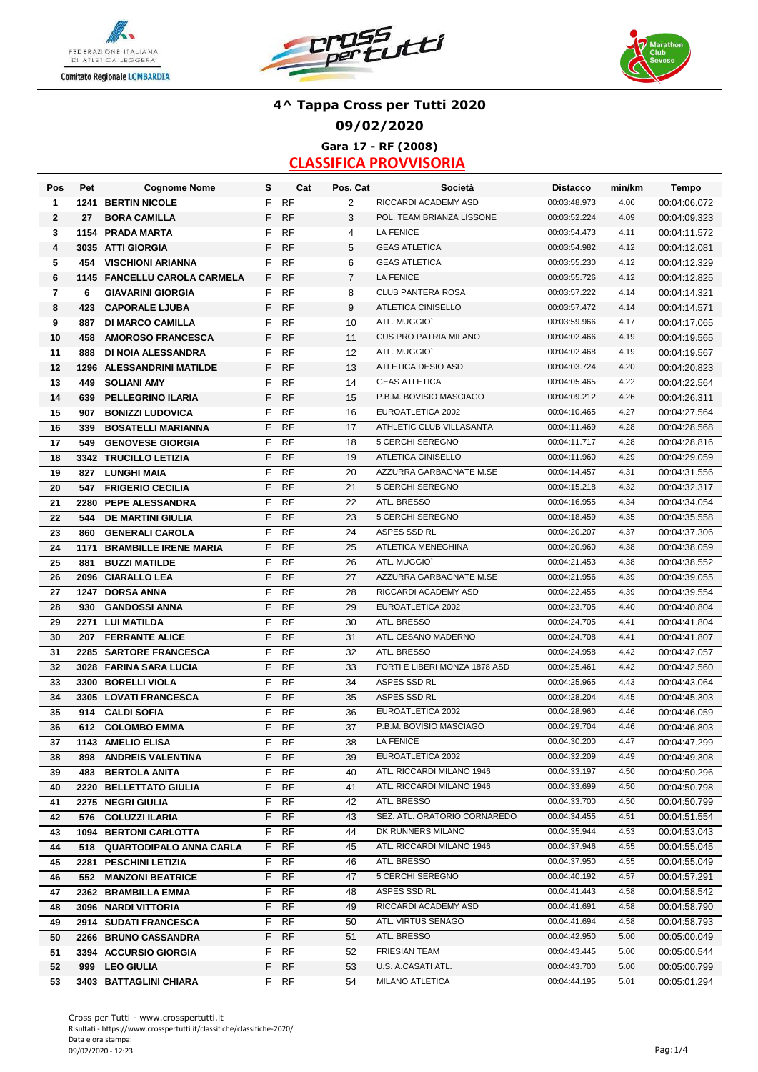## 4^ Tappa Cross per Tutti 2020

### 09/02/2020

### Gara 17 - RF (2008)

### CLASSIFICA PROVVISORIA

| Pos | Pet | Cognome Nome | S | Cat | Pos. Cat | Società | Distacco | min/km | Tempo |
|---|---|---|---|---|---|---|---|---|---|
| 1 | 1241 | BERTIN NICOLE | F | RF | 2 | RICCARDI ACADEMY ASD | 00:03:48.973 | 4.06 | 00:04:06.072 |
| 2 | 27 | BORA CAMILLA | F | RF | 3 | POL. TEAM BRIANZA LISSONE | 00:03:52.224 | 4.09 | 00:04:09.323 |
| 3 | 1154 | PRADA MARTA | F | RF | 4 | LA FENICE | 00:03:54.473 | 4.11 | 00:04:11.572 |
| 4 | 3035 | ATTI GIORGIA | F | RF | 5 | GEAS ATLETICA | 00:03:54.982 | 4.12 | 00:04:12.081 |
| 5 | 454 | VISCHIONI ARIANNA | F | RF | 6 | GEAS ATLETICA | 00:03:55.230 | 4.12 | 00:04:12.329 |
| 6 | 1145 | FANCELLU CAROLA CARMELA | F | RF | 7 | LA FENICE | 00:03:55.726 | 4.12 | 00:04:12.825 |
| 7 | 6 | GIAVARINI GIORGIA | F | RF | 8 | CLUB PANTERA ROSA | 00:03:57.222 | 4.14 | 00:04:14.321 |
| 8 | 423 | CAPORALE LJUBA | F | RF | 9 | ATLETICA CINISELLO | 00:03:57.472 | 4.14 | 00:04:14.571 |
| 9 | 887 | DI MARCO CAMILLA | F | RF | 10 | ATL. MUGGIO` | 00:03:59.966 | 4.17 | 00:04:17.065 |
| 10 | 458 | AMOROSO FRANCESCA | F | RF | 11 | CUS PRO PATRIA MILANO | 00:04:02.466 | 4.19 | 00:04:19.565 |
| 11 | 888 | DI NOIA ALESSANDRA | F | RF | 12 | ATL. MUGGIO` | 00:04:02.468 | 4.19 | 00:04:19.567 |
| 12 | 1296 | ALESSANDRINI MATILDE | F | RF | 13 | ATLETICA DESIO ASD | 00:04:03.724 | 4.20 | 00:04:20.823 |
| 13 | 449 | SOLIANI AMY | F | RF | 14 | GEAS ATLETICA | 00:04:05.465 | 4.22 | 00:04:22.564 |
| 14 | 639 | PELLEGRINO ILARIA | F | RF | 15 | P.B.M. BOVISIO MASCIAGO | 00:04:09.212 | 4.26 | 00:04:26.311 |
| 15 | 907 | BONIZZI LUDOVICA | F | RF | 16 | EUROATLETICA 2002 | 00:04:10.465 | 4.27 | 00:04:27.564 |
| 16 | 339 | BOSATELLI MARIANNA | F | RF | 17 | ATHLETIC CLUB VILLASANTA | 00:04:11.469 | 4.28 | 00:04:28.568 |
| 17 | 549 | GENOVESE GIORGIA | F | RF | 18 | 5 CERCHI SEREGNO | 00:04:11.717 | 4.28 | 00:04:28.816 |
| 18 | 3342 | TRUCILLO LETIZIA | F | RF | 19 | ATLETICA CINISELLO | 00:04:11.960 | 4.29 | 00:04:29.059 |
| 19 | 827 | LUNGHI MAIA | F | RF | 20 | AZZURRA GARBAGNATE M.SE | 00:04:14.457 | 4.31 | 00:04:31.556 |
| 20 | 547 | FRIGERIO CECILIA | F | RF | 21 | 5 CERCHI SEREGNO | 00:04:15.218 | 4.32 | 00:04:32.317 |
| 21 | 2280 | PEPE ALESSANDRA | F | RF | 22 | ATL. BRESSO | 00:04:16.955 | 4.34 | 00:04:34.054 |
| 22 | 544 | DE MARTINI GIULIA | F | RF | 23 | 5 CERCHI SEREGNO | 00:04:18.459 | 4.35 | 00:04:35.558 |
| 23 | 860 | GENERALI CAROLA | F | RF | 24 | ASPES SSD RL | 00:04:20.207 | 4.37 | 00:04:37.306 |
| 24 | 1171 | BRAMBILLE IRENE MARIA | F | RF | 25 | ATLETICA MENEGHINA | 00:04:20.960 | 4.38 | 00:04:38.059 |
| 25 | 881 | BUZZI MATILDE | F | RF | 26 | ATL. MUGGIO` | 00:04:21.453 | 4.38 | 00:04:38.552 |
| 26 | 2096 | CIARALLO LEA | F | RF | 27 | AZZURRA GARBAGNATE M.SE | 00:04:21.956 | 4.39 | 00:04:39.055 |
| 27 | 1247 | DORSA ANNA | F | RF | 28 | RICCARDI ACADEMY ASD | 00:04:22.455 | 4.39 | 00:04:39.554 |
| 28 | 930 | GANDOSSI ANNA | F | RF | 29 | EUROATLETICA 2002 | 00:04:23.705 | 4.40 | 00:04:40.804 |
| 29 | 2271 | LUI MATILDA | F | RF | 30 | ATL. BRESSO | 00:04:24.705 | 4.41 | 00:04:41.804 |
| 30 | 207 | FERRANTE ALICE | F | RF | 31 | ATL. CESANO MADERNO | 00:04:24.708 | 4.41 | 00:04:41.807 |
| 31 | 2285 | SARTORE FRANCESCA | F | RF | 32 | ATL. BRESSO | 00:04:24.958 | 4.42 | 00:04:42.057 |
| 32 | 3028 | FARINA SARA LUCIA | F | RF | 33 | FORTI E LIBERI MONZA 1878 ASD | 00:04:25.461 | 4.42 | 00:04:42.560 |
| 33 | 3300 | BORELLI VIOLA | F | RF | 34 | ASPES SSD RL | 00:04:25.965 | 4.43 | 00:04:43.064 |
| 34 | 3305 | LOVATI FRANCESCA | F | RF | 35 | ASPES SSD RL | 00:04:28.204 | 4.45 | 00:04:45.303 |
| 35 | 914 | CALDI SOFIA | F | RF | 36 | EUROATLETICA 2002 | 00:04:28.960 | 4.46 | 00:04:46.059 |
| 36 | 612 | COLOMBO EMMA | F | RF | 37 | P.B.M. BOVISIO MASCIAGO | 00:04:29.704 | 4.46 | 00:04:46.803 |
| 37 | 1143 | AMELIO ELISA | F | RF | 38 | LA FENICE | 00:04:30.200 | 4.47 | 00:04:47.299 |
| 38 | 898 | ANDREIS VALENTINA | F | RF | 39 | EUROATLETICA 2002 | 00:04:32.209 | 4.49 | 00:04:49.308 |
| 39 | 483 | BERTOLA ANITA | F | RF | 40 | ATL. RICCARDI MILANO 1946 | 00:04:33.197 | 4.50 | 00:04:50.296 |
| 40 | 2220 | BELLETTATO GIULIA | F | RF | 41 | ATL. RICCARDI MILANO 1946 | 00:04:33.699 | 4.50 | 00:04:50.798 |
| 41 | 2275 | NEGRI GIULIA | F | RF | 42 | ATL. BRESSO | 00:04:33.700 | 4.50 | 00:04:50.799 |
| 42 | 576 | COLUZZI ILARIA | F | RF | 43 | SEZ. ATL. ORATORIO CORNAREDO | 00:04:34.455 | 4.51 | 00:04:51.554 |
| 43 | 1094 | BERTONI CARLOTTA | F | RF | 44 | DK RUNNERS MILANO | 00:04:35.944 | 4.53 | 00:04:53.043 |
| 44 | 518 | QUARTODIPALO ANNA CARLA | F | RF | 45 | ATL. RICCARDI MILANO 1946 | 00:04:37.946 | 4.55 | 00:04:55.045 |
| 45 | 2281 | PESCHINI LETIZIA | F | RF | 46 | ATL. BRESSO | 00:04:37.950 | 4.55 | 00:04:55.049 |
| 46 | 552 | MANZONI BEATRICE | F | RF | 47 | 5 CERCHI SEREGNO | 00:04:40.192 | 4.57 | 00:04:57.291 |
| 47 | 2362 | BRAMBILLA EMMA | F | RF | 48 | ASPES SSD RL | 00:04:41.443 | 4.58 | 00:04:58.542 |
| 48 | 3096 | NARDI VITTORIA | F | RF | 49 | RICCARDI ACADEMY ASD | 00:04:41.691 | 4.58 | 00:04:58.790 |
| 49 | 2914 | SUDATI FRANCESCA | F | RF | 50 | ATL. VIRTUS SENAGO | 00:04:41.694 | 4.58 | 00:04:58.793 |
| 50 | 2266 | BRUNO CASSANDRA | F | RF | 51 | ATL. BRESSO | 00:04:42.950 | 5.00 | 00:05:00.049 |
| 51 | 3394 | ACCURSIO GIORGIA | F | RF | 52 | FRIESIAN TEAM | 00:04:43.445 | 5.00 | 00:05:00.544 |
| 52 | 999 | LEO GIULIA | F | RF | 53 | U.S. A.CASATI ATL. | 00:04:43.700 | 5.00 | 00:05:00.799 |
| 53 | 3403 | BATTAGLINI CHIARA | F | RF | 54 | MILANO ATLETICA | 00:04:44.195 | 5.01 | 00:05:01.294 |

Cross per Tutti - www.crosspertutti.it
Risultati - https://www.crosspertutti.it/classifiche/classifiche-2020/
Data e ora stampa:
09/02/2020 - 12:23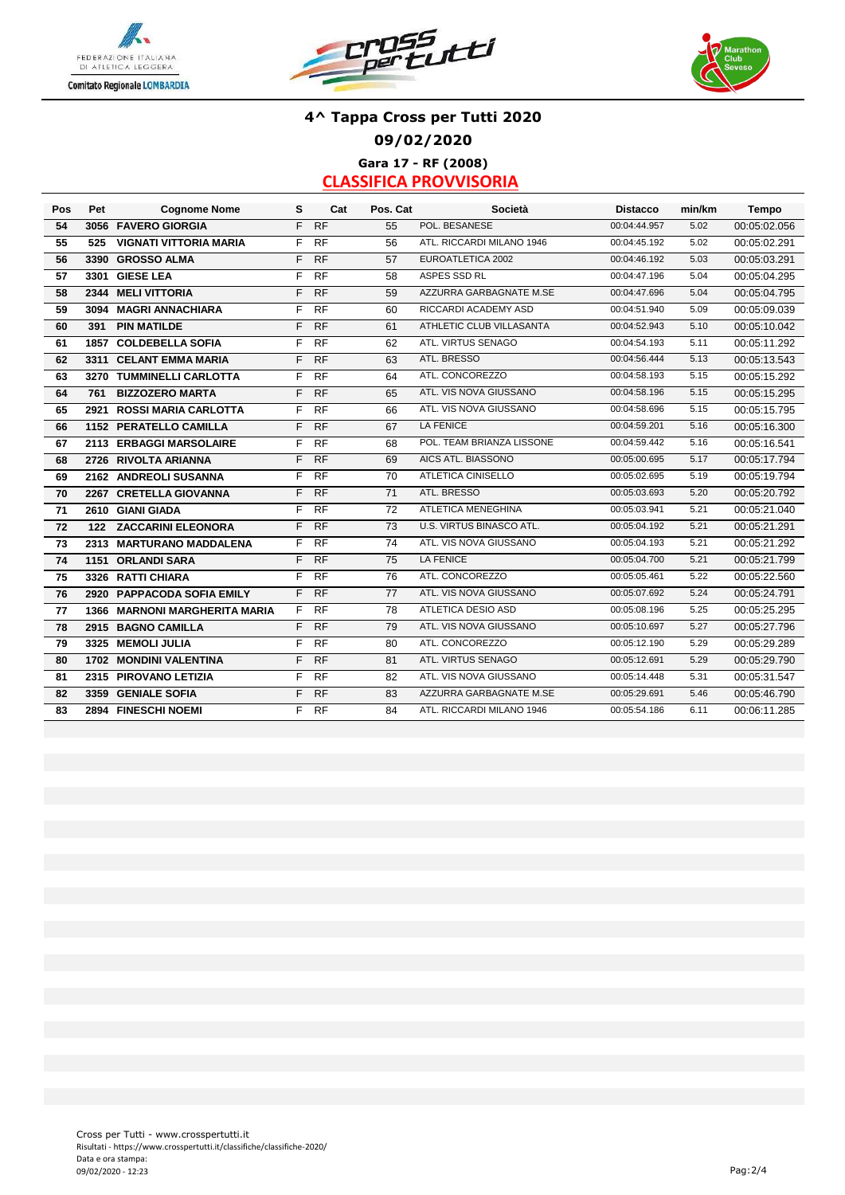## 4^ Tappa Cross per Tutti 2020

### 09/02/2020

### Gara 17 - RF (2008)

### CLASSIFICA PROVVISORIA

| Pos | Pet | Cognome Nome | S | Cat | Pos. Cat | Società | Distacco | min/km | Tempo |
|---|---|---|---|---|---|---|---|---|---|
| 54 | 3056 | FAVERO GIORGIA | F | RF | 55 | POL. BESANESE | 00:04:44.957 | 5.02 | 00:05:02.056 |
| 55 | 525 | VIGNATI VITTORIA MARIA | F | RF | 56 | ATL. RICCARDI MILANO 1946 | 00:04:45.192 | 5.02 | 00:05:02.291 |
| 56 | 3390 | GROSSO ALMA | F | RF | 57 | EUROATLETICA 2002 | 00:04:46.192 | 5.03 | 00:05:03.291 |
| 57 | 3301 | GIESE LEA | F | RF | 58 | ASPES SSD RL | 00:04:47.196 | 5.04 | 00:05:04.295 |
| 58 | 2344 | MELI VITTORIA | F | RF | 59 | AZZURRA GARBAGNATE M.SE | 00:04:47.696 | 5.04 | 00:05:04.795 |
| 59 | 3094 | MAGRI ANNACHIARA | F | RF | 60 | RICCARDI ACADEMY ASD | 00:04:51.940 | 5.09 | 00:05:09.039 |
| 60 | 391 | PIN MATILDE | F | RF | 61 | ATHLETIC CLUB VILLASANTA | 00:04:52.943 | 5.10 | 00:05:10.042 |
| 61 | 1857 | COLDEBELLA SOFIA | F | RF | 62 | ATL. VIRTUS SENAGO | 00:04:54.193 | 5.11 | 00:05:11.292 |
| 62 | 3311 | CELANT EMMA MARIA | F | RF | 63 | ATL. BRESSO | 00:04:56.444 | 5.13 | 00:05:13.543 |
| 63 | 3270 | TUMMINELLI CARLOTTA | F | RF | 64 | ATL. CONCOREZZO | 00:04:58.193 | 5.15 | 00:05:15.292 |
| 64 | 761 | BIZZOZERO MARTA | F | RF | 65 | ATL. VIS NOVA GIUSSANO | 00:04:58.196 | 5.15 | 00:05:15.295 |
| 65 | 2921 | ROSSI MARIA CARLOTTA | F | RF | 66 | ATL. VIS NOVA GIUSSANO | 00:04:58.696 | 5.15 | 00:05:15.795 |
| 66 | 1152 | PERATELLO CAMILLA | F | RF | 67 | LA FENICE | 00:04:59.201 | 5.16 | 00:05:16.300 |
| 67 | 2113 | ERBAGGI MARSOLAIRE | F | RF | 68 | POL. TEAM BRIANZA LISSONE | 00:04:59.442 | 5.16 | 00:05:16.541 |
| 68 | 2726 | RIVOLTA ARIANNA | F | RF | 69 | AICS ATL. BIASSONO | 00:05:00.695 | 5.17 | 00:05:17.794 |
| 69 | 2162 | ANDREOLI SUSANNA | F | RF | 70 | ATLETICA CINISELLO | 00:05:02.695 | 5.19 | 00:05:19.794 |
| 70 | 2267 | CRETELLA GIOVANNA | F | RF | 71 | ATL. BRESSO | 00:05:03.693 | 5.20 | 00:05:20.792 |
| 71 | 2610 | GIANI GIADA | F | RF | 72 | ATLETICA MENEGHINA | 00:05:03.941 | 5.21 | 00:05:21.040 |
| 72 | 122 | ZACCARINI ELEONORA | F | RF | 73 | U.S. VIRTUS BINASCO ATL. | 00:05:04.192 | 5.21 | 00:05:21.291 |
| 73 | 2313 | MARTURANO MADDALENA | F | RF | 74 | ATL. VIS NOVA GIUSSANO | 00:05:04.193 | 5.21 | 00:05:21.292 |
| 74 | 1151 | ORLANDI SARA | F | RF | 75 | LA FENICE | 00:05:04.700 | 5.21 | 00:05:21.799 |
| 75 | 3326 | RATTI CHIARA | F | RF | 76 | ATL. CONCOREZZO | 00:05:05.461 | 5.22 | 00:05:22.560 |
| 76 | 2920 | PAPPACODA SOFIA EMILY | F | RF | 77 | ATL. VIS NOVA GIUSSANO | 00:05:07.692 | 5.24 | 00:05:24.791 |
| 77 | 1366 | MARNONI MARGHERITA MARIA | F | RF | 78 | ATLETICA DESIO ASD | 00:05:08.196 | 5.25 | 00:05:25.295 |
| 78 | 2915 | BAGNO CAMILLA | F | RF | 79 | ATL. VIS NOVA GIUSSANO | 00:05:10.697 | 5.27 | 00:05:27.796 |
| 79 | 3325 | MEMOLI JULIA | F | RF | 80 | ATL. CONCOREZZO | 00:05:12.190 | 5.29 | 00:05:29.289 |
| 80 | 1702 | MONDINI VALENTINA | F | RF | 81 | ATL. VIRTUS SENAGO | 00:05:12.691 | 5.29 | 00:05:29.790 |
| 81 | 2315 | PIROVANO LETIZIA | F | RF | 82 | ATL. VIS NOVA GIUSSANO | 00:05:14.448 | 5.31 | 00:05:31.547 |
| 82 | 3359 | GENIALE SOFIA | F | RF | 83 | AZZURRA GARBAGNATE M.SE | 00:05:29.691 | 5.46 | 00:05:46.790 |
| 83 | 2894 | FINESCHI NOEMI | F | RF | 84 | ATL. RICCARDI MILANO 1946 | 00:05:54.186 | 6.11 | 00:06:11.285 |

Cross per Tutti - www.crosspertutti.it
Risultati - https://www.crosspertutti.it/classifiche/classifiche-2020/
Data e ora stampa:
09/02/2020 - 12:23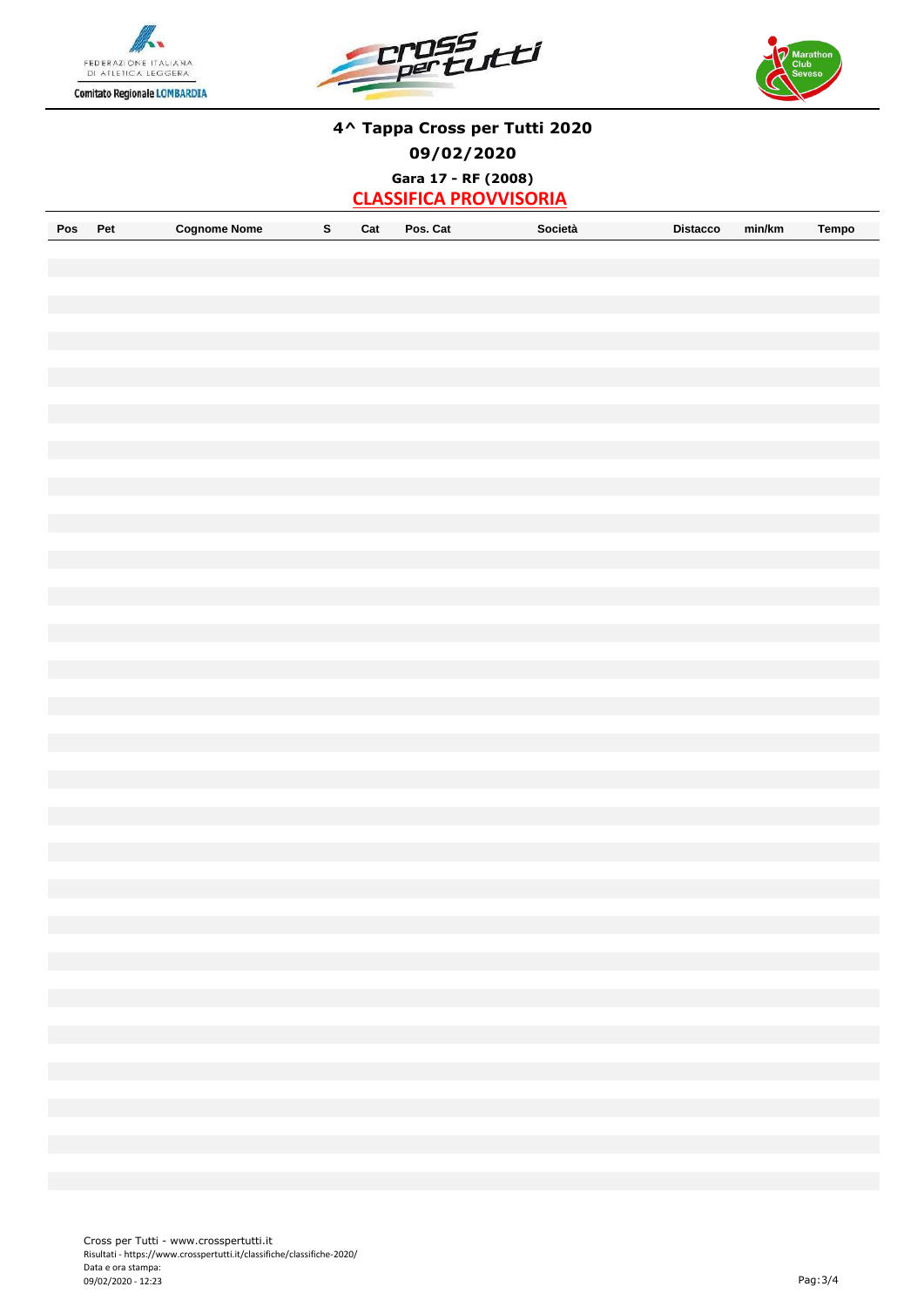# 4^ Tappa Cross per Tutti 2020

## 09/02/2020

### Gara 17 - RF (2008)

**CLASSIFICA PROVVISORIA**

| Pos | Pet | Cognome Nome | S | Cat | Pos. Cat | Società | Distacco | min/km | Tempo |
|---|---|---|---|---|---|---|---|---|---|

Cross per Tutti - www.crosspertutti.it
Risultati - https://www.crosspertutti.it/classifiche/classifiche-2020/
Data e ora stampa:
09/02/2020 - 12:23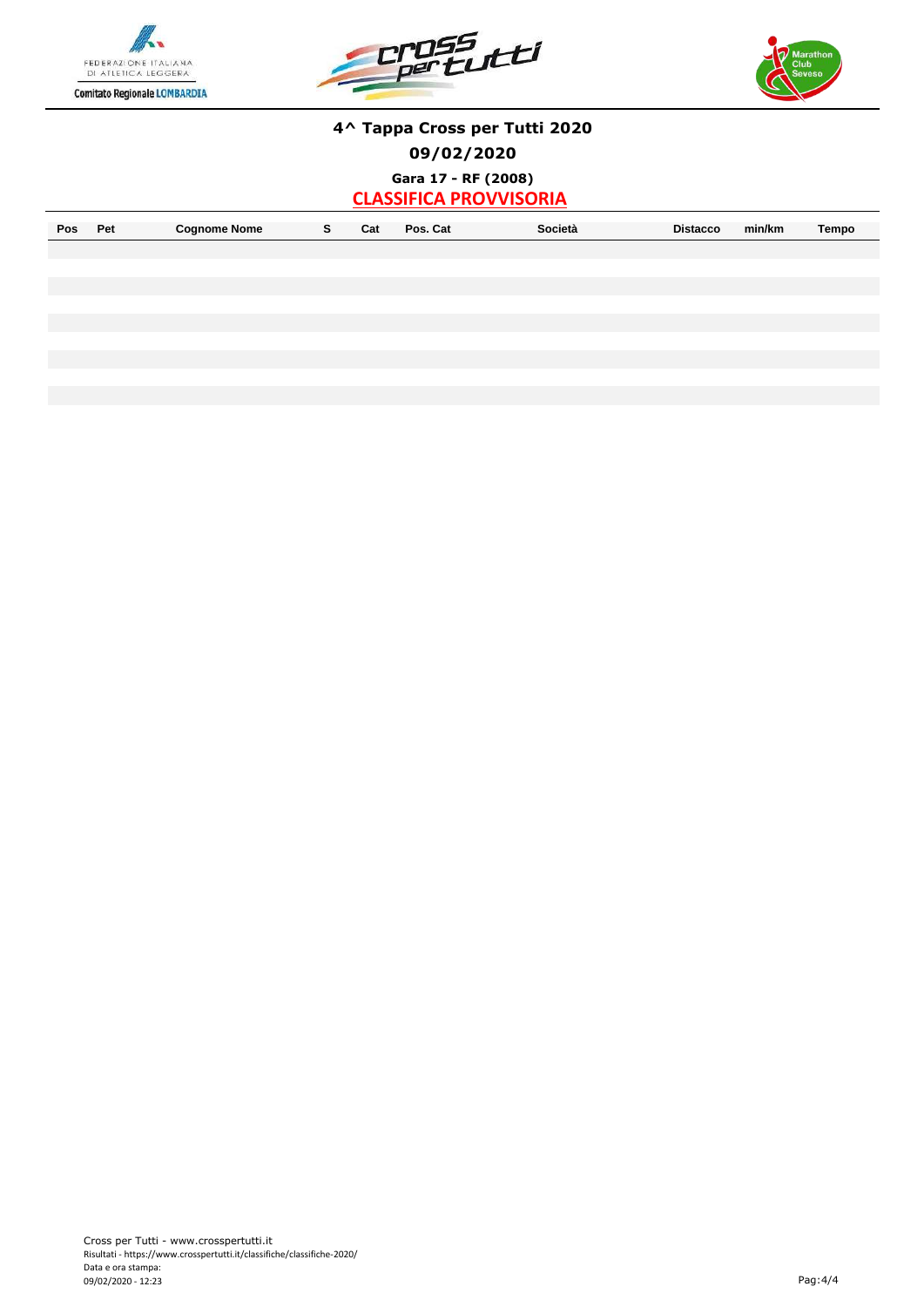## 4^ Tappa Cross per Tutti 2020

### 09/02/2020

### Gara 17 - RF (2008)

**CLASSIFICA PROVVISORIA**

| Pos | Pet | Cognome Nome | S | Cat | Pos. Cat | Società | Distacco | min/km | Tempo |
|---|---|---|---|---|---|---|---|---|---|

Cross per Tutti - www.crosspertutti.it
Risultati - https://www.crosspertutti.it/classifiche/classifiche-2020/
Data e ora stampa:
09/02/2020 - 12:23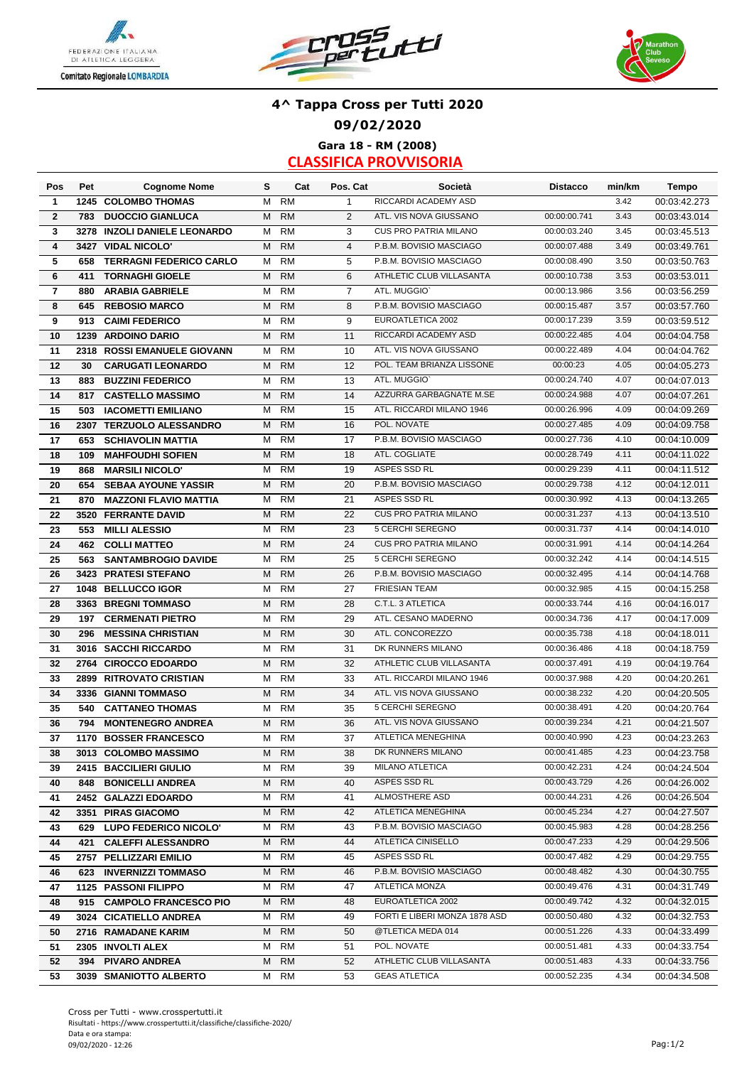# 4^ Tappa Cross per Tutti 2020

## 09/02/2020

### Gara 18 - RM (2008)

### CLASSIFICA PROVVISORIA

| Pos | Pet | Cognome Nome | S | Cat | Pos. Cat | Società | Distacco | min/km | Tempo |
|---|---|---|---|---|---|---|---|---|---|
| 1 | 1245 | COLOMBO THOMAS | M | RM | 1 | RICCARDI ACADEMY ASD | | 3.42 | 00:03:42.273 |
| 2 | 783 | DUOCCIO GIANLUCA | M | RM | 2 | ATL. VIS NOVA GIUSSANO | 00:00:00.741 | 3.43 | 00:03:43.014 |
| 3 | 3278 | INZOLI DANIELE LEONARDO | M | RM | 3 | CUS PRO PATRIA MILANO | 00:00:03.240 | 3.45 | 00:03:45.513 |
| 4 | 3427 | VIDAL NICOLO' | M | RM | 4 | P.B.M. BOVISIO MASCIAGO | 00:00:07.488 | 3.49 | 00:03:49.761 |
| 5 | 658 | TERRAGNI FEDERICO CARLO | M | RM | 5 | P.B.M. BOVISIO MASCIAGO | 00:00:08.490 | 3.50 | 00:03:50.763 |
| 6 | 411 | TORNAGHI GIOELE | M | RM | 6 | ATHLETIC CLUB VILLASANTA | 00:00:10.738 | 3.53 | 00:03:53.011 |
| 7 | 880 | ARABIA GABRIELE | M | RM | 7 | ATL. MUGGIO` | 00:00:13.986 | 3.56 | 00:03:56.259 |
| 8 | 645 | REBOSIO MARCO | M | RM | 8 | P.B.M. BOVISIO MASCIAGO | 00:00:15.487 | 3.57 | 00:03:57.760 |
| 9 | 913 | CAIMI FEDERICO | M | RM | 9 | EUROATLETICA 2002 | 00:00:17.239 | 3.59 | 00:03:59.512 |
| 10 | 1239 | ARDOINO DARIO | M | RM | 11 | RICCARDI ACADEMY ASD | 00:00:22.485 | 4.04 | 00:04:04.758 |
| 11 | 2318 | ROSSI EMANUELE GIOVANN | M | RM | 10 | ATL. VIS NOVA GIUSSANO | 00:00:22.489 | 4.04 | 00:04:04.762 |
| 12 | 30 | CARUGATI LEONARDO | M | RM | 12 | POL. TEAM BRIANZA LISSONE | 00:00:23 | 4.05 | 00:04:05.273 |
| 13 | 883 | BUZZINI FEDERICO | M | RM | 13 | ATL. MUGGIO` | 00:00:24.740 | 4.07 | 00:04:07.013 |
| 14 | 817 | CASTELLO MASSIMO | M | RM | 14 | AZZURRA GARBAGNATE M.SE | 00:00:24.988 | 4.07 | 00:04:07.261 |
| 15 | 503 | IACOMETTI EMILIANO | M | RM | 15 | ATL. RICCARDI MILANO 1946 | 00:00:26.996 | 4.09 | 00:04:09.269 |
| 16 | 2307 | TERZUOLO ALESSANDRO | M | RM | 16 | POL. NOVATE | 00:00:27.485 | 4.09 | 00:04:09.758 |
| 17 | 653 | SCHIAVOLIN MATTIA | M | RM | 17 | P.B.M. BOVISIO MASCIAGO | 00:00:27.736 | 4.10 | 00:04:10.009 |
| 18 | 109 | MAHFOUDHI SOFIEN | M | RM | 18 | ATL. COGLIATE | 00:00:28.749 | 4.11 | 00:04:11.022 |
| 19 | 868 | MARSILI NICOLO' | M | RM | 19 | ASPES SSD RL | 00:00:29.239 | 4.11 | 00:04:11.512 |
| 20 | 654 | SEBAA AYOUNE YASSIR | M | RM | 20 | P.B.M. BOVISIO MASCIAGO | 00:00:29.738 | 4.12 | 00:04:12.011 |
| 21 | 870 | MAZZONI FLAVIO MATTIA | M | RM | 21 | ASPES SSD RL | 00:00:30.992 | 4.13 | 00:04:13.265 |
| 22 | 3520 | FERRANTE DAVID | M | RM | 22 | CUS PRO PATRIA MILANO | 00:00:31.237 | 4.13 | 00:04:13.510 |
| 23 | 553 | MILLI ALESSIO | M | RM | 23 | 5 CERCHI SEREGNO | 00:00:31.737 | 4.14 | 00:04:14.010 |
| 24 | 462 | COLLI MATTEO | M | RM | 24 | CUS PRO PATRIA MILANO | 00:00:31.991 | 4.14 | 00:04:14.264 |
| 25 | 563 | SANTAMBROGIO DAVIDE | M | RM | 25 | 5 CERCHI SEREGNO | 00:00:32.242 | 4.14 | 00:04:14.515 |
| 26 | 3423 | PRATESI STEFANO | M | RM | 26 | P.B.M. BOVISIO MASCIAGO | 00:00:32.495 | 4.14 | 00:04:14.768 |
| 27 | 1048 | BELLUCCO IGOR | M | RM | 27 | FRIESIAN TEAM | 00:00:32.985 | 4.15 | 00:04:15.258 |
| 28 | 3363 | BREGNI TOMMASO | M | RM | 28 | C.T.L. 3 ATLETICA | 00:00:33.744 | 4.16 | 00:04:16.017 |
| 29 | 197 | CERMENATI PIETRO | M | RM | 29 | ATL. CESANO MADERNO | 00:00:34.736 | 4.17 | 00:04:17.009 |
| 30 | 296 | MESSINA CHRISTIAN | M | RM | 30 | ATL. CONCOREZZO | 00:00:35.738 | 4.18 | 00:04:18.011 |
| 31 | 3016 | SACCHI RICCARDO | M | RM | 31 | DK RUNNERS MILANO | 00:00:36.486 | 4.18 | 00:04:18.759 |
| 32 | 2764 | CIROCCO EDOARDO | M | RM | 32 | ATHLETIC CLUB VILLASANTA | 00:00:37.491 | 4.19 | 00:04:19.764 |
| 33 | 2899 | RITROVATO CRISTIAN | M | RM | 33 | ATL. RICCARDI MILANO 1946 | 00:00:37.988 | 4.20 | 00:04:20.261 |
| 34 | 3336 | GIANNI TOMMASO | M | RM | 34 | ATL. VIS NOVA GIUSSANO | 00:00:38.232 | 4.20 | 00:04:20.505 |
| 35 | 540 | CATTANEO THOMAS | M | RM | 35 | 5 CERCHI SEREGNO | 00:00:38.491 | 4.20 | 00:04:20.764 |
| 36 | 794 | MONTENEGRO ANDREA | M | RM | 36 | ATL. VIS NOVA GIUSSANO | 00:00:39.234 | 4.21 | 00:04:21.507 |
| 37 | 1170 | BOSSER FRANCESCO | M | RM | 37 | ATLETICA MENEGHINA | 00:00:40.990 | 4.23 | 00:04:23.263 |
| 38 | 3013 | COLOMBO MASSIMO | M | RM | 38 | DK RUNNERS MILANO | 00:00:41.485 | 4.23 | 00:04:23.758 |
| 39 | 2415 | BACCILIERI GIULIO | M | RM | 39 | MILANO ATLETICA | 00:00:42.231 | 4.24 | 00:04:24.504 |
| 40 | 848 | BONICELLI ANDREA | M | RM | 40 | ASPES SSD RL | 00:00:43.729 | 4.26 | 00:04:26.002 |
| 41 | 2452 | GALAZZI EDOARDO | M | RM | 41 | ALMOSTHERE ASD | 00:00:44.231 | 4.26 | 00:04:26.504 |
| 42 | 3351 | PIRAS GIACOMO | M | RM | 42 | ATLETICA MENEGHINA | 00:00:45.234 | 4.27 | 00:04:27.507 |
| 43 | 629 | LUPO FEDERICO NICOLO' | M | RM | 43 | P.B.M. BOVISIO MASCIAGO | 00:00:45.983 | 4.28 | 00:04:28.256 |
| 44 | 421 | CALEFFI ALESSANDRO | M | RM | 44 | ATLETICA CINISELLO | 00:00:47.233 | 4.29 | 00:04:29.506 |
| 45 | 2757 | PELLIZZARI EMILIO | M | RM | 45 | ASPES SSD RL | 00:00:47.482 | 4.29 | 00:04:29.755 |
| 46 | 623 | INVERNIZZI TOMMASO | M | RM | 46 | P.B.M. BOVISIO MASCIAGO | 00:00:48.482 | 4.30 | 00:04:30.755 |
| 47 | 1125 | PASSONI FILIPPO | M | RM | 47 | ATLETICA MONZA | 00:00:49.476 | 4.31 | 00:04:31.749 |
| 48 | 915 | CAMPOLO FRANCESCO PIO | M | RM | 48 | EUROATLETICA 2002 | 00:00:49.742 | 4.32 | 00:04:32.015 |
| 49 | 3024 | CICATIELLO ANDREA | M | RM | 49 | FORTI E LIBERI MONZA 1878 ASD | 00:00:50.480 | 4.32 | 00:04:32.753 |
| 50 | 2716 | RAMADANE KARIM | M | RM | 50 | @TLETICA MEDA 014 | 00:00:51.226 | 4.33 | 00:04:33.499 |
| 51 | 2305 | INVOLTI ALEX | M | RM | 51 | POL. NOVATE | 00:00:51.481 | 4.33 | 00:04:33.754 |
| 52 | 394 | PIVARO ANDREA | M | RM | 52 | ATHLETIC CLUB VILLASANTA | 00:00:51.483 | 4.33 | 00:04:33.756 |
| 53 | 3039 | SMANIOTTO ALBERTO | M | RM | 53 | GEAS ATLETICA | 00:00:52.235 | 4.34 | 00:04:34.508 |

Cross per Tutti - www.crosspertutti.it
Risultati - https://www.crosspertutti.it/classifiche/classifiche-2020/
Data e ora stampa:
09/02/2020 - 12:26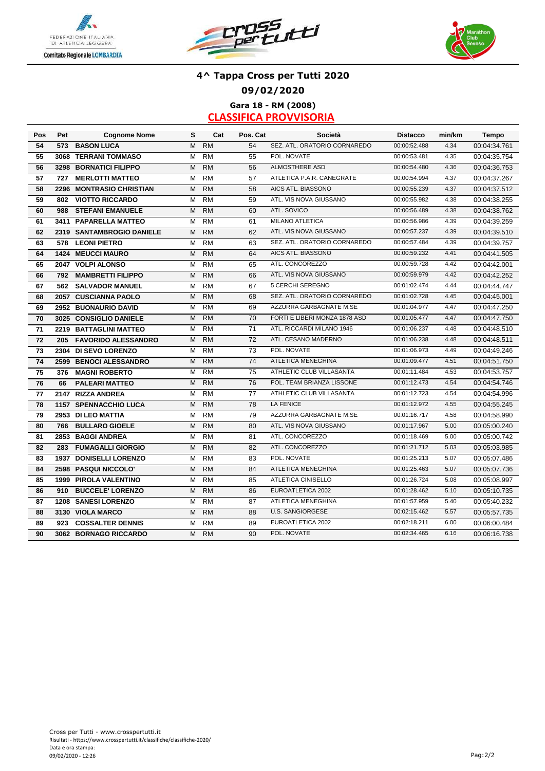## 4^ Tappa Cross per Tutti 2020

### 09/02/2020

### Gara 18 - RM (2008)

### CLASSIFICA PROVVISORIA

| Pos | Pet | Cognome Nome | S | Cat | Pos. Cat | Società | Distacco | min/km | Tempo |
|---|---|---|---|---|---|---|---|---|---|
| 54 | 573 | BASON LUCA | M | RM | 54 | SEZ. ATL. ORATORIO CORNAREDO | 00:00:52.488 | 4.34 | 00:04:34.761 |
| 55 | 3068 | TERRANI TOMMASO | M | RM | 55 | POL. NOVATE | 00:00:53.481 | 4.35 | 00:04:35.754 |
| 56 | 3298 | BORNATICI FILIPPO | M | RM | 56 | ALMOSTHERE ASD | 00:00:54.480 | 4.36 | 00:04:36.753 |
| 57 | 727 | MERLOTTI MATTEO | M | RM | 57 | ATLETICA P.A.R. CANEGRATE | 00:00:54.994 | 4.37 | 00:04:37.267 |
| 58 | 2296 | MONTRASIO CHRISTIAN | M | RM | 58 | AICS ATL. BIASSONO | 00:00:55.239 | 4.37 | 00:04:37.512 |
| 59 | 802 | VIOTTO RICCARDO | M | RM | 59 | ATL. VIS NOVA GIUSSANO | 00:00:55.982 | 4.38 | 00:04:38.255 |
| 60 | 988 | STEFANI EMANUELE | M | RM | 60 | ATL. SOVICO | 00:00:56.489 | 4.38 | 00:04:38.762 |
| 61 | 3411 | PAPARELLA MATTEO | M | RM | 61 | MILANO ATLETICA | 00:00:56.986 | 4.39 | 00:04:39.259 |
| 62 | 2319 | SANTAMBROGIO DANIELE | M | RM | 62 | ATL. VIS NOVA GIUSSANO | 00:00:57.237 | 4.39 | 00:04:39.510 |
| 63 | 578 | LEONI PIETRO | M | RM | 63 | SEZ. ATL. ORATORIO CORNAREDO | 00:00:57.484 | 4.39 | 00:04:39.757 |
| 64 | 1424 | MEUCCI MAURO | M | RM | 64 | AICS ATL. BIASSONO | 00:00:59.232 | 4.41 | 00:04:41.505 |
| 65 | 2047 | VOLPI ALONSO | M | RM | 65 | ATL. CONCOREZZO | 00:00:59.728 | 4.42 | 00:04:42.001 |
| 66 | 792 | MAMBRETTI FILIPPO | M | RM | 66 | ATL. VIS NOVA GIUSSANO | 00:00:59.979 | 4.42 | 00:04:42.252 |
| 67 | 562 | SALVADOR MANUEL | M | RM | 67 | 5 CERCHI SEREGNO | 00:01:02.474 | 4.44 | 00:04:44.747 |
| 68 | 2057 | CUSCIANNA PAOLO | M | RM | 68 | SEZ. ATL. ORATORIO CORNAREDO | 00:01:02.728 | 4.45 | 00:04:45.001 |
| 69 | 2952 | BUONAURIO DAVID | M | RM | 69 | AZZURRA GARBAGNATE M.SE | 00:01:04.977 | 4.47 | 00:04:47.250 |
| 70 | 3025 | CONSIGLIO DANIELE | M | RM | 70 | FORTI E LIBERI MONZA 1878 ASD | 00:01:05.477 | 4.47 | 00:04:47.750 |
| 71 | 2219 | BATTAGLINI MATTEO | M | RM | 71 | ATL. RICCARDI MILANO 1946 | 00:01:06.237 | 4.48 | 00:04:48.510 |
| 72 | 205 | FAVORIDO ALESSANDRO | M | RM | 72 | ATL. CESANO MADERNO | 00:01:06.238 | 4.48 | 00:04:48.511 |
| 73 | 2304 | DI SEVO LORENZO | M | RM | 73 | POL. NOVATE | 00:01:06.973 | 4.49 | 00:04:49.246 |
| 74 | 2599 | BENOCI ALESSANDRO | M | RM | 74 | ATLETICA MENEGHINA | 00:01:09.477 | 4.51 | 00:04:51.750 |
| 75 | 376 | MAGNI ROBERTO | M | RM | 75 | ATHLETIC CLUB VILLASANTA | 00:01:11.484 | 4.53 | 00:04:53.757 |
| 76 | 66 | PALEARI MATTEO | M | RM | 76 | POL. TEAM BRIANZA LISSONE | 00:01:12.473 | 4.54 | 00:04:54.746 |
| 77 | 2147 | RIZZA ANDREA | M | RM | 77 | ATHLETIC CLUB VILLASANTA | 00:01:12.723 | 4.54 | 00:04:54.996 |
| 78 | 1157 | SPENNACCHIO LUCA | M | RM | 78 | LA FENICE | 00:01:12.972 | 4.55 | 00:04:55.245 |
| 79 | 2953 | DI LEO MATTIA | M | RM | 79 | AZZURRA GARBAGNATE M.SE | 00:01:16.717 | 4.58 | 00:04:58.990 |
| 80 | 766 | BULLARO GIOELE | M | RM | 80 | ATL. VIS NOVA GIUSSANO | 00:01:17.967 | 5.00 | 00:05:00.240 |
| 81 | 2853 | BAGGI ANDREA | M | RM | 81 | ATL. CONCOREZZO | 00:01:18.469 | 5.00 | 00:05:00.742 |
| 82 | 283 | FUMAGALLI GIORGIO | M | RM | 82 | ATL. CONCOREZZO | 00:01:21.712 | 5.03 | 00:05:03.985 |
| 83 | 1937 | DONISELLI LORENZO | M | RM | 83 | POL. NOVATE | 00:01:25.213 | 5.07 | 00:05:07.486 |
| 84 | 2598 | PASQUI NICCOLO' | M | RM | 84 | ATLETICA MENEGHINA | 00:01:25.463 | 5.07 | 00:05:07.736 |
| 85 | 1999 | PIROLA VALENTINO | M | RM | 85 | ATLETICA CINISELLO | 00:01:26.724 | 5.08 | 00:05:08.997 |
| 86 | 910 | BUCCELE' LORENZO | M | RM | 86 | EUROATLETICA 2002 | 00:01:28.462 | 5.10 | 00:05:10.735 |
| 87 | 1208 | SANESI LORENZO | M | RM | 87 | ATLETICA MENEGHINA | 00:01:57.959 | 5.40 | 00:05:40.232 |
| 88 | 3130 | VIOLA MARCO | M | RM | 88 | U.S. SANGIORGESE | 00:02:15.462 | 5.57 | 00:05:57.735 |
| 89 | 923 | COSSALTER DENNIS | M | RM | 89 | EUROATLETICA 2002 | 00:02:18.211 | 6.00 | 00:06:00.484 |
| 90 | 3062 | BORNAGO RICCARDO | M | RM | 90 | POL. NOVATE | 00:02:34.465 | 6.16 | 00:06:16.738 |

Cross per Tutti - www.crosspertutti.it
Risultati - https://www.crosspertutti.it/classifiche/classifiche-2020/
Data e ora stampa:
09/02/2020 - 12:26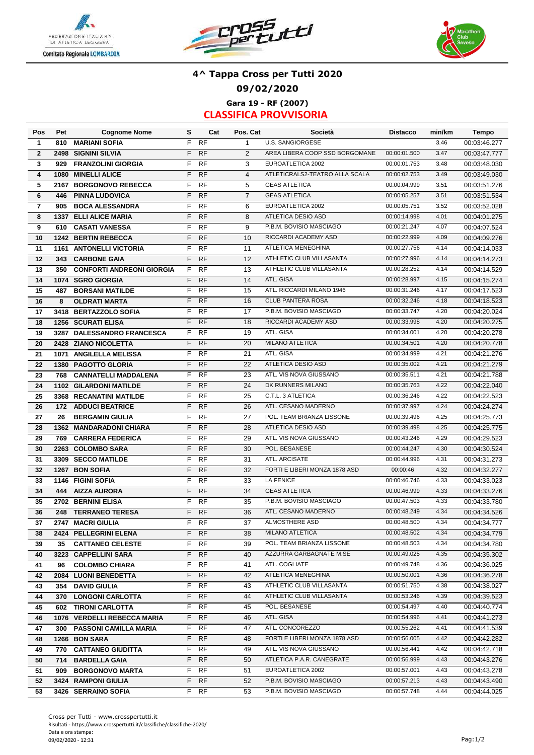# 4^ Tappa Cross per Tutti 2020

## 09/02/2020

### Gara 19 - RF (2007)

### CLASSIFICA PROVVISORIA

| Pos | Pet | Cognome Nome | S | Cat | Pos. Cat | Società | Distacco | min/km | Tempo |
|---|---|---|---|---|---|---|---|---|---|
| 1 | 810 | MARIANI SOFIA | F | RF | 1 | U.S. SANGIORGESE | | 3.46 | 00:03:46.277 |
| 2 | 2498 | SIGNINI SILVIA | F | RF | 2 | AREA LIBERA COOP SSD BORGOMANE | 00:00:01.500 | 3.47 | 00:03:47.777 |
| 3 | 929 | FRANZOLINI GIORGIA | F | RF | 3 | EUROATLETICA 2002 | 00:00:01.753 | 3.48 | 00:03:48.030 |
| 4 | 1080 | MINELLI ALICE | F | RF | 4 | ATLETICRALS2-TEATRO ALLA SCALA | 00:00:02.753 | 3.49 | 00:03:49.030 |
| 5 | 2167 | BORGONOVO REBECCA | F | RF | 5 | GEAS ATLETICA | 00:00:04.999 | 3.51 | 00:03:51.276 |
| 6 | 446 | PINNA LUDOVICA | F | RF | 7 | GEAS ATLETICA | 00:00:05.257 | 3.51 | 00:03:51.534 |
| 7 | 905 | BOCA ALESSANDRA | F | RF | 6 | EUROATLETICA 2002 | 00:00:05.751 | 3.52 | 00:03:52.028 |
| 8 | 1337 | ELLI ALICE MARIA | F | RF | 8 | ATLETICA DESIO ASD | 00:00:14.998 | 4.01 | 00:04:01.275 |
| 9 | 610 | CASATI VANESSA | F | RF | 9 | P.B.M. BOVISIO MASCIAGO | 00:00:21.247 | 4.07 | 00:04:07.524 |
| 10 | 1242 | BERTIN REBECCA | F | RF | 10 | RICCARDI ACADEMY ASD | 00:00:22.999 | 4.09 | 00:04:09.276 |
| 11 | 1161 | ANTONELLI VICTORIA | F | RF | 11 | ATLETICA MENEGHINA | 00:00:27.756 | 4.14 | 00:04:14.033 |
| 12 | 343 | CARBONE GAIA | F | RF | 12 | ATHLETIC CLUB VILLASANTA | 00:00:27.996 | 4.14 | 00:04:14.273 |
| 13 | 350 | CONFORTI ANDREONI GIORGIA | F | RF | 13 | ATHLETIC CLUB VILLASANTA | 00:00:28.252 | 4.14 | 00:04:14.529 |
| 14 | 1074 | SGRO GIORGIA | F | RF | 14 | ATL. GISA | 00:00:28.997 | 4.15 | 00:04:15.274 |
| 15 | 487 | BORSANI MATILDE | F | RF | 15 | ATL. RICCARDI MILANO 1946 | 00:00:31.246 | 4.17 | 00:04:17.523 |
| 16 | 8 | OLDRATI MARTA | F | RF | 16 | CLUB PANTERA ROSA | 00:00:32.246 | 4.18 | 00:04:18.523 |
| 17 | 3418 | BERTAZZOLO SOFIA | F | RF | 17 | P.B.M. BOVISIO MASCIAGO | 00:00:33.747 | 4.20 | 00:04:20.024 |
| 18 | 1256 | SCURATI ELISA | F | RF | 18 | RICCARDI ACADEMY ASD | 00:00:33.998 | 4.20 | 00:04:20.275 |
| 19 | 3287 | DALESSANDRO FRANCESCA | F | RF | 19 | ATL. GISA | 00:00:34.001 | 4.20 | 00:04:20.278 |
| 20 | 2428 | ZIANO NICOLETTA | F | RF | 20 | MILANO ATLETICA | 00:00:34.501 | 4.20 | 00:04:20.778 |
| 21 | 1071 | ANGILELLA MELISSA | F | RF | 21 | ATL. GISA | 00:00:34.999 | 4.21 | 00:04:21.276 |
| 22 | 1380 | PAGOTTO GLORIA | F | RF | 22 | ATLETICA DESIO ASD | 00:00:35.002 | 4.21 | 00:04:21.279 |
| 23 | 768 | CANNATELLI MADDALENA | F | RF | 23 | ATL. VIS NOVA GIUSSANO | 00:00:35.511 | 4.21 | 00:04:21.788 |
| 24 | 1102 | GILARDONI MATILDE | F | RF | 24 | DK RUNNERS MILANO | 00:00:35.763 | 4.22 | 00:04:22.040 |
| 25 | 3368 | RECANATINI MATILDE | F | RF | 25 | C.T.L. 3 ATLETICA | 00:00:36.246 | 4.22 | 00:04:22.523 |
| 26 | 172 | ADDUCI BEATRICE | F | RF | 26 | ATL. CESANO MADERNO | 00:00:37.997 | 4.24 | 00:04:24.274 |
| 27 | 26 | BERGAMIN GIULIA | F | RF | 27 | POL. TEAM BRIANZA LISSONE | 00:00:39.496 | 4.25 | 00:04:25.773 |
| 28 | 1362 | MANDARADONI CHIARA | F | RF | 28 | ATLETICA DESIO ASD | 00:00:39.498 | 4.25 | 00:04:25.775 |
| 29 | 769 | CARRERA FEDERICA | F | RF | 29 | ATL. VIS NOVA GIUSSANO | 00:00:43.246 | 4.29 | 00:04:29.523 |
| 30 | 2263 | COLOMBO SARA | F | RF | 30 | POL. BESANESE | 00:00:44.247 | 4.30 | 00:04:30.524 |
| 31 | 3309 | SECCO MATILDE | F | RF | 31 | ATL. ARCISATE | 00:00:44.996 | 4.31 | 00:04:31.273 |
| 32 | 1267 | BON SOFIA | F | RF | 32 | FORTI E LIBERI MONZA 1878 ASD | 00:00:46 | 4.32 | 00:04:32.277 |
| 33 | 1146 | FIGINI SOFIA | F | RF | 33 | LA FENICE | 00:00:46.746 | 4.33 | 00:04:33.023 |
| 34 | 444 | AIZZA AURORA | F | RF | 34 | GEAS ATLETICA | 00:00:46.999 | 4.33 | 00:04:33.276 |
| 35 | 2702 | BERNINI ELISA | F | RF | 35 | P.B.M. BOVISIO MASCIAGO | 00:00:47.503 | 4.33 | 00:04:33.780 |
| 36 | 248 | TERRANEO TERESA | F | RF | 36 | ATL. CESANO MADERNO | 00:00:48.249 | 4.34 | 00:04:34.526 |
| 37 | 2747 | MACRI GIULIA | F | RF | 37 | ALMOSTHERE ASD | 00:00:48.500 | 4.34 | 00:04:34.777 |
| 38 | 2424 | PELLEGRINI ELENA | F | RF | 38 | MILANO ATLETICA | 00:00:48.502 | 4.34 | 00:04:34.779 |
| 39 | 35 | CATTANEO CELESTE | F | RF | 39 | POL. TEAM BRIANZA LISSONE | 00:00:48.503 | 4.34 | 00:04:34.780 |
| 40 | 3223 | CAPPELLINI SARA | F | RF | 40 | AZZURRA GARBAGNATE M.SE | 00:00:49.025 | 4.35 | 00:04:35.302 |
| 41 | 96 | COLOMBO CHIARA | F | RF | 41 | ATL. COGLIATE | 00:00:49.748 | 4.36 | 00:04:36.025 |
| 42 | 2084 | LUONI BENEDETTA | F | RF | 42 | ATLETICA MENEGHINA | 00:00:50.001 | 4.36 | 00:04:36.278 |
| 43 | 354 | DAVID GIULIA | F | RF | 43 | ATHLETIC CLUB VILLASANTA | 00:00:51.750 | 4.38 | 00:04:38.027 |
| 44 | 370 | LONGONI CARLOTTA | F | RF | 44 | ATHLETIC CLUB VILLASANTA | 00:00:53.246 | 4.39 | 00:04:39.523 |
| 45 | 602 | TIRONI CARLOTTA | F | RF | 45 | POL. BESANESE | 00:00:54.497 | 4.40 | 00:04:40.774 |
| 46 | 1076 | VERDELLI REBECCA MARIA | F | RF | 46 | ATL. GISA | 00:00:54.996 | 4.41 | 00:04:41.273 |
| 47 | 300 | PASSONI CAMILLA MARIA | F | RF | 47 | ATL. CONCOREZZO | 00:00:55.262 | 4.41 | 00:04:41.539 |
| 48 | 1266 | BON SARA | F | RF | 48 | FORTI E LIBERI MONZA 1878 ASD | 00:00:56.005 | 4.42 | 00:04:42.282 |
| 49 | 770 | CATTANEO GIUDITTA | F | RF | 49 | ATL. VIS NOVA GIUSSANO | 00:00:56.441 | 4.42 | 00:04:42.718 |
| 50 | 714 | BARDELLA GAIA | F | RF | 50 | ATLETICA P.A.R. CANEGRATE | 00:00:56.999 | 4.43 | 00:04:43.276 |
| 51 | 909 | BORGONOVO MARTA | F | RF | 51 | EUROATLETICA 2002 | 00:00:57.001 | 4.43 | 00:04:43.278 |
| 52 | 3424 | RAMPONI GIULIA | F | RF | 52 | P.B.M. BOVISIO MASCIAGO | 00:00:57.213 | 4.43 | 00:04:43.490 |
| 53 | 3426 | SERRAINO SOFIA | F | RF | 53 | P.B.M. BOVISIO MASCIAGO | 00:00:57.748 | 4.44 | 00:04:44.025 |

Cross per Tutti - www.crosspertutti.it
Risultati - https://www.crosspertutti.it/classifiche/classifiche-2020/
Data e ora stampa:
09/02/2020 - 12:31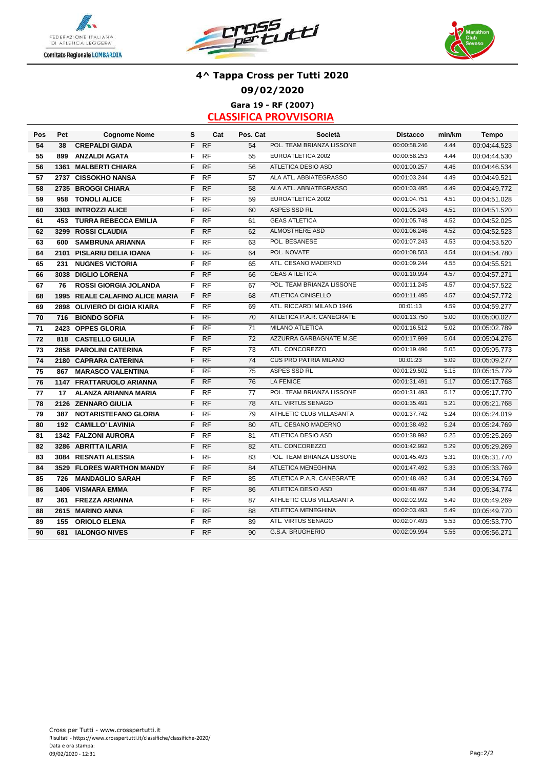# 4^ Tappa Cross per Tutti 2020

## 09/02/2020

### Gara 19 - RF (2007)

### CLASSIFICA PROVVISORIA

| Pos | Pet | Cognome Nome | S | Cat | Pos. Cat | Società | Distacco | min/km | Tempo |
|---|---|---|---|---|---|---|---|---|---|
| 54 | 38 | CREPALDI GIADA | F | RF | 54 | POL. TEAM BRIANZA LISSONE | 00:00:58.246 | 4.44 | 00:04:44.523 |
| 55 | 899 | ANZALDI AGATA | F | RF | 55 | EUROATLETICA 2002 | 00:00:58.253 | 4.44 | 00:04:44.530 |
| 56 | 1361 | MALBERTI CHIARA | F | RF | 56 | ATLETICA DESIO ASD | 00:01:00.257 | 4.46 | 00:04:46.534 |
| 57 | 2737 | CISSOKHO NANSA | F | RF | 57 | ALA ATL. ABBIATEGRASSO | 00:01:03.244 | 4.49 | 00:04:49.521 |
| 58 | 2735 | BROGGI CHIARA | F | RF | 58 | ALA ATL. ABBIATEGRASSO | 00:01:03.495 | 4.49 | 00:04:49.772 |
| 59 | 958 | TONOLI ALICE | F | RF | 59 | EUROATLETICA 2002 | 00:01:04.751 | 4.51 | 00:04:51.028 |
| 60 | 3303 | INTROZZI ALICE | F | RF | 60 | ASPES SSD RL | 00:01:05.243 | 4.51 | 00:04:51.520 |
| 61 | 453 | TURRA REBECCA EMILIA | F | RF | 61 | GEAS ATLETICA | 00:01:05.748 | 4.52 | 00:04:52.025 |
| 62 | 3299 | ROSSI CLAUDIA | F | RF | 62 | ALMOSTHERE ASD | 00:01:06.246 | 4.52 | 00:04:52.523 |
| 63 | 600 | SAMBRUNA ARIANNA | F | RF | 63 | POL. BESANESE | 00:01:07.243 | 4.53 | 00:04:53.520 |
| 64 | 2101 | PISLARIU DELIA IOANA | F | RF | 64 | POL. NOVATE | 00:01:08.503 | 4.54 | 00:04:54.780 |
| 65 | 231 | NUGNES VICTORIA | F | RF | 65 | ATL. CESANO MADERNO | 00:01:09.244 | 4.55 | 00:04:55.521 |
| 66 | 3038 | DIGLIO LORENA | F | RF | 66 | GEAS ATLETICA | 00:01:10.994 | 4.57 | 00:04:57.271 |
| 67 | 76 | ROSSI GIORGIA JOLANDA | F | RF | 67 | POL. TEAM BRIANZA LISSONE | 00:01:11.245 | 4.57 | 00:04:57.522 |
| 68 | 1995 | REALE CALAFINO ALICE MARIA | F | RF | 68 | ATLETICA CINISELLO | 00:01:11.495 | 4.57 | 00:04:57.772 |
| 69 | 2898 | OLIVIERO DI GIOIA KIARA | F | RF | 69 | ATL. RICCARDI MILANO 1946 | 00:01:13 | 4.59 | 00:04:59.277 |
| 70 | 716 | BIONDO SOFIA | F | RF | 70 | ATLETICA P.A.R. CANEGRATE | 00:01:13.750 | 5.00 | 00:05:00.027 |
| 71 | 2423 | OPPES GLORIA | F | RF | 71 | MILANO ATLETICA | 00:01:16.512 | 5.02 | 00:05:02.789 |
| 72 | 818 | CASTELLO GIULIA | F | RF | 72 | AZZURRA GARBAGNATE M.SE | 00:01:17.999 | 5.04 | 00:05:04.276 |
| 73 | 2858 | PAROLINI CATERINA | F | RF | 73 | ATL. CONCOREZZO | 00:01:19.496 | 5.05 | 00:05:05.773 |
| 74 | 2180 | CAPRARA CATERINA | F | RF | 74 | CUS PRO PATRIA MILANO | 00:01:23 | 5.09 | 00:05:09.277 |
| 75 | 867 | MARASCO VALENTINA | F | RF | 75 | ASPES SSD RL | 00:01:29.502 | 5.15 | 00:05:15.779 |
| 76 | 1147 | FRATTARUOLO ARIANNA | F | RF | 76 | LA FENICE | 00:01:31.491 | 5.17 | 00:05:17.768 |
| 77 | 17 | ALANZA ARIANNA MARIA | F | RF | 77 | POL. TEAM BRIANZA LISSONE | 00:01:31.493 | 5.17 | 00:05:17.770 |
| 78 | 2126 | ZENNARO GIULIA | F | RF | 78 | ATL. VIRTUS SENAGO | 00:01:35.491 | 5.21 | 00:05:21.768 |
| 79 | 387 | NOTARISTEFANO GLORIA | F | RF | 79 | ATHLETIC CLUB VILLASANTA | 00:01:37.742 | 5.24 | 00:05:24.019 |
| 80 | 192 | CAMILLO' LAVINIA | F | RF | 80 | ATL. CESANO MADERNO | 00:01:38.492 | 5.24 | 00:05:24.769 |
| 81 | 1342 | FALZONI AURORA | F | RF | 81 | ATLETICA DESIO ASD | 00:01:38.992 | 5.25 | 00:05:25.269 |
| 82 | 3286 | ABRITTA ILARIA | F | RF | 82 | ATL. CONCOREZZO | 00:01:42.992 | 5.29 | 00:05:29.269 |
| 83 | 3084 | RESNATI ALESSIA | F | RF | 83 | POL. TEAM BRIANZA LISSONE | 00:01:45.493 | 5.31 | 00:05:31.770 |
| 84 | 3529 | FLORES WARTHON MANDY | F | RF | 84 | ATLETICA MENEGHINA | 00:01:47.492 | 5.33 | 00:05:33.769 |
| 85 | 726 | MANDAGLIO SARAH | F | RF | 85 | ATLETICA P.A.R. CANEGRATE | 00:01:48.492 | 5.34 | 00:05:34.769 |
| 86 | 1406 | VISMARA EMMA | F | RF | 86 | ATLETICA DESIO ASD | 00:01:48.497 | 5.34 | 00:05:34.774 |
| 87 | 361 | FREZZA ARIANNA | F | RF | 87 | ATHLETIC CLUB VILLASANTA | 00:02:02.992 | 5.49 | 00:05:49.269 |
| 88 | 2615 | MARINO ANNA | F | RF | 88 | ATLETICA MENEGHINA | 00:02:03.493 | 5.49 | 00:05:49.770 |
| 89 | 155 | ORIOLO ELENA | F | RF | 89 | ATL. VIRTUS SENAGO | 00:02:07.493 | 5.53 | 00:05:53.770 |
| 90 | 681 | IALONGO NIVES | F | RF | 90 | G.S.A. BRUGHERIO | 00:02:09.994 | 5.56 | 00:05:56.271 |

Cross per Tutti - www.crosspertutti.it
Risultati - https://www.crosspertutti.it/classifiche/classifiche-2020/
Data e ora stampa:
09/02/2020 - 12:31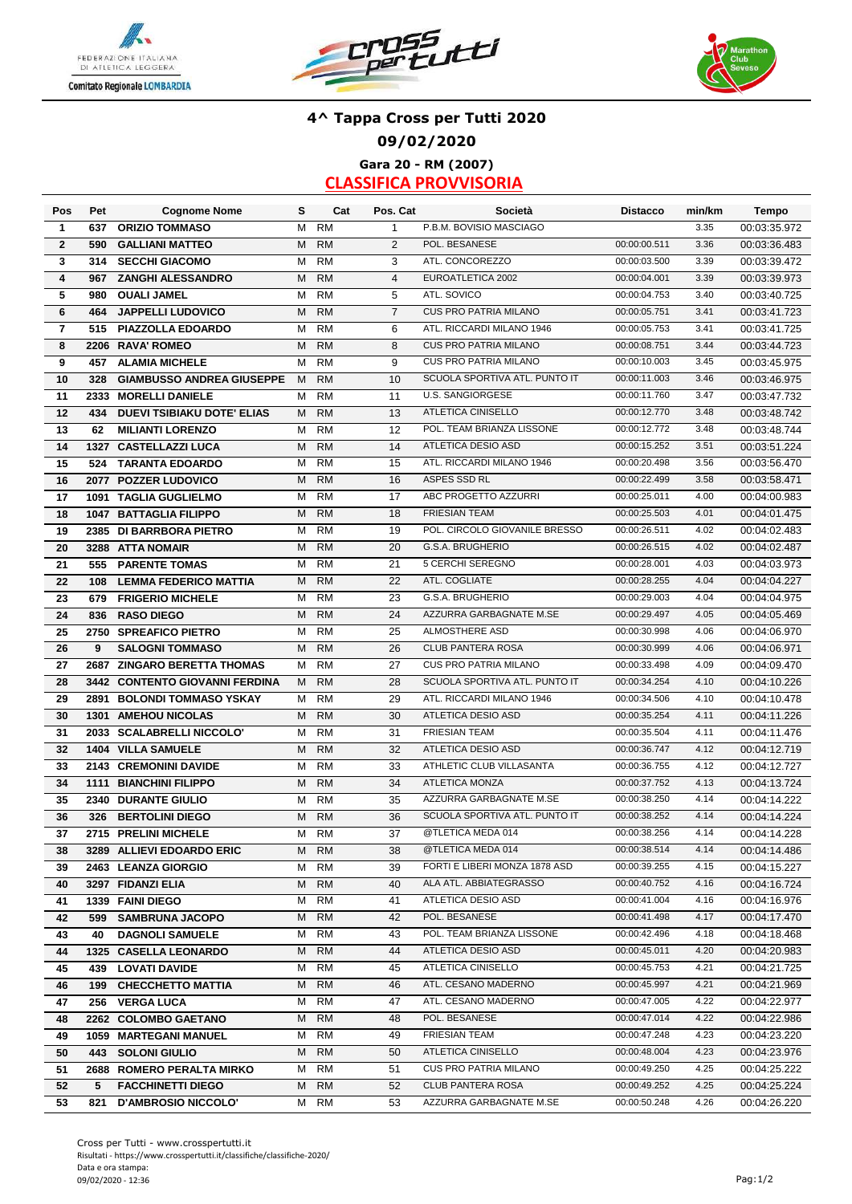# 4^ Tappa Cross per Tutti 2020

## 09/02/2020

### Gara 20 - RM (2007)

### CLASSIFICA PROVVISORIA

| Pos | Pet | Cognome Nome | S | Cat | Pos. Cat | Società | Distacco | min/km | Tempo |
|---|---|---|---|---|---|---|---|---|---|
| 1 | 637 | ORIZIO TOMMASO | M | RM | 1 | P.B.M. BOVISIO MASCIAGO | | 3.35 | 00:03:35.972 |
| 2 | 590 | GALLIANI MATTEO | M | RM | 2 | POL. BESANESE | 00:00:00.511 | 3.36 | 00:03:36.483 |
| 3 | 314 | SECCHI GIACOMO | M | RM | 3 | ATL. CONCOREZZO | 00:00:03.500 | 3.39 | 00:03:39.472 |
| 4 | 967 | ZANGHI ALESSANDRO | M | RM | 4 | EUROATLETICA 2002 | 00:00:04.001 | 3.39 | 00:03:39.973 |
| 5 | 980 | OUALI JAMEL | M | RM | 5 | ATL. SOVICO | 00:00:04.753 | 3.40 | 00:03:40.725 |
| 6 | 464 | JAPPELLI LUDOVICO | M | RM | 7 | CUS PRO PATRIA MILANO | 00:00:05.751 | 3.41 | 00:03:41.723 |
| 7 | 515 | PIAZZOLLA EDOARDO | M | RM | 6 | ATL. RICCARDI MILANO 1946 | 00:00:05.753 | 3.41 | 00:03:41.725 |
| 8 | 2206 | RAVA' ROMEO | M | RM | 8 | CUS PRO PATRIA MILANO | 00:00:08.751 | 3.44 | 00:03:44.723 |
| 9 | 457 | ALAMIA MICHELE | M | RM | 9 | CUS PRO PATRIA MILANO | 00:00:10.003 | 3.45 | 00:03:45.975 |
| 10 | 328 | GIAMBUSSO ANDREA GIUSEPPE | M | RM | 10 | SCUOLA SPORTIVA ATL. PUNTO IT | 00:00:11.003 | 3.46 | 00:03:46.975 |
| 11 | 2333 | MORELLI DANIELE | M | RM | 11 | U.S. SANGIORGESE | 00:00:11.760 | 3.47 | 00:03:47.732 |
| 12 | 434 | DUEVI TSIBIAKU DOTE' ELIAS | M | RM | 13 | ATLETICA CINISELLO | 00:00:12.770 | 3.48 | 00:03:48.742 |
| 13 | 62 | MILIANTI LORENZO | M | RM | 12 | POL. TEAM BRIANZA LISSONE | 00:00:12.772 | 3.48 | 00:03:48.744 |
| 14 | 1327 | CASTELLAZZI LUCA | M | RM | 14 | ATLETICA DESIO ASD | 00:00:15.252 | 3.51 | 00:03:51.224 |
| 15 | 524 | TARANTA EDOARDO | M | RM | 15 | ATL. RICCARDI MILANO 1946 | 00:00:20.498 | 3.56 | 00:03:56.470 |
| 16 | 2077 | POZZER LUDOVICO | M | RM | 16 | ASPES SSD RL | 00:00:22.499 | 3.58 | 00:03:58.471 |
| 17 | 1091 | TAGLIA GUGLIELMO | M | RM | 17 | ABC PROGETTO AZZURRI | 00:00:25.011 | 4.00 | 00:04:00.983 |
| 18 | 1047 | BATTAGLIA FILIPPO | M | RM | 18 | FRIESIAN TEAM | 00:00:25.503 | 4.01 | 00:04:01.475 |
| 19 | 2385 | DI BARRBORA PIETRO | M | RM | 19 | POL. CIRCOLO GIOVANILE BRESSO | 00:00:26.511 | 4.02 | 00:04:02.483 |
| 20 | 3288 | ATTA NOMAIR | M | RM | 20 | G.S.A. BRUGHERIO | 00:00:26.515 | 4.02 | 00:04:02.487 |
| 21 | 555 | PARENTE TOMAS | M | RM | 21 | 5 CERCHI SEREGNO | 00:00:28.001 | 4.03 | 00:04:03.973 |
| 22 | 108 | LEMMA FEDERICO MATTIA | M | RM | 22 | ATL. COGLIATE | 00:00:28.255 | 4.04 | 00:04:04.227 |
| 23 | 679 | FRIGERIO MICHELE | M | RM | 23 | G.S.A. BRUGHERIO | 00:00:29.003 | 4.04 | 00:04:04.975 |
| 24 | 836 | RASO DIEGO | M | RM | 24 | AZZURRA GARBAGNATE M.SE | 00:00:29.497 | 4.05 | 00:04:05.469 |
| 25 | 2750 | SPREAFICO PIETRO | M | RM | 25 | ALMOSTHERE ASD | 00:00:30.998 | 4.06 | 00:04:06.970 |
| 26 | 9 | SALOGNI TOMMASO | M | RM | 26 | CLUB PANTERA ROSA | 00:00:30.999 | 4.06 | 00:04:06.971 |
| 27 | 2687 | ZINGARO BERETTA THOMAS | M | RM | 27 | CUS PRO PATRIA MILANO | 00:00:33.498 | 4.09 | 00:04:09.470 |
| 28 | 3442 | CONTENTO GIOVANNI FERDINA | M | RM | 28 | SCUOLA SPORTIVA ATL. PUNTO IT | 00:00:34.254 | 4.10 | 00:04:10.226 |
| 29 | 2891 | BOLONDI TOMMASO YSKAY | M | RM | 29 | ATL. RICCARDI MILANO 1946 | 00:00:34.506 | 4.10 | 00:04:10.478 |
| 30 | 1301 | AMEHOU NICOLAS | M | RM | 30 | ATLETICA DESIO ASD | 00:00:35.254 | 4.11 | 00:04:11.226 |
| 31 | 2033 | SCALABRELLI NICCOLO' | M | RM | 31 | FRIESIAN TEAM | 00:00:35.504 | 4.11 | 00:04:11.476 |
| 32 | 1404 | VILLA SAMUELE | M | RM | 32 | ATLETICA DESIO ASD | 00:00:36.747 | 4.12 | 00:04:12.719 |
| 33 | 2143 | CREMONINI DAVIDE | M | RM | 33 | ATHLETIC CLUB VILLASANTA | 00:00:36.755 | 4.12 | 00:04:12.727 |
| 34 | 1111 | BIANCHINI FILIPPO | M | RM | 34 | ATLETICA MONZA | 00:00:37.752 | 4.13 | 00:04:13.724 |
| 35 | 2340 | DURANTE GIULIO | M | RM | 35 | AZZURRA GARBAGNATE M.SE | 00:00:38.250 | 4.14 | 00:04:14.222 |
| 36 | 326 | BERTOLINI DIEGO | M | RM | 36 | SCUOLA SPORTIVA ATL. PUNTO IT | 00:00:38.252 | 4.14 | 00:04:14.224 |
| 37 | 2715 | PRELINI MICHELE | M | RM | 37 | @TLETICA MEDA 014 | 00:00:38.256 | 4.14 | 00:04:14.228 |
| 38 | 3289 | ALLIEVI EDOARDO ERIC | M | RM | 38 | @TLETICA MEDA 014 | 00:00:38.514 | 4.14 | 00:04:14.486 |
| 39 | 2463 | LEANZA GIORGIO | M | RM | 39 | FORTI E LIBERI MONZA 1878 ASD | 00:00:39.255 | 4.15 | 00:04:15.227 |
| 40 | 3297 | FIDANZI ELIA | M | RM | 40 | ALA ATL. ABBIATEGRASSO | 00:00:40.752 | 4.16 | 00:04:16.724 |
| 41 | 1339 | FAINI DIEGO | M | RM | 41 | ATLETICA DESIO ASD | 00:00:41.004 | 4.16 | 00:04:16.976 |
| 42 | 599 | SAMBRUNA JACOPO | M | RM | 42 | POL. BESANESE | 00:00:41.498 | 4.17 | 00:04:17.470 |
| 43 | 40 | DAGNOLI SAMUELE | M | RM | 43 | POL. TEAM BRIANZA LISSONE | 00:00:42.496 | 4.18 | 00:04:18.468 |
| 44 | 1325 | CASELLA LEONARDO | M | RM | 44 | ATLETICA DESIO ASD | 00:00:45.011 | 4.20 | 00:04:20.983 |
| 45 | 439 | LOVATI DAVIDE | M | RM | 45 | ATLETICA CINISELLO | 00:00:45.753 | 4.21 | 00:04:21.725 |
| 46 | 199 | CHECCHETTO MATTIA | M | RM | 46 | ATL. CESANO MADERNO | 00:00:45.997 | 4.21 | 00:04:21.969 |
| 47 | 256 | VERGA LUCA | M | RM | 47 | ATL. CESANO MADERNO | 00:00:47.005 | 4.22 | 00:04:22.977 |
| 48 | 2262 | COLOMBO GAETANO | M | RM | 48 | POL. BESANESE | 00:00:47.014 | 4.22 | 00:04:22.986 |
| 49 | 1059 | MARTEGANI MANUEL | M | RM | 49 | FRIESIAN TEAM | 00:00:47.248 | 4.23 | 00:04:23.220 |
| 50 | 443 | SOLONI GIULIO | M | RM | 50 | ATLETICA CINISELLO | 00:00:48.004 | 4.23 | 00:04:23.976 |
| 51 | 2688 | ROMERO PERALTA MIRKO | M | RM | 51 | CUS PRO PATRIA MILANO | 00:00:49.250 | 4.25 | 00:04:25.222 |
| 52 | 5 | FACCHINETTI DIEGO | M | RM | 52 | CLUB PANTERA ROSA | 00:00:49.252 | 4.25 | 00:04:25.224 |
| 53 | 821 | D'AMBROSIO NICCOLO' | M | RM | 53 | AZZURRA GARBAGNATE M.SE | 00:00:50.248 | 4.26 | 00:04:26.220 |

Cross per Tutti - www.crosspertutti.it
Risultati - https://www.crosspertutti.it/classifiche/classifiche-2020/
Data e ora stampa:
09/02/2020 - 12:36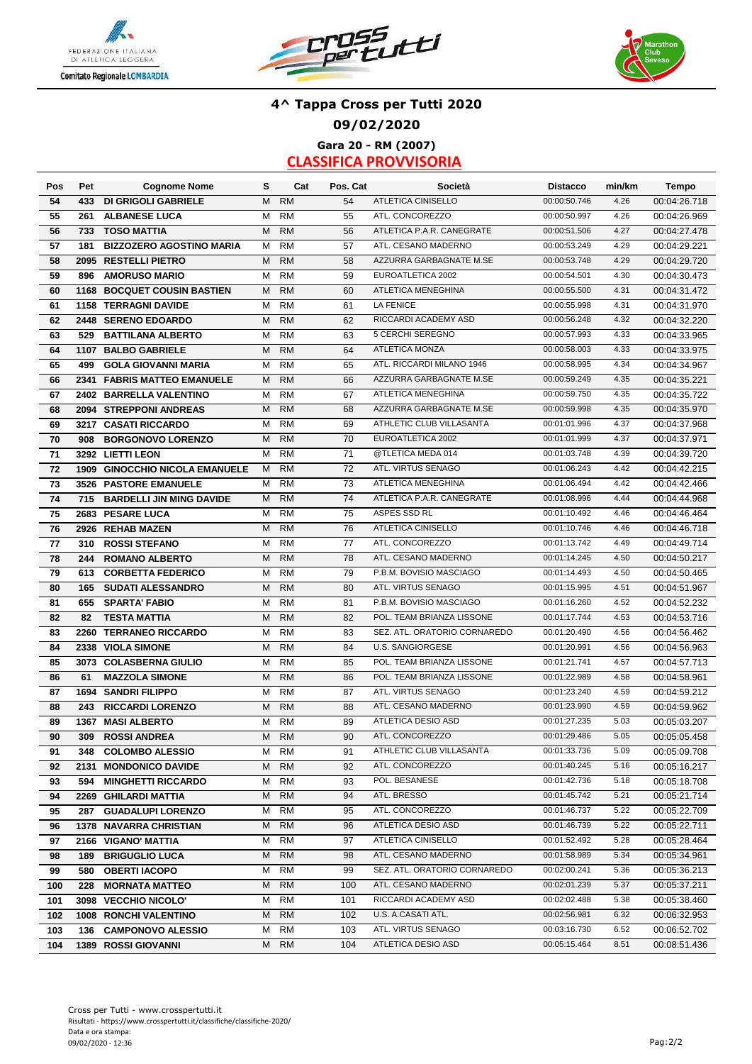**4^ Tappa Cross per Tutti 2020**

**09/02/2020**

**Gara 20 - RM (2007)**

**CLASSIFICA PROVVISORIA**

| Pos | Pet | Cognome Nome | S | Cat | Pos. Cat | Società | Distacco | min/km | Tempo |
|---|---|---|---|---|---|---|---|---|---|
| 54 | 433 | DI GRIGOLI GABRIELE | M | RM | 54 | ATLETICA CINISELLO | 00:00:50.746 | 4.26 | 00:04:26.718 |
| 55 | 261 | ALBANESE LUCA | M | RM | 55 | ATL. CONCOREZZO | 00:00:50.997 | 4.26 | 00:04:26.969 |
| 56 | 733 | TOSO MATTIA | M | RM | 56 | ATLETICA P.A.R. CANEGRATE | 00:00:51.506 | 4.27 | 00:04:27.478 |
| 57 | 181 | BIZZOZERO AGOSTINO MARIA | M | RM | 57 | ATL. CESANO MADERNO | 00:00:53.249 | 4.29 | 00:04:29.221 |
| 58 | 2095 | RESTELLI PIETRO | M | RM | 58 | AZZURRA GARBAGNATE M.SE | 00:00:53.748 | 4.29 | 00:04:29.720 |
| 59 | 896 | AMORUSO MARIO | M | RM | 59 | EUROATLETICA 2002 | 00:00:54.501 | 4.30 | 00:04:30.473 |
| 60 | 1168 | BOCQUET COUSIN BASTIEN | M | RM | 60 | ATLETICA MENEGHINA | 00:00:55.500 | 4.31 | 00:04:31.472 |
| 61 | 1158 | TERRAGNI DAVIDE | M | RM | 61 | LA FENICE | 00:00:55.998 | 4.31 | 00:04:31.970 |
| 62 | 2448 | SERENO EDOARDO | M | RM | 62 | RICCARDI ACADEMY ASD | 00:00:56.248 | 4.32 | 00:04:32.220 |
| 63 | 529 | BATTILANA ALBERTO | M | RM | 63 | 5 CERCHI SEREGNO | 00:00:57.993 | 4.33 | 00:04:33.965 |
| 64 | 1107 | BALBO GABRIELE | M | RM | 64 | ATLETICA MONZA | 00:00:58.003 | 4.33 | 00:04:33.975 |
| 65 | 499 | GOLA GIOVANNI MARIA | M | RM | 65 | ATL. RICCARDI MILANO 1946 | 00:00:58.995 | 4.34 | 00:04:34.967 |
| 66 | 2341 | FABRIS MATTEO EMANUELE | M | RM | 66 | AZZURRA GARBAGNATE M.SE | 00:00:59.249 | 4.35 | 00:04:35.221 |
| 67 | 2402 | BARRELLA VALENTINO | M | RM | 67 | ATLETICA MENEGHINA | 00:00:59.750 | 4.35 | 00:04:35.722 |
| 68 | 2094 | STREPPONI ANDREAS | M | RM | 68 | AZZURRA GARBAGNATE M.SE | 00:00:59.998 | 4.35 | 00:04:35.970 |
| 69 | 3217 | CASATI RICCARDO | M | RM | 69 | ATHLETIC CLUB VILLASANTA | 00:01:01.996 | 4.37 | 00:04:37.968 |
| 70 | 908 | BORGONOVO LORENZO | M | RM | 70 | EUROATLETICA 2002 | 00:01:01.999 | 4.37 | 00:04:37.971 |
| 71 | 3292 | LIETTI LEON | M | RM | 71 | @TLETICA MEDA 014 | 00:01:03.748 | 4.39 | 00:04:39.720 |
| 72 | 1909 | GINOCCHIO NICOLA EMANUELE | M | RM | 72 | ATL. VIRTUS SENAGO | 00:01:06.243 | 4.42 | 00:04:42.215 |
| 73 | 3526 | PASTORE EMANUELE | M | RM | 73 | ATLETICA MENEGHINA | 00:01:06.494 | 4.42 | 00:04:42.466 |
| 74 | 715 | BARDELLI JIN MING DAVIDE | M | RM | 74 | ATLETICA P.A.R. CANEGRATE | 00:01:08.996 | 4.44 | 00:04:44.968 |
| 75 | 2683 | PESARE LUCA | M | RM | 75 | ASPES SSD RL | 00:01:10.492 | 4.46 | 00:04:46.464 |
| 76 | 2926 | REHAB MAZEN | M | RM | 76 | ATLETICA CINISELLO | 00:01:10.746 | 4.46 | 00:04:46.718 |
| 77 | 310 | ROSSI STEFANO | M | RM | 77 | ATL. CONCOREZZO | 00:01:13.742 | 4.49 | 00:04:49.714 |
| 78 | 244 | ROMANO ALBERTO | M | RM | 78 | ATL. CESANO MADERNO | 00:01:14.245 | 4.50 | 00:04:50.217 |
| 79 | 613 | CORBETTA FEDERICO | M | RM | 79 | P.B.M. BOVISIO MASCIAGO | 00:01:14.493 | 4.50 | 00:04:50.465 |
| 80 | 165 | SUDATI ALESSANDRO | M | RM | 80 | ATL. VIRTUS SENAGO | 00:01:15.995 | 4.51 | 00:04:51.967 |
| 81 | 655 | SPARTA' FABIO | M | RM | 81 | P.B.M. BOVISIO MASCIAGO | 00:01:16.260 | 4.52 | 00:04:52.232 |
| 82 | 82 | TESTA MATTIA | M | RM | 82 | POL. TEAM BRIANZA LISSONE | 00:01:17.744 | 4.53 | 00:04:53.716 |
| 83 | 2260 | TERRANEO RICCARDO | M | RM | 83 | SEZ. ATL. ORATORIO CORNAREDO | 00:01:20.490 | 4.56 | 00:04:56.462 |
| 84 | 2338 | VIOLA SIMONE | M | RM | 84 | U.S. SANGIORGESE | 00:01:20.991 | 4.56 | 00:04:56.963 |
| 85 | 3073 | COLASBERNA GIULIO | M | RM | 85 | POL. TEAM BRIANZA LISSONE | 00:01:21.741 | 4.57 | 00:04:57.713 |
| 86 | 61 | MAZZOLA SIMONE | M | RM | 86 | POL. TEAM BRIANZA LISSONE | 00:01:22.989 | 4.58 | 00:04:58.961 |
| 87 | 1694 | SANDRI FILIPPO | M | RM | 87 | ATL. VIRTUS SENAGO | 00:01:23.240 | 4.59 | 00:04:59.212 |
| 88 | 243 | RICCARDI LORENZO | M | RM | 88 | ATL. CESANO MADERNO | 00:01:23.990 | 4.59 | 00:04:59.962 |
| 89 | 1367 | MASI ALBERTO | M | RM | 89 | ATLETICA DESIO ASD | 00:01:27.235 | 5.03 | 00:05:03.207 |
| 90 | 309 | ROSSI ANDREA | M | RM | 90 | ATL. CONCOREZZO | 00:01:29.486 | 5.05 | 00:05:05.458 |
| 91 | 348 | COLOMBO ALESSIO | M | RM | 91 | ATHLETIC CLUB VILLASANTA | 00:01:33.736 | 5.09 | 00:05:09.708 |
| 92 | 2131 | MONDONICO DAVIDE | M | RM | 92 | ATL. CONCOREZZO | 00:01:40.245 | 5.16 | 00:05:16.217 |
| 93 | 594 | MINGHETTI RICCARDO | M | RM | 93 | POL. BESANESE | 00:01:42.736 | 5.18 | 00:05:18.708 |
| 94 | 2269 | GHILARDI MATTIA | M | RM | 94 | ATL. BRESSO | 00:01:45.742 | 5.21 | 00:05:21.714 |
| 95 | 287 | GUADALUPI LORENZO | M | RM | 95 | ATL. CONCOREZZO | 00:01:46.737 | 5.22 | 00:05:22.709 |
| 96 | 1378 | NAVARRA CHRISTIAN | M | RM | 96 | ATLETICA DESIO ASD | 00:01:46.739 | 5.22 | 00:05:22.711 |
| 97 | 2166 | VIGANO' MATTIA | M | RM | 97 | ATLETICA CINISELLO | 00:01:52.492 | 5.28 | 00:05:28.464 |
| 98 | 189 | BRIGUGLIO LUCA | M | RM | 98 | ATL. CESANO MADERNO | 00:01:58.989 | 5.34 | 00:05:34.961 |
| 99 | 580 | OBERTI IACOPO | M | RM | 99 | SEZ. ATL. ORATORIO CORNAREDO | 00:02:00.241 | 5.36 | 00:05:36.213 |
| 100 | 228 | MORNATA MATTEO | M | RM | 100 | ATL. CESANO MADERNO | 00:02:01.239 | 5.37 | 00:05:37.211 |
| 101 | 3098 | VECCHIO NICOLO' | M | RM | 101 | RICCARDI ACADEMY ASD | 00:02:02.488 | 5.38 | 00:05:38.460 |
| 102 | 1008 | RONCHI VALENTINO | M | RM | 102 | U.S. A.CASATI ATL. | 00:02:56.981 | 6.32 | 00:06:32.953 |
| 103 | 136 | CAMPONOVO ALESSIO | M | RM | 103 | ATL. VIRTUS SENAGO | 00:03:16.730 | 6.52 | 00:06:52.702 |
| 104 | 1389 | ROSSI GIOVANNI | M | RM | 104 | ATLETICA DESIO ASD | 00:05:15.464 | 8.51 | 00:08:51.436 |

Cross per Tutti - www.crosspertutti.it
Risultati - https://www.crosspertutti.it/classifiche/classifiche-2020/
Data e ora stampa:
09/02/2020 - 12:36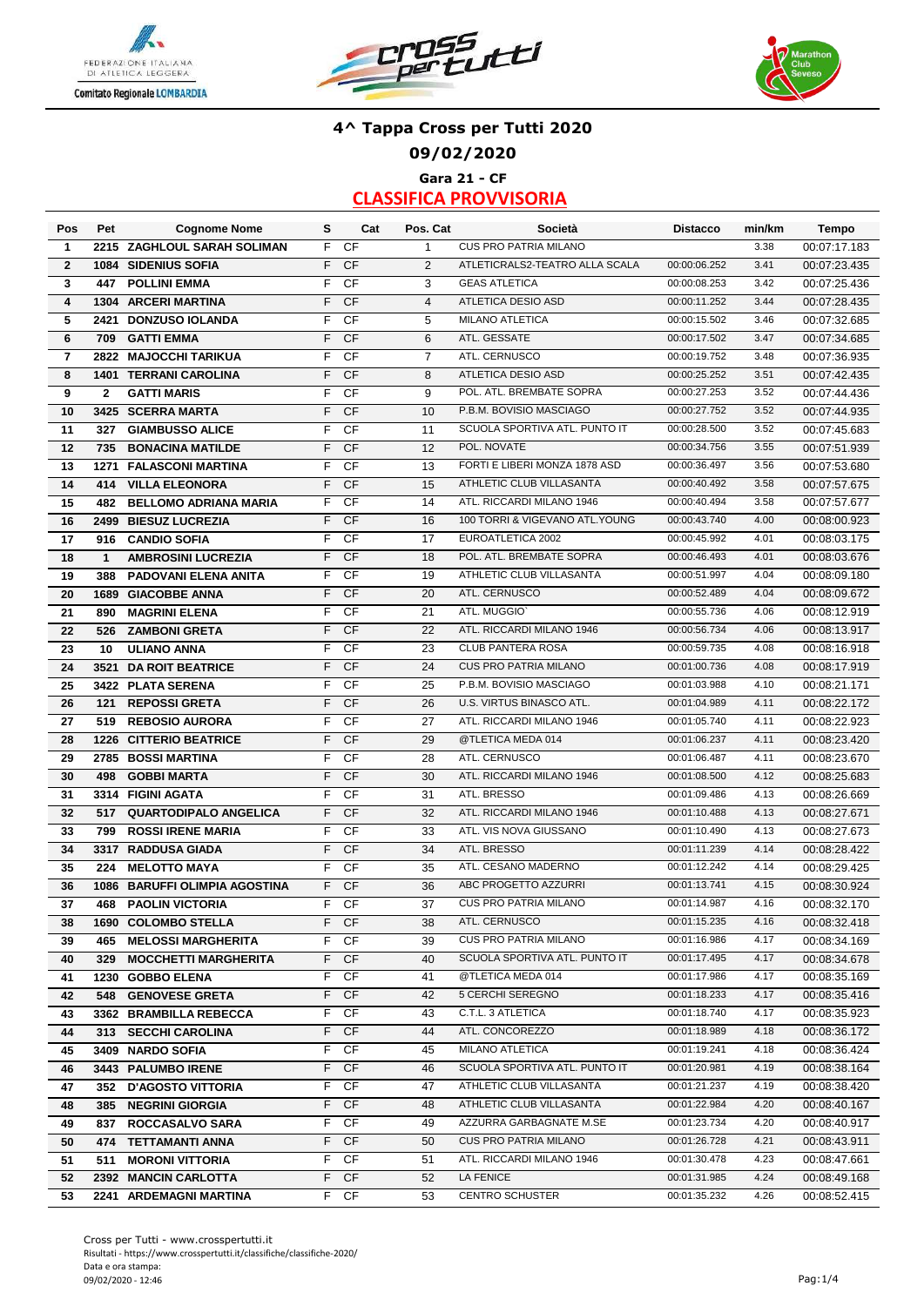# 4^ Tappa Cross per Tutti 2020

## 09/02/2020

### Gara 21 - CF

### CLASSIFICA PROVVISORIA

| Pos | Pet | Cognome Nome | S | Cat | Pos. Cat | Società | Distacco | min/km | Tempo |
|---|---|---|---|---|---|---|---|---|---|
| 1 | 2215 | ZAGHLOUL SARAH SOLIMAN | F | CF | 1 | CUS PRO PATRIA MILANO | | 3.38 | 00:07:17.183 |
| 2 | 1084 | SIDENIUS SOFIA | F | CF | 2 | ATLETICRALS2-TEATRO ALLA SCALA | 00:00:06.252 | 3.41 | 00:07:23.435 |
| 3 | 447 | POLLINI EMMA | F | CF | 3 | GEAS ATLETICA | 00:00:08.253 | 3.42 | 00:07:25.436 |
| 4 | 1304 | ARCERI MARTINA | F | CF | 4 | ATLETICA DESIO ASD | 00:00:11.252 | 3.44 | 00:07:28.435 |
| 5 | 2421 | DONZUSO IOLANDA | F | CF | 5 | MILANO ATLETICA | 00:00:15.502 | 3.46 | 00:07:32.685 |
| 6 | 709 | GATTI EMMA | F | CF | 6 | ATL. GESSATE | 00:00:17.502 | 3.47 | 00:07:34.685 |
| 7 | 2822 | MAJOCCHI TARIKUA | F | CF | 7 | ATL. CERNUSCO | 00:00:19.752 | 3.48 | 00:07:36.935 |
| 8 | 1401 | TERRANI CAROLINA | F | CF | 8 | ATLETICA DESIO ASD | 00:00:25.252 | 3.51 | 00:07:42.435 |
| 9 | 2 | GATTI MARIS | F | CF | 9 | POL. ATL. BREMBATE SOPRA | 00:00:27.253 | 3.52 | 00:07:44.436 |
| 10 | 3425 | SCERRA MARTA | F | CF | 10 | P.B.M. BOVISIO MASCIAGO | 00:00:27.752 | 3.52 | 00:07:44.935 |
| 11 | 327 | GIAMBUSSO ALICE | F | CF | 11 | SCUOLA SPORTIVA ATL. PUNTO IT | 00:00:28.500 | 3.52 | 00:07:45.683 |
| 12 | 735 | BONACINA MATILDE | F | CF | 12 | POL. NOVATE | 00:00:34.756 | 3.55 | 00:07:51.939 |
| 13 | 1271 | FALASCONI MARTINA | F | CF | 13 | FORTI E LIBERI MONZA 1878 ASD | 00:00:36.497 | 3.56 | 00:07:53.680 |
| 14 | 414 | VILLA ELEONORA | F | CF | 15 | ATHLETIC CLUB VILLASANTA | 00:00:40.492 | 3.58 | 00:07:57.675 |
| 15 | 482 | BELLOMO ADRIANA MARIA | F | CF | 14 | ATL. RICCARDI MILANO 1946 | 00:00:40.494 | 3.58 | 00:07:57.677 |
| 16 | 2499 | BIESUZ LUCREZIA | F | CF | 16 | 100 TORRI & VIGEVANO ATL.YOUNG | 00:00:43.740 | 4.00 | 00:08:00.923 |
| 17 | 916 | CANDIO SOFIA | F | CF | 17 | EUROATLETICA 2002 | 00:00:45.992 | 4.01 | 00:08:03.175 |
| 18 | 1 | AMBROSINI LUCREZIA | F | CF | 18 | POL. ATL. BREMBATE SOPRA | 00:00:46.493 | 4.01 | 00:08:03.676 |
| 19 | 388 | PADOVANI ELENA ANITA | F | CF | 19 | ATHLETIC CLUB VILLASANTA | 00:00:51.997 | 4.04 | 00:08:09.180 |
| 20 | 1689 | GIACOBBE ANNA | F | CF | 20 | ATL. CERNUSCO | 00:00:52.489 | 4.04 | 00:08:09.672 |
| 21 | 890 | MAGRINI ELENA | F | CF | 21 | ATL. MUGGIO` | 00:00:55.736 | 4.06 | 00:08:12.919 |
| 22 | 526 | ZAMBONI GRETA | F | CF | 22 | ATL. RICCARDI MILANO 1946 | 00:00:56.734 | 4.06 | 00:08:13.917 |
| 23 | 10 | ULIANO ANNA | F | CF | 23 | CLUB PANTERA ROSA | 00:00:59.735 | 4.08 | 00:08:16.918 |
| 24 | 3521 | DA ROIT BEATRICE | F | CF | 24 | CUS PRO PATRIA MILANO | 00:01:00.736 | 4.08 | 00:08:17.919 |
| 25 | 3422 | PLATA SERENA | F | CF | 25 | P.B.M. BOVISIO MASCIAGO | 00:01:03.988 | 4.10 | 00:08:21.171 |
| 26 | 121 | REPOSSI GRETA | F | CF | 26 | U.S. VIRTUS BINASCO ATL. | 00:01:04.989 | 4.11 | 00:08:22.172 |
| 27 | 519 | REBOSIO AURORA | F | CF | 27 | ATL. RICCARDI MILANO 1946 | 00:01:05.740 | 4.11 | 00:08:22.923 |
| 28 | 1226 | CITTERIO BEATRICE | F | CF | 29 | @TLETICA MEDA 014 | 00:01:06.237 | 4.11 | 00:08:23.420 |
| 29 | 2785 | BOSSI MARTINA | F | CF | 28 | ATL. CERNUSCO | 00:01:06.487 | 4.11 | 00:08:23.670 |
| 30 | 498 | GOBBI MARTA | F | CF | 30 | ATL. RICCARDI MILANO 1946 | 00:01:08.500 | 4.12 | 00:08:25.683 |
| 31 | 3314 | FIGINI AGATA | F | CF | 31 | ATL. BRESSO | 00:01:09.486 | 4.13 | 00:08:26.669 |
| 32 | 517 | QUARTODIPALO ANGELICA | F | CF | 32 | ATL. RICCARDI MILANO 1946 | 00:01:10.488 | 4.13 | 00:08:27.671 |
| 33 | 799 | ROSSI IRENE MARIA | F | CF | 33 | ATL. VIS NOVA GIUSSANO | 00:01:10.490 | 4.13 | 00:08:27.673 |
| 34 | 3317 | RADDUSA GIADA | F | CF | 34 | ATL. BRESSO | 00:01:11.239 | 4.14 | 00:08:28.422 |
| 35 | 224 | MELOTTO MAYA | F | CF | 35 | ATL. CESANO MADERNO | 00:01:12.242 | 4.14 | 00:08:29.425 |
| 36 | 1086 | BARUFFI OLIMPIA AGOSTINA | F | CF | 36 | ABC PROGETTO AZZURRI | 00:01:13.741 | 4.15 | 00:08:30.924 |
| 37 | 468 | PAOLIN VICTORIA | F | CF | 37 | CUS PRO PATRIA MILANO | 00:01:14.987 | 4.16 | 00:08:32.170 |
| 38 | 1690 | COLOMBO STELLA | F | CF | 38 | ATL. CERNUSCO | 00:01:15.235 | 4.16 | 00:08:32.418 |
| 39 | 465 | MELOSSI MARGHERITA | F | CF | 39 | CUS PRO PATRIA MILANO | 00:01:16.986 | 4.17 | 00:08:34.169 |
| 40 | 329 | MOCCHETTI MARGHERITA | F | CF | 40 | SCUOLA SPORTIVA ATL. PUNTO IT | 00:01:17.495 | 4.17 | 00:08:34.678 |
| 41 | 1230 | GOBBO ELENA | F | CF | 41 | @TLETICA MEDA 014 | 00:01:17.986 | 4.17 | 00:08:35.169 |
| 42 | 548 | GENOVESE GRETA | F | CF | 42 | 5 CERCHI SEREGNO | 00:01:18.233 | 4.17 | 00:08:35.416 |
| 43 | 3362 | BRAMBILLA REBECCA | F | CF | 43 | C.T.L. 3 ATLETICA | 00:01:18.740 | 4.17 | 00:08:35.923 |
| 44 | 313 | SECCHI CAROLINA | F | CF | 44 | ATL. CONCOREZZO | 00:01:18.989 | 4.18 | 00:08:36.172 |
| 45 | 3409 | NARDO SOFIA | F | CF | 45 | MILANO ATLETICA | 00:01:19.241 | 4.18 | 00:08:36.424 |
| 46 | 3443 | PALUMBO IRENE | F | CF | 46 | SCUOLA SPORTIVA ATL. PUNTO IT | 00:01:20.981 | 4.19 | 00:08:38.164 |
| 47 | 352 | D'AGOSTO VITTORIA | F | CF | 47 | ATHLETIC CLUB VILLASANTA | 00:01:21.237 | 4.19 | 00:08:38.420 |
| 48 | 385 | NEGRINI GIORGIA | F | CF | 48 | ATHLETIC CLUB VILLASANTA | 00:01:22.984 | 4.20 | 00:08:40.167 |
| 49 | 837 | ROCCASALVO SARA | F | CF | 49 | AZZURRA GARBAGNATE M.SE | 00:01:23.734 | 4.20 | 00:08:40.917 |
| 50 | 474 | TETTAMANTI ANNA | F | CF | 50 | CUS PRO PATRIA MILANO | 00:01:26.728 | 4.21 | 00:08:43.911 |
| 51 | 511 | MORONI VITTORIA | F | CF | 51 | ATL. RICCARDI MILANO 1946 | 00:01:30.478 | 4.23 | 00:08:47.661 |
| 52 | 2392 | MANCIN CARLOTTA | F | CF | 52 | LA FENICE | 00:01:31.985 | 4.24 | 00:08:49.168 |
| 53 | 2241 | ARDEMAGNI MARTINA | F | CF | 53 | CENTRO SCHUSTER | 00:01:35.232 | 4.26 | 00:08:52.415 |

Cross per Tutti - www.crosspertutti.it
Risultati - https://www.crosspertutti.it/classifiche/classifiche-2020/
Data e ora stampa:
09/02/2020 - 12:46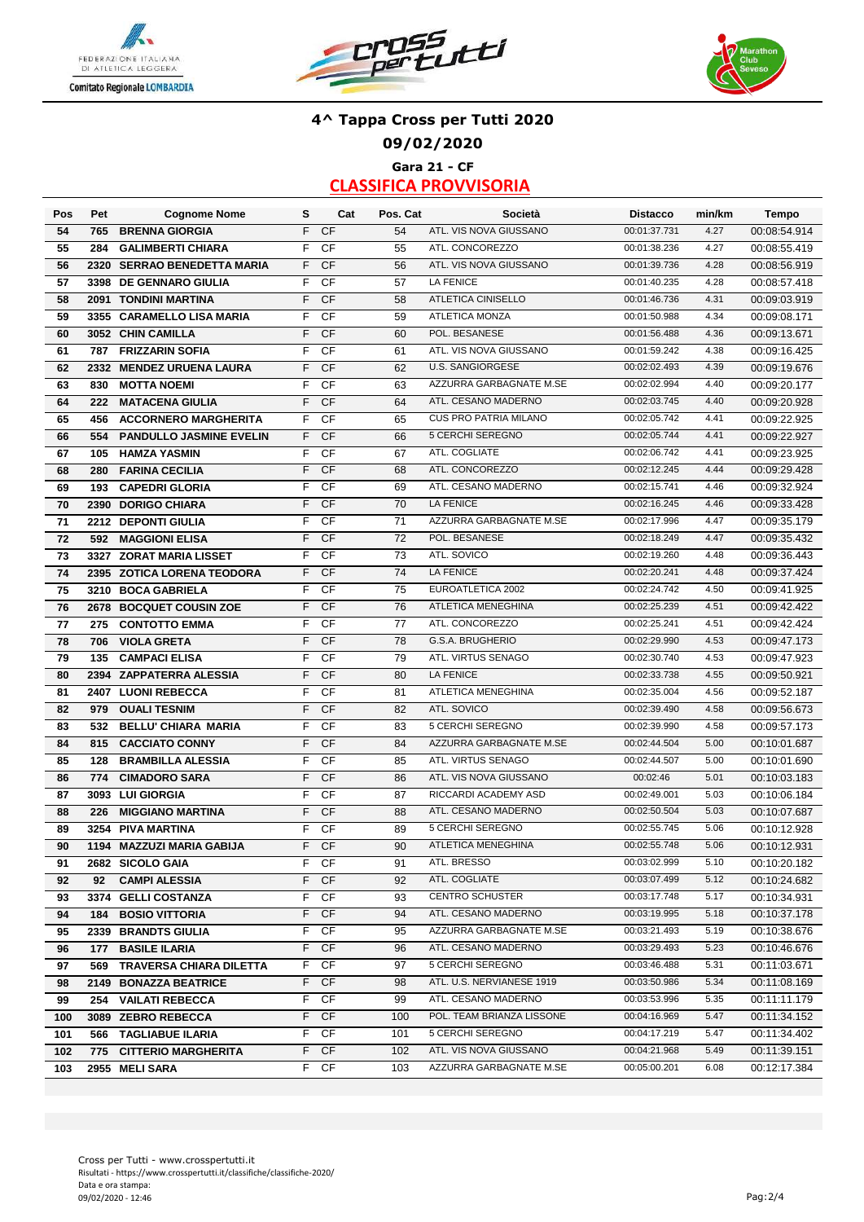# 4^ Tappa Cross per Tutti 2020

## 09/02/2020

### Gara 21 - CF

## CLASSIFICA PROVVISORIA

| Pos | Pet | Cognome Nome | S | Cat | Pos. Cat | Società | Distacco | min/km | Tempo |
|---|---|---|---|---|---|---|---|---|---|
| 54 | 765 | BRENNA GIORGIA | F | CF | 54 | ATL. VIS NOVA GIUSSANO | 00:01:37.731 | 4.27 | 00:08:54.914 |
| 55 | 284 | GALIMBERTI CHIARA | F | CF | 55 | ATL. CONCOREZZO | 00:01:38.236 | 4.27 | 00:08:55.419 |
| 56 | 2320 | SERRAO BENEDETTA MARIA | F | CF | 56 | ATL. VIS NOVA GIUSSANO | 00:01:39.736 | 4.28 | 00:08:56.919 |
| 57 | 3398 | DE GENNARO GIULIA | F | CF | 57 | LA FENICE | 00:01:40.235 | 4.28 | 00:08:57.418 |
| 58 | 2091 | TONDINI MARTINA | F | CF | 58 | ATLETICA CINISELLO | 00:01:46.736 | 4.31 | 00:09:03.919 |
| 59 | 3355 | CARAMELLO LISA MARIA | F | CF | 59 | ATLETICA MONZA | 00:01:50.988 | 4.34 | 00:09:08.171 |
| 60 | 3052 | CHIN CAMILLA | F | CF | 60 | POL. BESANESE | 00:01:56.488 | 4.36 | 00:09:13.671 |
| 61 | 787 | FRIZZARIN SOFIA | F | CF | 61 | ATL. VIS NOVA GIUSSANO | 00:01:59.242 | 4.38 | 00:09:16.425 |
| 62 | 2332 | MENDEZ URUENA LAURA | F | CF | 62 | U.S. SANGIORGESE | 00:02:02.493 | 4.39 | 00:09:19.676 |
| 63 | 830 | MOTTA NOEMI | F | CF | 63 | AZZURRA GARBAGNATE M.SE | 00:02:02.994 | 4.40 | 00:09:20.177 |
| 64 | 222 | MATACENA GIULIA | F | CF | 64 | ATL. CESANO MADERNO | 00:02:03.745 | 4.40 | 00:09:20.928 |
| 65 | 456 | ACCORNERO MARGHERITA | F | CF | 65 | CUS PRO PATRIA MILANO | 00:02:05.742 | 4.41 | 00:09:22.925 |
| 66 | 554 | PANDULLO JASMINE EVELIN | F | CF | 66 | 5 CERCHI SEREGNO | 00:02:05.744 | 4.41 | 00:09:22.927 |
| 67 | 105 | HAMZA YASMIN | F | CF | 67 | ATL. COGLIATE | 00:02:06.742 | 4.41 | 00:09:23.925 |
| 68 | 280 | FARINA CECILIA | F | CF | 68 | ATL. CONCOREZZO | 00:02:12.245 | 4.44 | 00:09:29.428 |
| 69 | 193 | CAPEDRI GLORIA | F | CF | 69 | ATL. CESANO MADERNO | 00:02:15.741 | 4.46 | 00:09:32.924 |
| 70 | 2390 | DORIGO CHIARA | F | CF | 70 | LA FENICE | 00:02:16.245 | 4.46 | 00:09:33.428 |
| 71 | 2212 | DEPONTI GIULIA | F | CF | 71 | AZZURRA GARBAGNATE M.SE | 00:02:17.996 | 4.47 | 00:09:35.179 |
| 72 | 592 | MAGGIONI ELISA | F | CF | 72 | POL. BESANESE | 00:02:18.249 | 4.47 | 00:09:35.432 |
| 73 | 3327 | ZORAT MARIA LISSET | F | CF | 73 | ATL. SOVICO | 00:02:19.260 | 4.48 | 00:09:36.443 |
| 74 | 2395 | ZOTICA LORENA TEODORA | F | CF | 74 | LA FENICE | 00:02:20.241 | 4.48 | 00:09:37.424 |
| 75 | 3210 | BOCA GABRIELA | F | CF | 75 | EUROATLETICA 2002 | 00:02:24.742 | 4.50 | 00:09:41.925 |
| 76 | 2678 | BOCQUET COUSIN ZOE | F | CF | 76 | ATLETICA MENEGHINA | 00:02:25.239 | 4.51 | 00:09:42.422 |
| 77 | 275 | CONTOTTO EMMA | F | CF | 77 | ATL. CONCOREZZO | 00:02:25.241 | 4.51 | 00:09:42.424 |
| 78 | 706 | VIOLA GRETA | F | CF | 78 | G.S.A. BRUGHERIO | 00:02:29.990 | 4.53 | 00:09:47.173 |
| 79 | 135 | CAMPACI ELISA | F | CF | 79 | ATL. VIRTUS SENAGO | 00:02:30.740 | 4.53 | 00:09:47.923 |
| 80 | 2394 | ZAPPATERRA ALESSIA | F | CF | 80 | LA FENICE | 00:02:33.738 | 4.55 | 00:09:50.921 |
| 81 | 2407 | LUONI REBECCA | F | CF | 81 | ATLETICA MENEGHINA | 00:02:35.004 | 4.56 | 00:09:52.187 |
| 82 | 979 | OUALI TESNIM | F | CF | 82 | ATL. SOVICO | 00:02:39.490 | 4.58 | 00:09:56.673 |
| 83 | 532 | BELLU' CHIARA MARIA | F | CF | 83 | 5 CERCHI SEREGNO | 00:02:39.990 | 4.58 | 00:09:57.173 |
| 84 | 815 | CACCIATO CONNY | F | CF | 84 | AZZURRA GARBAGNATE M.SE | 00:02:44.504 | 5.00 | 00:10:01.687 |
| 85 | 128 | BRAMBILLA ALESSIA | F | CF | 85 | ATL. VIRTUS SENAGO | 00:02:44.507 | 5.00 | 00:10:01.690 |
| 86 | 774 | CIMADORO SARA | F | CF | 86 | ATL. VIS NOVA GIUSSANO | 00:02:46 | 5.01 | 00:10:03.183 |
| 87 | 3093 | LUI GIORGIA | F | CF | 87 | RICCARDI ACADEMY ASD | 00:02:49.001 | 5.03 | 00:10:06.184 |
| 88 | 226 | MIGGIANO MARTINA | F | CF | 88 | ATL. CESANO MADERNO | 00:02:50.504 | 5.03 | 00:10:07.687 |
| 89 | 3254 | PIVA MARTINA | F | CF | 89 | 5 CERCHI SEREGNO | 00:02:55.745 | 5.06 | 00:10:12.928 |
| 90 | 1194 | MAZZUZI MARIA GABIJA | F | CF | 90 | ATLETICA MENEGHINA | 00:02:55.748 | 5.06 | 00:10:12.931 |
| 91 | 2682 | SICOLO GAIA | F | CF | 91 | ATL. BRESSO | 00:03:02.999 | 5.10 | 00:10:20.182 |
| 92 | 92 | CAMPI ALESSIA | F | CF | 92 | ATL. COGLIATE | 00:03:07.499 | 5.12 | 00:10:24.682 |
| 93 | 3374 | GELLI COSTANZA | F | CF | 93 | CENTRO SCHUSTER | 00:03:17.748 | 5.17 | 00:10:34.931 |
| 94 | 184 | BOSIO VITTORIA | F | CF | 94 | ATL. CESANO MADERNO | 00:03:19.995 | 5.18 | 00:10:37.178 |
| 95 | 2339 | BRANDTS GIULIA | F | CF | 95 | AZZURRA GARBAGNATE M.SE | 00:03:21.493 | 5.19 | 00:10:38.676 |
| 96 | 177 | BASILE ILARIA | F | CF | 96 | ATL. CESANO MADERNO | 00:03:29.493 | 5.23 | 00:10:46.676 |
| 97 | 569 | TRAVERSA CHIARA DILETTA | F | CF | 97 | 5 CERCHI SEREGNO | 00:03:46.488 | 5.31 | 00:11:03.671 |
| 98 | 2149 | BONAZZA BEATRICE | F | CF | 98 | ATL. U.S. NERVIANESE 1919 | 00:03:50.986 | 5.34 | 00:11:08.169 |
| 99 | 254 | VAILATI REBECCA | F | CF | 99 | ATL. CESANO MADERNO | 00:03:53.996 | 5.35 | 00:11:11.179 |
| 100 | 3089 | ZEBRO REBECCA | F | CF | 100 | POL. TEAM BRIANZA LISSONE | 00:04:16.969 | 5.47 | 00:11:34.152 |
| 101 | 566 | TAGLIABUE ILARIA | F | CF | 101 | 5 CERCHI SEREGNO | 00:04:17.219 | 5.47 | 00:11:34.402 |
| 102 | 775 | CITTERIO MARGHERITA | F | CF | 102 | ATL. VIS NOVA GIUSSANO | 00:04:21.968 | 5.49 | 00:11:39.151 |
| 103 | 2955 | MELI SARA | F | CF | 103 | AZZURRA GARBAGNATE M.SE | 00:05:00.201 | 6.08 | 00:12:17.384 |

Cross per Tutti - www.crosspertutti.it
Risultati - https://www.crosspertutti.it/classifiche/classifiche-2020/
Data e ora stampa:
09/02/2020 - 12:46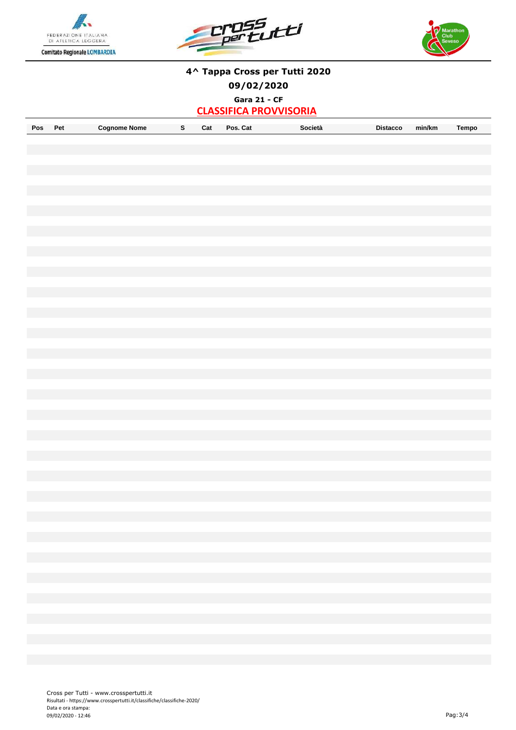# 4^ Tappa Cross per Tutti 2020

## 09/02/2020

### Gara 21 - CF

### CLASSIFICA PROVVISORIA

| Pos | Pet | Cognome Nome | S | Cat | Pos. Cat | Società | Distacco | min/km | Tempo |
|---|---|---|---|---|---|---|---|---|---|

Cross per Tutti - www.crosspertutti.it
Risultati - https://www.crosspertutti.it/classifiche/classifiche-2020/
Data e ora stampa:
09/02/2020 - 12:46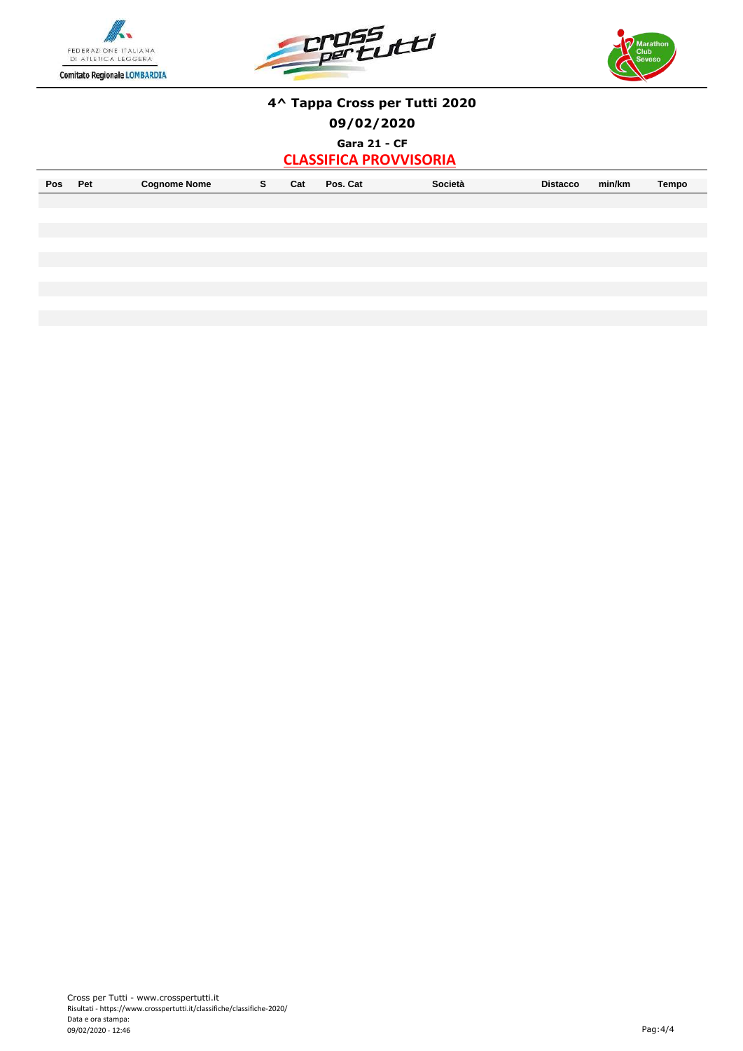# 4^ Tappa Cross per Tutti 2020

**09/02/2020**

**Gara 21 - CF**

**CLASSIFICA PROVVISORIA**

| Pos | Pet | Cognome Nome | S | Cat | Pos. Cat | Società | Distacco | min/km | Tempo |
|---|---|---|---|---|---|---|---|---|---|

Cross per Tutti - www.crosspertutti.it
Risultati - https://www.crosspertutti.it/classifiche/classifiche-2020/
Data e ora stampa:
09/02/2020 - 12:46